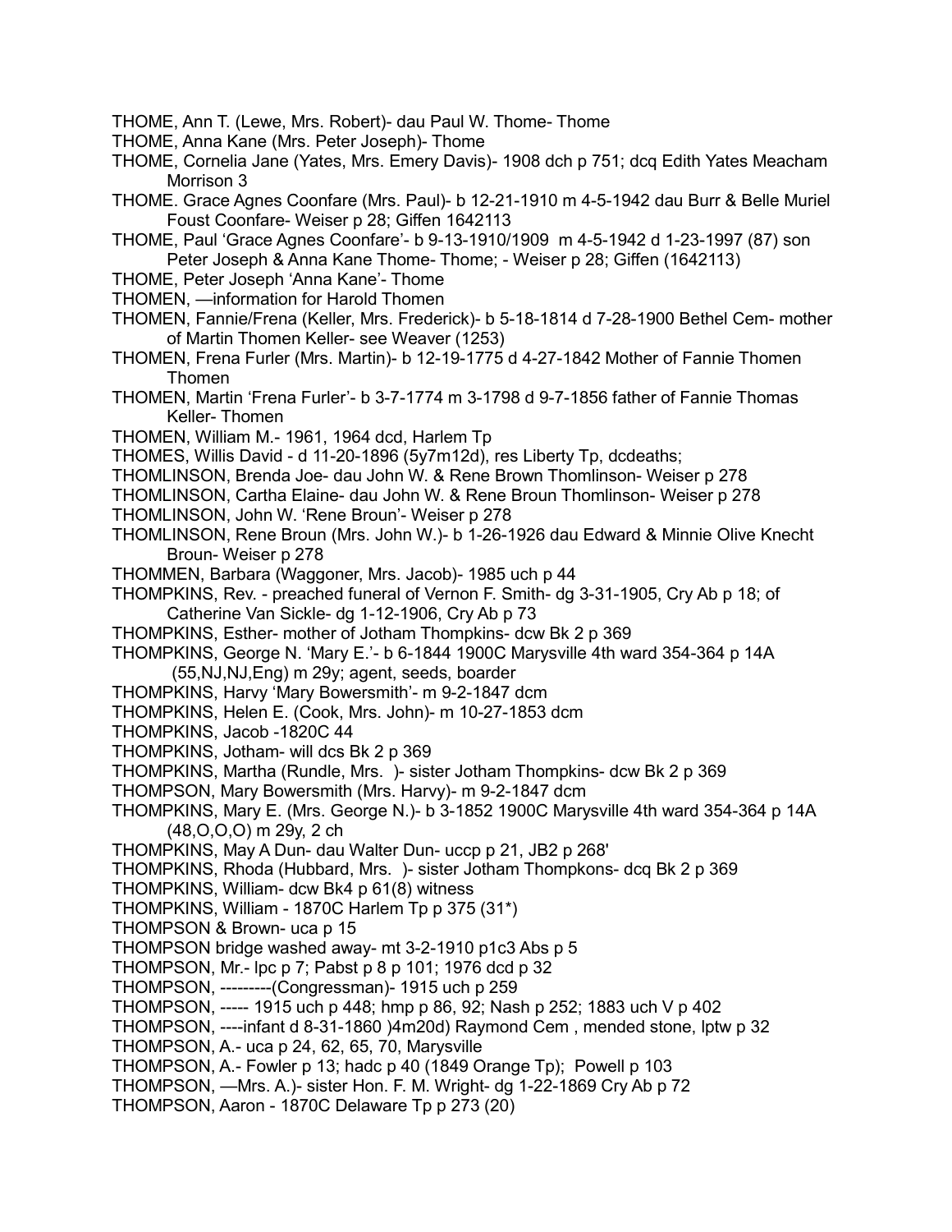THOME, Ann T. (Lewe, Mrs. Robert)- dau Paul W. Thome- Thome

THOME, Anna Kane (Mrs. Peter Joseph)- Thome

THOME, Cornelia Jane (Yates, Mrs. Emery Davis)- 1908 dch p 751; dcq Edith Yates Meacham Morrison 3

THOME. Grace Agnes Coonfare (Mrs. Paul)- b 12-21-1910 m 4-5-1942 dau Burr & Belle Muriel Foust Coonfare- Weiser p 28; Giffen 1642113

THOME, Paul 'Grace Agnes Coonfare'- b 9-13-1910/1909 m 4-5-1942 d 1-23-1997 (87) son Peter Joseph & Anna Kane Thome- Thome; - Weiser p 28; Giffen (1642113)

THOME, Peter Joseph 'Anna Kane'- Thome

THOMEN, —information for Harold Thomen

THOMEN, Fannie/Frena (Keller, Mrs. Frederick)- b 5-18-1814 d 7-28-1900 Bethel Cem- mother of Martin Thomen Keller- see Weaver (1253)

THOMEN, Frena Furler (Mrs. Martin)- b 12-19-1775 d 4-27-1842 Mother of Fannie Thomen Thomen

THOMEN, Martin 'Frena Furler'- b 3-7-1774 m 3-1798 d 9-7-1856 father of Fannie Thomas Keller- Thomen

THOMEN, William M.- 1961, 1964 dcd, Harlem Tp

THOMES, Willis David - d 11-20-1896 (5y7m12d), res Liberty Tp, dcdeaths;

THOMLINSON, Brenda Joe- dau John W. & Rene Brown Thomlinson- Weiser p 278

THOMLINSON, Cartha Elaine- dau John W. & Rene Broun Thomlinson- Weiser p 278

THOMLINSON, John W. 'Rene Broun'- Weiser p 278

THOMLINSON, Rene Broun (Mrs. John W.)- b 1-26-1926 dau Edward & Minnie Olive Knecht Broun- Weiser p 278

THOMMEN, Barbara (Waggoner, Mrs. Jacob)- 1985 uch p 44

THOMPKINS, Rev. - preached funeral of Vernon F. Smith- dg 3-31-1905, Cry Ab p 18; of Catherine Van Sickle- dg 1-12-1906, Cry Ab p 73

THOMPKINS, Esther- mother of Jotham Thompkins- dcw Bk 2 p 369

THOMPKINS, George N. 'Mary E.'- b 6-1844 1900C Marysville 4th ward 354-364 p 14A (55,NJ,NJ,Eng) m 29y; agent, seeds, boarder

THOMPKINS, Harvy 'Mary Bowersmith'- m 9-2-1847 dcm

THOMPKINS, Helen E. (Cook, Mrs. John)- m 10-27-1853 dcm

THOMPKINS, Jacob -1820C 44

THOMPKINS, Jotham- will dcs Bk 2 p 369

THOMPKINS, Martha (Rundle, Mrs. )- sister Jotham Thompkins- dcw Bk 2 p 369

THOMPSON, Mary Bowersmith (Mrs. Harvy)- m 9-2-1847 dcm

THOMPKINS, Mary E. (Mrs. George N.)- b 3-1852 1900C Marysville 4th ward 354-364 p 14A (48,O,O,O) m 29y, 2 ch

THOMPKINS, May A Dun- dau Walter Dun- uccp p 21, JB2 p 268'

THOMPKINS, Rhoda (Hubbard, Mrs. )- sister Jotham Thompkons- dcq Bk 2 p 369

THOMPKINS, William- dcw Bk4 p 61(8) witness

THOMPKINS, William - 1870C Harlem Tp p 375 (31*)

THOMPSON & Brown- uca p 15

THOMPSON bridge washed away- mt 3-2-1910 p1c3 Abs p 5

THOMPSON, Mr.- lpc p 7; Pabst p 8 p 101; 1976 dcd p 32

THOMPSON, ---------(Congressman)- 1915 uch p 259

THOMPSON, ----- 1915 uch p 448; hmp p 86, 92; Nash p 252; 1883 uch V p 402

THOMPSON, ----infant d 8-31-1860 )4m20d) Raymond Cem , mended stone, lptw p 32

THOMPSON, A.- uca p 24, 62, 65, 70, Marysville

THOMPSON, A.- Fowler p 13; hadc p 40 (1849 Orange Tp); Powell p 103

THOMPSON, —Mrs. A.)- sister Hon. F. M. Wright- dg 1-22-1869 Cry Ab p 72

THOMPSON, Aaron - 1870C Delaware Tp p 273 (20)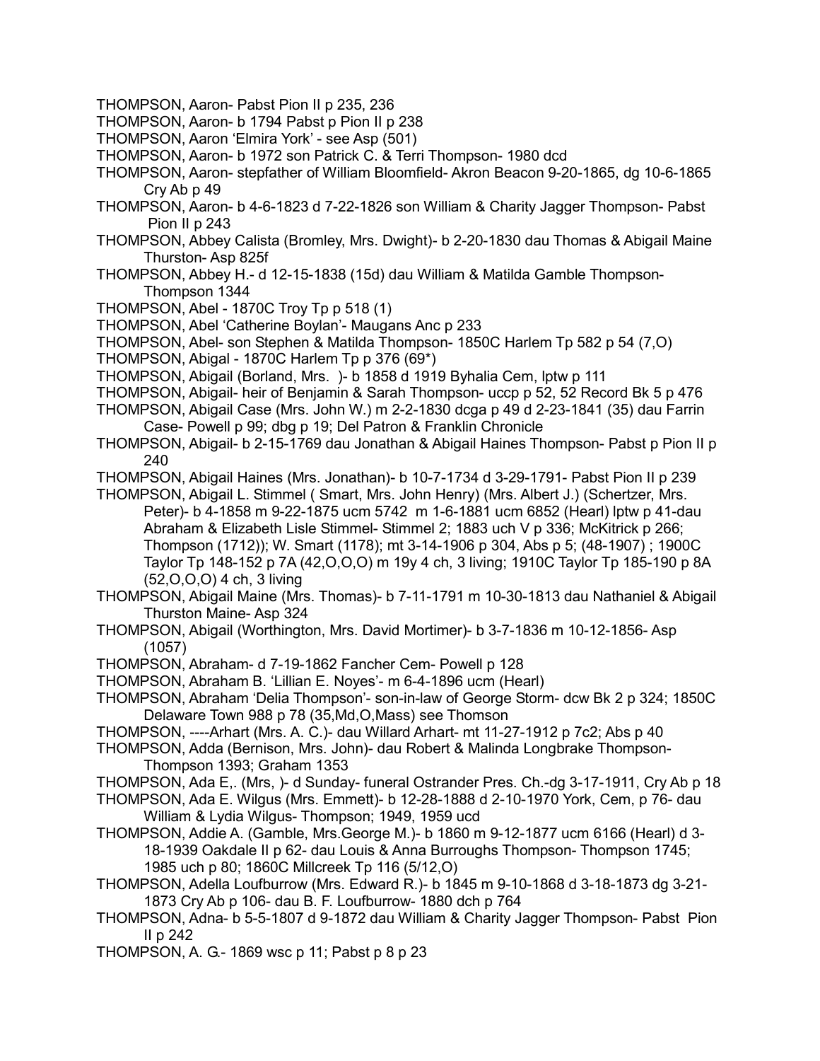THOMPSON, Aaron- Pabst Pion II p 235, 236

THOMPSON, Aaron- b 1794 Pabst p Pion II p 238

THOMPSON, Aaron 'Elmira York' - see Asp (501)

THOMPSON, Aaron- b 1972 son Patrick C. & Terri Thompson- 1980 dcd

THOMPSON, Aaron- stepfather of William Bloomfield- Akron Beacon 9-20-1865, dg 10-6-1865 Cry Ab p 49

THOMPSON, Aaron- b 4-6-1823 d 7-22-1826 son William & Charity Jagger Thompson- Pabst Pion II p 243

THOMPSON, Abbey Calista (Bromley, Mrs. Dwight)- b 2-20-1830 dau Thomas & Abigail Maine Thurston- Asp 825f

THOMPSON, Abbey H.- d 12-15-1838 (15d) dau William & Matilda Gamble Thompson- Thompson 1344

THOMPSON, Abel - 1870C Troy Tp p 518 (1)

THOMPSON, Abel 'Catherine Boylan'- Maugans Anc p 233

THOMPSON, Abel- son Stephen & Matilda Thompson- 1850C Harlem Tp 582 p 54 (7,O)

THOMPSON, Abigal - 1870C Harlem Tp p 376 (69*)

THOMPSON, Abigail (Borland, Mrs. )- b 1858 d 1919 Byhalia Cem, lptw p 111

THOMPSON, Abigail- heir of Benjamin & Sarah Thompson- uccp p 52, 52 Record Bk 5 p 476

THOMPSON, Abigail Case (Mrs. John W.) m 2-2-1830 dcga p 49 d 2-23-1841 (35) dau Farrin Case- Powell p 99; dbg p 19; Del Patron & Franklin Chronicle

THOMPSON, Abigail- b 2-15-1769 dau Jonathan & Abigail Haines Thompson- Pabst p Pion II p 240

THOMPSON, Abigail Haines (Mrs. Jonathan)- b 10-7-1734 d 3-29-1791- Pabst Pion II p 239

THOMPSON, Abigail L. Stimmel ( Smart, Mrs. John Henry) (Mrs. Albert J.) (Schertzer, Mrs. Peter)- b 4-1858 m 9-22-1875 ucm 5742 m 1-6-1881 ucm 6852 (Hearl) lptw p 41-dau Abraham & Elizabeth Lisle Stimmel- Stimmel 2; 1883 uch V p 336; McKitrick p 266; Thompson (1712)); W. Smart (1178); mt 3-14-1906 p 304, Abs p 5; (48-1907) ; 1900C Taylor Tp 148-152 p 7A (42,O,O,O) m 19y 4 ch, 3 living; 1910C Taylor Tp 185-190 p 8A (52,O,O,O) 4 ch, 3 living

THOMPSON, Abigail Maine (Mrs. Thomas)- b 7-11-1791 m 10-30-1813 dau Nathaniel & Abigail Thurston Maine- Asp 324

THOMPSON, Abigail (Worthington, Mrs. David Mortimer)- b 3-7-1836 m 10-12-1856- Asp (1057)

THOMPSON, Abraham- d 7-19-1862 Fancher Cem- Powell p 128

THOMPSON, Abraham B. 'Lillian E. Noyes'- m 6-4-1896 ucm (Hearl)

THOMPSON, Abraham 'Delia Thompson'- son-in-law of George Storm- dcw Bk 2 p 324; 1850C Delaware Town 988 p 78 (35,Md,O,Mass) see Thomson

THOMPSON, ----Arhart (Mrs. A. C.)- dau Willard Arhart- mt 11-27-1912 p 7c2; Abs p 40

THOMPSON, Adda (Bernison, Mrs. John)- dau Robert & Malinda Longbrake Thompson- Thompson 1393; Graham 1353

THOMPSON, Ada E,. (Mrs, )- d Sunday- funeral Ostrander Pres. Ch.-dg 3-17-1911, Cry Ab p 18

THOMPSON, Ada E. Wilgus (Mrs. Emmett)- b 12-28-1888 d 2-10-1970 York, Cem, p 76- dau William & Lydia Wilgus- Thompson; 1949, 1959 ucd

THOMPSON, Addie A. (Gamble, Mrs.George M.)- b 1860 m 9-12-1877 ucm 6166 (Hearl) d 3-18-1939 Oakdale II p 62- dau Louis & Anna Burroughs Thompson- Thompson 1745; 1985 uch p 80; 1860C Millcreek Tp 116 (5/12,O)

THOMPSON, Adella Loufburrow (Mrs. Edward R.)- b 1845 m 9-10-1868 d 3-18-1873 dg 3-21-1873 Cry Ab p 106- dau B. F. Loufburrow- 1880 dch p 764

THOMPSON, Adna- b 5-5-1807 d 9-1872 dau William & Charity Jagger Thompson- Pabst Pion II p 242

THOMPSON, A. G.- 1869 wsc p 11; Pabst p 8 p 23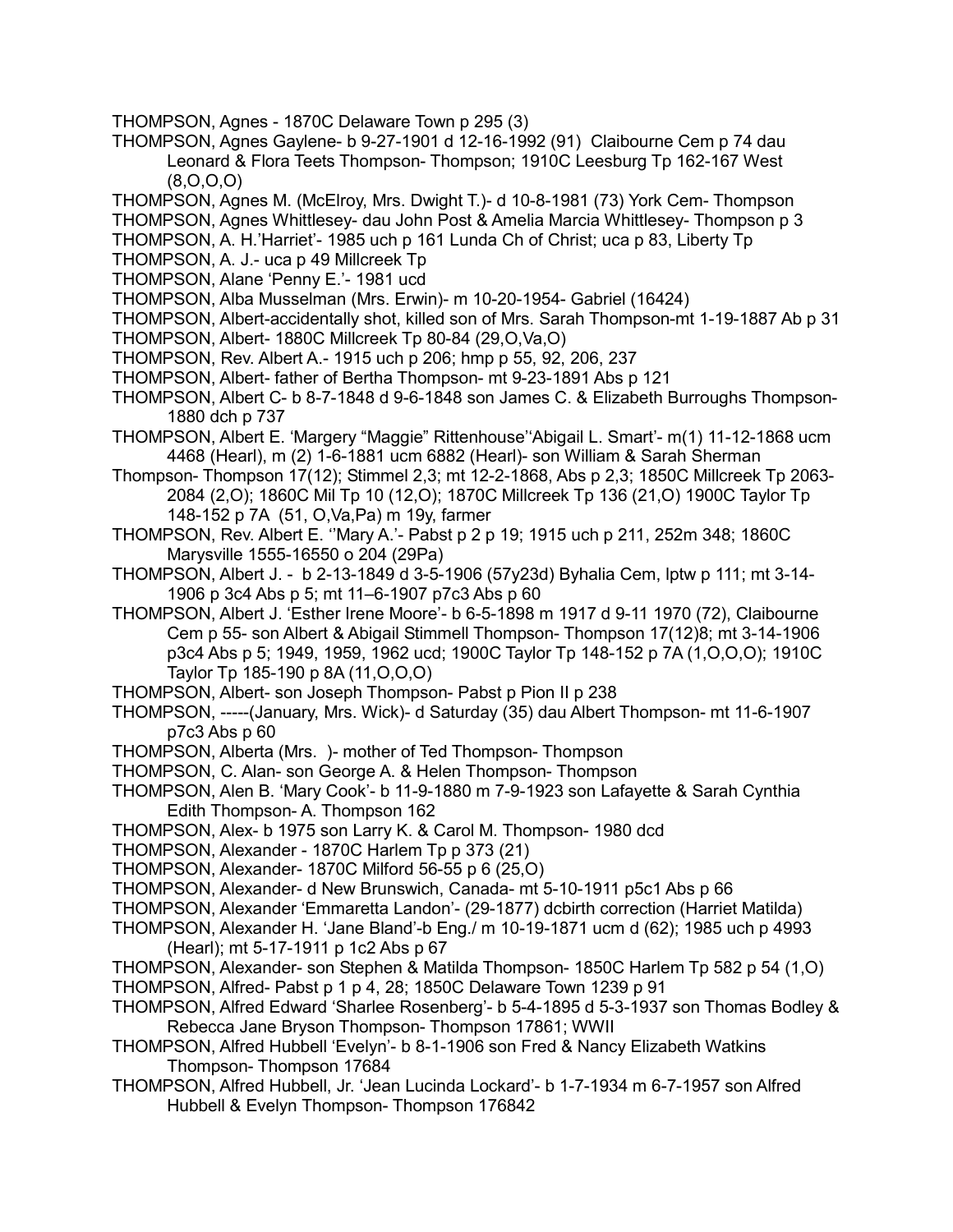THOMPSON, Agnes - 1870C Delaware Town p 295 (3)

THOMPSON, Agnes Gaylene- b 9-27-1901 d 12-16-1992 (91) Claibourne Cem p 74 dau Leonard & Flora Teets Thompson- Thompson; 1910C Leesburg Tp 162-167 West (8,O,O,O)

THOMPSON, Agnes M. (McElroy, Mrs. Dwight T.)- d 10-8-1981 (73) York Cem- Thompson

THOMPSON, Agnes Whittlesey- dau John Post & Amelia Marcia Whittlesey- Thompson p 3

THOMPSON, A. H.'Harriet'- 1985 uch p 161 Lunda Ch of Christ; uca p 83, Liberty Tp

THOMPSON, A. J.- uca p 49 Millcreek Tp

THOMPSON, Alane 'Penny E.'- 1981 ucd

THOMPSON, Alba Musselman (Mrs. Erwin)- m 10-20-1954- Gabriel (16424)

THOMPSON, Albert-accidentally shot, killed son of Mrs. Sarah Thompson-mt 1-19-1887 Ab p 31

THOMPSON, Albert- 1880C Millcreek Tp 80-84 (29,O,Va,O)

THOMPSON, Rev. Albert A.- 1915 uch p 206; hmp p 55, 92, 206, 237

THOMPSON, Albert- father of Bertha Thompson- mt 9-23-1891 Abs p 121

THOMPSON, Albert C- b 8-7-1848 d 9-6-1848 son James C. & Elizabeth Burroughs Thompson- 1880 dch p 737

THOMPSON, Albert E. 'Margery "Maggie" Rittenhouse''Abigail L. Smart'- m(1) 11-12-1868 ucm 4468 (Hearl), m (2) 1-6-1881 ucm 6882 (Hearl)- son William & Sarah Sherman Thompson- Thompson 17(12); Stimmel 2,3; mt 12-2-1868, Abs p 2,3; 1850C Millcreek Tp 2063-2084 (2,O); 1860C Mil Tp 10 (12,O); 1870C Millcreek Tp 136 (21,O) 1900C Taylor Tp 148-152 p 7A (51, O,Va,Pa) m 19y, farmer

THOMPSON, Rev. Albert E. ''Mary A.'- Pabst p 2 p 19; 1915 uch p 211, 252m 348; 1860C Marysville 1555-16550 o 204 (29Pa)

THOMPSON, Albert J. - b 2-13-1849 d 3-5-1906 (57y23d) Byhalia Cem, lptw p 111; mt 3-14-1906 p 3c4 Abs p 5; mt 11–6-1907 p7c3 Abs p 60

THOMPSON, Albert J. 'Esther Irene Moore'- b 6-5-1898 m 1917 d 9-11 1970 (72), Claibourne Cem p 55- son Albert & Abigail Stimmell Thompson- Thompson 17(12)8; mt 3-14-1906 p3c4 Abs p 5; 1949, 1959, 1962 ucd; 1900C Taylor Tp 148-152 p 7A (1,O,O,O); 1910C Taylor Tp 185-190 p 8A (11,O,O,O)

THOMPSON, Albert- son Joseph Thompson- Pabst p Pion II p 238

THOMPSON, -----(January, Mrs. Wick)- d Saturday (35) dau Albert Thompson- mt 11-6-1907 p7c3 Abs p 60

THOMPSON, Alberta (Mrs. )- mother of Ted Thompson- Thompson

THOMPSON, C. Alan- son George A. & Helen Thompson- Thompson

THOMPSON, Alen B. 'Mary Cook'- b 11-9-1880 m 7-9-1923 son Lafayette & Sarah Cynthia Edith Thompson- A. Thompson 162

THOMPSON, Alex- b 1975 son Larry K. & Carol M. Thompson- 1980 dcd

THOMPSON, Alexander - 1870C Harlem Tp p 373 (21)

THOMPSON, Alexander- 1870C Milford 56-55 p 6 (25,O)

THOMPSON, Alexander- d New Brunswich, Canada- mt 5-10-1911 p5c1 Abs p 66

THOMPSON, Alexander 'Emmaretta Landon'- (29-1877) dcbirth correction (Harriet Matilda)

THOMPSON, Alexander H. 'Jane Bland'-b Eng./ m 10-19-1871 ucm d (62); 1985 uch p 4993 (Hearl); mt 5-17-1911 p 1c2 Abs p 67

THOMPSON, Alexander- son Stephen & Matilda Thompson- 1850C Harlem Tp 582 p 54 (1,O)

THOMPSON, Alfred- Pabst p 1 p 4, 28; 1850C Delaware Town 1239 p 91

THOMPSON, Alfred Edward 'Sharlee Rosenberg'- b 5-4-1895 d 5-3-1937 son Thomas Bodley & Rebecca Jane Bryson Thompson- Thompson 17861; WWII

THOMPSON, Alfred Hubbell 'Evelyn'- b 8-1-1906 son Fred & Nancy Elizabeth Watkins Thompson- Thompson 17684

THOMPSON, Alfred Hubbell, Jr. 'Jean Lucinda Lockard'- b 1-7-1934 m 6-7-1957 son Alfred Hubbell & Evelyn Thompson- Thompson 176842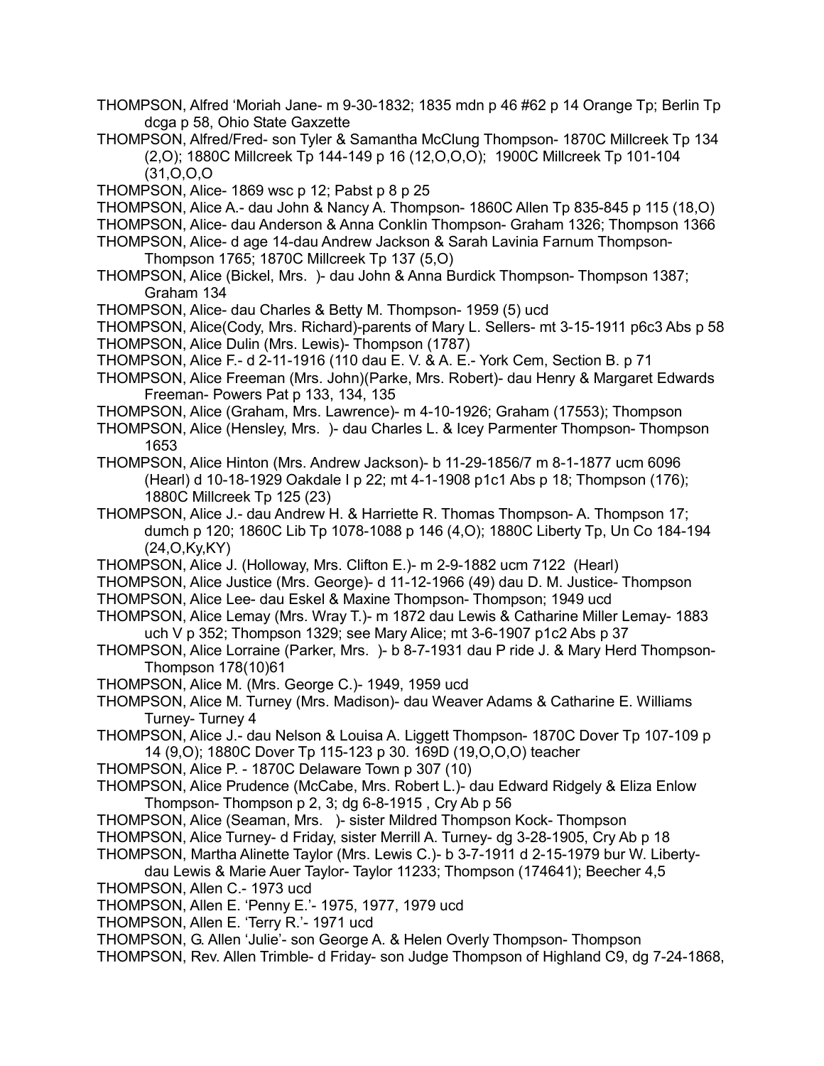THOMPSON, Alfred 'Moriah Jane- m 9-30-1832; 1835 mdn p 46 #62 p 14 Orange Tp; Berlin Tp dcga p 58, Ohio State Gaxzette

THOMPSON, Alfred/Fred- son Tyler & Samantha McClung Thompson- 1870C Millcreek Tp 134 (2,O); 1880C Millcreek Tp 144-149 p 16 (12,O,O,O); 1900C Millcreek Tp 101-104 (31,O,O,O

THOMPSON, Alice- 1869 wsc p 12; Pabst p 8 p 25

THOMPSON, Alice A.- dau John & Nancy A. Thompson- 1860C Allen Tp 835-845 p 115 (18,O)

THOMPSON, Alice- dau Anderson & Anna Conklin Thompson- Graham 1326; Thompson 1366

THOMPSON, Alice- d age 14-dau Andrew Jackson & Sarah Lavinia Farnum Thompson- Thompson 1765; 1870C Millcreek Tp 137 (5,O)

THOMPSON, Alice (Bickel, Mrs. )- dau John & Anna Burdick Thompson- Thompson 1387; Graham 134

THOMPSON, Alice- dau Charles & Betty M. Thompson- 1959 (5) ucd

THOMPSON, Alice(Cody, Mrs. Richard)-parents of Mary L. Sellers- mt 3-15-1911 p6c3 Abs p 58

THOMPSON, Alice Dulin (Mrs. Lewis)- Thompson (1787)

THOMPSON, Alice F.- d 2-11-1916 (110 dau E. V. & A. E.- York Cem, Section B. p 71

THOMPSON, Alice Freeman (Mrs. John)(Parke, Mrs. Robert)- dau Henry & Margaret Edwards Freeman- Powers Pat p 133, 134, 135

THOMPSON, Alice (Graham, Mrs. Lawrence)- m 4-10-1926; Graham (17553); Thompson

THOMPSON, Alice (Hensley, Mrs. )- dau Charles L. & Icey Parmenter Thompson- Thompson 1653

THOMPSON, Alice Hinton (Mrs. Andrew Jackson)- b 11-29-1856/7 m 8-1-1877 ucm 6096 (Hearl) d 10-18-1929 Oakdale I p 22; mt 4-1-1908 p1c1 Abs p 18; Thompson (176); 1880C Millcreek Tp 125 (23)

THOMPSON, Alice J.- dau Andrew H. & Harriette R. Thomas Thompson- A. Thompson 17; dumch p 120; 1860C Lib Tp 1078-1088 p 146 (4,O); 1880C Liberty Tp, Un Co 184-194 (24,O,Ky,KY)

THOMPSON, Alice J. (Holloway, Mrs. Clifton E.)- m 2-9-1882 ucm 7122 (Hearl)

THOMPSON, Alice Justice (Mrs. George)- d 11-12-1966 (49) dau D. M. Justice- Thompson

THOMPSON, Alice Lee- dau Eskel & Maxine Thompson- Thompson; 1949 ucd

THOMPSON, Alice Lemay (Mrs. Wray T.)- m 1872 dau Lewis & Catharine Miller Lemay- 1883 uch V p 352; Thompson 1329; see Mary Alice; mt 3-6-1907 p1c2 Abs p 37

THOMPSON, Alice Lorraine (Parker, Mrs. )- b 8-7-1931 dau P ride J. & Mary Herd Thompson- Thompson 178(10)61

THOMPSON, Alice M. (Mrs. George C.)- 1949, 1959 ucd

THOMPSON, Alice M. Turney (Mrs. Madison)- dau Weaver Adams & Catharine E. Williams Turney- Turney 4

THOMPSON, Alice J.- dau Nelson & Louisa A. Liggett Thompson- 1870C Dover Tp 107-109 p 14 (9,O); 1880C Dover Tp 115-123 p 30. 169D (19,O,O,O) teacher

THOMPSON, Alice P. - 1870C Delaware Town p 307 (10)

THOMPSON, Alice Prudence (McCabe, Mrs. Robert L.)- dau Edward Ridgely & Eliza Enlow Thompson- Thompson p 2, 3; dg 6-8-1915 , Cry Ab p 56

THOMPSON, Alice (Seaman, Mrs. )- sister Mildred Thompson Kock- Thompson

THOMPSON, Alice Turney- d Friday, sister Merrill A. Turney- dg 3-28-1905, Cry Ab p 18

THOMPSON, Martha Alinette Taylor (Mrs. Lewis C.)- b 3-7-1911 d 2-15-1979 bur W. Liberty- dau Lewis & Marie Auer Taylor- Taylor 11233; Thompson (174641); Beecher 4,5

THOMPSON, Allen C.- 1973 ucd

THOMPSON, Allen E. 'Penny E.'- 1975, 1977, 1979 ucd

THOMPSON, Allen E. 'Terry R.'- 1971 ucd

THOMPSON, G. Allen 'Julie'- son George A. & Helen Overly Thompson- Thompson

THOMPSON, Rev. Allen Trimble- d Friday- son Judge Thompson of Highland C9, dg 7-24-1868,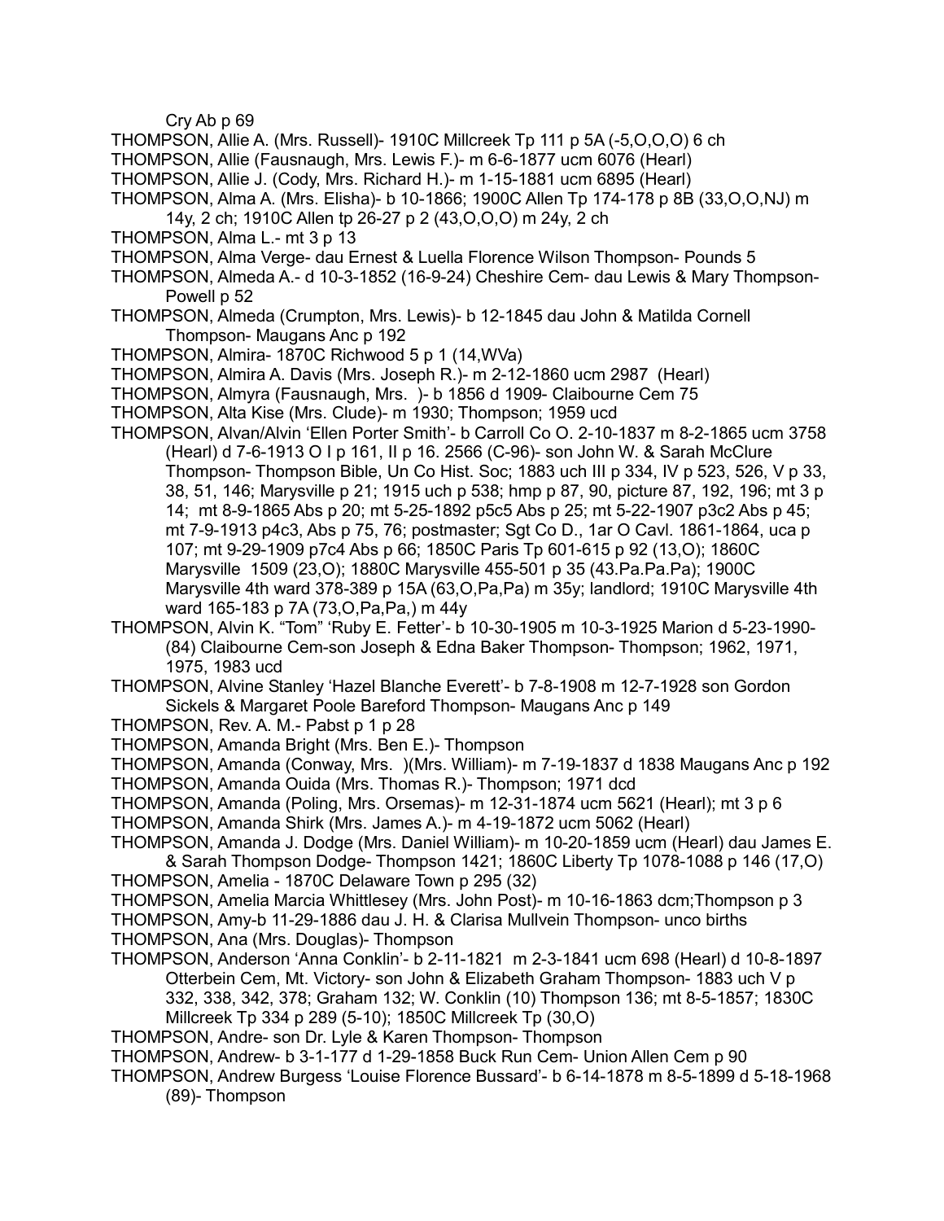Cry Ab p 69

THOMPSON, Allie A. (Mrs. Russell)- 1910C Millcreek Tp 111 p 5A (-5,O,O,O) 6 ch

THOMPSON, Allie (Fausnaugh, Mrs. Lewis F.)- m 6-6-1877 ucm 6076 (Hearl)

THOMPSON, Allie J. (Cody, Mrs. Richard H.)- m 1-15-1881 ucm 6895 (Hearl)

THOMPSON, Alma A. (Mrs. Elisha)- b 10-1866; 1900C Allen Tp 174-178 p 8B (33,O,O,NJ) m 14y, 2 ch; 1910C Allen tp 26-27 p 2 (43,O,O,O) m 24y, 2 ch

THOMPSON, Alma L.- mt 3 p 13

THOMPSON, Alma Verge- dau Ernest & Luella Florence Wilson Thompson- Pounds 5

THOMPSON, Almeda A.- d 10-3-1852 (16-9-24) Cheshire Cem- dau Lewis & Mary Thompson- Powell p 52

THOMPSON, Almeda (Crumpton, Mrs. Lewis)- b 12-1845 dau John & Matilda Cornell Thompson- Maugans Anc p 192

THOMPSON, Almira- 1870C Richwood 5 p 1 (14,WVa)

THOMPSON, Almira A. Davis (Mrs. Joseph R.)- m 2-12-1860 ucm 2987 (Hearl)

THOMPSON, Almyra (Fausnaugh, Mrs. )- b 1856 d 1909- Claibourne Cem 75

THOMPSON, Alta Kise (Mrs. Clude)- m 1930; Thompson; 1959 ucd

THOMPSON, Alvan/Alvin 'Ellen Porter Smith'- b Carroll Co O. 2-10-1837 m 8-2-1865 ucm 3758 (Hearl) d 7-6-1913 O I p 161, II p 16. 2566 (C-96)- son John W. & Sarah McClure Thompson- Thompson Bible, Un Co Hist. Soc; 1883 uch III p 334, IV p 523, 526, V p 33, 38, 51, 146; Marysville p 21; 1915 uch p 538; hmp p 87, 90, picture 87, 192, 196; mt 3 p 14; mt 8-9-1865 Abs p 20; mt 5-25-1892 p5c5 Abs p 25; mt 5-22-1907 p3c2 Abs p 45; mt 7-9-1913 p4c3, Abs p 75, 76; postmaster; Sgt Co D., 1ar O Cavl. 1861-1864, uca p 107; mt 9-29-1909 p7c4 Abs p 66; 1850C Paris Tp 601-615 p 92 (13,O); 1860C Marysville 1509 (23,O); 1880C Marysville 455-501 p 35 (43.Pa.Pa.Pa); 1900C Marysville 4th ward 378-389 p 15A (63,O,Pa,Pa) m 35y; landlord; 1910C Marysville 4th ward 165-183 p 7A (73,O,Pa,Pa,) m 44y

THOMPSON, Alvin K. "Tom" 'Ruby E. Fetter'- b 10-30-1905 m 10-3-1925 Marion d 5-23-1990- (84) Claibourne Cem-son Joseph & Edna Baker Thompson- Thompson; 1962, 1971, 1975, 1983 ucd

THOMPSON, Alvine Stanley 'Hazel Blanche Everett'- b 7-8-1908 m 12-7-1928 son Gordon Sickels & Margaret Poole Bareford Thompson- Maugans Anc p 149

THOMPSON, Rev. A. M.- Pabst p 1 p 28

THOMPSON, Amanda Bright (Mrs. Ben E.)- Thompson

THOMPSON, Amanda (Conway, Mrs. )(Mrs. William)- m 7-19-1837 d 1838 Maugans Anc p 192

THOMPSON, Amanda Ouida (Mrs. Thomas R.)- Thompson; 1971 dcd

THOMPSON, Amanda (Poling, Mrs. Orsemas)- m 12-31-1874 ucm 5621 (Hearl); mt 3 p 6

THOMPSON, Amanda Shirk (Mrs. James A.)- m 4-19-1872 ucm 5062 (Hearl)

THOMPSON, Amanda J. Dodge (Mrs. Daniel William)- m 10-20-1859 ucm (Hearl) dau James E. & Sarah Thompson Dodge- Thompson 1421; 1860C Liberty Tp 1078-1088 p 146 (17,O)

THOMPSON, Amelia - 1870C Delaware Town p 295 (32)

THOMPSON, Amelia Marcia Whittlesey (Mrs. John Post)- m 10-16-1863 dcm;Thompson p 3

THOMPSON, Amy-b 11-29-1886 dau J. H. & Clarisa Mullvein Thompson- unco births

THOMPSON, Ana (Mrs. Douglas)- Thompson

THOMPSON, Anderson 'Anna Conklin'- b 2-11-1821 m 2-3-1841 ucm 698 (Hearl) d 10-8-1897 Otterbein Cem, Mt. Victory- son John & Elizabeth Graham Thompson- 1883 uch V p 332, 338, 342, 378; Graham 132; W. Conklin (10) Thompson 136; mt 8-5-1857; 1830C Millcreek Tp 334 p 289 (5-10); 1850C Millcreek Tp (30,O)

THOMPSON, Andre- son Dr. Lyle & Karen Thompson- Thompson

THOMPSON, Andrew- b 3-1-177 d 1-29-1858 Buck Run Cem- Union Allen Cem p 90

THOMPSON, Andrew Burgess 'Louise Florence Bussard'- b 6-14-1878 m 8-5-1899 d 5-18-1968 (89)- Thompson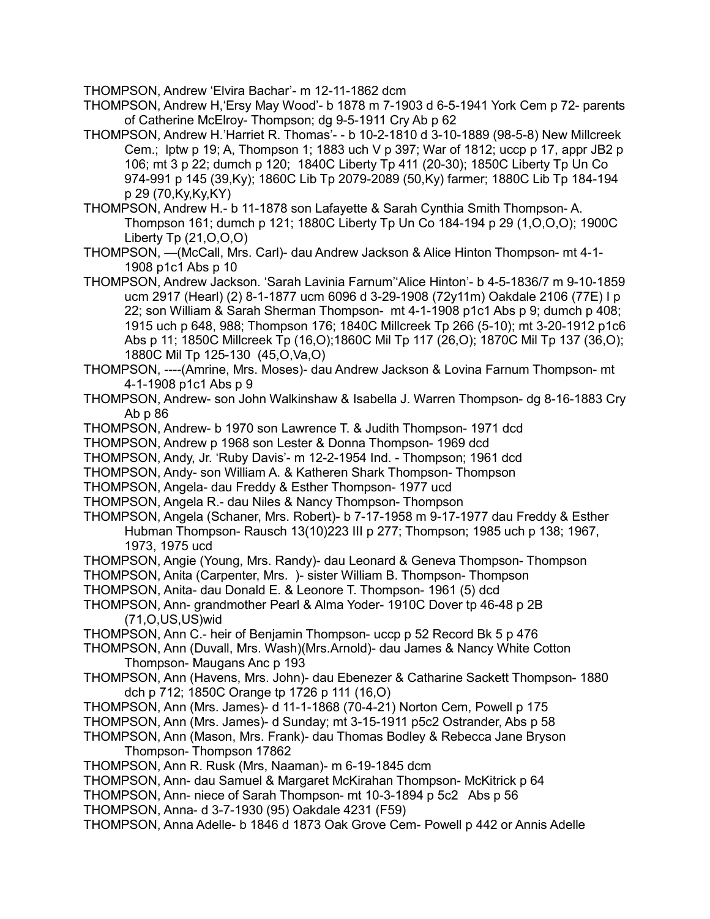THOMPSON, Andrew 'Elvira Bachar'- m 12-11-1862 dcm

THOMPSON, Andrew H,'Ersy May Wood'- b 1878 m 7-1903 d 6-5-1941 York Cem p 72- parents of Catherine McElroy- Thompson; dg 9-5-1911 Cry Ab p 62

THOMPSON, Andrew H.'Harriet R. Thomas'- - b 10-2-1810 d 3-10-1889 (98-5-8) New Millcreek Cem.; lptw p 19; A, Thompson 1; 1883 uch V p 397; War of 1812; uccp p 17, appr JB2 p 106; mt 3 p 22; dumch p 120; 1840C Liberty Tp 411 (20-30); 1850C Liberty Tp Un Co 974-991 p 145 (39,Ky); 1860C Lib Tp 2079-2089 (50,Ky) farmer; 1880C Lib Tp 184-194 p 29 (70,Ky,Ky,KY)

THOMPSON, Andrew H.- b 11-1878 son Lafayette & Sarah Cynthia Smith Thompson- A. Thompson 161; dumch p 121; 1880C Liberty Tp Un Co 184-194 p 29 (1,O,O,O); 1900C Liberty Tp (21,O,O,O)

THOMPSON, —(McCall, Mrs. Carl)- dau Andrew Jackson & Alice Hinton Thompson- mt 4-1-1908 p1c1 Abs p 10

THOMPSON, Andrew Jackson. 'Sarah Lavinia Farnum''Alice Hinton'- b 4-5-1836/7 m 9-10-1859 ucm 2917 (Hearl) (2) 8-1-1877 ucm 6096 d 3-29-1908 (72y11m) Oakdale 2106 (77E) I p 22; son William & Sarah Sherman Thompson- mt 4-1-1908 p1c1 Abs p 9; dumch p 408; 1915 uch p 648, 988; Thompson 176; 1840C Millcreek Tp 266 (5-10); mt 3-20-1912 p1c6 Abs p 11; 1850C Millcreek Tp (16,O);1860C Mil Tp 117 (26,O); 1870C Mil Tp 137 (36,O); 1880C Mil Tp 125-130 (45,O,Va,O)

THOMPSON, ----(Amrine, Mrs. Moses)- dau Andrew Jackson & Lovina Farnum Thompson- mt 4-1-1908 p1c1 Abs p 9

THOMPSON, Andrew- son John Walkinshaw & Isabella J. Warren Thompson- dg 8-16-1883 Cry Ab p 86

THOMPSON, Andrew- b 1970 son Lawrence T. & Judith Thompson- 1971 dcd

THOMPSON, Andrew p 1968 son Lester & Donna Thompson- 1969 dcd

THOMPSON, Andy, Jr. 'Ruby Davis'- m 12-2-1954 Ind. - Thompson; 1961 dcd

THOMPSON, Andy- son William A. & Katheren Shark Thompson- Thompson

THOMPSON, Angela- dau Freddy & Esther Thompson- 1977 ucd

THOMPSON, Angela R.- dau Niles & Nancy Thompson- Thompson

THOMPSON, Angela (Schaner, Mrs. Robert)- b 7-17-1958 m 9-17-1977 dau Freddy & Esther Hubman Thompson- Rausch 13(10)223 III p 277; Thompson; 1985 uch p 138; 1967, 1973, 1975 ucd

THOMPSON, Angie (Young, Mrs. Randy)- dau Leonard & Geneva Thompson- Thompson

THOMPSON, Anita (Carpenter, Mrs. )- sister William B. Thompson- Thompson

THOMPSON, Anita- dau Donald E. & Leonore T. Thompson- 1961 (5) dcd

THOMPSON, Ann- grandmother Pearl & Alma Yoder- 1910C Dover tp 46-48 p 2B (71,O,US,US)wid

THOMPSON, Ann C.- heir of Benjamin Thompson- uccp p 52 Record Bk 5 p 476

THOMPSON, Ann (Duvall, Mrs. Wash)(Mrs.Arnold)- dau James & Nancy White Cotton Thompson- Maugans Anc p 193

THOMPSON, Ann (Havens, Mrs. John)- dau Ebenezer & Catharine Sackett Thompson- 1880 dch p 712; 1850C Orange tp 1726 p 111 (16,O)

THOMPSON, Ann (Mrs. James)- d 11-1-1868 (70-4-21) Norton Cem, Powell p 175

THOMPSON, Ann (Mrs. James)- d Sunday; mt 3-15-1911 p5c2 Ostrander, Abs p 58

THOMPSON, Ann (Mason, Mrs. Frank)- dau Thomas Bodley & Rebecca Jane Bryson Thompson- Thompson 17862

THOMPSON, Ann R. Rusk (Mrs, Naaman)- m 6-19-1845 dcm

THOMPSON, Ann- dau Samuel & Margaret McKirahan Thompson- McKitrick p 64

THOMPSON, Ann- niece of Sarah Thompson- mt 10-3-1894 p 5c2 Abs p 56

THOMPSON, Anna- d 3-7-1930 (95) Oakdale 4231 (F59)

THOMPSON, Anna Adelle- b 1846 d 1873 Oak Grove Cem- Powell p 442 or Annis Adelle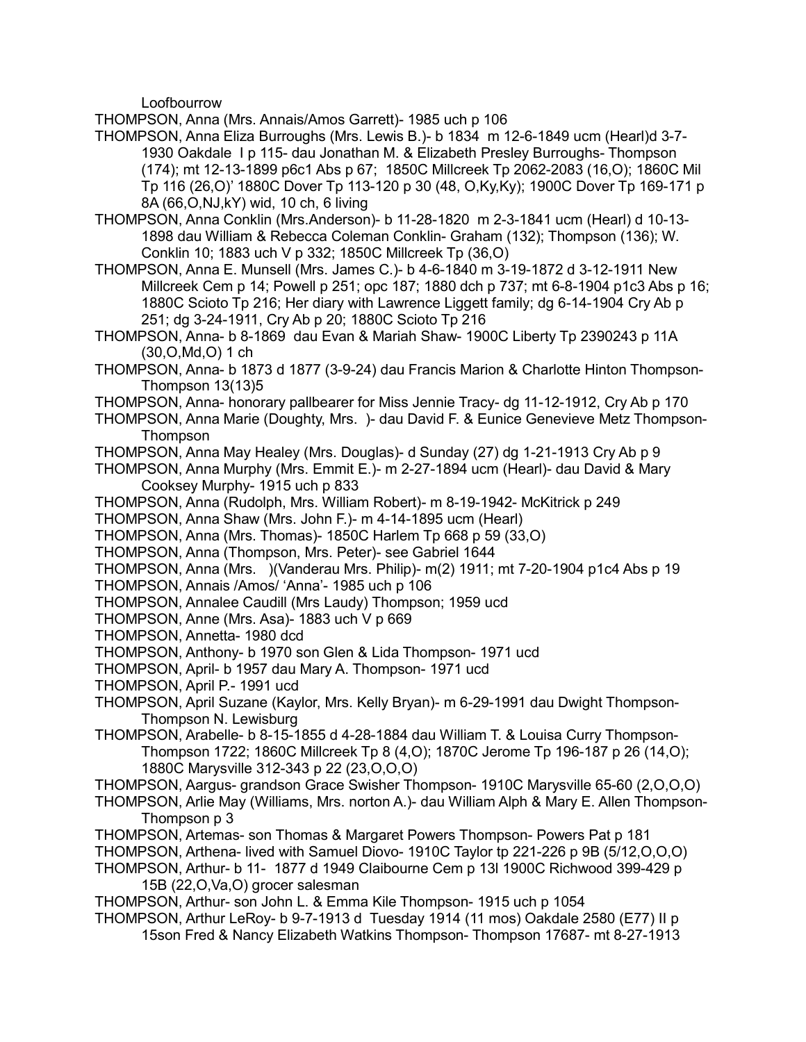Loofbourrow

THOMPSON, Anna (Mrs. Annais/Amos Garrett)- 1985 uch p 106

THOMPSON, Anna Eliza Burroughs (Mrs. Lewis B.)- b 1834 m 12-6-1849 ucm (Hearl)d 3-7-1930 Oakdale I p 115- dau Jonathan M. & Elizabeth Presley Burroughs- Thompson (174); mt 12-13-1899 p6c1 Abs p 67; 1850C Millcreek Tp 2062-2083 (16,O); 1860C Mil Tp 116 (26,O)' 1880C Dover Tp 113-120 p 30 (48, O,Ky,Ky); 1900C Dover Tp 169-171 p 8A (66,O,NJ,kY) wid, 10 ch, 6 living

THOMPSON, Anna Conklin (Mrs.Anderson)- b 11-28-1820 m 2-3-1841 ucm (Hearl) d 10-13-1898 dau William & Rebecca Coleman Conklin- Graham (132); Thompson (136); W. Conklin 10; 1883 uch V p 332; 1850C Millcreek Tp (36,O)

THOMPSON, Anna E. Munsell (Mrs. James C.)- b 4-6-1840 m 3-19-1872 d 3-12-1911 New Millcreek Cem p 14; Powell p 251; opc 187; 1880 dch p 737; mt 6-8-1904 p1c3 Abs p 16; 1880C Scioto Tp 216; Her diary with Lawrence Liggett family; dg 6-14-1904 Cry Ab p 251; dg 3-24-1911, Cry Ab p 20; 1880C Scioto Tp 216

THOMPSON, Anna- b 8-1869 dau Evan & Mariah Shaw- 1900C Liberty Tp 2390243 p 11A (30,O,Md,O) 1 ch

THOMPSON, Anna- b 1873 d 1877 (3-9-24) dau Francis Marion & Charlotte Hinton Thompson- Thompson 13(13)5

THOMPSON, Anna- honorary pallbearer for Miss Jennie Tracy- dg 11-12-1912, Cry Ab p 170

THOMPSON, Anna Marie (Doughty, Mrs. )- dau David F. & Eunice Genevieve Metz Thompson- Thompson

THOMPSON, Anna May Healey (Mrs. Douglas)- d Sunday (27) dg 1-21-1913 Cry Ab p 9

THOMPSON, Anna Murphy (Mrs. Emmit E.)- m 2-27-1894 ucm (Hearl)- dau David & Mary Cooksey Murphy- 1915 uch p 833

THOMPSON, Anna (Rudolph, Mrs. William Robert)- m 8-19-1942- McKitrick p 249

THOMPSON, Anna Shaw (Mrs. John F.)- m 4-14-1895 ucm (Hearl)

THOMPSON, Anna (Mrs. Thomas)- 1850C Harlem Tp 668 p 59 (33,O)

THOMPSON, Anna (Thompson, Mrs. Peter)- see Gabriel 1644

THOMPSON, Anna (Mrs. )(Vanderau Mrs. Philip)- m(2) 1911; mt 7-20-1904 p1c4 Abs p 19

THOMPSON, Annais /Amos/ 'Anna'- 1985 uch p 106

THOMPSON, Annalee Caudill (Mrs Laudy) Thompson; 1959 ucd

THOMPSON, Anne (Mrs. Asa)- 1883 uch V p 669

THOMPSON, Annetta- 1980 dcd

THOMPSON, Anthony- b 1970 son Glen & Lida Thompson- 1971 ucd

THOMPSON, April- b 1957 dau Mary A. Thompson- 1971 ucd

THOMPSON, April P.- 1991 ucd

THOMPSON, April Suzane (Kaylor, Mrs. Kelly Bryan)- m 6-29-1991 dau Dwight Thompson- Thompson N. Lewisburg

THOMPSON, Arabelle- b 8-15-1855 d 4-28-1884 dau William T. & Louisa Curry Thompson- Thompson 1722; 1860C Millcreek Tp 8 (4,O); 1870C Jerome Tp 196-187 p 26 (14,O); 1880C Marysville 312-343 p 22 (23,O,O,O)

THOMPSON, Aargus- grandson Grace Swisher Thompson- 1910C Marysville 65-60 (2,O,O,O)

THOMPSON, Arlie May (Williams, Mrs. norton A.)- dau William Alph & Mary E. Allen Thompson- Thompson p 3

THOMPSON, Artemas- son Thomas & Margaret Powers Thompson- Powers Pat p 181

THOMPSON, Arthena- lived with Samuel Diovo- 1910C Taylor tp 221-226 p 9B (5/12,O,O,O)

THOMPSON, Arthur- b 11- 1877 d 1949 Claibourne Cem p 13l 1900C Richwood 399-429 p 15B (22,O,Va,O) grocer salesman

THOMPSON, Arthur- son John L. & Emma Kile Thompson- 1915 uch p 1054

THOMPSON, Arthur LeRoy- b 9-7-1913 d Tuesday 1914 (11 mos) Oakdale 2580 (E77) II p 15son Fred & Nancy Elizabeth Watkins Thompson- Thompson 17687- mt 8-27-1913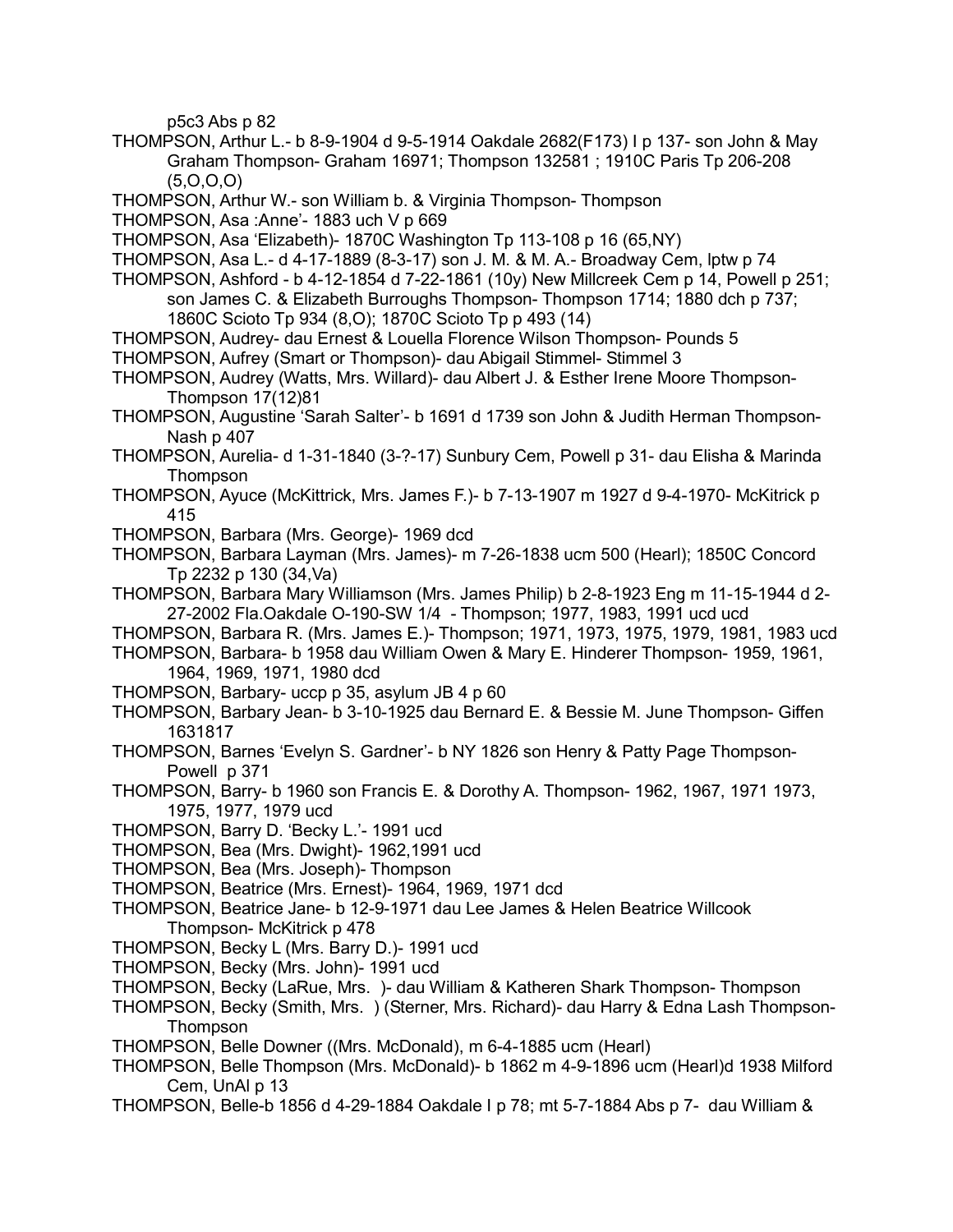p5c3 Abs p 82

THOMPSON, Arthur L.- b 8-9-1904 d 9-5-1914 Oakdale 2682(F173) I p 137- son John & May Graham Thompson- Graham 16971; Thompson 132581 ; 1910C Paris Tp 206-208 (5,O,O,O)

THOMPSON, Arthur W.- son William b. & Virginia Thompson- Thompson

THOMPSON, Asa :Anne'- 1883 uch V p 669

THOMPSON, Asa 'Elizabeth)- 1870C Washington Tp 113-108 p 16 (65,NY)

THOMPSON, Asa L.- d 4-17-1889 (8-3-17) son J. M. & M. A.- Broadway Cem, lptw p 74

THOMPSON, Ashford - b 4-12-1854 d 7-22-1861 (10y) New Millcreek Cem p 14, Powell p 251; son James C. & Elizabeth Burroughs Thompson- Thompson 1714; 1880 dch p 737; 1860C Scioto Tp 934 (8,O); 1870C Scioto Tp p 493 (14)

THOMPSON, Audrey- dau Ernest & Louella Florence Wilson Thompson- Pounds 5

THOMPSON, Aufrey (Smart or Thompson)- dau Abigail Stimmel- Stimmel 3

THOMPSON, Audrey (Watts, Mrs. Willard)- dau Albert J. & Esther Irene Moore Thompson- Thompson 17(12)81

THOMPSON, Augustine 'Sarah Salter'- b 1691 d 1739 son John & Judith Herman Thompson- Nash p 407

THOMPSON, Aurelia- d 1-31-1840 (3-?-17) Sunbury Cem, Powell p 31- dau Elisha & Marinda Thompson

THOMPSON, Ayuce (McKittrick, Mrs. James F.)- b 7-13-1907 m 1927 d 9-4-1970- McKitrick p 415

THOMPSON, Barbara (Mrs. George)- 1969 dcd

THOMPSON, Barbara Layman (Mrs. James)- m 7-26-1838 ucm 500 (Hearl); 1850C Concord Tp 2232 p 130 (34,Va)

THOMPSON, Barbara Mary Williamson (Mrs. James Philip) b 2-8-1923 Eng m 11-15-1944 d 2-27-2002 Fla.Oakdale O-190-SW 1/4 - Thompson; 1977, 1983, 1991 ucd ucd

THOMPSON, Barbara R. (Mrs. James E.)- Thompson; 1971, 1973, 1975, 1979, 1981, 1983 ucd

THOMPSON, Barbara- b 1958 dau William Owen & Mary E. Hinderer Thompson- 1959, 1961, 1964, 1969, 1971, 1980 dcd

THOMPSON, Barbary- uccp p 35, asylum JB 4 p 60

THOMPSON, Barbary Jean- b 3-10-1925 dau Bernard E. & Bessie M. June Thompson- Giffen 1631817

THOMPSON, Barnes 'Evelyn S. Gardner'- b NY 1826 son Henry & Patty Page Thompson- Powell p 371

THOMPSON, Barry- b 1960 son Francis E. & Dorothy A. Thompson- 1962, 1967, 1971 1973, 1975, 1977, 1979 ucd

THOMPSON, Barry D. 'Becky L.'- 1991 ucd

THOMPSON, Bea (Mrs. Dwight)- 1962,1991 ucd

THOMPSON, Bea (Mrs. Joseph)- Thompson

THOMPSON, Beatrice (Mrs. Ernest)- 1964, 1969, 1971 dcd

THOMPSON, Beatrice Jane- b 12-9-1971 dau Lee James & Helen Beatrice Willcook Thompson- McKitrick p 478

THOMPSON, Becky L (Mrs. Barry D.)- 1991 ucd

THOMPSON, Becky (Mrs. John)- 1991 ucd

THOMPSON, Becky (LaRue, Mrs. )- dau William & Katheren Shark Thompson- Thompson

THOMPSON, Becky (Smith, Mrs. ) (Sterner, Mrs. Richard)- dau Harry & Edna Lash Thompson- Thompson

THOMPSON, Belle Downer ((Mrs. McDonald), m 6-4-1885 ucm (Hearl)

THOMPSON, Belle Thompson (Mrs. McDonald)- b 1862 m 4-9-1896 ucm (Hearl)d 1938 Milford Cem, UnAl p 13

THOMPSON, Belle-b 1856 d 4-29-1884 Oakdale I p 78; mt 5-7-1884 Abs p 7- dau William &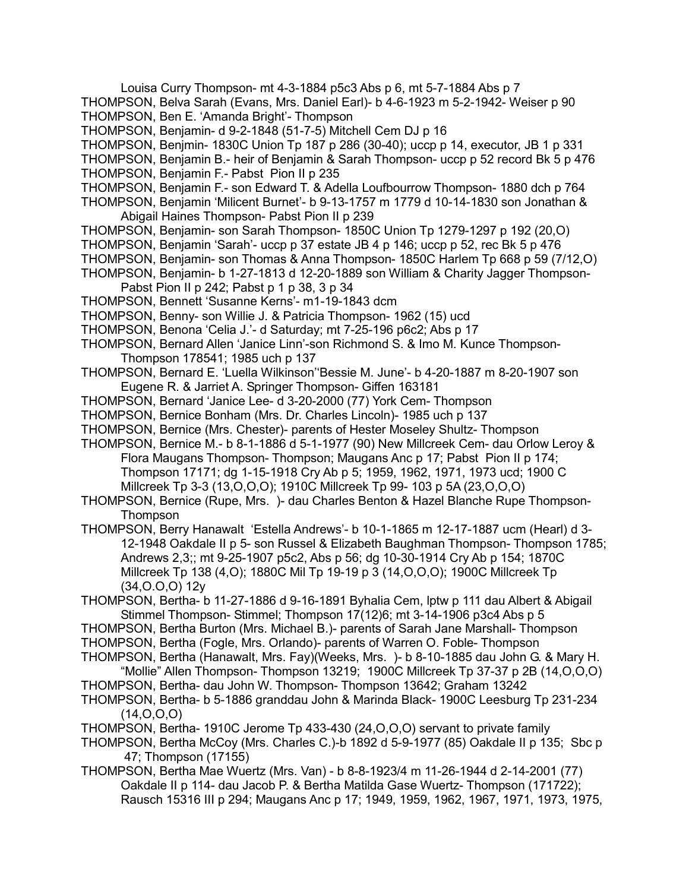Louisa Curry Thompson- mt 4-3-1884 p5c3 Abs p 6, mt 5-7-1884 Abs p 7

THOMPSON, Belva Sarah (Evans, Mrs. Daniel Earl)- b 4-6-1923 m 5-2-1942- Weiser p 90

THOMPSON, Ben E. 'Amanda Bright'- Thompson

THOMPSON, Benjamin- d 9-2-1848 (51-7-5) Mitchell Cem DJ p 16

THOMPSON, Benjmin- 1830C Union Tp 187 p 286 (30-40); uccp p 14, executor, JB 1 p 331

THOMPSON, Benjamin B.- heir of Benjamin & Sarah Thompson- uccp p 52 record Bk 5 p 476

THOMPSON, Benjamin F.- Pabst Pion II p 235

THOMPSON, Benjamin F.- son Edward T. & Adella Loufbourrow Thompson- 1880 dch p 764

THOMPSON, Benjamin 'Milicent Burnet'- b 9-13-1757 m 1779 d 10-14-1830 son Jonathan & Abigail Haines Thompson- Pabst Pion II p 239

THOMPSON, Benjamin- son Sarah Thompson- 1850C Union Tp 1279-1297 p 192 (20,O)

THOMPSON, Benjamin 'Sarah'- uccp p 37 estate JB 4 p 146; uccp p 52, rec Bk 5 p 476

THOMPSON, Benjamin- son Thomas & Anna Thompson- 1850C Harlem Tp 668 p 59 (7/12,O)

THOMPSON, Benjamin- b 1-27-1813 d 12-20-1889 son William & Charity Jagger Thompson- Pabst Pion II p 242; Pabst p 1 p 38, 3 p 34

THOMPSON, Bennett 'Susanne Kerns'- m1-19-1843 dcm

THOMPSON, Benny- son Willie J. & Patricia Thompson- 1962 (15) ucd

THOMPSON, Benona 'Celia J.'- d Saturday; mt 7-25-196 p6c2; Abs p 17

THOMPSON, Bernard Allen 'Janice Linn'-son Richmond S. & Imo M. Kunce Thompson- Thompson 178541; 1985 uch p 137

THOMPSON, Bernard E. 'Luella Wilkinson''Bessie M. June'- b 4-20-1887 m 8-20-1907 son Eugene R. & Jarriet A. Springer Thompson- Giffen 163181

THOMPSON, Bernard 'Janice Lee- d 3-20-2000 (77) York Cem- Thompson

THOMPSON, Bernice Bonham (Mrs. Dr. Charles Lincoln)- 1985 uch p 137

THOMPSON, Bernice (Mrs. Chester)- parents of Hester Moseley Shultz- Thompson

THOMPSON, Bernice M.- b 8-1-1886 d 5-1-1977 (90) New Millcreek Cem- dau Orlow Leroy & Flora Maugans Thompson- Thompson; Maugans Anc p 17; Pabst Pion II p 174; Thompson 17171; dg 1-15-1918 Cry Ab p 5; 1959, 1962, 1971, 1973 ucd; 1900 C Millcreek Tp 3-3 (13,O,O,O); 1910C Millcreek Tp 99- 103 p 5A (23,O,O,O)

THOMPSON, Bernice (Rupe, Mrs. )- dau Charles Benton & Hazel Blanche Rupe Thompson- Thompson

THOMPSON, Berry Hanawalt 'Estella Andrews'- b 10-1-1865 m 12-17-1887 ucm (Hearl) d 3-12-1948 Oakdale II p 5- son Russel & Elizabeth Baughman Thompson- Thompson 1785; Andrews 2,3;; mt 9-25-1907 p5c2, Abs p 56; dg 10-30-1914 Cry Ab p 154; 1870C Millcreek Tp 138 (4,O); 1880C Mil Tp 19-19 p 3 (14,O,O,O); 1900C Millcreek Tp (34,O.O,O) 12y

THOMPSON, Bertha- b 11-27-1886 d 9-16-1891 Byhalia Cem, lptw p 111 dau Albert & Abigail Stimmel Thompson- Stimmel; Thompson 17(12)6; mt 3-14-1906 p3c4 Abs p 5

THOMPSON, Bertha Burton (Mrs. Michael B.)- parents of Sarah Jane Marshall- Thompson

THOMPSON, Bertha (Fogle, Mrs. Orlando)- parents of Warren O. Foble- Thompson

THOMPSON, Bertha (Hanawalt, Mrs. Fay)(Weeks, Mrs. )- b 8-10-1885 dau John G. & Mary H. "Mollie" Allen Thompson- Thompson 13219; 1900C Millcreek Tp 37-37 p 2B (14,O,O,O)

THOMPSON, Bertha- dau John W. Thompson- Thompson 13642; Graham 13242

THOMPSON, Bertha- b 5-1886 granddau John & Marinda Black- 1900C Leesburg Tp 231-234 (14,O,O,O)

THOMPSON, Bertha- 1910C Jerome Tp 433-430 (24,O,O,O) servant to private family

THOMPSON, Bertha McCoy (Mrs. Charles C.)-b 1892 d 5-9-1977 (85) Oakdale II p 135; Sbc p 47; Thompson (17155)

THOMPSON, Bertha Mae Wuertz (Mrs. Van) - b 8-8-1923/4 m 11-26-1944 d 2-14-2001 (77) Oakdale II p 114- dau Jacob P. & Bertha Matilda Gase Wuertz- Thompson (171722); Rausch 15316 III p 294; Maugans Anc p 17; 1949, 1959, 1962, 1967, 1971, 1973, 1975,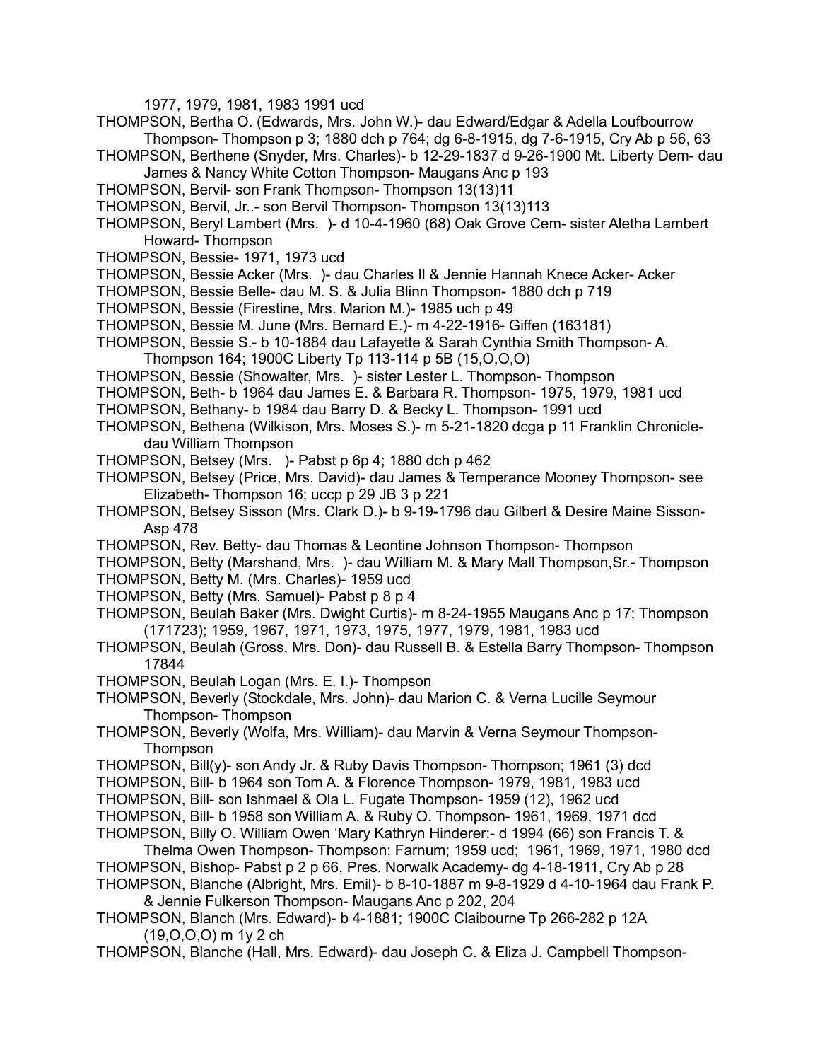1977, 1979, 1981, 1983 1991 ucd

THOMPSON, Bertha O. (Edwards, Mrs. John W.)- dau Edward/Edgar & Adella Loufbourrow Thompson- Thompson p 3; 1880 dch p 764; dg 6-8-1915, dg 7-6-1915, Cry Ab p 56, 63

THOMPSON, Berthene (Snyder, Mrs. Charles)- b 12-29-1837 d 9-26-1900 Mt. Liberty Dem- dau James & Nancy White Cotton Thompson- Maugans Anc p 193

THOMPSON, Bervil- son Frank Thompson- Thompson 13(13)11

THOMPSON, Bervil, Jr..- son Bervil Thompson- Thompson 13(13)113

THOMPSON, Beryl Lambert (Mrs. )- d 10-4-1960 (68) Oak Grove Cem- sister Aletha Lambert Howard- Thompson

THOMPSON, Bessie- 1971, 1973 ucd

THOMPSON, Bessie Acker (Mrs. )- dau Charles ll & Jennie Hannah Knece Acker- Acker

THOMPSON, Bessie Belle- dau M. S. & Julia Blinn Thompson- 1880 dch p 719

THOMPSON, Bessie (Firestine, Mrs. Marion M.)- 1985 uch p 49

THOMPSON, Bessie M. June (Mrs. Bernard E.)- m 4-22-1916- Giffen (163181)

THOMPSON, Bessie S.- b 10-1884 dau Lafayette & Sarah Cynthia Smith Thompson- A. Thompson 164; 1900C Liberty Tp 113-114 p 5B (15,O,O,O)

THOMPSON, Bessie (Showalter, Mrs. )- sister Lester L. Thompson- Thompson

THOMPSON, Beth- b 1964 dau James E. & Barbara R. Thompson- 1975, 1979, 1981 ucd

THOMPSON, Bethany- b 1984 dau Barry D. & Becky L. Thompson- 1991 ucd

THOMPSON, Bethena (Wilkison, Mrs. Moses S.)- m 5-21-1820 dcga p 11 Franklin Chronicle- dau William Thompson

THOMPSON, Betsey (Mrs. )- Pabst p 6p 4; 1880 dch p 462

THOMPSON, Betsey (Price, Mrs. David)- dau James & Temperance Mooney Thompson- see Elizabeth- Thompson 16; uccp p 29 JB 3 p 221

THOMPSON, Betsey Sisson (Mrs. Clark D.)- b 9-19-1796 dau Gilbert & Desire Maine Sisson- Asp 478

THOMPSON, Rev. Betty- dau Thomas & Leontine Johnson Thompson- Thompson

THOMPSON, Betty (Marshand, Mrs. )- dau William M. & Mary Mall Thompson,Sr.- Thompson

THOMPSON, Betty M. (Mrs. Charles)- 1959 ucd

THOMPSON, Betty (Mrs. Samuel)- Pabst p 8 p 4

THOMPSON, Beulah Baker (Mrs. Dwight Curtis)- m 8-24-1955 Maugans Anc p 17; Thompson (171723); 1959, 1967, 1971, 1973, 1975, 1977, 1979, 1981, 1983 ucd

THOMPSON, Beulah (Gross, Mrs. Don)- dau Russell B. & Estella Barry Thompson- Thompson 17844

THOMPSON, Beulah Logan (Mrs. E. I.)- Thompson

THOMPSON, Beverly (Stockdale, Mrs. John)- dau Marion C. & Verna Lucille Seymour Thompson- Thompson

THOMPSON, Beverly (Wolfa, Mrs. William)- dau Marvin & Verna Seymour Thompson- Thompson

THOMPSON, Bill(y)- son Andy Jr. & Ruby Davis Thompson- Thompson; 1961 (3) dcd

THOMPSON, Bill- b 1964 son Tom A. & Florence Thompson- 1979, 1981, 1983 ucd

THOMPSON, Bill- son Ishmael & Ola L. Fugate Thompson- 1959 (12), 1962 ucd

THOMPSON, Bill- b 1958 son William A. & Ruby O. Thompson- 1961, 1969, 1971 dcd

THOMPSON, Billy O. William Owen 'Mary Kathryn Hinderer:- d 1994 (66) son Francis T. & Thelma Owen Thompson- Thompson; Farnum; 1959 ucd; 1961, 1969, 1971, 1980 dcd

THOMPSON, Bishop- Pabst p 2 p 66, Pres. Norwalk Academy- dg 4-18-1911, Cry Ab p 28

THOMPSON, Blanche (Albright, Mrs. Emil)- b 8-10-1887 m 9-8-1929 d 4-10-1964 dau Frank P. & Jennie Fulkerson Thompson- Maugans Anc p 202, 204

THOMPSON, Blanch (Mrs. Edward)- b 4-1881; 1900C Claibourne Tp 266-282 p 12A (19,O,O,O) m 1y 2 ch

THOMPSON, Blanche (Hall, Mrs. Edward)- dau Joseph C. & Eliza J. Campbell Thompson-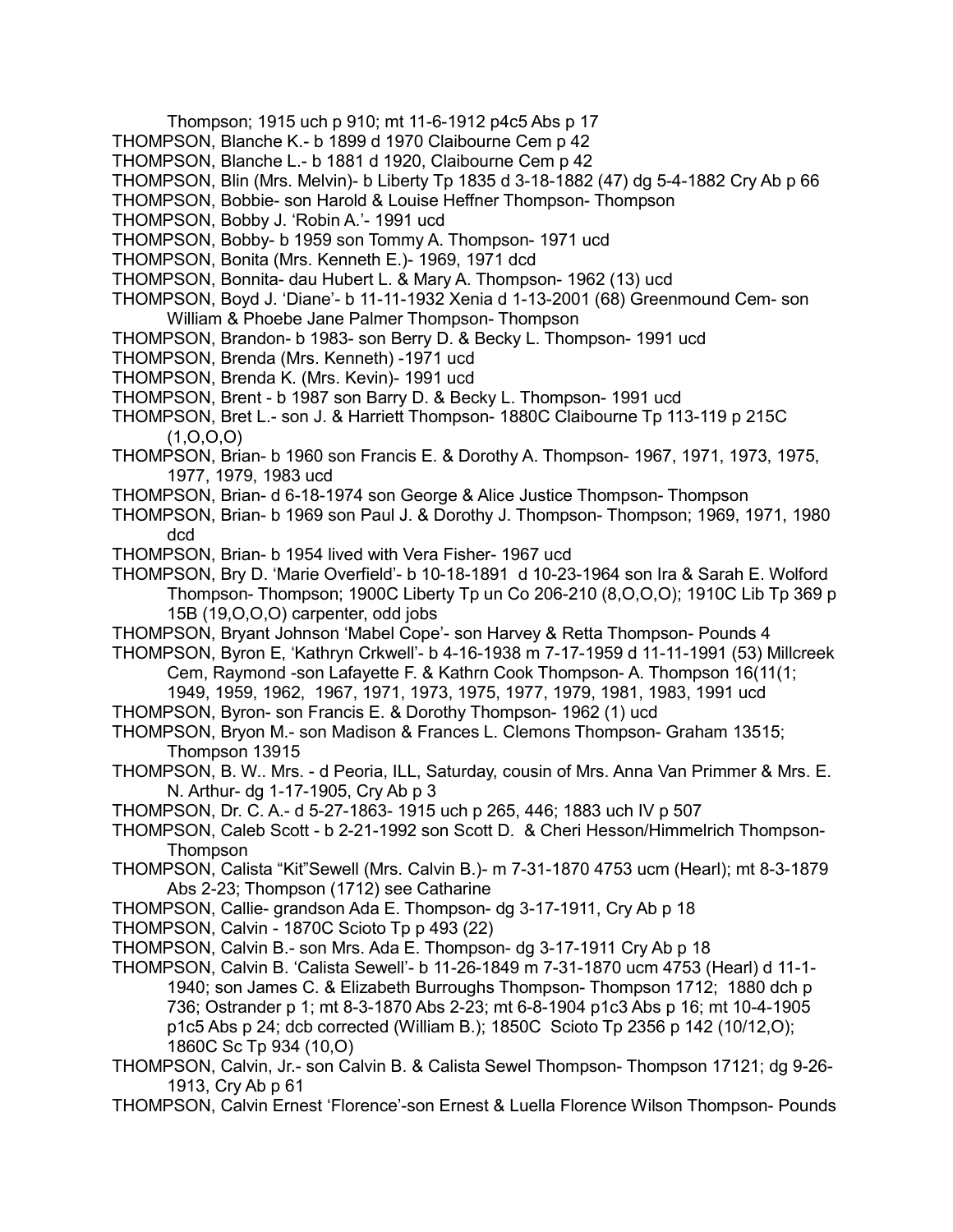Thompson; 1915 uch p 910; mt 11-6-1912 p4c5 Abs p 17

THOMPSON, Blanche K.- b 1899 d 1970 Claibourne Cem p 42

THOMPSON, Blanche L.- b 1881 d 1920, Claibourne Cem p 42

THOMPSON, Blin (Mrs. Melvin)- b Liberty Tp 1835 d 3-18-1882 (47) dg 5-4-1882 Cry Ab p 66

THOMPSON, Bobbie- son Harold & Louise Heffner Thompson- Thompson

THOMPSON, Bobby J. 'Robin A.'- 1991 ucd

THOMPSON, Bobby- b 1959 son Tommy A. Thompson- 1971 ucd

THOMPSON, Bonita (Mrs. Kenneth E.)- 1969, 1971 dcd

THOMPSON, Bonnita- dau Hubert L. & Mary A. Thompson- 1962 (13) ucd

THOMPSON, Boyd J. 'Diane'- b 11-11-1932 Xenia d 1-13-2001 (68) Greenmound Cem- son William & Phoebe Jane Palmer Thompson- Thompson

THOMPSON, Brandon- b 1983- son Berry D. & Becky L. Thompson- 1991 ucd

THOMPSON, Brenda (Mrs. Kenneth) -1971 ucd

THOMPSON, Brenda K. (Mrs. Kevin)- 1991 ucd

THOMPSON, Brent - b 1987 son Barry D. & Becky L. Thompson- 1991 ucd

THOMPSON, Bret L.- son J. & Harriett Thompson- 1880C Claibourne Tp 113-119 p 215C (1,O,O,O)

THOMPSON, Brian- b 1960 son Francis E. & Dorothy A. Thompson- 1967, 1971, 1973, 1975, 1977, 1979, 1983 ucd

THOMPSON, Brian- d 6-18-1974 son George & Alice Justice Thompson- Thompson

THOMPSON, Brian- b 1969 son Paul J. & Dorothy J. Thompson- Thompson; 1969, 1971, 1980 dcd

THOMPSON, Brian- b 1954 lived with Vera Fisher- 1967 ucd

THOMPSON, Bry D. 'Marie Overfield'- b 10-18-1891 d 10-23-1964 son Ira & Sarah E. Wolford Thompson- Thompson; 1900C Liberty Tp un Co 206-210 (8,O,O,O); 1910C Lib Tp 369 p 15B (19,O,O,O) carpenter, odd jobs

THOMPSON, Bryant Johnson 'Mabel Cope'- son Harvey & Retta Thompson- Pounds 4

THOMPSON, Byron E, 'Kathryn Crkwell'- b 4-16-1938 m 7-17-1959 d 11-11-1991 (53) Millcreek Cem, Raymond -son Lafayette F. & Kathrn Cook Thompson- A. Thompson 16(11(1; 1949, 1959, 1962, 1967, 1971, 1973, 1975, 1977, 1979, 1981, 1983, 1991 ucd

THOMPSON, Byron- son Francis E. & Dorothy Thompson- 1962 (1) ucd

THOMPSON, Bryon M.- son Madison & Frances L. Clemons Thompson- Graham 13515; Thompson 13915

THOMPSON, B. W.. Mrs. - d Peoria, ILL, Saturday, cousin of Mrs. Anna Van Primmer & Mrs. E. N. Arthur- dg 1-17-1905, Cry Ab p 3

THOMPSON, Dr. C. A.- d 5-27-1863- 1915 uch p 265, 446; 1883 uch IV p 507

THOMPSON, Caleb Scott - b 2-21-1992 son Scott D. & Cheri Hesson/Himmelrich Thompson- Thompson

THOMPSON, Calista "Kit"Sewell (Mrs. Calvin B.)- m 7-31-1870 4753 ucm (Hearl); mt 8-3-1879 Abs 2-23; Thompson (1712) see Catharine

THOMPSON, Callie- grandson Ada E. Thompson- dg 3-17-1911, Cry Ab p 18

THOMPSON, Calvin - 1870C Scioto Tp p 493 (22)

THOMPSON, Calvin B.- son Mrs. Ada E. Thompson- dg 3-17-1911 Cry Ab p 18

THOMPSON, Calvin B. 'Calista Sewell'- b 11-26-1849 m 7-31-1870 ucm 4753 (Hearl) d 11-1-1940; son James C. & Elizabeth Burroughs Thompson- Thompson 1712; 1880 dch p 736; Ostrander p 1; mt 8-3-1870 Abs 2-23; mt 6-8-1904 p1c3 Abs p 16; mt 10-4-1905 p1c5 Abs p 24; dcb corrected (William B.); 1850C Scioto Tp 2356 p 142 (10/12,O); 1860C Sc Tp 934 (10,O)

THOMPSON, Calvin, Jr.- son Calvin B. & Calista Sewel Thompson- Thompson 17121; dg 9-26-1913, Cry Ab p 61

THOMPSON, Calvin Ernest 'Florence'-son Ernest & Luella Florence Wilson Thompson- Pounds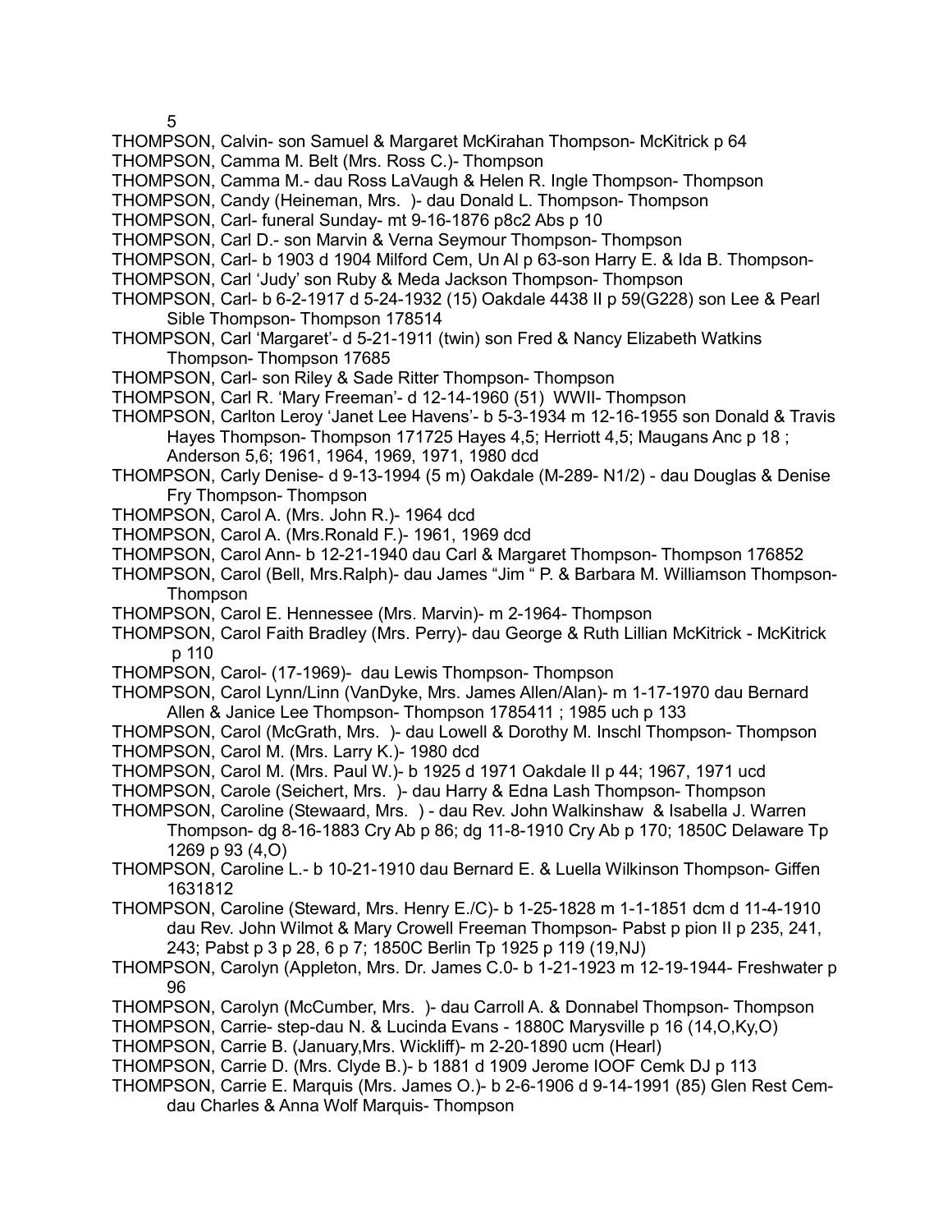THOMPSON, Calvin- son Samuel & Margaret McKirahan Thompson- McKitrick p 64

THOMPSON, Camma M. Belt (Mrs. Ross C.)- Thompson

THOMPSON, Camma M.- dau Ross LaVaugh & Helen R. Ingle Thompson- Thompson

THOMPSON, Candy (Heineman, Mrs. )- dau Donald L. Thompson- Thompson

THOMPSON, Carl- funeral Sunday- mt 9-16-1876 p8c2 Abs p 10

THOMPSON, Carl D.- son Marvin & Verna Seymour Thompson- Thompson

THOMPSON, Carl- b 1903 d 1904 Milford Cem, Un Al p 63-son Harry E. & Ida B. Thompson-

THOMPSON, Carl 'Judy' son Ruby & Meda Jackson Thompson- Thompson

THOMPSON, Carl- b 6-2-1917 d 5-24-1932 (15) Oakdale 4438 II p 59(G228) son Lee & Pearl Sible Thompson- Thompson 178514

THOMPSON, Carl 'Margaret'- d 5-21-1911 (twin) son Fred & Nancy Elizabeth Watkins Thompson- Thompson 17685

THOMPSON, Carl- son Riley & Sade Ritter Thompson- Thompson

THOMPSON, Carl R. 'Mary Freeman'- d 12-14-1960 (51) WWII- Thompson

THOMPSON, Carlton Leroy 'Janet Lee Havens'- b 5-3-1934 m 12-16-1955 son Donald & Travis Hayes Thompson- Thompson 171725 Hayes 4,5; Herriott 4,5; Maugans Anc p 18 ; Anderson 5,6; 1961, 1964, 1969, 1971, 1980 dcd

THOMPSON, Carly Denise- d 9-13-1994 (5 m) Oakdale (M-289- N1/2) - dau Douglas & Denise Fry Thompson- Thompson

THOMPSON, Carol A. (Mrs. John R.)- 1964 dcd

THOMPSON, Carol A. (Mrs.Ronald F.)- 1961, 1969 dcd

THOMPSON, Carol Ann- b 12-21-1940 dau Carl & Margaret Thompson- Thompson 176852

THOMPSON, Carol (Bell, Mrs.Ralph)- dau James "Jim " P. & Barbara M. Williamson Thompson- Thompson

THOMPSON, Carol E. Hennessee (Mrs. Marvin)- m 2-1964- Thompson

THOMPSON, Carol Faith Bradley (Mrs. Perry)- dau George & Ruth Lillian McKitrick - McKitrick p 110

THOMPSON, Carol- (17-1969)- dau Lewis Thompson- Thompson

THOMPSON, Carol Lynn/Linn (VanDyke, Mrs. James Allen/Alan)- m 1-17-1970 dau Bernard Allen & Janice Lee Thompson- Thompson 1785411 ; 1985 uch p 133

THOMPSON, Carol (McGrath, Mrs. )- dau Lowell & Dorothy M. Inschl Thompson- Thompson

THOMPSON, Carol M. (Mrs. Larry K.)- 1980 dcd

THOMPSON, Carol M. (Mrs. Paul W.)- b 1925 d 1971 Oakdale II p 44; 1967, 1971 ucd

THOMPSON, Carole (Seichert, Mrs. )- dau Harry & Edna Lash Thompson- Thompson

THOMPSON, Caroline (Stewaard, Mrs. ) - dau Rev. John Walkinshaw & Isabella J. Warren Thompson- dg 8-16-1883 Cry Ab p 86; dg 11-8-1910 Cry Ab p 170; 1850C Delaware Tp 1269 p 93 (4,O)

THOMPSON, Caroline L.- b 10-21-1910 dau Bernard E. & Luella Wilkinson Thompson- Giffen 1631812

THOMPSON, Caroline (Steward, Mrs. Henry E./C)- b 1-25-1828 m 1-1-1851 dcm d 11-4-1910 dau Rev. John Wilmot & Mary Crowell Freeman Thompson- Pabst p pion II p 235, 241, 243; Pabst p 3 p 28, 6 p 7; 1850C Berlin Tp 1925 p 119 (19,NJ)

THOMPSON, Carolyn (Appleton, Mrs. Dr. James C.0- b 1-21-1923 m 12-19-1944- Freshwater p 96

THOMPSON, Carolyn (McCumber, Mrs. )- dau Carroll A. & Donnabel Thompson- Thompson

THOMPSON, Carrie- step-dau N. & Lucinda Evans - 1880C Marysville p 16 (14,O,Ky,O)

THOMPSON, Carrie B. (January,Mrs. Wickliff)- m 2-20-1890 ucm (Hearl)

THOMPSON, Carrie D. (Mrs. Clyde B.)- b 1881 d 1909 Jerome IOOF Cemk DJ p 113

THOMPSON, Carrie E. Marquis (Mrs. James O.)- b 2-6-1906 d 9-14-1991 (85) Glen Rest Cem- dau Charles & Anna Wolf Marquis- Thompson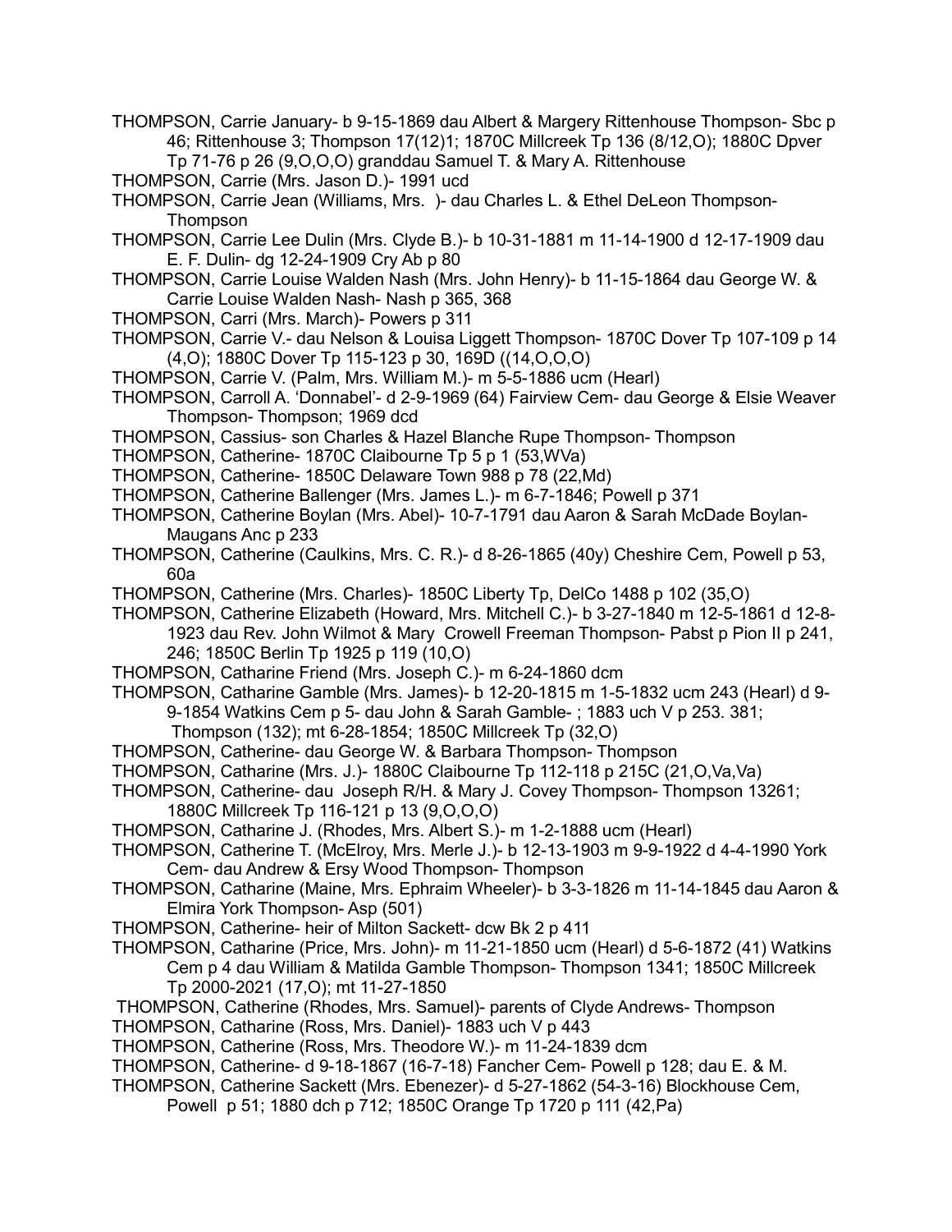THOMPSON, Carrie January- b 9-15-1869 dau Albert & Margery Rittenhouse Thompson- Sbc p 46; Rittenhouse 3; Thompson 17(12)1; 1870C Millcreek Tp 136 (8/12,O); 1880C Dpver Tp 71-76 p 26 (9,O,O,O) granddau Samuel T. & Mary A. Rittenhouse

THOMPSON, Carrie (Mrs. Jason D.)- 1991 ucd

THOMPSON, Carrie Jean (Williams, Mrs. )- dau Charles L. & Ethel DeLeon Thompson- Thompson

THOMPSON, Carrie Lee Dulin (Mrs. Clyde B.)- b 10-31-1881 m 11-14-1900 d 12-17-1909 dau E. F. Dulin- dg 12-24-1909 Cry Ab p 80

THOMPSON, Carrie Louise Walden Nash (Mrs. John Henry)- b 11-15-1864 dau George W. & Carrie Louise Walden Nash- Nash p 365, 368

THOMPSON, Carri (Mrs. March)- Powers p 311

THOMPSON, Carrie V.- dau Nelson & Louisa Liggett Thompson- 1870C Dover Tp 107-109 p 14 (4,O); 1880C Dover Tp 115-123 p 30, 169D ((14,O,O,O)

THOMPSON, Carrie V. (Palm, Mrs. William M.)- m 5-5-1886 ucm (Hearl)

THOMPSON, Carroll A. 'Donnabel'- d 2-9-1969 (64) Fairview Cem- dau George & Elsie Weaver Thompson- Thompson; 1969 dcd

THOMPSON, Cassius- son Charles & Hazel Blanche Rupe Thompson- Thompson

THOMPSON, Catherine- 1870C Claibourne Tp 5 p 1 (53,WVa)

THOMPSON, Catherine- 1850C Delaware Town 988 p 78 (22,Md)

THOMPSON, Catherine Ballenger (Mrs. James L.)- m 6-7-1846; Powell p 371

THOMPSON, Catherine Boylan (Mrs. Abel)- 10-7-1791 dau Aaron & Sarah McDade Boylan- Maugans Anc p 233

THOMPSON, Catherine (Caulkins, Mrs. C. R.)- d 8-26-1865 (40y) Cheshire Cem, Powell p 53, 60a

THOMPSON, Catherine (Mrs. Charles)- 1850C Liberty Tp, DelCo 1488 p 102 (35,O)

THOMPSON, Catherine Elizabeth (Howard, Mrs. Mitchell C.)- b 3-27-1840 m 12-5-1861 d 12-8-1923 dau Rev. John Wilmot & Mary Crowell Freeman Thompson- Pabst p Pion II p 241, 246; 1850C Berlin Tp 1925 p 119 (10,O)

THOMPSON, Catharine Friend (Mrs. Joseph C.)- m 6-24-1860 dcm

THOMPSON, Catharine Gamble (Mrs. James)- b 12-20-1815 m 1-5-1832 ucm 243 (Hearl) d 9-9-1854 Watkins Cem p 5- dau John & Sarah Gamble- ; 1883 uch V p 253. 381; Thompson (132); mt 6-28-1854; 1850C Millcreek Tp (32,O)

THOMPSON, Catherine- dau George W. & Barbara Thompson- Thompson

THOMPSON, Catharine (Mrs. J.)- 1880C Claibourne Tp 112-118 p 215C (21,O,Va,Va)

THOMPSON, Catherine- dau Joseph R/H. & Mary J. Covey Thompson- Thompson 13261; 1880C Millcreek Tp 116-121 p 13 (9,O,O,O)

THOMPSON, Catharine J. (Rhodes, Mrs. Albert S.)- m 1-2-1888 ucm (Hearl)

THOMPSON, Catherine T. (McElroy, Mrs. Merle J.)- b 12-13-1903 m 9-9-1922 d 4-4-1990 York Cem- dau Andrew & Ersy Wood Thompson- Thompson

THOMPSON, Catharine (Maine, Mrs. Ephraim Wheeler)- b 3-3-1826 m 11-14-1845 dau Aaron & Elmira York Thompson- Asp (501)

THOMPSON, Catherine- heir of Milton Sackett- dcw Bk 2 p 411

THOMPSON, Catharine (Price, Mrs. John)- m 11-21-1850 ucm (Hearl) d 5-6-1872 (41) Watkins Cem p 4 dau William & Matilda Gamble Thompson- Thompson 1341; 1850C Millcreek Tp 2000-2021 (17,O); mt 11-27-1850

THOMPSON, Catherine (Rhodes, Mrs. Samuel)- parents of Clyde Andrews- Thompson

THOMPSON, Catharine (Ross, Mrs. Daniel)- 1883 uch V p 443

THOMPSON, Catherine (Ross, Mrs. Theodore W.)- m 11-24-1839 dcm

THOMPSON, Catherine- d 9-18-1867 (16-7-18) Fancher Cem- Powell p 128; dau E. & M.

THOMPSON, Catherine Sackett (Mrs. Ebenezer)- d 5-27-1862 (54-3-16) Blockhouse Cem, Powell p 51; 1880 dch p 712; 1850C Orange Tp 1720 p 111 (42,Pa)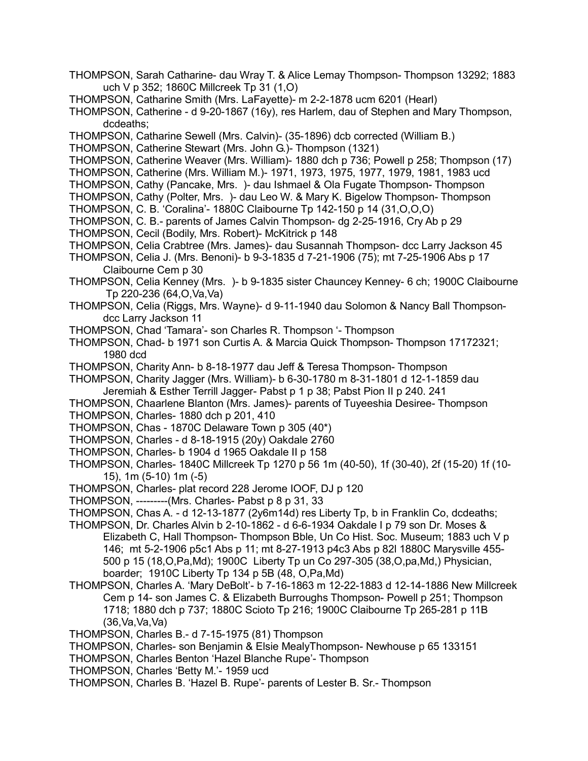THOMPSON, Sarah Catharine- dau Wray T. & Alice Lemay Thompson- Thompson 13292; 1883 uch V p 352; 1860C Millcreek Tp 31 (1,O)

THOMPSON, Catharine Smith (Mrs. LaFayette)- m 2-2-1878 ucm 6201 (Hearl)

THOMPSON, Catherine - d 9-20-1867 (16y), res Harlem, dau of Stephen and Mary Thompson, dcdeaths;

THOMPSON, Catharine Sewell (Mrs. Calvin)- (35-1896) dcb corrected (William B.)

THOMPSON, Catherine Stewart (Mrs. John G.)- Thompson (1321)

THOMPSON, Catherine Weaver (Mrs. William)- 1880 dch p 736; Powell p 258; Thompson (17)

THOMPSON, Catherine (Mrs. William M.)- 1971, 1973, 1975, 1977, 1979, 1981, 1983 ucd

THOMPSON, Cathy (Pancake, Mrs. )- dau Ishmael & Ola Fugate Thompson- Thompson

THOMPSON, Cathy (Polter, Mrs. )- dau Leo W. & Mary K. Bigelow Thompson- Thompson

THOMPSON, C. B. 'Coralina'- 1880C Claibourne Tp 142-150 p 14 (31,O,O,O)

THOMPSON, C. B.- parents of James Calvin Thompson- dg 2-25-1916, Cry Ab p 29

THOMPSON, Cecil (Bodily, Mrs. Robert)- McKitrick p 148

THOMPSON, Celia Crabtree (Mrs. James)- dau Susannah Thompson- dcc Larry Jackson 45

THOMPSON, Celia J. (Mrs. Benoni)- b 9-3-1835 d 7-21-1906 (75); mt 7-25-1906 Abs p 17 Claibourne Cem p 30

THOMPSON, Celia Kenney (Mrs. )- b 9-1835 sister Chauncey Kenney- 6 ch; 1900C Claibourne Tp 220-236 (64,O,Va,Va)

THOMPSON, Celia (Riggs, Mrs. Wayne)- d 9-11-1940 dau Solomon & Nancy Ball Thompson- dcc Larry Jackson 11

THOMPSON, Chad 'Tamara'- son Charles R. Thompson '- Thompson

THOMPSON, Chad- b 1971 son Curtis A. & Marcia Quick Thompson- Thompson 17172321; 1980 dcd

THOMPSON, Charity Ann- b 8-18-1977 dau Jeff & Teresa Thompson- Thompson

THOMPSON, Charity Jagger (Mrs. William)- b 6-30-1780 m 8-31-1801 d 12-1-1859 dau Jeremiah & Esther Terrill Jagger- Pabst p 1 p 38; Pabst Pion II p 240. 241

THOMPSON, Chaarlene Blanton (Mrs. James)- parents of Tuyeeshia Desiree- Thompson

THOMPSON, Charles- 1880 dch p 201, 410

THOMPSON, Chas - 1870C Delaware Town p 305 (40*)

THOMPSON, Charles - d 8-18-1915 (20y) Oakdale 2760

THOMPSON, Charles- b 1904 d 1965 Oakdale II p 158

THOMPSON, Charles- 1840C Millcreek Tp 1270 p 56 1m (40-50), 1f (30-40), 2f (15-20) 1f (10-15), 1m (5-10) 1m (-5)

THOMPSON, Charles- plat record 228 Jerome IOOF, DJ p 120

THOMPSON, ---------(Mrs. Charles- Pabst p 8 p 31, 33

THOMPSON, Chas A. - d 12-13-1877 (2y6m14d) res Liberty Tp, b in Franklin Co, dcdeaths;

THOMPSON, Dr. Charles Alvin b 2-10-1862 - d 6-6-1934 Oakdale I p 79 son Dr. Moses & Elizabeth C, Hall Thompson- Thompson Bble, Un Co Hist. Soc. Museum; 1883 uch V p 146; mt 5-2-1906 p5c1 Abs p 11; mt 8-27-1913 p4c3 Abs p 82l 1880C Marysville 455-500 p 15 (18,O,Pa,Md); 1900C Liberty Tp un Co 297-305 (38,O,pa,Md,) Physician, boarder; 1910C Liberty Tp 134 p 5B (48, O,Pa,Md)

THOMPSON, Charles A. 'Mary DeBolt'- b 7-16-1863 m 12-22-1883 d 12-14-1886 New Millcreek Cem p 14- son James C. & Elizabeth Burroughs Thompson- Powell p 251; Thompson 1718; 1880 dch p 737; 1880C Scioto Tp 216; 1900C Claibourne Tp 265-281 p 11B (36,Va,Va,Va)

THOMPSON, Charles B.- d 7-15-1975 (81) Thompson

THOMPSON, Charles- son Benjamin & Elsie MealyThompson- Newhouse p 65 133151

THOMPSON, Charles Benton 'Hazel Blanche Rupe'- Thompson

THOMPSON, Charles 'Betty M.'- 1959 ucd

THOMPSON, Charles B. 'Hazel B. Rupe'- parents of Lester B. Sr.- Thompson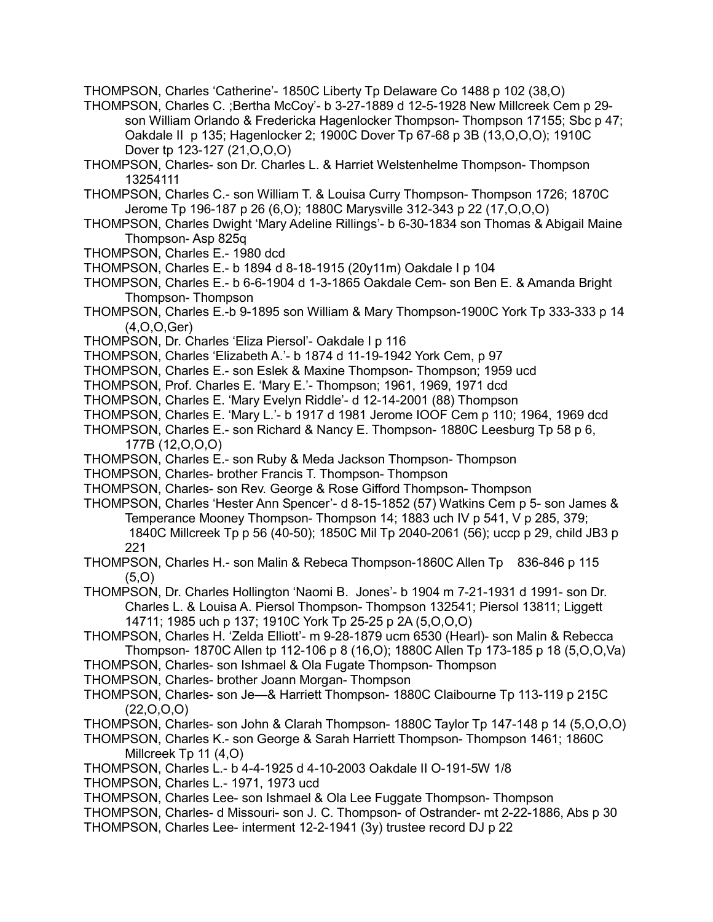THOMPSON, Charles 'Catherine'- 1850C Liberty Tp Delaware Co 1488 p 102 (38,O)

THOMPSON, Charles C. ;Bertha McCoy'- b 3-27-1889 d 12-5-1928 New Millcreek Cem p 29- son William Orlando & Fredericka Hagenlocker Thompson- Thompson 17155; Sbc p 47; Oakdale II p 135; Hagenlocker 2; 1900C Dover Tp 67-68 p 3B (13,O,O,O); 1910C Dover tp 123-127 (21,O,O,O)

THOMPSON, Charles- son Dr. Charles L. & Harriet Welstenhelme Thompson- Thompson 13254111

THOMPSON, Charles C.- son William T. & Louisa Curry Thompson- Thompson 1726; 1870C Jerome Tp 196-187 p 26 (6,O); 1880C Marysville 312-343 p 22 (17,O,O,O)

THOMPSON, Charles Dwight 'Mary Adeline Rillings'- b 6-30-1834 son Thomas & Abigail Maine Thompson- Asp 825q

THOMPSON, Charles E.- 1980 dcd

THOMPSON, Charles E.- b 1894 d 8-18-1915 (20y11m) Oakdale I p 104

THOMPSON, Charles E.- b 6-6-1904 d 1-3-1865 Oakdale Cem- son Ben E. & Amanda Bright Thompson- Thompson

THOMPSON, Charles E.-b 9-1895 son William & Mary Thompson-1900C York Tp 333-333 p 14 (4,O,O,Ger)

THOMPSON, Dr. Charles 'Eliza Piersol'- Oakdale I p 116

THOMPSON, Charles 'Elizabeth A.'- b 1874 d 11-19-1942 York Cem, p 97

THOMPSON, Charles E.- son Eslek & Maxine Thompson- Thompson; 1959 ucd

THOMPSON, Prof. Charles E. 'Mary E.'- Thompson; 1961, 1969, 1971 dcd

THOMPSON, Charles E. 'Mary Evelyn Riddle'- d 12-14-2001 (88) Thompson

THOMPSON, Charles E. 'Mary L.'- b 1917 d 1981 Jerome IOOF Cem p 110; 1964, 1969 dcd

THOMPSON, Charles E.- son Richard & Nancy E. Thompson- 1880C Leesburg Tp 58 p 6, 177B (12,O,O,O)

THOMPSON, Charles E.- son Ruby & Meda Jackson Thompson- Thompson

THOMPSON, Charles- brother Francis T. Thompson- Thompson

THOMPSON, Charles- son Rev. George & Rose Gifford Thompson- Thompson

THOMPSON, Charles 'Hester Ann Spencer'- d 8-15-1852 (57) Watkins Cem p 5- son James & Temperance Mooney Thompson- Thompson 14; 1883 uch IV p 541, V p 285, 379; 1840C Millcreek Tp p 56 (40-50); 1850C Mil Tp 2040-2061 (56); uccp p 29, child JB3 p 221

THOMPSON, Charles H.- son Malin & Rebeca Thompson-1860C Allen Tp 836-846 p 115 (5,O)

THOMPSON, Dr. Charles Hollington 'Naomi B. Jones'- b 1904 m 7-21-1931 d 1991- son Dr. Charles L. & Louisa A. Piersol Thompson- Thompson 132541; Piersol 13811; Liggett 14711; 1985 uch p 137; 1910C York Tp 25-25 p 2A (5,O,O,O)

THOMPSON, Charles H. 'Zelda Elliott'- m 9-28-1879 ucm 6530 (Hearl)- son Malin & Rebecca Thompson- 1870C Allen tp 112-106 p 8 (16,O); 1880C Allen Tp 173-185 p 18 (5,O,O,Va)

THOMPSON, Charles- son Ishmael & Ola Fugate Thompson- Thompson

THOMPSON, Charles- brother Joann Morgan- Thompson

THOMPSON, Charles- son Je—& Harriett Thompson- 1880C Claibourne Tp 113-119 p 215C (22,O,O,O)

THOMPSON, Charles- son John & Clarah Thompson- 1880C Taylor Tp 147-148 p 14 (5,O,O,O)

THOMPSON, Charles K.- son George & Sarah Harriett Thompson- Thompson 1461; 1860C Millcreek Tp 11 (4,O)

THOMPSON, Charles L.- b 4-4-1925 d 4-10-2003 Oakdale II O-191-5W 1/8

THOMPSON, Charles L.- 1971, 1973 ucd

THOMPSON, Charles Lee- son Ishmael & Ola Lee Fuggate Thompson- Thompson

THOMPSON, Charles- d Missouri- son J. C. Thompson- of Ostrander- mt 2-22-1886, Abs p 30

THOMPSON, Charles Lee- interment 12-2-1941 (3y) trustee record DJ p 22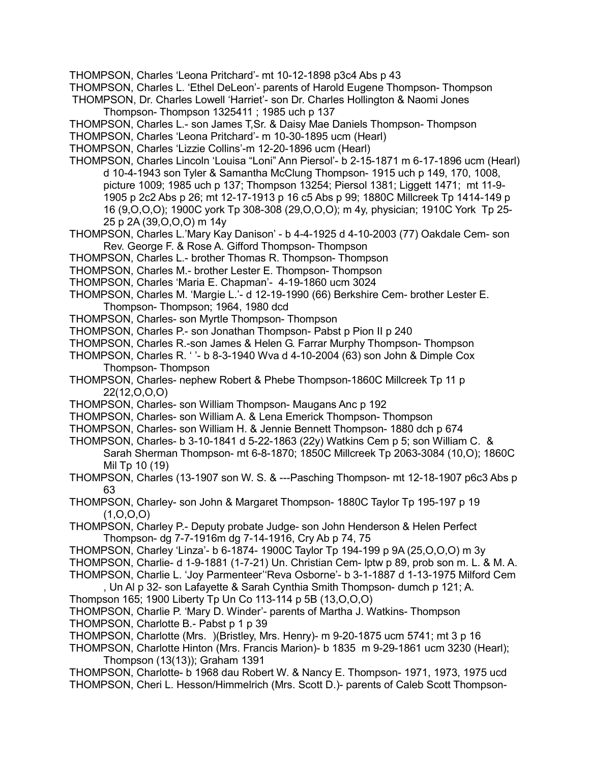THOMPSON, Charles 'Leona Pritchard'- mt 10-12-1898 p3c4 Abs p 43

THOMPSON, Charles L. 'Ethel DeLeon'- parents of Harold Eugene Thompson- Thompson

THOMPSON, Dr. Charles Lowell 'Harriet'- son Dr. Charles Hollington & Naomi Jones Thompson- Thompson 1325411 ; 1985 uch p 137

THOMPSON, Charles L.- son James T,Sr. & Daisy Mae Daniels Thompson- Thompson

THOMPSON, Charles 'Leona Pritchard'- m 10-30-1895 ucm (Hearl)

THOMPSON, Charles 'Lizzie Collins'-m 12-20-1896 ucm (Hearl)

THOMPSON, Charles Lincoln 'Louisa "Loni" Ann Piersol'- b 2-15-1871 m 6-17-1896 ucm (Hearl) d 10-4-1943 son Tyler & Samantha McClung Thompson- 1915 uch p 149, 170, 1008, picture 1009; 1985 uch p 137; Thompson 13254; Piersol 1381; Liggett 1471; mt 11-9-1905 p 2c2 Abs p 26; mt 12-17-1913 p 16 c5 Abs p 99; 1880C Millcreek Tp 1414-149 p 16 (9,O,O,O); 1900C york Tp 308-308 (29,O,O,O); m 4y, physician; 1910C York Tp 25-25 p 2A (39,O,O,O) m 14y

THOMPSON, Charles L.'Mary Kay Danison' - b 4-4-1925 d 4-10-2003 (77) Oakdale Cem- son Rev. George F. & Rose A. Gifford Thompson- Thompson

THOMPSON, Charles L.- brother Thomas R. Thompson- Thompson

THOMPSON, Charles M.- brother Lester E. Thompson- Thompson

THOMPSON, Charles 'Maria E. Chapman'- 4-19-1860 ucm 3024

THOMPSON, Charles M. 'Margie L.'- d 12-19-1990 (66) Berkshire Cem- brother Lester E. Thompson- Thompson; 1964, 1980 dcd

THOMPSON, Charles- son Myrtle Thompson- Thompson

THOMPSON, Charles P.- son Jonathan Thompson- Pabst p Pion II p 240

THOMPSON, Charles R.-son James & Helen G. Farrar Murphy Thompson- Thompson

THOMPSON, Charles R. ' '- b 8-3-1940 Wva d 4-10-2004 (63) son John & Dimple Cox Thompson- Thompson

THOMPSON, Charles- nephew Robert & Phebe Thompson-1860C Millcreek Tp 11 p 22(12,O,O,O)

THOMPSON, Charles- son William Thompson- Maugans Anc p 192

THOMPSON, Charles- son William A. & Lena Emerick Thompson- Thompson

THOMPSON, Charles- son William H. & Jennie Bennett Thompson- 1880 dch p 674

THOMPSON, Charles- b 3-10-1841 d 5-22-1863 (22y) Watkins Cem p 5; son William C. & Sarah Sherman Thompson- mt 6-8-1870; 1850C Millcreek Tp 2063-3084 (10,O); 1860C Mil Tp 10 (19)

THOMPSON, Charles (13-1907 son W. S. & ---Pasching Thompson- mt 12-18-1907 p6c3 Abs p 63

THOMPSON, Charley- son John & Margaret Thompson- 1880C Taylor Tp 195-197 p 19 (1,O,O,O)

THOMPSON, Charley P.- Deputy probate Judge- son John Henderson & Helen Perfect Thompson- dg 7-7-1916m dg 7-14-1916, Cry Ab p 74, 75

THOMPSON, Charley 'Linza'- b 6-1874- 1900C Taylor Tp 194-199 p 9A (25,O,O,O) m 3y

THOMPSON, Charlie- d 1-9-1881 (1-7-21) Un. Christian Cem- lptw p 89, prob son m. L. & M. A.

THOMPSON, Charlie L. 'Joy Parmenteer''Reva Osborne'- b 3-1-1887 d 1-13-1975 Milford Cem , Un Al p 32- son Lafayette & Sarah Cynthia Smith Thompson- dumch p 121; A. Thompson 165; 1900 Liberty Tp Un Co 113-114 p 5B (13,O,O,O)

THOMPSON, Charlie P. 'Mary D. Winder'- parents of Martha J. Watkins- Thompson

THOMPSON, Charlotte B.- Pabst p 1 p 39

THOMPSON, Charlotte (Mrs. )(Bristley, Mrs. Henry)- m 9-20-1875 ucm 5741; mt 3 p 16

THOMPSON, Charlotte Hinton (Mrs. Francis Marion)- b 1835 m 9-29-1861 ucm 3230 (Hearl); Thompson (13(13)); Graham 1391

THOMPSON, Charlotte- b 1968 dau Robert W. & Nancy E. Thompson- 1971, 1973, 1975 ucd

THOMPSON, Cheri L. Hesson/Himmelrich (Mrs. Scott D.)- parents of Caleb Scott Thompson-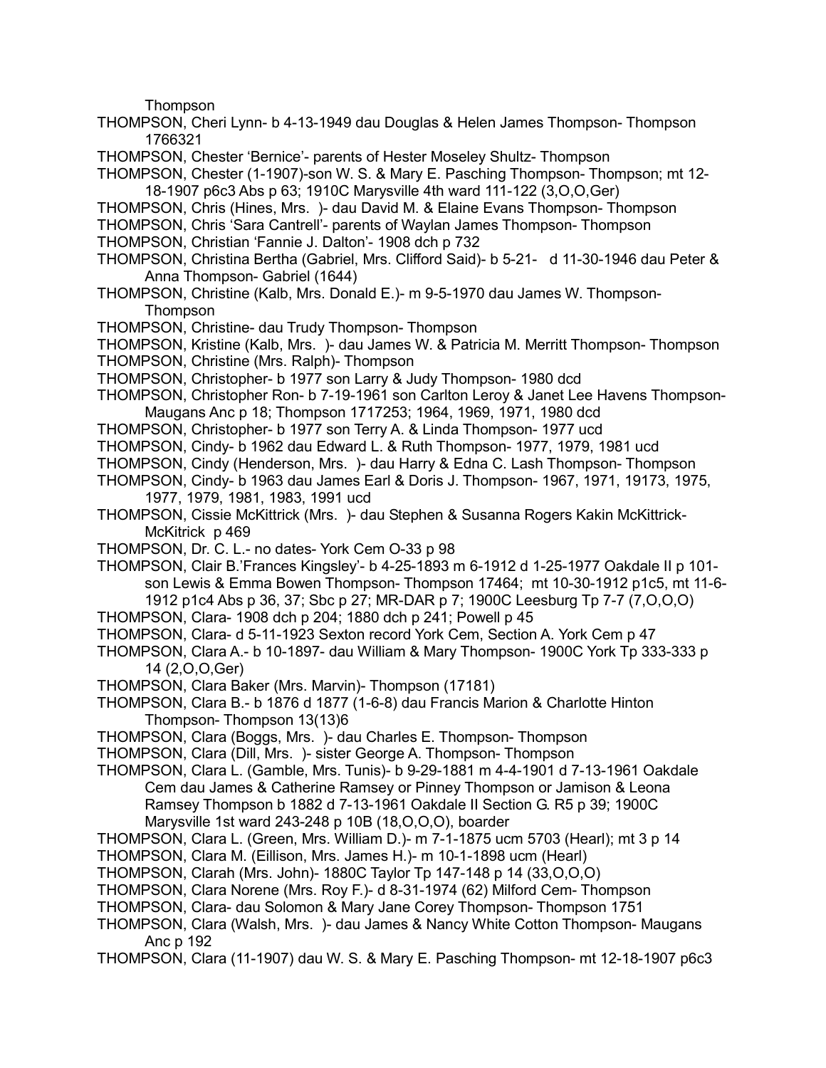Thompson

THOMPSON, Cheri Lynn- b 4-13-1949 dau Douglas & Helen James Thompson- Thompson 1766321

THOMPSON, Chester 'Bernice'- parents of Hester Moseley Shultz- Thompson

THOMPSON, Chester (1-1907)-son W. S. & Mary E. Pasching Thompson- Thompson; mt 12-18-1907 p6c3 Abs p 63; 1910C Marysville 4th ward 111-122 (3,O,O,Ger)

THOMPSON, Chris (Hines, Mrs. )- dau David M. & Elaine Evans Thompson- Thompson

THOMPSON, Chris 'Sara Cantrell'- parents of Waylan James Thompson- Thompson

THOMPSON, Christian 'Fannie J. Dalton'- 1908 dch p 732

THOMPSON, Christina Bertha (Gabriel, Mrs. Clifford Said)- b 5-21- d 11-30-1946 dau Peter & Anna Thompson- Gabriel (1644)

THOMPSON, Christine (Kalb, Mrs. Donald E.)- m 9-5-1970 dau James W. Thompson- Thompson

THOMPSON, Christine- dau Trudy Thompson- Thompson

THOMPSON, Kristine (Kalb, Mrs. )- dau James W. & Patricia M. Merritt Thompson- Thompson

THOMPSON, Christine (Mrs. Ralph)- Thompson

THOMPSON, Christopher- b 1977 son Larry & Judy Thompson- 1980 dcd

THOMPSON, Christopher Ron- b 7-19-1961 son Carlton Leroy & Janet Lee Havens Thompson- Maugans Anc p 18; Thompson 1717253; 1964, 1969, 1971, 1980 dcd

THOMPSON, Christopher- b 1977 son Terry A. & Linda Thompson- 1977 ucd

THOMPSON, Cindy- b 1962 dau Edward L. & Ruth Thompson- 1977, 1979, 1981 ucd

THOMPSON, Cindy (Henderson, Mrs. )- dau Harry & Edna C. Lash Thompson- Thompson

THOMPSON, Cindy- b 1963 dau James Earl & Doris J. Thompson- 1967, 1971, 19173, 1975, 1977, 1979, 1981, 1983, 1991 ucd

THOMPSON, Cissie McKittrick (Mrs. )- dau Stephen & Susanna Rogers Kakin McKittrick- McKittrick p 469

THOMPSON, Dr. C. L.- no dates- York Cem O-33 p 98

THOMPSON, Clair B.'Frances Kingsley'- b 4-25-1893 m 6-1912 d 1-25-1977 Oakdale II p 101- son Lewis & Emma Bowen Thompson- Thompson 17464; mt 10-30-1912 p1c5, mt 11-6-1912 p1c4 Abs p 36, 37; Sbc p 27; MR-DAR p 7; 1900C Leesburg Tp 7-7 (7,O,O,O)

THOMPSON, Clara- 1908 dch p 204; 1880 dch p 241; Powell p 45

THOMPSON, Clara- d 5-11-1923 Sexton record York Cem, Section A. York Cem p 47

THOMPSON, Clara A.- b 10-1897- dau William & Mary Thompson- 1900C York Tp 333-333 p 14 (2,O,O,Ger)

THOMPSON, Clara Baker (Mrs. Marvin)- Thompson (17181)

THOMPSON, Clara B.- b 1876 d 1877 (1-6-8) dau Francis Marion & Charlotte Hinton Thompson- Thompson 13(13)6

THOMPSON, Clara (Boggs, Mrs. )- dau Charles E. Thompson- Thompson

THOMPSON, Clara (Dill, Mrs. )- sister George A. Thompson- Thompson

THOMPSON, Clara L. (Gamble, Mrs. Tunis)- b 9-29-1881 m 4-4-1901 d 7-13-1961 Oakdale Cem dau James & Catherine Ramsey or Pinney Thompson or Jamison & Leona Ramsey Thompson b 1882 d 7-13-1961 Oakdale II Section G. R5 p 39; 1900C Marysville 1st ward 243-248 p 10B (18,O,O,O), boarder

THOMPSON, Clara L. (Green, Mrs. William D.)- m 7-1-1875 ucm 5703 (Hearl); mt 3 p 14

THOMPSON, Clara M. (Eillison, Mrs. James H.)- m 10-1-1898 ucm (Hearl)

THOMPSON, Clarah (Mrs. John)- 1880C Taylor Tp 147-148 p 14 (33,O,O,O)

THOMPSON, Clara Norene (Mrs. Roy F.)- d 8-31-1974 (62) Milford Cem- Thompson

THOMPSON, Clara- dau Solomon & Mary Jane Corey Thompson- Thompson 1751

THOMPSON, Clara (Walsh, Mrs. )- dau James & Nancy White Cotton Thompson- Maugans Anc p 192

THOMPSON, Clara (11-1907) dau W. S. & Mary E. Pasching Thompson- mt 12-18-1907 p6c3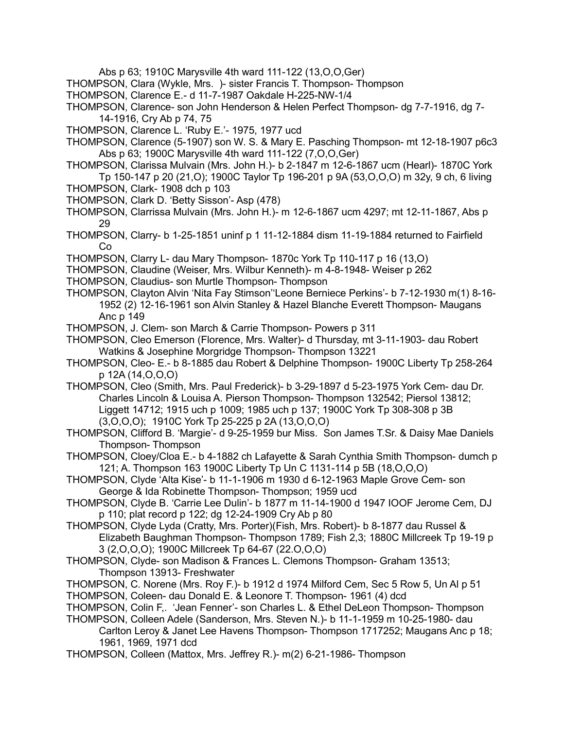Abs p 63; 1910C Marysville 4th ward 111-122 (13,O,O,Ger)

THOMPSON, Clara (Wykle, Mrs. )- sister Francis T. Thompson- Thompson

THOMPSON, Clarence E.- d 11-7-1987 Oakdale H-225-NW-1/4

THOMPSON, Clarence- son John Henderson & Helen Perfect Thompson- dg 7-7-1916, dg 7-14-1916, Cry Ab p 74, 75

THOMPSON, Clarence L. 'Ruby E.'- 1975, 1977 ucd

THOMPSON, Clarence (5-1907) son W. S. & Mary E. Pasching Thompson- mt 12-18-1907 p6c3 Abs p 63; 1900C Marysville 4th ward 111-122 (7,O,O,Ger)

THOMPSON, Clarissa Mulvain (Mrs. John H.)- b 2-1847 m 12-6-1867 ucm (Hearl)- 1870C York Tp 150-147 p 20 (21,O); 1900C Taylor Tp 196-201 p 9A (53,O,O,O) m 32y, 9 ch, 6 living

THOMPSON, Clark- 1908 dch p 103

THOMPSON, Clark D. 'Betty Sisson'- Asp (478)

THOMPSON, Clarrissa Mulvain (Mrs. John H.)- m 12-6-1867 ucm 4297; mt 12-11-1867, Abs p 29

THOMPSON, Clarry- b 1-25-1851 uninf p 1 11-12-1884 dism 11-19-1884 returned to Fairfield Co

THOMPSON, Clarry L- dau Mary Thompson- 1870c York Tp 110-117 p 16 (13,O)

THOMPSON, Claudine (Weiser, Mrs. Wilbur Kenneth)- m 4-8-1948- Weiser p 262

THOMPSON, Claudius- son Murtle Thompson- Thompson

THOMPSON, Clayton Alvin 'Nita Fay Stimson''Leone Berniece Perkins'- b 7-12-1930 m(1) 8-16-1952 (2) 12-16-1961 son Alvin Stanley & Hazel Blanche Everett Thompson- Maugans Anc p 149

THOMPSON, J. Clem- son March & Carrie Thompson- Powers p 311

THOMPSON, Cleo Emerson (Florence, Mrs. Walter)- d Thursday, mt 3-11-1903- dau Robert Watkins & Josephine Morgridge Thompson- Thompson 13221

THOMPSON, Cleo- E.- b 8-1885 dau Robert & Delphine Thompson- 1900C Liberty Tp 258-264 p 12A (14,O,O,O)

THOMPSON, Cleo (Smith, Mrs. Paul Frederick)- b 3-29-1897 d 5-23-1975 York Cem- dau Dr. Charles Lincoln & Louisa A. Pierson Thompson- Thompson 132542; Piersol 13812; Liggett 14712; 1915 uch p 1009; 1985 uch p 137; 1900C York Tp 308-308 p 3B (3,O,O,O); 1910C York Tp 25-225 p 2A (13,O,O,O)

THOMPSON, Clifford B. 'Margie'- d 9-25-1959 bur Miss. Son James T.Sr. & Daisy Mae Daniels Thompson- Thompson

THOMPSON, Cloey/Cloa E.- b 4-1882 ch Lafayette & Sarah Cynthia Smith Thompson- dumch p 121; A. Thompson 163 1900C Liberty Tp Un C 1131-114 p 5B (18,O,O,O)

THOMPSON, Clyde 'Alta Kise'- b 11-1-1906 m 1930 d 6-12-1963 Maple Grove Cem- son George & Ida Robinette Thompson- Thompson; 1959 ucd

THOMPSON, Clyde B. 'Carrie Lee Dulin'- b 1877 m 11-14-1900 d 1947 IOOF Jerome Cem, DJ p 110; plat record p 122; dg 12-24-1909 Cry Ab p 80

THOMPSON, Clyde Lyda (Cratty, Mrs. Porter)(Fish, Mrs. Robert)- b 8-1877 dau Russel & Elizabeth Baughman Thompson- Thompson 1789; Fish 2,3; 1880C Millcreek Tp 19-19 p 3 (2,O,O,O); 1900C Millcreek Tp 64-67 (22.O,O,O)

THOMPSON, Clyde- son Madison & Frances L. Clemons Thompson- Graham 13513; Thompson 13913- Freshwater

THOMPSON, C. Norene (Mrs. Roy F.)- b 1912 d 1974 Milford Cem, Sec 5 Row 5, Un Al p 51

THOMPSON, Coleen- dau Donald E. & Leonore T. Thompson- 1961 (4) dcd

THOMPSON, Colin F,. 'Jean Fenner'- son Charles L. & Ethel DeLeon Thompson- Thompson

THOMPSON, Colleen Adele (Sanderson, Mrs. Steven N.)- b 11-1-1959 m 10-25-1980- dau Carlton Leroy & Janet Lee Havens Thompson- Thompson 1717252; Maugans Anc p 18; 1961, 1969, 1971 dcd

THOMPSON, Colleen (Mattox, Mrs. Jeffrey R.)- m(2) 6-21-1986- Thompson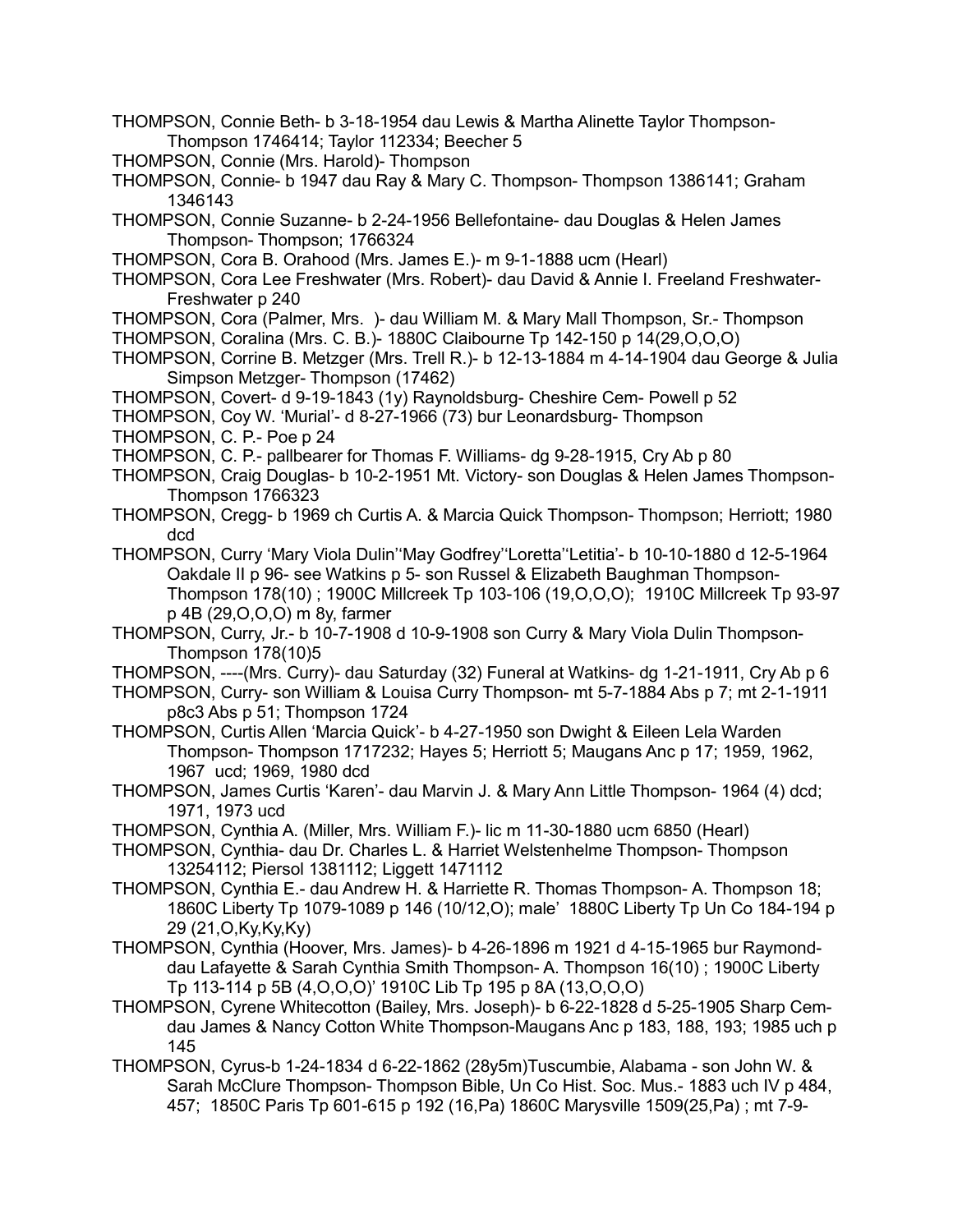THOMPSON, Connie Beth- b 3-18-1954 dau Lewis & Martha Alinette Taylor Thompson- Thompson 1746414; Taylor 112334; Beecher 5

THOMPSON, Connie (Mrs. Harold)- Thompson

THOMPSON, Connie- b 1947 dau Ray & Mary C. Thompson- Thompson 1386141; Graham 1346143

THOMPSON, Connie Suzanne- b 2-24-1956 Bellefontaine- dau Douglas & Helen James Thompson- Thompson; 1766324

THOMPSON, Cora B. Orahood (Mrs. James E.)- m 9-1-1888 ucm (Hearl)

THOMPSON, Cora Lee Freshwater (Mrs. Robert)- dau David & Annie I. Freeland Freshwater- Freshwater p 240

THOMPSON, Cora (Palmer, Mrs. )- dau William M. & Mary Mall Thompson, Sr.- Thompson

THOMPSON, Coralina (Mrs. C. B.)- 1880C Claibourne Tp 142-150 p 14(29,O,O,O)

THOMPSON, Corrine B. Metzger (Mrs. Trell R.)- b 12-13-1884 m 4-14-1904 dau George & Julia Simpson Metzger- Thompson (17462)

THOMPSON, Covert- d 9-19-1843 (1y) Raynoldsburg- Cheshire Cem- Powell p 52

THOMPSON, Coy W. 'Murial'- d 8-27-1966 (73) bur Leonardsburg- Thompson

THOMPSON, C. P.- Poe p 24

THOMPSON, C. P.- pallbearer for Thomas F. Williams- dg 9-28-1915, Cry Ab p 80

THOMPSON, Craig Douglas- b 10-2-1951 Mt. Victory- son Douglas & Helen James Thompson- Thompson 1766323

THOMPSON, Cregg- b 1969 ch Curtis A. & Marcia Quick Thompson- Thompson; Herriott; 1980 dcd

THOMPSON, Curry 'Mary Viola Dulin''May Godfrey''Loretta''Letitia'- b 10-10-1880 d 12-5-1964 Oakdale II p 96- see Watkins p 5- son Russel & Elizabeth Baughman Thompson- Thompson 178(10) ; 1900C Millcreek Tp 103-106 (19,O,O,O); 1910C Millcreek Tp 93-97 p 4B (29,O,O,O) m 8y, farmer

THOMPSON, Curry, Jr.- b 10-7-1908 d 10-9-1908 son Curry & Mary Viola Dulin Thompson- Thompson 178(10)5

THOMPSON, ----(Mrs. Curry)- dau Saturday (32) Funeral at Watkins- dg 1-21-1911, Cry Ab p 6

THOMPSON, Curry- son William & Louisa Curry Thompson- mt 5-7-1884 Abs p 7; mt 2-1-1911 p8c3 Abs p 51; Thompson 1724

THOMPSON, Curtis Allen 'Marcia Quick'- b 4-27-1950 son Dwight & Eileen Lela Warden Thompson- Thompson 1717232; Hayes 5; Herriott 5; Maugans Anc p 17; 1959, 1962, 1967 ucd; 1969, 1980 dcd

THOMPSON, James Curtis 'Karen'- dau Marvin J. & Mary Ann Little Thompson- 1964 (4) dcd; 1971, 1973 ucd

THOMPSON, Cynthia A. (Miller, Mrs. William F.)- lic m 11-30-1880 ucm 6850 (Hearl)

THOMPSON, Cynthia- dau Dr. Charles L. & Harriet Welstenhelme Thompson- Thompson 13254112; Piersol 1381112; Liggett 1471112

THOMPSON, Cynthia E.- dau Andrew H. & Harriette R. Thomas Thompson- A. Thompson 18; 1860C Liberty Tp 1079-1089 p 146 (10/12,O); male' 1880C Liberty Tp Un Co 184-194 p 29 (21,O,Ky,Ky,Ky)

THOMPSON, Cynthia (Hoover, Mrs. James)- b 4-26-1896 m 1921 d 4-15-1965 bur Raymond- dau Lafayette & Sarah Cynthia Smith Thompson- A. Thompson 16(10) ; 1900C Liberty Tp 113-114 p 5B (4,O,O,O)' 1910C Lib Tp 195 p 8A (13,O,O,O)

THOMPSON, Cyrene Whitecotton (Bailey, Mrs. Joseph)- b 6-22-1828 d 5-25-1905 Sharp Cem- dau James & Nancy Cotton White Thompson-Maugans Anc p 183, 188, 193; 1985 uch p 145

THOMPSON, Cyrus-b 1-24-1834 d 6-22-1862 (28y5m)Tuscumbie, Alabama - son John W. & Sarah McClure Thompson- Thompson Bible, Un Co Hist. Soc. Mus.- 1883 uch IV p 484, 457; 1850C Paris Tp 601-615 p 192 (16,Pa) 1860C Marysville 1509(25,Pa) ; mt 7-9-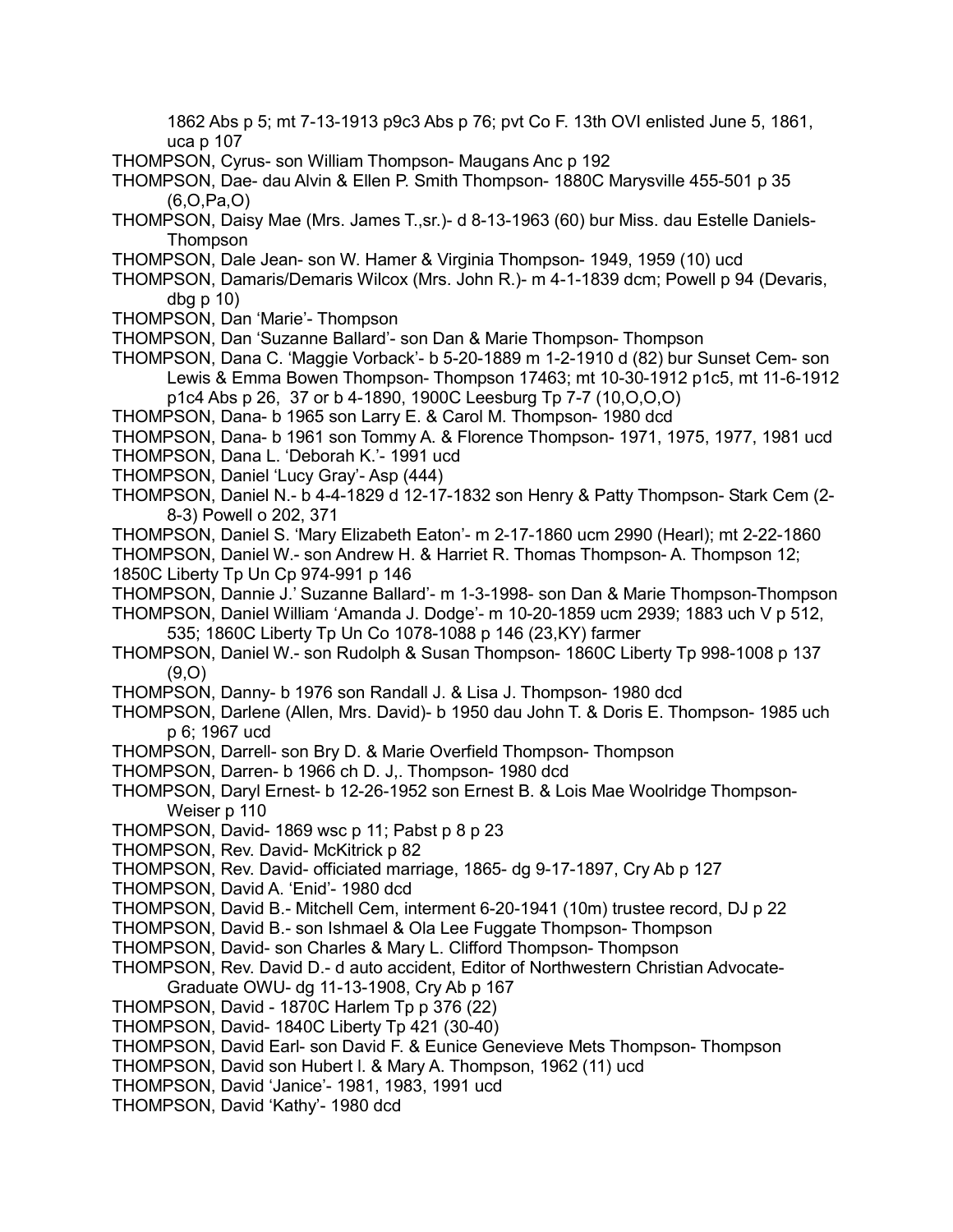1862 Abs p 5; mt 7-13-1913 p9c3 Abs p 76; pvt Co F. 13th OVI enlisted June 5, 1861, uca p 107

THOMPSON, Cyrus- son William Thompson- Maugans Anc p 192

THOMPSON, Dae- dau Alvin & Ellen P. Smith Thompson- 1880C Marysville 455-501 p 35 (6,O,Pa,O)

THOMPSON, Daisy Mae (Mrs. James T.,sr.)- d 8-13-1963 (60) bur Miss. dau Estelle Daniels- Thompson

THOMPSON, Dale Jean- son W. Hamer & Virginia Thompson- 1949, 1959 (10) ucd

THOMPSON, Damaris/Demaris Wilcox (Mrs. John R.)- m 4-1-1839 dcm; Powell p 94 (Devaris, dbg p 10)

THOMPSON, Dan 'Marie'- Thompson

THOMPSON, Dan 'Suzanne Ballard'- son Dan & Marie Thompson- Thompson

THOMPSON, Dana C. 'Maggie Vorback'- b 5-20-1889 m 1-2-1910 d (82) bur Sunset Cem- son Lewis & Emma Bowen Thompson- Thompson 17463; mt 10-30-1912 p1c5, mt 11-6-1912 p1c4 Abs p 26, 37 or b 4-1890, 1900C Leesburg Tp 7-7 (10,O,O,O)

THOMPSON, Dana- b 1965 son Larry E. & Carol M. Thompson- 1980 dcd

THOMPSON, Dana- b 1961 son Tommy A. & Florence Thompson- 1971, 1975, 1977, 1981 ucd

THOMPSON, Dana L. 'Deborah K.'- 1991 ucd

THOMPSON, Daniel 'Lucy Gray'- Asp (444)

THOMPSON, Daniel N.- b 4-4-1829 d 12-17-1832 son Henry & Patty Thompson- Stark Cem (2-8-3) Powell o 202, 371

THOMPSON, Daniel S. 'Mary Elizabeth Eaton'- m 2-17-1860 ucm 2990 (Hearl); mt 2-22-1860

THOMPSON, Daniel W.- son Andrew H. & Harriet R. Thomas Thompson- A. Thompson 12; 1850C Liberty Tp Un Cp 974-991 p 146

THOMPSON, Dannie J.' Suzanne Ballard'- m 1-3-1998- son Dan & Marie Thompson-Thompson

THOMPSON, Daniel William 'Amanda J. Dodge'- m 10-20-1859 ucm 2939; 1883 uch V p 512, 535; 1860C Liberty Tp Un Co 1078-1088 p 146 (23,KY) farmer

THOMPSON, Daniel W.- son Rudolph & Susan Thompson- 1860C Liberty Tp 998-1008 p 137 (9,O)

THOMPSON, Danny- b 1976 son Randall J. & Lisa J. Thompson- 1980 dcd

THOMPSON, Darlene (Allen, Mrs. David)- b 1950 dau John T. & Doris E. Thompson- 1985 uch p 6; 1967 ucd

THOMPSON, Darrell- son Bry D. & Marie Overfield Thompson- Thompson

THOMPSON, Darren- b 1966 ch D. J,. Thompson- 1980 dcd

THOMPSON, Daryl Ernest- b 12-26-1952 son Ernest B. & Lois Mae Woolridge Thompson- Weiser p 110

THOMPSON, David- 1869 wsc p 11; Pabst p 8 p 23

THOMPSON, Rev. David- McKitrick p 82

THOMPSON, Rev. David- officiated marriage, 1865- dg 9-17-1897, Cry Ab p 127

THOMPSON, David A. 'Enid'- 1980 dcd

THOMPSON, David B.- Mitchell Cem, interment 6-20-1941 (10m) trustee record, DJ p 22

THOMPSON, David B.- son Ishmael & Ola Lee Fuggate Thompson- Thompson

THOMPSON, David- son Charles & Mary L. Clifford Thompson- Thompson

THOMPSON, Rev. David D.- d auto accident, Editor of Northwestern Christian Advocate- Graduate OWU- dg 11-13-1908, Cry Ab p 167

THOMPSON, David - 1870C Harlem Tp p 376 (22)

THOMPSON, David- 1840C Liberty Tp 421 (30-40)

THOMPSON, David Earl- son David F. & Eunice Genevieve Mets Thompson- Thompson

THOMPSON, David son Hubert l. & Mary A. Thompson, 1962 (11) ucd

THOMPSON, David 'Janice'- 1981, 1983, 1991 ucd

THOMPSON, David 'Kathy'- 1980 dcd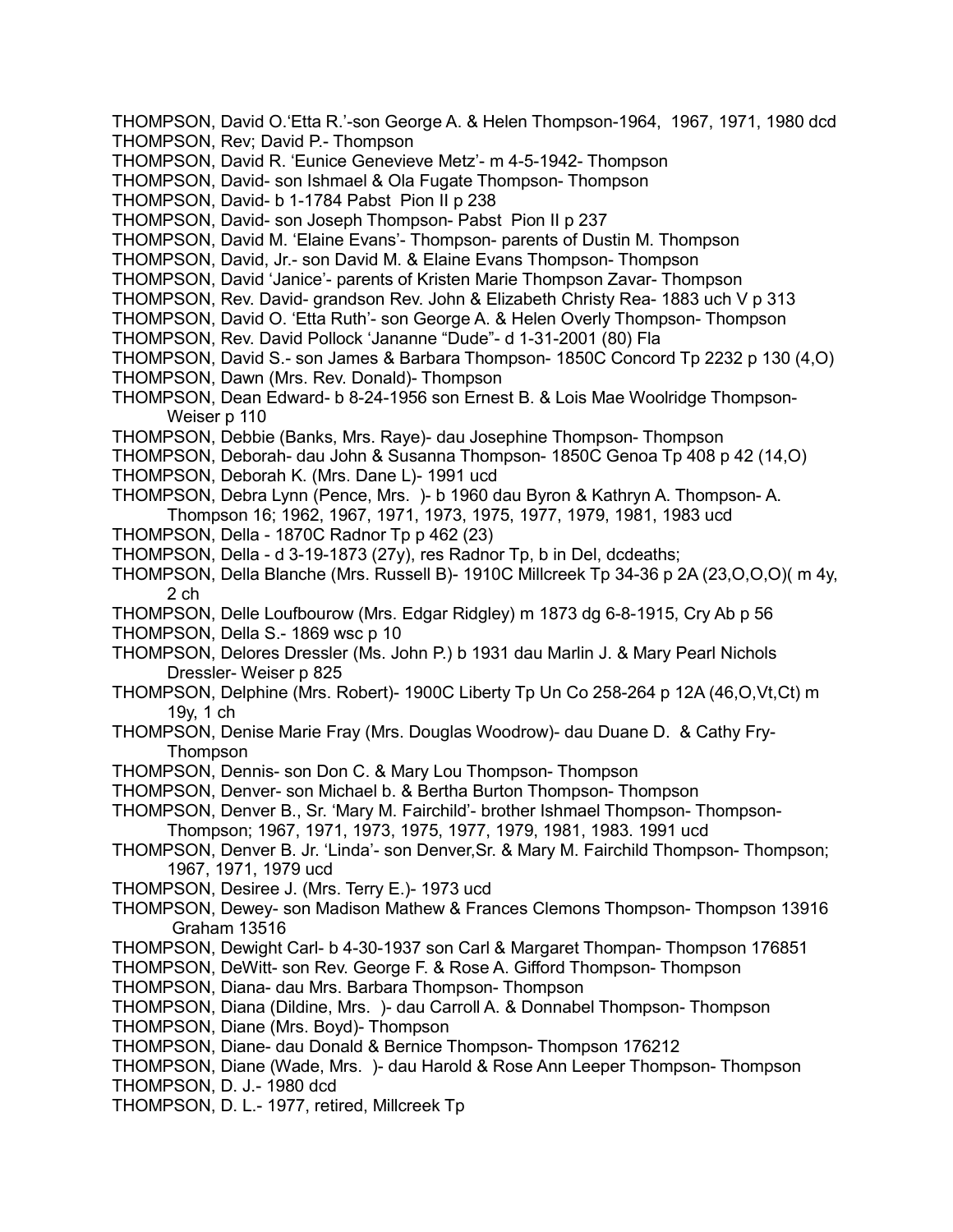THOMPSON, David O.'Etta R.'-son George A. & Helen Thompson-1964, 1967, 1971, 1980 dcd
THOMPSON, Rev; David P.- Thompson
THOMPSON, David R. 'Eunice Genevieve Metz'- m 4-5-1942- Thompson
THOMPSON, David- son Ishmael & Ola Fugate Thompson- Thompson
THOMPSON, David- b 1-1784 Pabst Pion II p 238
THOMPSON, David- son Joseph Thompson- Pabst Pion II p 237
THOMPSON, David M. 'Elaine Evans'- Thompson- parents of Dustin M. Thompson
THOMPSON, David, Jr.- son David M. & Elaine Evans Thompson- Thompson
THOMPSON, David 'Janice'- parents of Kristen Marie Thompson Zavar- Thompson
THOMPSON, Rev. David- grandson Rev. John & Elizabeth Christy Rea- 1883 uch V p 313
THOMPSON, David O. 'Etta Ruth'- son George A. & Helen Overly Thompson- Thompson
THOMPSON, Rev. David Pollock 'Jananne "Dude"- d 1-31-2001 (80) Fla
THOMPSON, David S.- son James & Barbara Thompson- 1850C Concord Tp 2232 p 130 (4,O)
THOMPSON, Dawn (Mrs. Rev. Donald)- Thompson
THOMPSON, Dean Edward- b 8-24-1956 son Ernest B. & Lois Mae Woolridge Thompson- Weiser p 110
THOMPSON, Debbie (Banks, Mrs. Raye)- dau Josephine Thompson- Thompson
THOMPSON, Deborah- dau John & Susanna Thompson- 1850C Genoa Tp 408 p 42 (14,O)
THOMPSON, Deborah K. (Mrs. Dane L)- 1991 ucd
THOMPSON, Debra Lynn (Pence, Mrs. )- b 1960 dau Byron & Kathryn A. Thompson- A. Thompson 16; 1962, 1967, 1971, 1973, 1975, 1977, 1979, 1981, 1983 ucd
THOMPSON, Della - 1870C Radnor Tp p 462 (23)
THOMPSON, Della - d 3-19-1873 (27y), res Radnor Tp, b in Del, dcdeaths;
THOMPSON, Della Blanche (Mrs. Russell B)- 1910C Millcreek Tp 34-36 p 2A (23,O,O,O)( m 4y, 2 ch
THOMPSON, Delle Loufbourow (Mrs. Edgar Ridgley) m 1873 dg 6-8-1915, Cry Ab p 56
THOMPSON, Della S.- 1869 wsc p 10
THOMPSON, Delores Dressler (Ms. John P.) b 1931 dau Marlin J. & Mary Pearl Nichols Dressler- Weiser p 825
THOMPSON, Delphine (Mrs. Robert)- 1900C Liberty Tp Un Co 258-264 p 12A (46,O,Vt,Ct) m 19y, 1 ch
THOMPSON, Denise Marie Fray (Mrs. Douglas Woodrow)- dau Duane D. & Cathy Fry- Thompson
THOMPSON, Dennis- son Don C. & Mary Lou Thompson- Thompson
THOMPSON, Denver- son Michael b. & Bertha Burton Thompson- Thompson
THOMPSON, Denver B., Sr. 'Mary M. Fairchild'- brother Ishmael Thompson- Thompson- Thompson; 1967, 1971, 1973, 1975, 1977, 1979, 1981, 1983. 1991 ucd
THOMPSON, Denver B. Jr. 'Linda'- son Denver,Sr. & Mary M. Fairchild Thompson- Thompson; 1967, 1971, 1979 ucd
THOMPSON, Desiree J. (Mrs. Terry E.)- 1973 ucd
THOMPSON, Dewey- son Madison Mathew & Frances Clemons Thompson- Thompson 13916 Graham 13516
THOMPSON, Dewight Carl- b 4-30-1937 son Carl & Margaret Thompan- Thompson 176851
THOMPSON, DeWitt- son Rev. George F. & Rose A. Gifford Thompson- Thompson
THOMPSON, Diana- dau Mrs. Barbara Thompson- Thompson
THOMPSON, Diana (Dildine, Mrs. )- dau Carroll A. & Donnabel Thompson- Thompson
THOMPSON, Diane (Mrs. Boyd)- Thompson
THOMPSON, Diane- dau Donald & Bernice Thompson- Thompson 176212
THOMPSON, Diane (Wade, Mrs. )- dau Harold & Rose Ann Leeper Thompson- Thompson
THOMPSON, D. J.- 1980 dcd
THOMPSON, D. L.- 1977, retired, Millcreek Tp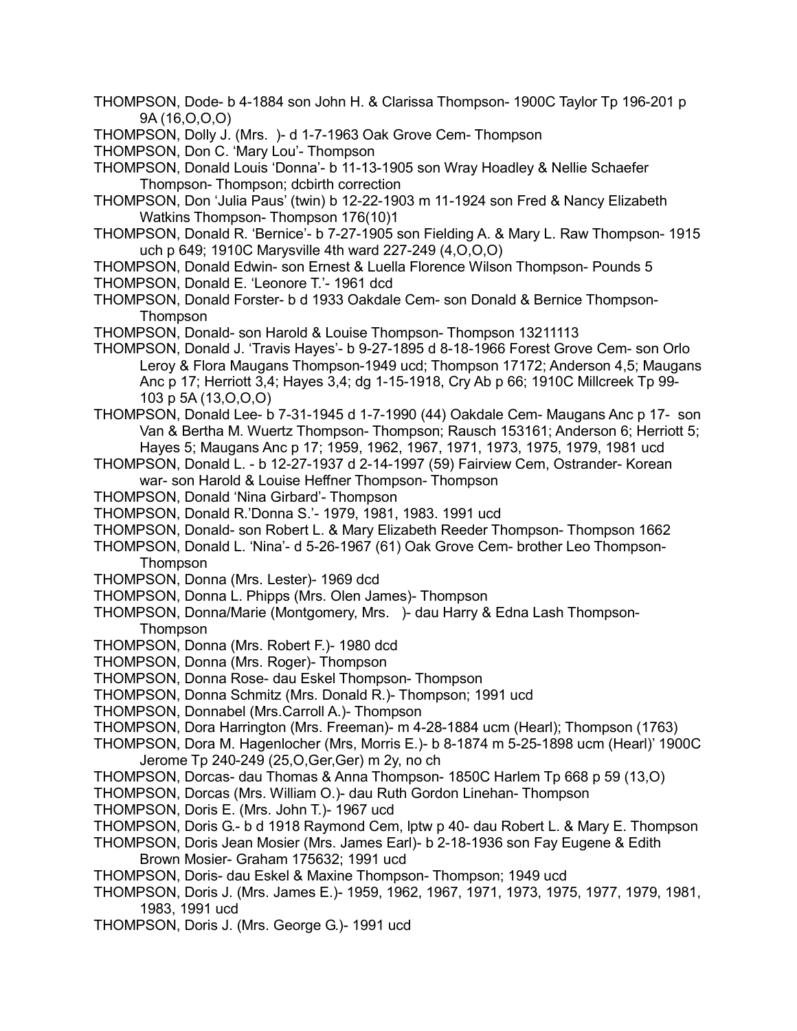THOMPSON, Dode- b 4-1884 son John H. & Clarissa Thompson- 1900C Taylor Tp 196-201 p 9A (16,O,O,O)

THOMPSON, Dolly J. (Mrs. )- d 1-7-1963 Oak Grove Cem- Thompson

THOMPSON, Don C. 'Mary Lou'- Thompson

THOMPSON, Donald Louis 'Donna'- b 11-13-1905 son Wray Hoadley & Nellie Schaefer Thompson- Thompson; dcbirth correction

THOMPSON, Don 'Julia Paus' (twin) b 12-22-1903 m 11-1924 son Fred & Nancy Elizabeth Watkins Thompson- Thompson 176(10)1

THOMPSON, Donald R. 'Bernice'- b 7-27-1905 son Fielding A. & Mary L. Raw Thompson- 1915 uch p 649; 1910C Marysville 4th ward 227-249 (4,O,O,O)

THOMPSON, Donald Edwin- son Ernest & Luella Florence Wilson Thompson- Pounds 5

THOMPSON, Donald E. 'Leonore T.'- 1961 dcd

THOMPSON, Donald Forster- b d 1933 Oakdale Cem- son Donald & Bernice Thompson- Thompson

THOMPSON, Donald- son Harold & Louise Thompson- Thompson 13211113

THOMPSON, Donald J. 'Travis Hayes'- b 9-27-1895 d 8-18-1966 Forest Grove Cem- son Orlo Leroy & Flora Maugans Thompson-1949 ucd; Thompson 17172; Anderson 4,5; Maugans Anc p 17; Herriott 3,4; Hayes 3,4; dg 1-15-1918, Cry Ab p 66; 1910C Millcreek Tp 99-103 p 5A (13,O,O,O)

THOMPSON, Donald Lee- b 7-31-1945 d 1-7-1990 (44) Oakdale Cem- Maugans Anc p 17- son Van & Bertha M. Wuertz Thompson- Thompson; Rausch 153161; Anderson 6; Herriott 5; Hayes 5; Maugans Anc p 17; 1959, 1962, 1967, 1971, 1973, 1975, 1979, 1981 ucd

THOMPSON, Donald L. - b 12-27-1937 d 2-14-1997 (59) Fairview Cem, Ostrander- Korean war- son Harold & Louise Heffner Thompson- Thompson

THOMPSON, Donald 'Nina Girbard'- Thompson

THOMPSON, Donald R.'Donna S.'- 1979, 1981, 1983. 1991 ucd

THOMPSON, Donald- son Robert L. & Mary Elizabeth Reeder Thompson- Thompson 1662

THOMPSON, Donald L. 'Nina'- d 5-26-1967 (61) Oak Grove Cem- brother Leo Thompson- Thompson

THOMPSON, Donna (Mrs. Lester)- 1969 dcd

THOMPSON, Donna L. Phipps (Mrs. Olen James)- Thompson

THOMPSON, Donna/Marie (Montgomery, Mrs. )- dau Harry & Edna Lash Thompson- Thompson

THOMPSON, Donna (Mrs. Robert F.)- 1980 dcd

THOMPSON, Donna (Mrs. Roger)- Thompson

THOMPSON, Donna Rose- dau Eskel Thompson- Thompson

THOMPSON, Donna Schmitz (Mrs. Donald R.)- Thompson; 1991 ucd

THOMPSON, Donnabel (Mrs.Carroll A.)- Thompson

THOMPSON, Dora Harrington (Mrs. Freeman)- m 4-28-1884 ucm (Hearl); Thompson (1763)

THOMPSON, Dora M. Hagenlocher (Mrs, Morris E.)- b 8-1874 m 5-25-1898 ucm (Hearl)' 1900C Jerome Tp 240-249 (25,O,Ger,Ger) m 2y, no ch

THOMPSON, Dorcas- dau Thomas & Anna Thompson- 1850C Harlem Tp 668 p 59 (13,O)

THOMPSON, Dorcas (Mrs. William O.)- dau Ruth Gordon Linehan- Thompson

THOMPSON, Doris E. (Mrs. John T.)- 1967 ucd

THOMPSON, Doris G.- b d 1918 Raymond Cem, lptw p 40- dau Robert L. & Mary E. Thompson

THOMPSON, Doris Jean Mosier (Mrs. James Earl)- b 2-18-1936 son Fay Eugene & Edith Brown Mosier- Graham 175632; 1991 ucd

THOMPSON, Doris- dau Eskel & Maxine Thompson- Thompson; 1949 ucd

THOMPSON, Doris J. (Mrs. James E.)- 1959, 1962, 1967, 1971, 1973, 1975, 1977, 1979, 1981, 1983, 1991 ucd

THOMPSON, Doris J. (Mrs. George G.)- 1991 ucd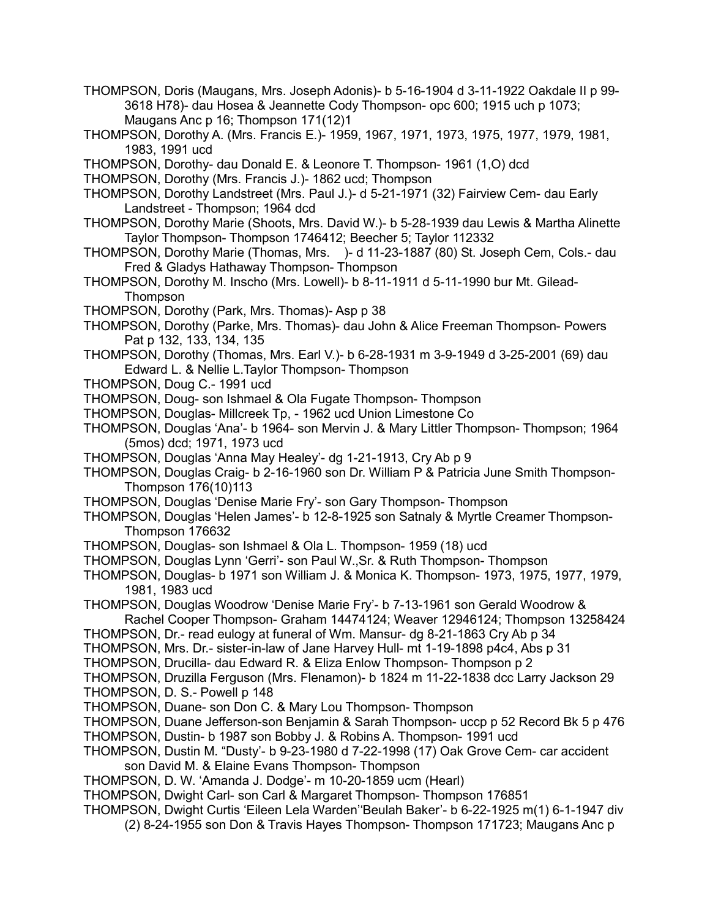THOMPSON, Doris (Maugans, Mrs. Joseph Adonis)- b 5-16-1904 d 3-11-1922 Oakdale II p 99-3618 H78)- dau Hosea & Jeannette Cody Thompson- opc 600; 1915 uch p 1073; Maugans Anc p 16; Thompson 171(12)1

THOMPSON, Dorothy A. (Mrs. Francis E.)- 1959, 1967, 1971, 1973, 1975, 1977, 1979, 1981, 1983, 1991 ucd

THOMPSON, Dorothy- dau Donald E. & Leonore T. Thompson- 1961 (1,O) dcd

THOMPSON, Dorothy (Mrs. Francis J.)- 1862 ucd; Thompson

THOMPSON, Dorothy Landstreet (Mrs. Paul J.)- d 5-21-1971 (32) Fairview Cem- dau Early Landstreet - Thompson; 1964 dcd

THOMPSON, Dorothy Marie (Shoots, Mrs. David W.)- b 5-28-1939 dau Lewis & Martha Alinette Taylor Thompson- Thompson 1746412; Beecher 5; Taylor 112332

THOMPSON, Dorothy Marie (Thomas, Mrs. )- d 11-23-1887 (80) St. Joseph Cem, Cols.- dau Fred & Gladys Hathaway Thompson- Thompson

THOMPSON, Dorothy M. Inscho (Mrs. Lowell)- b 8-11-1911 d 5-11-1990 bur Mt. Gilead- Thompson

THOMPSON, Dorothy (Park, Mrs. Thomas)- Asp p 38

THOMPSON, Dorothy (Parke, Mrs. Thomas)- dau John & Alice Freeman Thompson- Powers Pat p 132, 133, 134, 135

THOMPSON, Dorothy (Thomas, Mrs. Earl V.)- b 6-28-1931 m 3-9-1949 d 3-25-2001 (69) dau Edward L. & Nellie L.Taylor Thompson- Thompson

THOMPSON, Doug C.- 1991 ucd

THOMPSON, Doug- son Ishmael & Ola Fugate Thompson- Thompson

THOMPSON, Douglas- Millcreek Tp, - 1962 ucd Union Limestone Co

THOMPSON, Douglas 'Ana'- b 1964- son Mervin J. & Mary Littler Thompson- Thompson; 1964 (5mos) dcd; 1971, 1973 ucd

THOMPSON, Douglas 'Anna May Healey'- dg 1-21-1913, Cry Ab p 9

THOMPSON, Douglas Craig- b 2-16-1960 son Dr. William P & Patricia June Smith Thompson- Thompson 176(10)113

THOMPSON, Douglas 'Denise Marie Fry'- son Gary Thompson- Thompson

THOMPSON, Douglas 'Helen James'- b 12-8-1925 son Satnaly & Myrtle Creamer Thompson- Thompson 176632

THOMPSON, Douglas- son Ishmael & Ola L. Thompson- 1959 (18) ucd

THOMPSON, Douglas Lynn 'Gerri'- son Paul W.,Sr. & Ruth Thompson- Thompson

THOMPSON, Douglas- b 1971 son William J. & Monica K. Thompson- 1973, 1975, 1977, 1979, 1981, 1983 ucd

THOMPSON, Douglas Woodrow 'Denise Marie Fry'- b 7-13-1961 son Gerald Woodrow & Rachel Cooper Thompson- Graham 14474124; Weaver 12946124; Thompson 13258424

THOMPSON, Dr.- read eulogy at funeral of Wm. Mansur- dg 8-21-1863 Cry Ab p 34

THOMPSON, Mrs. Dr.- sister-in-law of Jane Harvey Hull- mt 1-19-1898 p4c4, Abs p 31

THOMPSON, Drucilla- dau Edward R. & Eliza Enlow Thompson- Thompson p 2

THOMPSON, Druzilla Ferguson (Mrs. Flenamon)- b 1824 m 11-22-1838 dcc Larry Jackson 29

THOMPSON, D. S.- Powell p 148

THOMPSON, Duane- son Don C. & Mary Lou Thompson- Thompson

THOMPSON, Duane Jefferson-son Benjamin & Sarah Thompson- uccp p 52 Record Bk 5 p 476

THOMPSON, Dustin- b 1987 son Bobby J. & Robins A. Thompson- 1991 ucd

THOMPSON, Dustin M. "Dusty'- b 9-23-1980 d 7-22-1998 (17) Oak Grove Cem- car accident son David M. & Elaine Evans Thompson- Thompson

THOMPSON, D. W. 'Amanda J. Dodge'- m 10-20-1859 ucm (Hearl)

THOMPSON, Dwight Carl- son Carl & Margaret Thompson- Thompson 176851

THOMPSON, Dwight Curtis 'Eileen Lela Warden''Beulah Baker'- b 6-22-1925 m(1) 6-1-1947 div (2) 8-24-1955 son Don & Travis Hayes Thompson- Thompson 171723; Maugans Anc p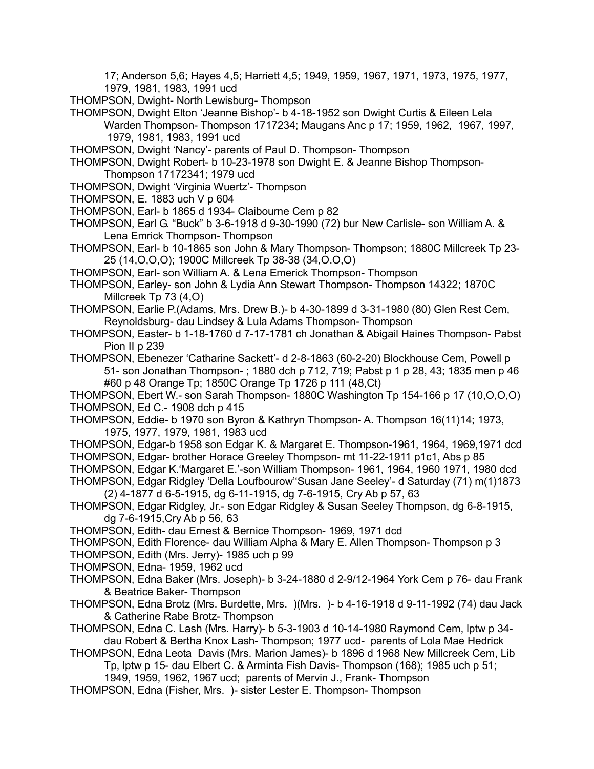17; Anderson 5,6; Hayes 4,5; Harriett 4,5; 1949, 1959, 1967, 1971, 1973, 1975, 1977, 1979, 1981, 1983, 1991 ucd

THOMPSON, Dwight- North Lewisburg- Thompson

THOMPSON, Dwight Elton 'Jeanne Bishop'- b 4-18-1952 son Dwight Curtis & Eileen Lela Warden Thompson- Thompson 1717234; Maugans Anc p 17; 1959, 1962, 1967, 1997, 1979, 1981, 1983, 1991 ucd

THOMPSON, Dwight 'Nancy'- parents of Paul D. Thompson- Thompson

THOMPSON, Dwight Robert- b 10-23-1978 son Dwight E. & Jeanne Bishop Thompson- Thompson 17172341; 1979 ucd

THOMPSON, Dwight 'Virginia Wuertz'- Thompson

THOMPSON, E. 1883 uch V p 604

THOMPSON, Earl- b 1865 d 1934- Claibourne Cem p 82

THOMPSON, Earl G. "Buck" b 3-6-1918 d 9-30-1990 (72) bur New Carlisle- son William A. & Lena Emrick Thompson- Thompson

THOMPSON, Earl- b 10-1865 son John & Mary Thompson- Thompson; 1880C Millcreek Tp 23-25 (14,O,O,O); 1900C Millcreek Tp 38-38 (34,O.O,O)

THOMPSON, Earl- son William A. & Lena Emerick Thompson- Thompson

THOMPSON, Earley- son John & Lydia Ann Stewart Thompson- Thompson 14322; 1870C Millcreek Tp 73 (4,O)

THOMPSON, Earlie P.(Adams, Mrs. Drew B.)- b 4-30-1899 d 3-31-1980 (80) Glen Rest Cem, Reynoldsburg- dau Lindsey & Lula Adams Thompson- Thompson

THOMPSON, Easter- b 1-18-1760 d 7-17-1781 ch Jonathan & Abigail Haines Thompson- Pabst Pion II p 239

THOMPSON, Ebenezer 'Catharine Sackett'- d 2-8-1863 (60-2-20) Blockhouse Cem, Powell p 51- son Jonathan Thompson- ; 1880 dch p 712, 719; Pabst p 1 p 28, 43; 1835 men p 46 #60 p 48 Orange Tp; 1850C Orange Tp 1726 p 111 (48,Ct)

THOMPSON, Ebert W.- son Sarah Thompson- 1880C Washington Tp 154-166 p 17 (10,O,O,O)

THOMPSON, Ed C.- 1908 dch p 415

THOMPSON, Eddie- b 1970 son Byron & Kathryn Thompson- A. Thompson 16(11)14; 1973, 1975, 1977, 1979, 1981, 1983 ucd

THOMPSON, Edgar-b 1958 son Edgar K. & Margaret E. Thompson-1961, 1964, 1969,1971 dcd

THOMPSON, Edgar- brother Horace Greeley Thompson- mt 11-22-1911 p1c1, Abs p 85

THOMPSON, Edgar K.'Margaret E.'-son William Thompson- 1961, 1964, 1960 1971, 1980 dcd

THOMPSON, Edgar Ridgley 'Della Loufbourow''Susan Jane Seeley'- d Saturday (71) m(1)1873 (2) 4-1877 d 6-5-1915, dg 6-11-1915, dg 7-6-1915, Cry Ab p 57, 63

THOMPSON, Edgar Ridgley, Jr.- son Edgar Ridgley & Susan Seeley Thompson, dg 6-8-1915, dg 7-6-1915,Cry Ab p 56, 63

THOMPSON, Edith- dau Ernest & Bernice Thompson- 1969, 1971 dcd

THOMPSON, Edith Florence- dau William Alpha & Mary E. Allen Thompson- Thompson p 3

THOMPSON, Edith (Mrs. Jerry)- 1985 uch p 99

THOMPSON, Edna- 1959, 1962 ucd

THOMPSON, Edna Baker (Mrs. Joseph)- b 3-24-1880 d 2-9/12-1964 York Cem p 76- dau Frank & Beatrice Baker- Thompson

THOMPSON, Edna Brotz (Mrs. Burdette, Mrs. )(Mrs. )- b 4-16-1918 d 9-11-1992 (74) dau Jack & Catherine Rabe Brotz- Thompson

THOMPSON, Edna C. Lash (Mrs. Harry)- b 5-3-1903 d 10-14-1980 Raymond Cem, lptw p 34- dau Robert & Bertha Knox Lash- Thompson; 1977 ucd- parents of Lola Mae Hedrick

THOMPSON, Edna Leota Davis (Mrs. Marion James)- b 1896 d 1968 New Millcreek Cem, Lib Tp, lptw p 15- dau Elbert C. & Arminta Fish Davis- Thompson (168); 1985 uch p 51; 1949, 1959, 1962, 1967 ucd; parents of Mervin J., Frank- Thompson

THOMPSON, Edna (Fisher, Mrs. )- sister Lester E. Thompson- Thompson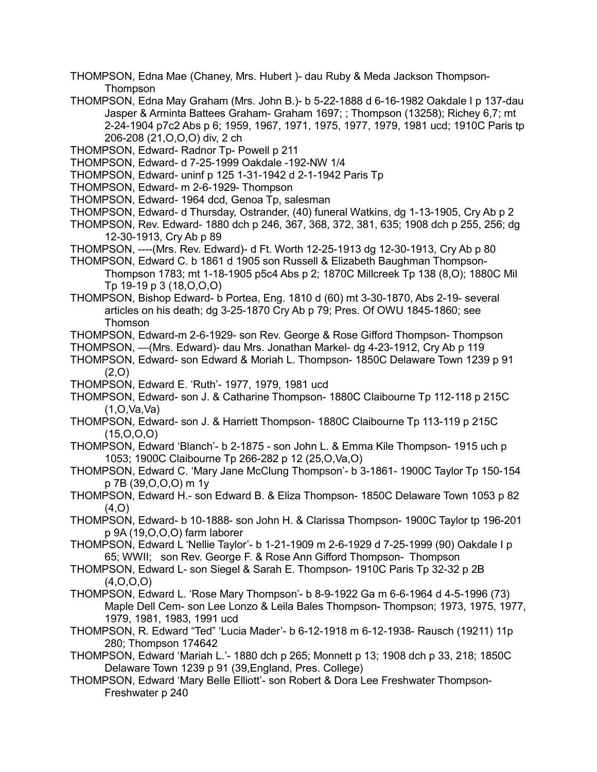THOMPSON, Edna Mae (Chaney, Mrs. Hubert )- dau Ruby & Meda Jackson Thompson- Thompson

THOMPSON, Edna May Graham (Mrs. John B.)- b 5-22-1888 d 6-16-1982 Oakdale I p 137-dau Jasper & Arminta Battees Graham- Graham 1697; ; Thompson (13258); Richey 6,7; mt 2-24-1904 p7c2 Abs p 6; 1959, 1967, 1971, 1975, 1977, 1979, 1981 ucd; 1910C Paris tp 206-208 (21,O,O,O) div, 2 ch

THOMPSON, Edward- Radnor Tp- Powell p 211

THOMPSON, Edward- d 7-25-1999 Oakdale -192-NW 1/4

THOMPSON, Edward- uninf p 125 1-31-1942 d 2-1-1942 Paris Tp

THOMPSON, Edward- m 2-6-1929- Thompson

THOMPSON, Edward- 1964 dcd, Genoa Tp, salesman

THOMPSON, Edward- d Thursday, Ostrander, (40) funeral Watkins, dg 1-13-1905, Cry Ab p 2

THOMPSON, Rev. Edward- 1880 dch p 246, 367, 368, 372, 381, 635; 1908 dch p 255, 256; dg 12-30-1913, Cry Ab p 89

THOMPSON, ----(Mrs. Rev. Edward)- d Ft. Worth 12-25-1913 dg 12-30-1913, Cry Ab p 80

THOMPSON, Edward C. b 1861 d 1905 son Russell & Elizabeth Baughman Thompson- Thompson 1783; mt 1-18-1905 p5c4 Abs p 2; 1870C Millcreek Tp 138 (8,O); 1880C Mil Tp 19-19 p 3 (18,O,O,O)

THOMPSON, Bishop Edward- b Portea, Eng. 1810 d (60) mt 3-30-1870, Abs 2-19- several articles on his death; dg 3-25-1870 Cry Ab p 79; Pres. Of OWU 1845-1860; see Thomson

THOMPSON, Edward-m 2-6-1929- son Rev. George & Rose Gifford Thompson- Thompson

THOMPSON, —(Mrs. Edward)- dau Mrs. Jonathan Markel- dg 4-23-1912, Cry Ab p 119

THOMPSON, Edward- son Edward & Moriah L. Thompson- 1850C Delaware Town 1239 p 91 (2,O)

THOMPSON, Edward E. 'Ruth'- 1977, 1979, 1981 ucd

THOMPSON, Edward- son J. & Catharine Thompson- 1880C Claibourne Tp 112-118 p 215C (1,O,Va,Va)

THOMPSON, Edward- son J. & Harriett Thompson- 1880C Claibourne Tp 113-119 p 215C (15,O,O,O)

THOMPSON, Edward 'Blanch'- b 2-1875 - son John L. & Emma Kile Thompson- 1915 uch p 1053; 1900C Claibourne Tp 266-282 p 12 (25,O,Va,O)

THOMPSON, Edward C. 'Mary Jane McClung Thompson'- b 3-1861- 1900C Taylor Tp 150-154 p 7B (39,O,O,O) m 1y

THOMPSON, Edward H.- son Edward B. & Eliza Thompson- 1850C Delaware Town 1053 p 82 (4,O)

THOMPSON, Edward- b 10-1888- son John H. & Clarissa Thompson- 1900C Taylor tp 196-201 p 9A (19,O,O,O) farm laborer

THOMPSON, Edward L 'Nellie Taylor'- b 1-21-1909 m 2-6-1929 d 7-25-1999 (90) Oakdale I p 65; WWII; son Rev. George F. & Rose Ann Gifford Thompson- Thompson

THOMPSON, Edward L- son Siegel & Sarah E. Thompson- 1910C Paris Tp 32-32 p 2B (4,O,O,O)

THOMPSON, Edward L. 'Rose Mary Thompson'- b 8-9-1922 Ga m 6-6-1964 d 4-5-1996 (73) Maple Dell Cem- son Lee Lonzo & Leila Bales Thompson- Thompson; 1973, 1975, 1977, 1979, 1981, 1983, 1991 ucd

THOMPSON, R. Edward "Ted" 'Lucia Mader'- b 6-12-1918 m 6-12-1938- Rausch (19211) 11p 280; Thompson 174642

THOMPSON, Edward 'Mariah L.'- 1880 dch p 265; Monnett p 13; 1908 dch p 33, 218; 1850C Delaware Town 1239 p 91 (39,England, Pres. College)

THOMPSON, Edward 'Mary Belle Elliott'- son Robert & Dora Lee Freshwater Thompson- Freshwater p 240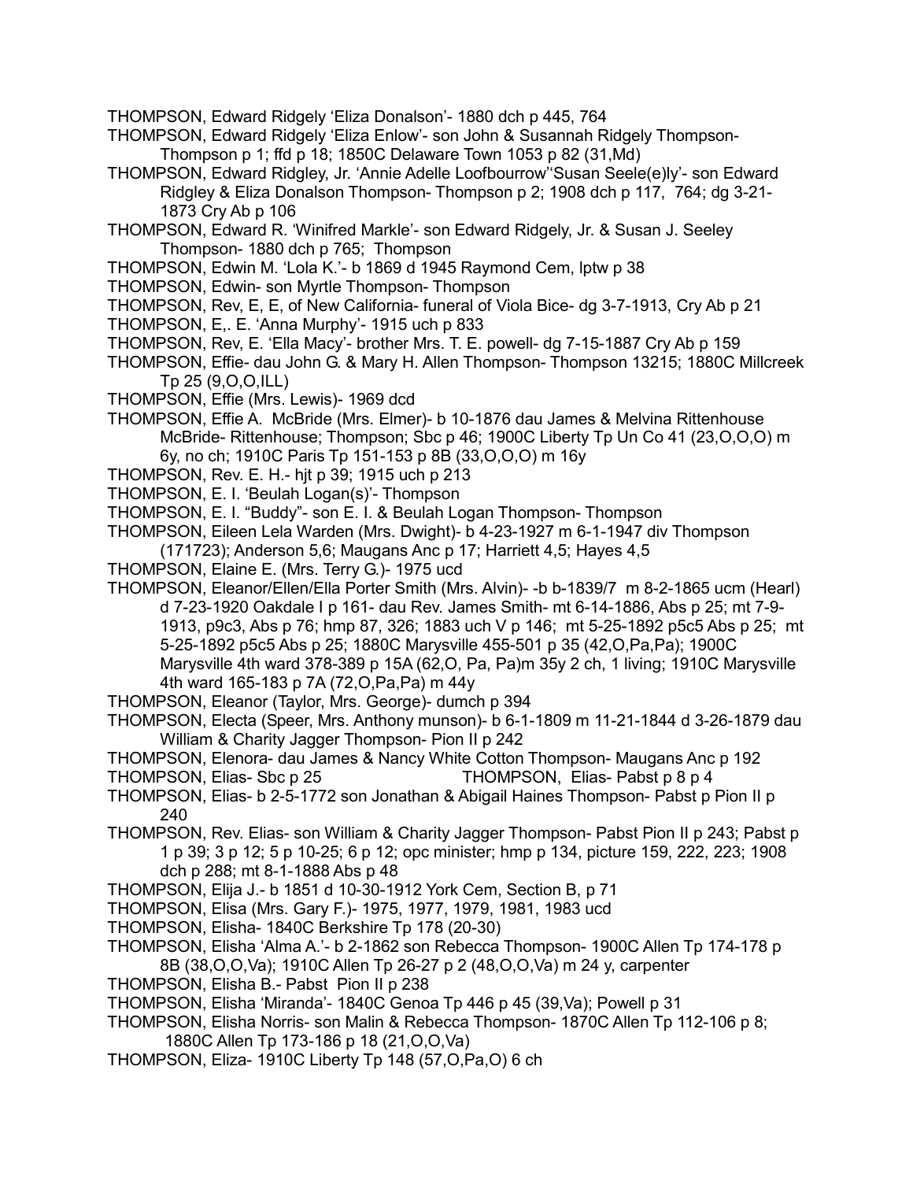THOMPSON, Edward Ridgely 'Eliza Donalson'- 1880 dch p 445, 764

THOMPSON, Edward Ridgely 'Eliza Enlow'- son John & Susannah Ridgely Thompson- Thompson p 1; ffd p 18; 1850C Delaware Town 1053 p 82 (31,Md)

THOMPSON, Edward Ridgley, Jr. 'Annie Adelle Loofbourrow''Susan Seele(e)ly'- son Edward Ridgley & Eliza Donalson Thompson- Thompson p 2; 1908 dch p 117, 764; dg 3-21-1873 Cry Ab p 106

THOMPSON, Edward R. 'Winifred Markle'- son Edward Ridgely, Jr. & Susan J. Seeley Thompson- 1880 dch p 765; Thompson

THOMPSON, Edwin M. 'Lola K.'- b 1869 d 1945 Raymond Cem, lptw p 38

THOMPSON, Edwin- son Myrtle Thompson- Thompson

THOMPSON, Rev, E, E, of New California- funeral of Viola Bice- dg 3-7-1913, Cry Ab p 21

THOMPSON, E,. E. 'Anna Murphy'- 1915 uch p 833

THOMPSON, Rev, E. 'Ella Macy'- brother Mrs. T. E. powell- dg 7-15-1887 Cry Ab p 159

THOMPSON, Effie- dau John G. & Mary H. Allen Thompson- Thompson 13215; 1880C Millcreek Tp 25 (9,O,O,ILL)

THOMPSON, Effie (Mrs. Lewis)- 1969 dcd

THOMPSON, Effie A. McBride (Mrs. Elmer)- b 10-1876 dau James & Melvina Rittenhouse McBride- Rittenhouse; Thompson; Sbc p 46; 1900C Liberty Tp Un Co 41 (23,O,O,O) m 6y, no ch; 1910C Paris Tp 151-153 p 8B (33,O,O,O) m 16y

THOMPSON, Rev. E. H.- hjt p 39; 1915 uch p 213

THOMPSON, E. I. 'Beulah Logan(s)'- Thompson

THOMPSON, E. I. "Buddy"- son E. I. & Beulah Logan Thompson- Thompson

THOMPSON, Eileen Lela Warden (Mrs. Dwight)- b 4-23-1927 m 6-1-1947 div Thompson (171723); Anderson 5,6; Maugans Anc p 17; Harriett 4,5; Hayes 4,5

THOMPSON, Elaine E. (Mrs. Terry G.)- 1975 ucd

THOMPSON, Eleanor/Ellen/Ella Porter Smith (Mrs. Alvin)- -b b-1839/7 m 8-2-1865 ucm (Hearl) d 7-23-1920 Oakdale I p 161- dau Rev. James Smith- mt 6-14-1886, Abs p 25; mt 7-9-1913, p9c3, Abs p 76; hmp 87, 326; 1883 uch V p 146; mt 5-25-1892 p5c5 Abs p 25; mt 5-25-1892 p5c5 Abs p 25; 1880C Marysville 455-501 p 35 (42,O,Pa,Pa); 1900C Marysville 4th ward 378-389 p 15A (62,O, Pa, Pa)m 35y 2 ch, 1 living; 1910C Marysville 4th ward 165-183 p 7A (72,O,Pa,Pa) m 44y

THOMPSON, Eleanor (Taylor, Mrs. George)- dumch p 394

THOMPSON, Electa (Speer, Mrs. Anthony munson)- b 6-1-1809 m 11-21-1844 d 3-26-1879 dau William & Charity Jagger Thompson- Pion II p 242

THOMPSON, Elenora- dau James & Nancy White Cotton Thompson- Maugans Anc p 192

THOMPSON, Elias- Sbc p 25

THOMPSON, Elias- Pabst p 8 p 4

THOMPSON, Elias- b 2-5-1772 son Jonathan & Abigail Haines Thompson- Pabst p Pion II p 240

THOMPSON, Rev. Elias- son William & Charity Jagger Thompson- Pabst Pion II p 243; Pabst p 1 p 39; 3 p 12; 5 p 10-25; 6 p 12; opc minister; hmp p 134, picture 159, 222, 223; 1908 dch p 288; mt 8-1-1888 Abs p 48

THOMPSON, Elija J.- b 1851 d 10-30-1912 York Cem, Section B, p 71

THOMPSON, Elisa (Mrs. Gary F.)- 1975, 1977, 1979, 1981, 1983 ucd

THOMPSON, Elisha- 1840C Berkshire Tp 178 (20-30)

THOMPSON, Elisha 'Alma A.'- b 2-1862 son Rebecca Thompson- 1900C Allen Tp 174-178 p 8B (38,O,O,Va); 1910C Allen Tp 26-27 p 2 (48,O,O,Va) m 24 y, carpenter

THOMPSON, Elisha B.- Pabst Pion II p 238

THOMPSON, Elisha 'Miranda'- 1840C Genoa Tp 446 p 45 (39,Va); Powell p 31

THOMPSON, Elisha Norris- son Malin & Rebecca Thompson- 1870C Allen Tp 112-106 p 8; 1880C Allen Tp 173-186 p 18 (21,O,O,Va)

THOMPSON, Eliza- 1910C Liberty Tp 148 (57,O,Pa,O) 6 ch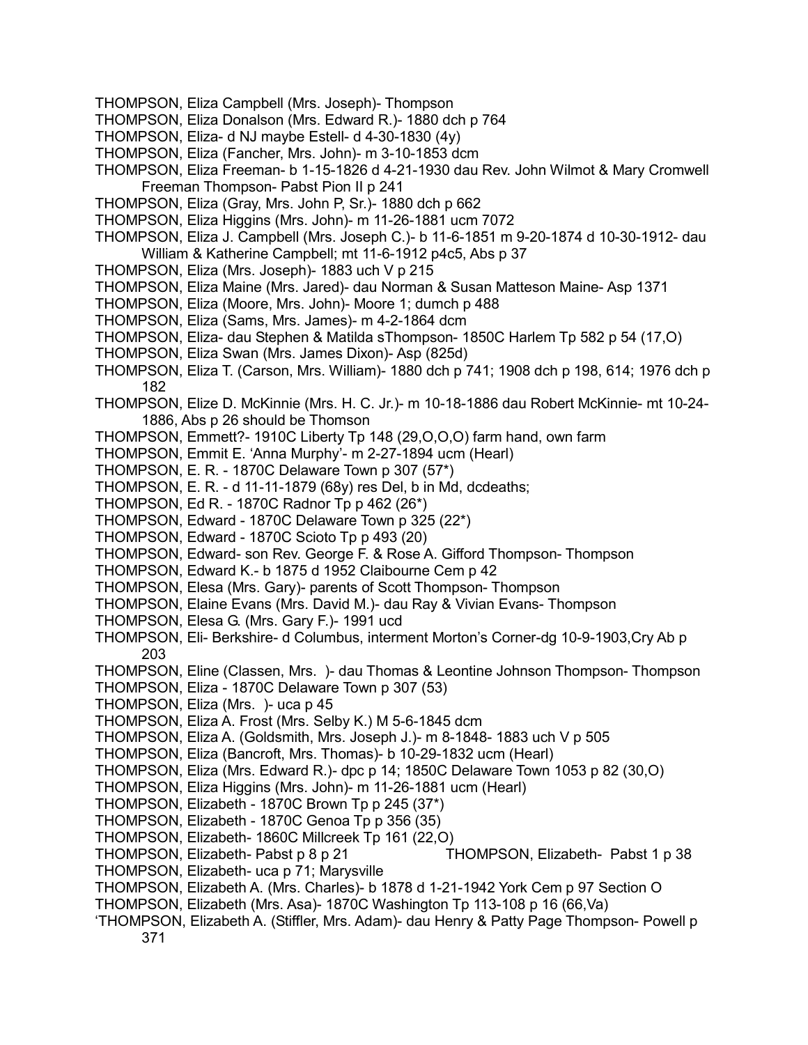THOMPSON, Eliza Campbell (Mrs. Joseph)- Thompson

THOMPSON, Eliza Donalson (Mrs. Edward R.)- 1880 dch p 764

THOMPSON, Eliza- d NJ maybe Estell- d 4-30-1830 (4y)

THOMPSON, Eliza (Fancher, Mrs. John)- m 3-10-1853 dcm

THOMPSON, Eliza Freeman- b 1-15-1826 d 4-21-1930 dau Rev. John Wilmot & Mary Cromwell Freeman Thompson- Pabst Pion II p 241

THOMPSON, Eliza (Gray, Mrs. John P, Sr.)- 1880 dch p 662

THOMPSON, Eliza Higgins (Mrs. John)- m 11-26-1881 ucm 7072

THOMPSON, Eliza J. Campbell (Mrs. Joseph C.)- b 11-6-1851 m 9-20-1874 d 10-30-1912- dau William & Katherine Campbell; mt 11-6-1912 p4c5, Abs p 37

THOMPSON, Eliza (Mrs. Joseph)- 1883 uch V p 215

THOMPSON, Eliza Maine (Mrs. Jared)- dau Norman & Susan Matteson Maine- Asp 1371

THOMPSON, Eliza (Moore, Mrs. John)- Moore 1; dumch p 488

THOMPSON, Eliza (Sams, Mrs. James)- m 4-2-1864 dcm

THOMPSON, Eliza- dau Stephen & Matilda sThompson- 1850C Harlem Tp 582 p 54 (17,O)

THOMPSON, Eliza Swan (Mrs. James Dixon)- Asp (825d)

THOMPSON, Eliza T. (Carson, Mrs. William)- 1880 dch p 741; 1908 dch p 198, 614; 1976 dch p 182

THOMPSON, Elize D. McKinnie (Mrs. H. C. Jr.)- m 10-18-1886 dau Robert McKinnie- mt 10-24-1886, Abs p 26 should be Thomson

THOMPSON, Emmett?- 1910C Liberty Tp 148 (29,O,O,O) farm hand, own farm

THOMPSON, Emmit E. 'Anna Murphy'- m 2-27-1894 ucm (Hearl)

THOMPSON, E. R. - 1870C Delaware Town p 307 (57*)

THOMPSON, E. R. - d 11-11-1879 (68y) res Del, b in Md, dcdeaths;

THOMPSON, Ed R. - 1870C Radnor Tp p 462 (26*)

THOMPSON, Edward - 1870C Delaware Town p 325 (22*)

THOMPSON, Edward - 1870C Scioto Tp p 493 (20)

THOMPSON, Edward- son Rev. George F. & Rose A. Gifford Thompson- Thompson

THOMPSON, Edward K.- b 1875 d 1952 Claibourne Cem p 42

THOMPSON, Elesa (Mrs. Gary)- parents of Scott Thompson- Thompson

THOMPSON, Elaine Evans (Mrs. David M.)- dau Ray & Vivian Evans- Thompson

THOMPSON, Elesa G. (Mrs. Gary F.)- 1991 ucd

THOMPSON, Eli- Berkshire- d Columbus, interment Morton's Corner-dg 10-9-1903,Cry Ab p 203

THOMPSON, Eline (Classen, Mrs. )- dau Thomas & Leontine Johnson Thompson- Thompson

THOMPSON, Eliza - 1870C Delaware Town p 307 (53)

THOMPSON, Eliza (Mrs. )- uca p 45

THOMPSON, Eliza A. Frost (Mrs. Selby K.) M 5-6-1845 dcm

THOMPSON, Eliza A. (Goldsmith, Mrs. Joseph J.)- m 8-1848- 1883 uch V p 505

THOMPSON, Eliza (Bancroft, Mrs. Thomas)- b 10-29-1832 ucm (Hearl)

THOMPSON, Eliza (Mrs. Edward R.)- dpc p 14; 1850C Delaware Town 1053 p 82 (30,O)

THOMPSON, Eliza Higgins (Mrs. John)- m 11-26-1881 ucm (Hearl)

THOMPSON, Elizabeth - 1870C Brown Tp p 245 (37*)

THOMPSON, Elizabeth - 1870C Genoa Tp p 356 (35)

THOMPSON, Elizabeth- 1860C Millcreek Tp 161 (22,O)

THOMPSON, Elizabeth- Pabst p 8 p 21

THOMPSON, Elizabeth- Pabst 1 p 38

THOMPSON, Elizabeth- uca p 71; Marysville

THOMPSON, Elizabeth A. (Mrs. Charles)- b 1878 d 1-21-1942 York Cem p 97 Section O

THOMPSON, Elizabeth (Mrs. Asa)- 1870C Washington Tp 113-108 p 16 (66,Va)

'THOMPSON, Elizabeth A. (Stiffler, Mrs. Adam)- dau Henry & Patty Page Thompson- Powell p 371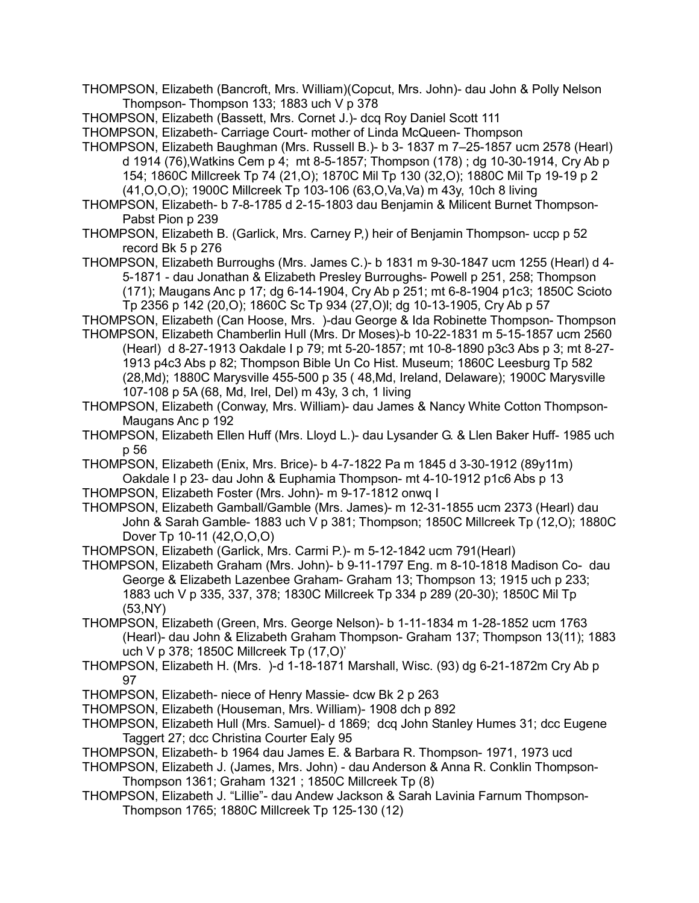THOMPSON, Elizabeth (Bancroft, Mrs. William)(Copcut, Mrs. John)- dau John & Polly Nelson Thompson- Thompson 133; 1883 uch V p 378

THOMPSON, Elizabeth (Bassett, Mrs. Cornet J.)- dcq Roy Daniel Scott 111

THOMPSON, Elizabeth- Carriage Court- mother of Linda McQueen- Thompson

THOMPSON, Elizabeth Baughman (Mrs. Russell B.)- b 3- 1837 m 7–25-1857 ucm 2578 (Hearl) d 1914 (76),Watkins Cem p 4; mt 8-5-1857; Thompson (178) ; dg 10-30-1914, Cry Ab p 154; 1860C Millcreek Tp 74 (21,O); 1870C Mil Tp 130 (32,O); 1880C Mil Tp 19-19 p 2 (41,O,O,O); 1900C Millcreek Tp 103-106 (63,O,Va,Va) m 43y, 10ch 8 living

THOMPSON, Elizabeth- b 7-8-1785 d 2-15-1803 dau Benjamin & Milicent Burnet Thompson- Pabst Pion p 239

THOMPSON, Elizabeth B. (Garlick, Mrs. Carney P,) heir of Benjamin Thompson- uccp p 52 record Bk 5 p 276

THOMPSON, Elizabeth Burroughs (Mrs. James C.)- b 1831 m 9-30-1847 ucm 1255 (Hearl) d 4-5-1871 - dau Jonathan & Elizabeth Presley Burroughs- Powell p 251, 258; Thompson (171); Maugans Anc p 17; dg 6-14-1904, Cry Ab p 251; mt 6-8-1904 p1c3; 1850C Scioto Tp 2356 p 142 (20,O); 1860C Sc Tp 934 (27,O)l; dg 10-13-1905, Cry Ab p 57

THOMPSON, Elizabeth (Can Hoose, Mrs. )-dau George & Ida Robinette Thompson- Thompson

THOMPSON, Elizabeth Chamberlin Hull (Mrs. Dr Moses)-b 10-22-1831 m 5-15-1857 ucm 2560 (Hearl) d 8-27-1913 Oakdale I p 79; mt 5-20-1857; mt 10-8-1890 p3c3 Abs p 3; mt 8-27-1913 p4c3 Abs p 82; Thompson Bible Un Co Hist. Museum; 1860C Leesburg Tp 582 (28,Md); 1880C Marysville 455-500 p 35 ( 48,Md, Ireland, Delaware); 1900C Marysville 107-108 p 5A (68, Md, Irel, Del) m 43y, 3 ch, 1 living

THOMPSON, Elizabeth (Conway, Mrs. William)- dau James & Nancy White Cotton Thompson- Maugans Anc p 192

THOMPSON, Elizabeth Ellen Huff (Mrs. Lloyd L.)- dau Lysander G. & Llen Baker Huff- 1985 uch p 56

THOMPSON, Elizabeth (Enix, Mrs. Brice)- b 4-7-1822 Pa m 1845 d 3-30-1912 (89y11m) Oakdale I p 23- dau John & Euphamia Thompson- mt 4-10-1912 p1c6 Abs p 13

THOMPSON, Elizabeth Foster (Mrs. John)- m 9-17-1812 onwq I

THOMPSON, Elizabeth Gamball/Gamble (Mrs. James)- m 12-31-1855 ucm 2373 (Hearl) dau John & Sarah Gamble- 1883 uch V p 381; Thompson; 1850C Millcreek Tp (12,O); 1880C Dover Tp 10-11 (42,O,O,O)

THOMPSON, Elizabeth (Garlick, Mrs. Carmi P.)- m 5-12-1842 ucm 791(Hearl)

THOMPSON, Elizabeth Graham (Mrs. John)- b 9-11-1797 Eng. m 8-10-1818 Madison Co- dau George & Elizabeth Lazenbee Graham- Graham 13; Thompson 13; 1915 uch p 233; 1883 uch V p 335, 337, 378; 1830C Millcreek Tp 334 p 289 (20-30); 1850C Mil Tp (53,NY)

THOMPSON, Elizabeth (Green, Mrs. George Nelson)- b 1-11-1834 m 1-28-1852 ucm 1763 (Hearl)- dau John & Elizabeth Graham Thompson- Graham 137; Thompson 13(11); 1883 uch V p 378; 1850C Millcreek Tp (17,O)'

THOMPSON, Elizabeth H. (Mrs. )-d 1-18-1871 Marshall, Wisc. (93) dg 6-21-1872m Cry Ab p 97

THOMPSON, Elizabeth- niece of Henry Massie- dcw Bk 2 p 263

THOMPSON, Elizabeth (Houseman, Mrs. William)- 1908 dch p 892

THOMPSON, Elizabeth Hull (Mrs. Samuel)- d 1869; dcq John Stanley Humes 31; dcc Eugene Taggert 27; dcc Christina Courter Ealy 95

THOMPSON, Elizabeth- b 1964 dau James E. & Barbara R. Thompson- 1971, 1973 ucd

THOMPSON, Elizabeth J. (James, Mrs. John) - dau Anderson & Anna R. Conklin Thompson- Thompson 1361; Graham 1321 ; 1850C Millcreek Tp (8)

THOMPSON, Elizabeth J. "Lillie"- dau Andew Jackson & Sarah Lavinia Farnum Thompson- Thompson 1765; 1880C Millcreek Tp 125-130 (12)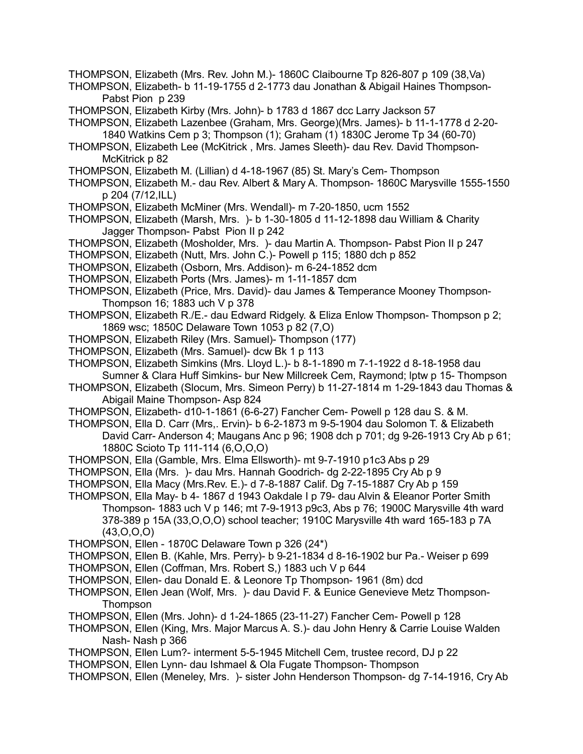THOMPSON, Elizabeth (Mrs. Rev. John M.)- 1860C Claibourne Tp 826-807 p 109 (38,Va)

THOMPSON, Elizabeth- b 11-19-1755 d 2-1773 dau Jonathan & Abigail Haines Thompson- Pabst Pion p 239

THOMPSON, Elizabeth Kirby (Mrs. John)- b 1783 d 1867 dcc Larry Jackson 57

THOMPSON, Elizabeth Lazenbee (Graham, Mrs. George)(Mrs. James)- b 11-1-1778 d 2-20-1840 Watkins Cem p 3; Thompson (1); Graham (1) 1830C Jerome Tp 34 (60-70)

THOMPSON, Elizabeth Lee (McKitrick , Mrs. James Sleeth)- dau Rev. David Thompson- McKitrick p 82

THOMPSON, Elizabeth M. (Lillian) d 4-18-1967 (85) St. Mary's Cem- Thompson

THOMPSON, Elizabeth M.- dau Rev. Albert & Mary A. Thompson- 1860C Marysville 1555-1550 p 204 (7/12,ILL)

THOMPSON, Elizabeth McMiner (Mrs. Wendall)- m 7-20-1850, ucm 1552

THOMPSON, Elizabeth (Marsh, Mrs. )- b 1-30-1805 d 11-12-1898 dau William & Charity Jagger Thompson- Pabst Pion II p 242

THOMPSON, Elizabeth (Mosholder, Mrs. )- dau Martin A. Thompson- Pabst Pion II p 247

THOMPSON, Elizabeth (Nutt, Mrs. John C.)- Powell p 115; 1880 dch p 852

THOMPSON, Elizabeth (Osborn, Mrs. Addison)- m 6-24-1852 dcm

THOMPSON, Elizabeth Ports (Mrs. James)- m 1-11-1857 dcm

THOMPSON, Elizabeth (Price, Mrs. David)- dau James & Temperance Mooney Thompson- Thompson 16; 1883 uch V p 378

THOMPSON, Elizabeth R./E.- dau Edward Ridgely. & Eliza Enlow Thompson- Thompson p 2; 1869 wsc; 1850C Delaware Town 1053 p 82 (7,O)

THOMPSON, Elizabeth Riley (Mrs. Samuel)- Thompson (177)

THOMPSON, Elizabeth (Mrs. Samuel)- dcw Bk 1 p 113

THOMPSON, Elizabeth Simkins (Mrs. Lloyd L.)- b 8-1-1890 m 7-1-1922 d 8-18-1958 dau Sumner & Clara Huff Simkins- bur New Millcreek Cem, Raymond; lptw p 15- Thompson

THOMPSON, Elizabeth (Slocum, Mrs. Simeon Perry) b 11-27-1814 m 1-29-1843 dau Thomas & Abigail Maine Thompson- Asp 824

THOMPSON, Elizabeth- d10-1-1861 (6-6-27) Fancher Cem- Powell p 128 dau S. & M.

THOMPSON, Ella D. Carr (Mrs,. Ervin)- b 6-2-1873 m 9-5-1904 dau Solomon T. & Elizabeth David Carr- Anderson 4; Maugans Anc p 96; 1908 dch p 701; dg 9-26-1913 Cry Ab p 61; 1880C Scioto Tp 111-114 (6,O,O,O)

THOMPSON, Ella (Gamble, Mrs. Elma Ellsworth)- mt 9-7-1910 p1c3 Abs p 29

THOMPSON, Ella (Mrs. )- dau Mrs. Hannah Goodrich- dg 2-22-1895 Cry Ab p 9

THOMPSON, Ella Macy (Mrs.Rev. E.)- d 7-8-1887 Calif. Dg 7-15-1887 Cry Ab p 159

THOMPSON, Ella May- b 4- 1867 d 1943 Oakdale I p 79- dau Alvin & Eleanor Porter Smith Thompson- 1883 uch V p 146; mt 7-9-1913 p9c3, Abs p 76; 1900C Marysville 4th ward 378-389 p 15A (33,O,O,O) school teacher; 1910C Marysville 4th ward 165-183 p 7A (43,O,O,O)

THOMPSON, Ellen - 1870C Delaware Town p 326 (24*)

THOMPSON, Ellen B. (Kahle, Mrs. Perry)- b 9-21-1834 d 8-16-1902 bur Pa.- Weiser p 699

THOMPSON, Ellen (Coffman, Mrs. Robert S,) 1883 uch V p 644

THOMPSON, Ellen- dau Donald E. & Leonore Tp Thompson- 1961 (8m) dcd

THOMPSON, Ellen Jean (Wolf, Mrs. )- dau David F. & Eunice Genevieve Metz Thompson- Thompson

THOMPSON, Ellen (Mrs. John)- d 1-24-1865 (23-11-27) Fancher Cem- Powell p 128

THOMPSON, Ellen (King, Mrs. Major Marcus A. S.)- dau John Henry & Carrie Louise Walden Nash- Nash p 366

THOMPSON, Ellen Lum?- interment 5-5-1945 Mitchell Cem, trustee record, DJ p 22

THOMPSON, Ellen Lynn- dau Ishmael & Ola Fugate Thompson- Thompson

THOMPSON, Ellen (Meneley, Mrs. )- sister John Henderson Thompson- dg 7-14-1916, Cry Ab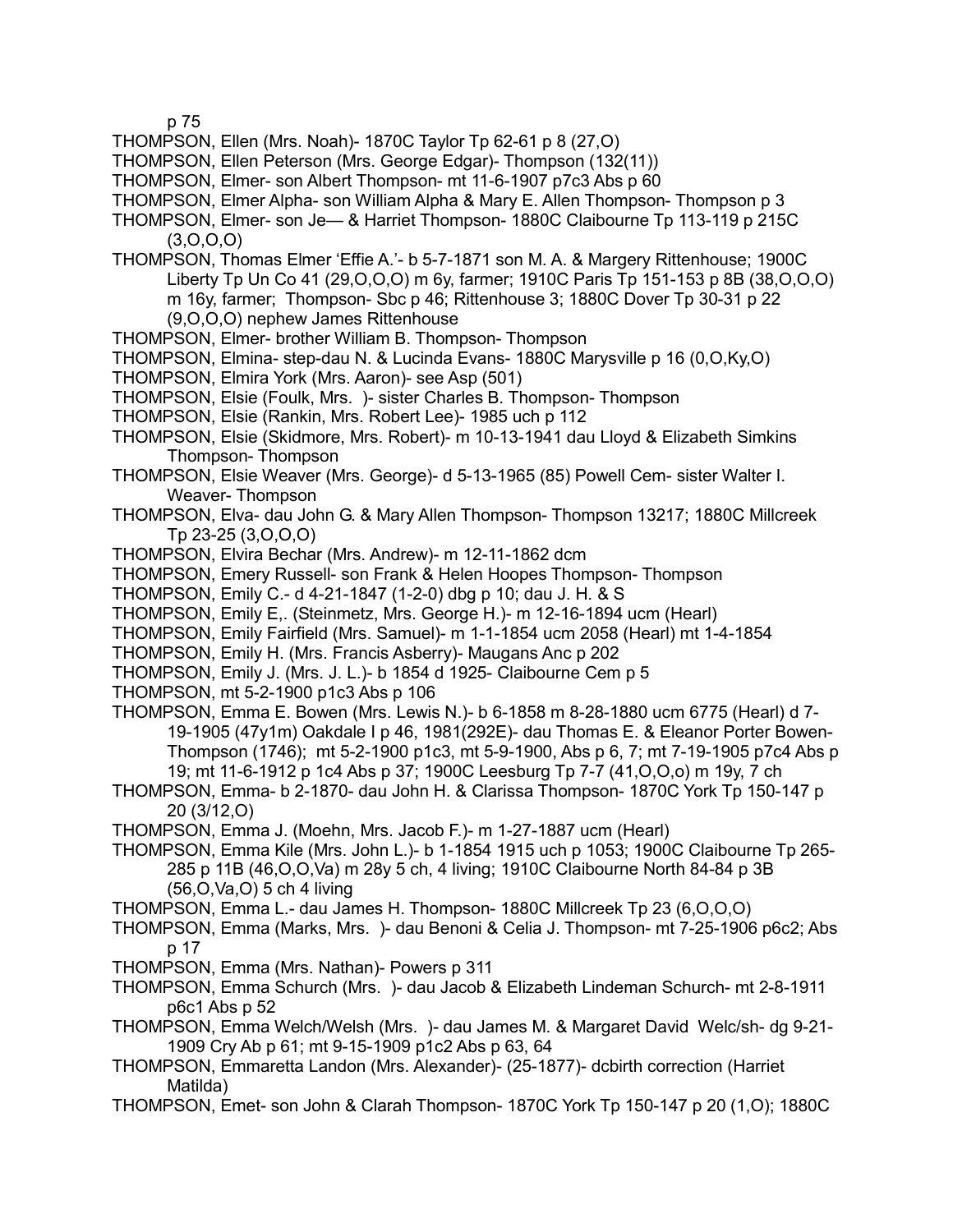p 75

THOMPSON, Ellen (Mrs. Noah)- 1870C Taylor Tp 62-61 p 8 (27,O)

THOMPSON, Ellen Peterson (Mrs. George Edgar)- Thompson (132(11))

THOMPSON, Elmer- son Albert Thompson- mt 11-6-1907 p7c3 Abs p 60

THOMPSON, Elmer Alpha- son William Alpha & Mary E. Allen Thompson- Thompson p 3

THOMPSON, Elmer- son Je— & Harriet Thompson- 1880C Claibourne Tp 113-119 p 215C (3,O,O,O)

THOMPSON, Thomas Elmer 'Effie A.'- b 5-7-1871 son M. A. & Margery Rittenhouse; 1900C Liberty Tp Un Co 41 (29,O,O,O) m 6y, farmer; 1910C Paris Tp 151-153 p 8B (38,O,O,O) m 16y, farmer; Thompson- Sbc p 46; Rittenhouse 3; 1880C Dover Tp 30-31 p 22 (9,O,O,O) nephew James Rittenhouse

THOMPSON, Elmer- brother William B. Thompson- Thompson

THOMPSON, Elmina- step-dau N. & Lucinda Evans- 1880C Marysville p 16 (0,O,Ky,O)

THOMPSON, Elmira York (Mrs. Aaron)- see Asp (501)

THOMPSON, Elsie (Foulk, Mrs. )- sister Charles B. Thompson- Thompson

THOMPSON, Elsie (Rankin, Mrs. Robert Lee)- 1985 uch p 112

THOMPSON, Elsie (Skidmore, Mrs. Robert)- m 10-13-1941 dau Lloyd & Elizabeth Simkins Thompson- Thompson

THOMPSON, Elsie Weaver (Mrs. George)- d 5-13-1965 (85) Powell Cem- sister Walter I. Weaver- Thompson

THOMPSON, Elva- dau John G. & Mary Allen Thompson- Thompson 13217; 1880C Millcreek Tp 23-25 (3,O,O,O)

THOMPSON, Elvira Bechar (Mrs. Andrew)- m 12-11-1862 dcm

THOMPSON, Emery Russell- son Frank & Helen Hoopes Thompson- Thompson

THOMPSON, Emily C.- d 4-21-1847 (1-2-0) dbg p 10; dau J. H. & S

THOMPSON, Emily E,. (Steinmetz, Mrs. George H.)- m 12-16-1894 ucm (Hearl)

THOMPSON, Emily Fairfield (Mrs. Samuel)- m 1-1-1854 ucm 2058 (Hearl) mt 1-4-1854

THOMPSON, Emily H. (Mrs. Francis Asberry)- Maugans Anc p 202

THOMPSON, Emily J. (Mrs. J. L.)- b 1854 d 1925- Claibourne Cem p 5

THOMPSON, mt 5-2-1900 p1c3 Abs p 106

THOMPSON, Emma E. Bowen (Mrs. Lewis N.)- b 6-1858 m 8-28-1880 ucm 6775 (Hearl) d 7-19-1905 (47y1m) Oakdale I p 46, 1981(292E)- dau Thomas E. & Eleanor Porter Bowen- Thompson (1746); mt 5-2-1900 p1c3, mt 5-9-1900, Abs p 6, 7; mt 7-19-1905 p7c4 Abs p 19; mt 11-6-1912 p 1c4 Abs p 37; 1900C Leesburg Tp 7-7 (41,O,O,o) m 19y, 7 ch

THOMPSON, Emma- b 2-1870- dau John H. & Clarissa Thompson- 1870C York Tp 150-147 p 20 (3/12,O)

THOMPSON, Emma J. (Moehn, Mrs. Jacob F.)- m 1-27-1887 ucm (Hearl)

THOMPSON, Emma Kile (Mrs. John L.)- b 1-1854 1915 uch p 1053; 1900C Claibourne Tp 265-285 p 11B (46,O,O,Va) m 28y 5 ch, 4 living; 1910C Claibourne North 84-84 p 3B (56,O,Va,O) 5 ch 4 living

THOMPSON, Emma L.- dau James H. Thompson- 1880C Millcreek Tp 23 (6,O,O,O)

THOMPSON, Emma (Marks, Mrs. )- dau Benoni & Celia J. Thompson- mt 7-25-1906 p6c2; Abs p 17

THOMPSON, Emma (Mrs. Nathan)- Powers p 311

THOMPSON, Emma Schurch (Mrs. )- dau Jacob & Elizabeth Lindeman Schurch- mt 2-8-1911 p6c1 Abs p 52

THOMPSON, Emma Welch/Welsh (Mrs. )- dau James M. & Margaret David Welc/sh- dg 9-21-1909 Cry Ab p 61; mt 9-15-1909 p1c2 Abs p 63, 64

THOMPSON, Emmaretta Landon (Mrs. Alexander)- (25-1877)- dcbirth correction (Harriet Matilda)

THOMPSON, Emet- son John & Clarah Thompson- 1870C York Tp 150-147 p 20 (1,O); 1880C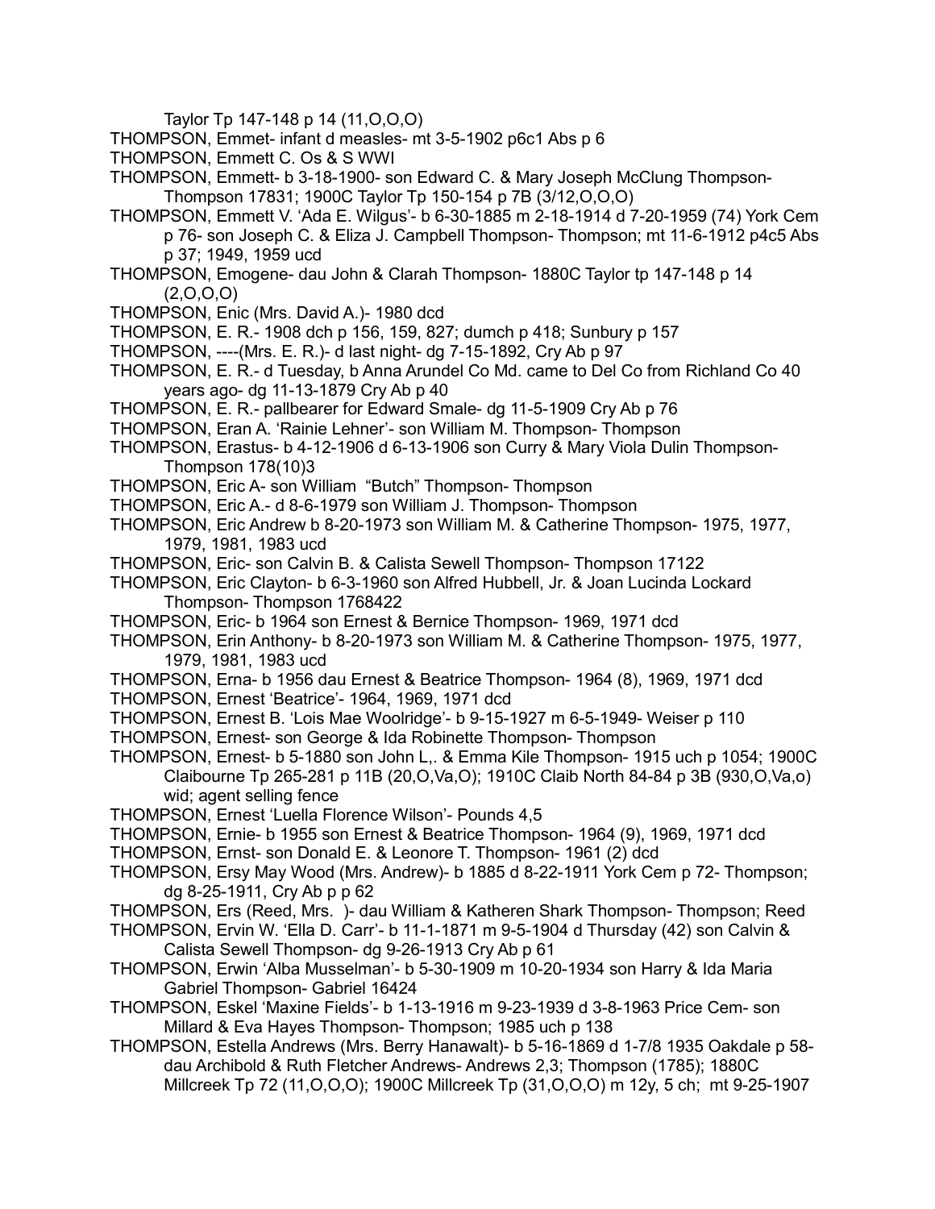Taylor Tp 147-148 p 14 (11,O,O,O)

THOMPSON, Emmet- infant d measles- mt 3-5-1902 p6c1 Abs p 6

THOMPSON, Emmett C. Os & S WWI

THOMPSON, Emmett- b 3-18-1900- son Edward C. & Mary Joseph McClung Thompson- Thompson 17831; 1900C Taylor Tp 150-154 p 7B (3/12,O,O,O)

THOMPSON, Emmett V. 'Ada E. Wilgus'- b 6-30-1885 m 2-18-1914 d 7-20-1959 (74) York Cem p 76- son Joseph C. & Eliza J. Campbell Thompson- Thompson; mt 11-6-1912 p4c5 Abs p 37; 1949, 1959 ucd

THOMPSON, Emogene- dau John & Clarah Thompson- 1880C Taylor tp 147-148 p 14 (2,O,O,O)

THOMPSON, Enic (Mrs. David A.)- 1980 dcd

THOMPSON, E. R.- 1908 dch p 156, 159, 827; dumch p 418; Sunbury p 157

THOMPSON, ----(Mrs. E. R.)- d last night- dg 7-15-1892, Cry Ab p 97

THOMPSON, E. R.- d Tuesday, b Anna Arundel Co Md. came to Del Co from Richland Co 40 years ago- dg 11-13-1879 Cry Ab p 40

THOMPSON, E. R.- pallbearer for Edward Smale- dg 11-5-1909 Cry Ab p 76

THOMPSON, Eran A. 'Rainie Lehner'- son William M. Thompson- Thompson

THOMPSON, Erastus- b 4-12-1906 d 6-13-1906 son Curry & Mary Viola Dulin Thompson- Thompson 178(10)3

THOMPSON, Eric A- son William "Butch" Thompson- Thompson

THOMPSON, Eric A.- d 8-6-1979 son William J. Thompson- Thompson

THOMPSON, Eric Andrew b 8-20-1973 son William M. & Catherine Thompson- 1975, 1977, 1979, 1981, 1983 ucd

THOMPSON, Eric- son Calvin B. & Calista Sewell Thompson- Thompson 17122

THOMPSON, Eric Clayton- b 6-3-1960 son Alfred Hubbell, Jr. & Joan Lucinda Lockard Thompson- Thompson 1768422

THOMPSON, Eric- b 1964 son Ernest & Bernice Thompson- 1969, 1971 dcd

THOMPSON, Erin Anthony- b 8-20-1973 son William M. & Catherine Thompson- 1975, 1977, 1979, 1981, 1983 ucd

THOMPSON, Erna- b 1956 dau Ernest & Beatrice Thompson- 1964 (8), 1969, 1971 dcd

THOMPSON, Ernest 'Beatrice'- 1964, 1969, 1971 dcd

THOMPSON, Ernest B. 'Lois Mae Woolridge'- b 9-15-1927 m 6-5-1949- Weiser p 110

THOMPSON, Ernest- son George & Ida Robinette Thompson- Thompson

THOMPSON, Ernest- b 5-1880 son John L,. & Emma Kile Thompson- 1915 uch p 1054; 1900C Claibourne Tp 265-281 p 11B (20,O,Va,O); 1910C Claib North 84-84 p 3B (930,O,Va,o) wid; agent selling fence

THOMPSON, Ernest 'Luella Florence Wilson'- Pounds 4,5

THOMPSON, Ernie- b 1955 son Ernest & Beatrice Thompson- 1964 (9), 1969, 1971 dcd

THOMPSON, Ernst- son Donald E. & Leonore T. Thompson- 1961 (2) dcd

THOMPSON, Ersy May Wood (Mrs. Andrew)- b 1885 d 8-22-1911 York Cem p 72- Thompson; dg 8-25-1911, Cry Ab p p 62

THOMPSON, Ers (Reed, Mrs. )- dau William & Katheren Shark Thompson- Thompson; Reed

THOMPSON, Ervin W. 'Ella D. Carr'- b 11-1-1871 m 9-5-1904 d Thursday (42) son Calvin & Calista Sewell Thompson- dg 9-26-1913 Cry Ab p 61

THOMPSON, Erwin 'Alba Musselman'- b 5-30-1909 m 10-20-1934 son Harry & Ida Maria Gabriel Thompson- Gabriel 16424

THOMPSON, Eskel 'Maxine Fields'- b 1-13-1916 m 9-23-1939 d 3-8-1963 Price Cem- son Millard & Eva Hayes Thompson- Thompson; 1985 uch p 138

THOMPSON, Estella Andrews (Mrs. Berry Hanawalt)- b 5-16-1869 d 1-7/8 1935 Oakdale p 58- dau Archibold & Ruth Fletcher Andrews- Andrews 2,3; Thompson (1785); 1880C Millcreek Tp 72 (11,O,O,O); 1900C Millcreek Tp (31,O,O,O) m 12y, 5 ch; mt 9-25-1907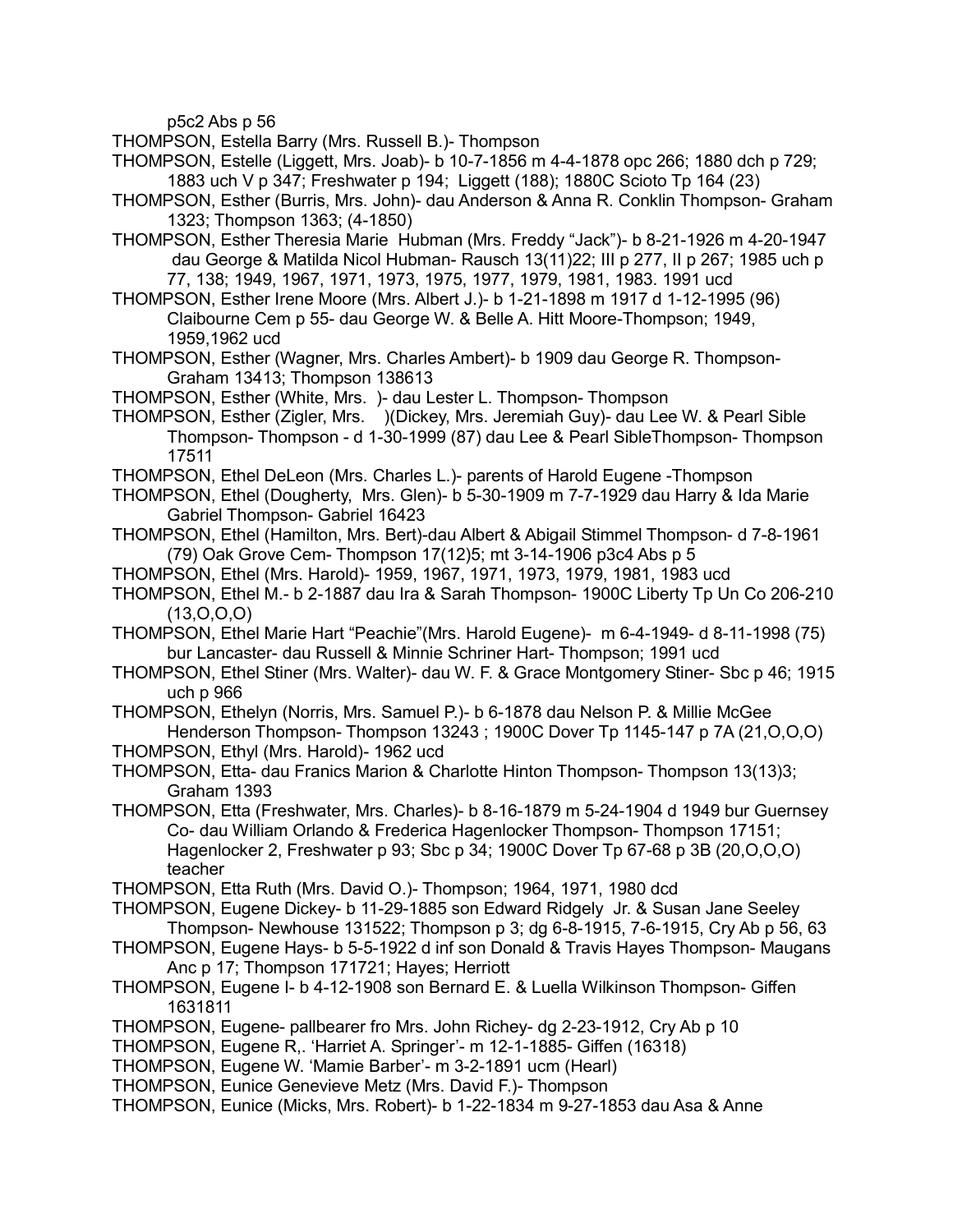p5c2 Abs p 56

THOMPSON, Estella Barry (Mrs. Russell B.)- Thompson

THOMPSON, Estelle (Liggett, Mrs. Joab)- b 10-7-1856 m 4-4-1878 opc 266; 1880 dch p 729; 1883 uch V p 347; Freshwater p 194; Liggett (188); 1880C Scioto Tp 164 (23)

THOMPSON, Esther (Burris, Mrs. John)- dau Anderson & Anna R. Conklin Thompson- Graham 1323; Thompson 1363; (4-1850)

THOMPSON, Esther Theresia Marie Hubman (Mrs. Freddy "Jack")- b 8-21-1926 m 4-20-1947 dau George & Matilda Nicol Hubman- Rausch 13(11)22; III p 277, II p 267; 1985 uch p 77, 138; 1949, 1967, 1971, 1973, 1975, 1977, 1979, 1981, 1983. 1991 ucd

THOMPSON, Esther Irene Moore (Mrs. Albert J.)- b 1-21-1898 m 1917 d 1-12-1995 (96) Claibourne Cem p 55- dau George W. & Belle A. Hitt Moore-Thompson; 1949, 1959,1962 ucd

THOMPSON, Esther (Wagner, Mrs. Charles Ambert)- b 1909 dau George R. Thompson- Graham 13413; Thompson 138613

THOMPSON, Esther (White, Mrs. )- dau Lester L. Thompson- Thompson

THOMPSON, Esther (Zigler, Mrs. )(Dickey, Mrs. Jeremiah Guy)- dau Lee W. & Pearl Sible Thompson- Thompson - d 1-30-1999 (87) dau Lee & Pearl SibleThompson- Thompson 17511

THOMPSON, Ethel DeLeon (Mrs. Charles L.)- parents of Harold Eugene -Thompson

THOMPSON, Ethel (Dougherty, Mrs. Glen)- b 5-30-1909 m 7-7-1929 dau Harry & Ida Marie Gabriel Thompson- Gabriel 16423

THOMPSON, Ethel (Hamilton, Mrs. Bert)-dau Albert & Abigail Stimmel Thompson- d 7-8-1961 (79) Oak Grove Cem- Thompson 17(12)5; mt 3-14-1906 p3c4 Abs p 5

THOMPSON, Ethel (Mrs. Harold)- 1959, 1967, 1971, 1973, 1979, 1981, 1983 ucd

THOMPSON, Ethel M.- b 2-1887 dau Ira & Sarah Thompson- 1900C Liberty Tp Un Co 206-210 (13,O,O,O)

THOMPSON, Ethel Marie Hart "Peachie"(Mrs. Harold Eugene)- m 6-4-1949- d 8-11-1998 (75) bur Lancaster- dau Russell & Minnie Schriner Hart- Thompson; 1991 ucd

THOMPSON, Ethel Stiner (Mrs. Walter)- dau W. F. & Grace Montgomery Stiner- Sbc p 46; 1915 uch p 966

THOMPSON, Ethelyn (Norris, Mrs. Samuel P.)- b 6-1878 dau Nelson P. & Millie McGee Henderson Thompson- Thompson 13243 ; 1900C Dover Tp 1145-147 p 7A (21,O,O,O)

THOMPSON, Ethyl (Mrs. Harold)- 1962 ucd

THOMPSON, Etta- dau Franics Marion & Charlotte Hinton Thompson- Thompson 13(13)3; Graham 1393

THOMPSON, Etta (Freshwater, Mrs. Charles)- b 8-16-1879 m 5-24-1904 d 1949 bur Guernsey Co- dau William Orlando & Frederica Hagenlocker Thompson- Thompson 17151; Hagenlocker 2, Freshwater p 93; Sbc p 34; 1900C Dover Tp 67-68 p 3B (20,O,O,O) teacher

THOMPSON, Etta Ruth (Mrs. David O.)- Thompson; 1964, 1971, 1980 dcd

THOMPSON, Eugene Dickey- b 11-29-1885 son Edward Ridgely Jr. & Susan Jane Seeley Thompson- Newhouse 131522; Thompson p 3; dg 6-8-1915, 7-6-1915, Cry Ab p 56, 63

THOMPSON, Eugene Hays- b 5-5-1922 d inf son Donald & Travis Hayes Thompson- Maugans Anc p 17; Thompson 171721; Hayes; Herriott

THOMPSON, Eugene I- b 4-12-1908 son Bernard E. & Luella Wilkinson Thompson- Giffen 1631811

THOMPSON, Eugene- pallbearer fro Mrs. John Richey- dg 2-23-1912, Cry Ab p 10

THOMPSON, Eugene R,. 'Harriet A. Springer'- m 12-1-1885- Giffen (16318)

THOMPSON, Eugene W. 'Mamie Barber'- m 3-2-1891 ucm (Hearl)

THOMPSON, Eunice Genevieve Metz (Mrs. David F.)- Thompson

THOMPSON, Eunice (Micks, Mrs. Robert)- b 1-22-1834 m 9-27-1853 dau Asa & Anne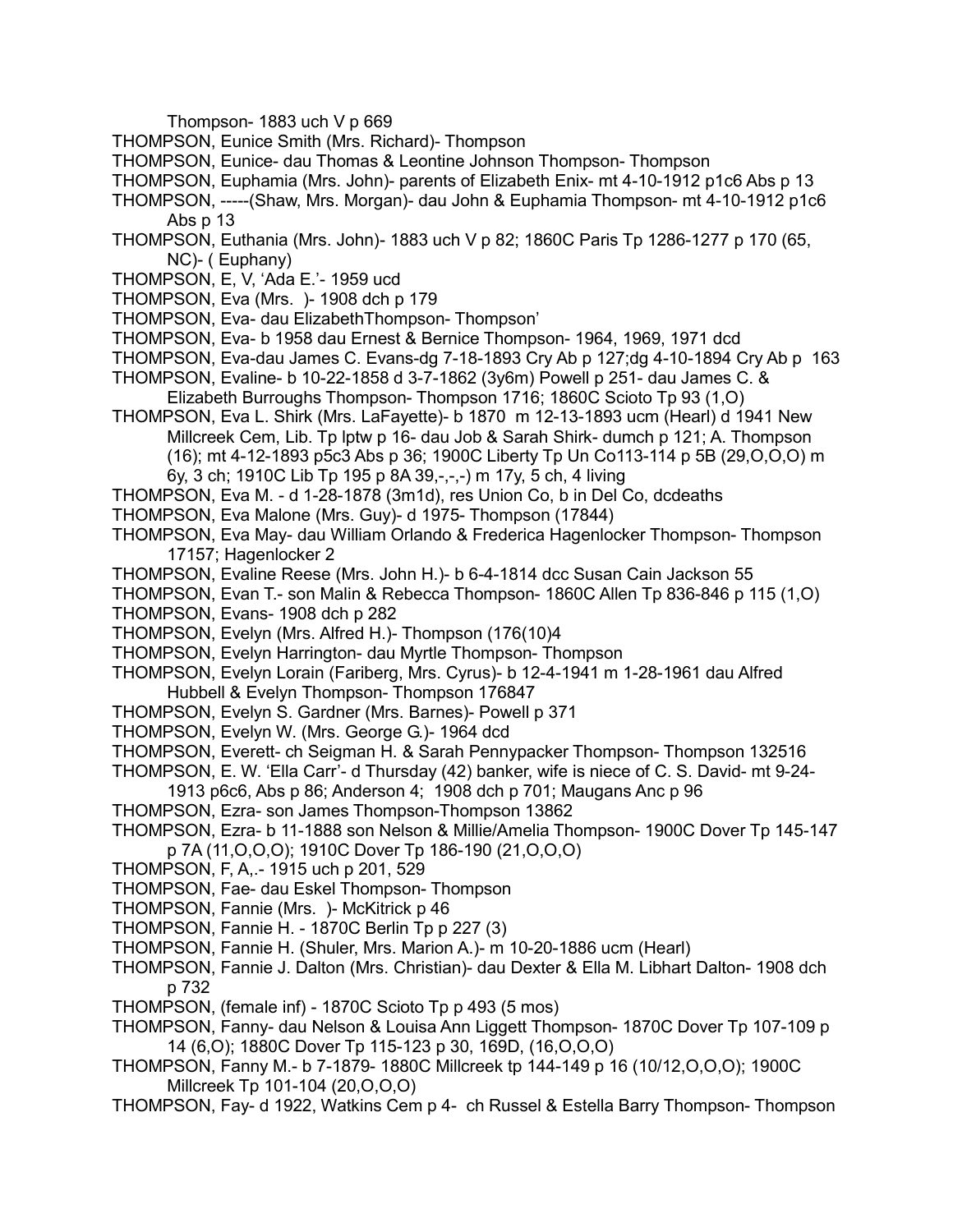Thompson- 1883 uch V p 669

THOMPSON, Eunice Smith (Mrs. Richard)- Thompson

THOMPSON, Eunice- dau Thomas & Leontine Johnson Thompson- Thompson

THOMPSON, Euphamia (Mrs. John)- parents of Elizabeth Enix- mt 4-10-1912 p1c6 Abs p 13

THOMPSON, -----(Shaw, Mrs. Morgan)- dau John & Euphamia Thompson- mt 4-10-1912 p1c6 Abs p 13

THOMPSON, Euthania (Mrs. John)- 1883 uch V p 82; 1860C Paris Tp 1286-1277 p 170 (65, NC)- ( Euphany)

THOMPSON, E, V, 'Ada E.'- 1959 ucd

THOMPSON, Eva (Mrs. )- 1908 dch p 179

THOMPSON, Eva- dau ElizabethThompson- Thompson'

THOMPSON, Eva- b 1958 dau Ernest & Bernice Thompson- 1964, 1969, 1971 dcd

THOMPSON, Eva-dau James C. Evans-dg 7-18-1893 Cry Ab p 127;dg 4-10-1894 Cry Ab p 163

THOMPSON, Evaline- b 10-22-1858 d 3-7-1862 (3y6m) Powell p 251- dau James C. & Elizabeth Burroughs Thompson- Thompson 1716; 1860C Scioto Tp 93 (1,O)

THOMPSON, Eva L. Shirk (Mrs. LaFayette)- b 1870 m 12-13-1893 ucm (Hearl) d 1941 New Millcreek Cem, Lib. Tp lptw p 16- dau Job & Sarah Shirk- dumch p 121; A. Thompson (16); mt 4-12-1893 p5c3 Abs p 36; 1900C Liberty Tp Un Co113-114 p 5B (29,O,O,O) m 6y, 3 ch; 1910C Lib Tp 195 p 8A 39,-,-,-) m 17y, 5 ch, 4 living

THOMPSON, Eva M. - d 1-28-1878 (3m1d), res Union Co, b in Del Co, dcdeaths

THOMPSON, Eva Malone (Mrs. Guy)- d 1975- Thompson (17844)

THOMPSON, Eva May- dau William Orlando & Frederica Hagenlocker Thompson- Thompson 17157; Hagenlocker 2

THOMPSON, Evaline Reese (Mrs. John H.)- b 6-4-1814 dcc Susan Cain Jackson 55

THOMPSON, Evan T.- son Malin & Rebecca Thompson- 1860C Allen Tp 836-846 p 115 (1,O)

THOMPSON, Evans- 1908 dch p 282

THOMPSON, Evelyn (Mrs. Alfred H.)- Thompson (176(10)4

THOMPSON, Evelyn Harrington- dau Myrtle Thompson- Thompson

THOMPSON, Evelyn Lorain (Fariberg, Mrs. Cyrus)- b 12-4-1941 m 1-28-1961 dau Alfred Hubbell & Evelyn Thompson- Thompson 176847

THOMPSON, Evelyn S. Gardner (Mrs. Barnes)- Powell p 371

THOMPSON, Evelyn W. (Mrs. George G.)- 1964 dcd

THOMPSON, Everett- ch Seigman H. & Sarah Pennypacker Thompson- Thompson 132516

THOMPSON, E. W. 'Ella Carr'- d Thursday (42) banker, wife is niece of C. S. David- mt 9-24-1913 p6c6, Abs p 86; Anderson 4; 1908 dch p 701; Maugans Anc p 96

THOMPSON, Ezra- son James Thompson-Thompson 13862

THOMPSON, Ezra- b 11-1888 son Nelson & Millie/Amelia Thompson- 1900C Dover Tp 145-147 p 7A (11,O,O,O); 1910C Dover Tp 186-190 (21,O,O,O)

THOMPSON, F, A,.- 1915 uch p 201, 529

THOMPSON, Fae- dau Eskel Thompson- Thompson

THOMPSON, Fannie (Mrs. )- McKitrick p 46

THOMPSON, Fannie H. - 1870C Berlin Tp p 227 (3)

THOMPSON, Fannie H. (Shuler, Mrs. Marion A.)- m 10-20-1886 ucm (Hearl)

THOMPSON, Fannie J. Dalton (Mrs. Christian)- dau Dexter & Ella M. Libhart Dalton- 1908 dch p 732

THOMPSON, (female inf) - 1870C Scioto Tp p 493 (5 mos)

THOMPSON, Fanny- dau Nelson & Louisa Ann Liggett Thompson- 1870C Dover Tp 107-109 p 14 (6,O); 1880C Dover Tp 115-123 p 30, 169D, (16,O,O,O)

THOMPSON, Fanny M.- b 7-1879- 1880C Millcreek tp 144-149 p 16 (10/12,O,O,O); 1900C Millcreek Tp 101-104 (20,O,O,O)

THOMPSON, Fay- d 1922, Watkins Cem p 4- ch Russel & Estella Barry Thompson- Thompson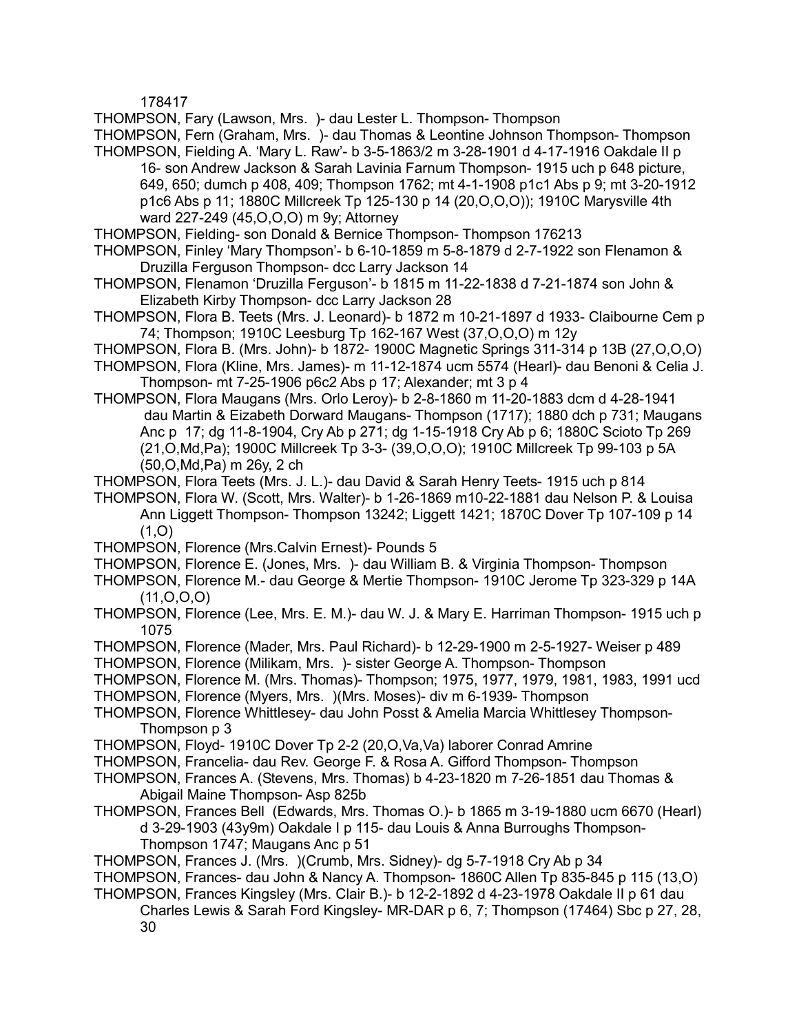178417

THOMPSON, Fary (Lawson, Mrs. )- dau Lester L. Thompson- Thompson

THOMPSON, Fern (Graham, Mrs. )- dau Thomas & Leontine Johnson Thompson- Thompson

THOMPSON, Fielding A. 'Mary L. Raw'- b 3-5-1863/2 m 3-28-1901 d 4-17-1916 Oakdale II p 16- son Andrew Jackson & Sarah Lavinia Farnum Thompson- 1915 uch p 648 picture, 649, 650; dumch p 408, 409; Thompson 1762; mt 4-1-1908 p1c1 Abs p 9; mt 3-20-1912 p1c6 Abs p 11; 1880C Millcreek Tp 125-130 p 14 (20,O,O,O)); 1910C Marysville 4th ward 227-249 (45,O,O,O) m 9y; Attorney

THOMPSON, Fielding- son Donald & Bernice Thompson- Thompson 176213

THOMPSON, Finley 'Mary Thompson'- b 6-10-1859 m 5-8-1879 d 2-7-1922 son Flenamon & Druzilla Ferguson Thompson- dcc Larry Jackson 14

THOMPSON, Flenamon 'Druzilla Ferguson'- b 1815 m 11-22-1838 d 7-21-1874 son John & Elizabeth Kirby Thompson- dcc Larry Jackson 28

THOMPSON, Flora B. Teets (Mrs. J. Leonard)- b 1872 m 10-21-1897 d 1933- Claibourne Cem p 74; Thompson; 1910C Leesburg Tp 162-167 West (37,O,O,O) m 12y

THOMPSON, Flora B. (Mrs. John)- b 1872- 1900C Magnetic Springs 311-314 p 13B (27,O,O,O)

THOMPSON, Flora (Kline, Mrs. James)- m 11-12-1874 ucm 5574 (Hearl)- dau Benoni & Celia J. Thompson- mt 7-25-1906 p6c2 Abs p 17; Alexander; mt 3 p 4

THOMPSON, Flora Maugans (Mrs. Orlo Leroy)- b 2-8-1860 m 11-20-1883 dcm d 4-28-1941 dau Martin & Eizabeth Dorward Maugans- Thompson (1717); 1880 dch p 731; Maugans Anc p 17; dg 11-8-1904, Cry Ab p 271; dg 1-15-1918 Cry Ab p 6; 1880C Scioto Tp 269 (21,O,Md,Pa); 1900C Millcreek Tp 3-3- (39,O,O,O); 1910C Millcreek Tp 99-103 p 5A (50,O,Md,Pa) m 26y, 2 ch

THOMPSON, Flora Teets (Mrs. J. L.)- dau David & Sarah Henry Teets- 1915 uch p 814

THOMPSON, Flora W. (Scott, Mrs. Walter)- b 1-26-1869 m10-22-1881 dau Nelson P. & Louisa Ann Liggett Thompson- Thompson 13242; Liggett 1421; 1870C Dover Tp 107-109 p 14 (1,O)

THOMPSON, Florence (Mrs.Calvin Ernest)- Pounds 5

THOMPSON, Florence E. (Jones, Mrs. )- dau William B. & Virginia Thompson- Thompson

THOMPSON, Florence M.- dau George & Mertie Thompson- 1910C Jerome Tp 323-329 p 14A (11,O,O,O)

THOMPSON, Florence (Lee, Mrs. E. M.)- dau W. J. & Mary E. Harriman Thompson- 1915 uch p 1075

THOMPSON, Florence (Mader, Mrs. Paul Richard)- b 12-29-1900 m 2-5-1927- Weiser p 489

THOMPSON, Florence (Milikam, Mrs. )- sister George A. Thompson- Thompson

THOMPSON, Florence M. (Mrs. Thomas)- Thompson; 1975, 1977, 1979, 1981, 1983, 1991 ucd

THOMPSON, Florence (Myers, Mrs. )(Mrs. Moses)- div m 6-1939- Thompson

THOMPSON, Florence Whittlesey- dau John Posst & Amelia Marcia Whittlesey Thompson- Thompson p 3

THOMPSON, Floyd- 1910C Dover Tp 2-2 (20,O,Va,Va) laborer Conrad Amrine

THOMPSON, Francelia- dau Rev. George F. & Rosa A. Gifford Thompson- Thompson

THOMPSON, Frances A. (Stevens, Mrs. Thomas) b 4-23-1820 m 7-26-1851 dau Thomas & Abigail Maine Thompson- Asp 825b

THOMPSON, Frances Bell (Edwards, Mrs. Thomas O.)- b 1865 m 3-19-1880 ucm 6670 (Hearl) d 3-29-1903 (43y9m) Oakdale I p 115- dau Louis & Anna Burroughs Thompson- Thompson 1747; Maugans Anc p 51

THOMPSON, Frances J. (Mrs. )(Crumb, Mrs. Sidney)- dg 5-7-1918 Cry Ab p 34

THOMPSON, Frances- dau John & Nancy A. Thompson- 1860C Allen Tp 835-845 p 115 (13,O)

THOMPSON, Frances Kingsley (Mrs. Clair B.)- b 12-2-1892 d 4-23-1978 Oakdale II p 61 dau Charles Lewis & Sarah Ford Kingsley- MR-DAR p 6, 7; Thompson (17464) Sbc p 27, 28, 30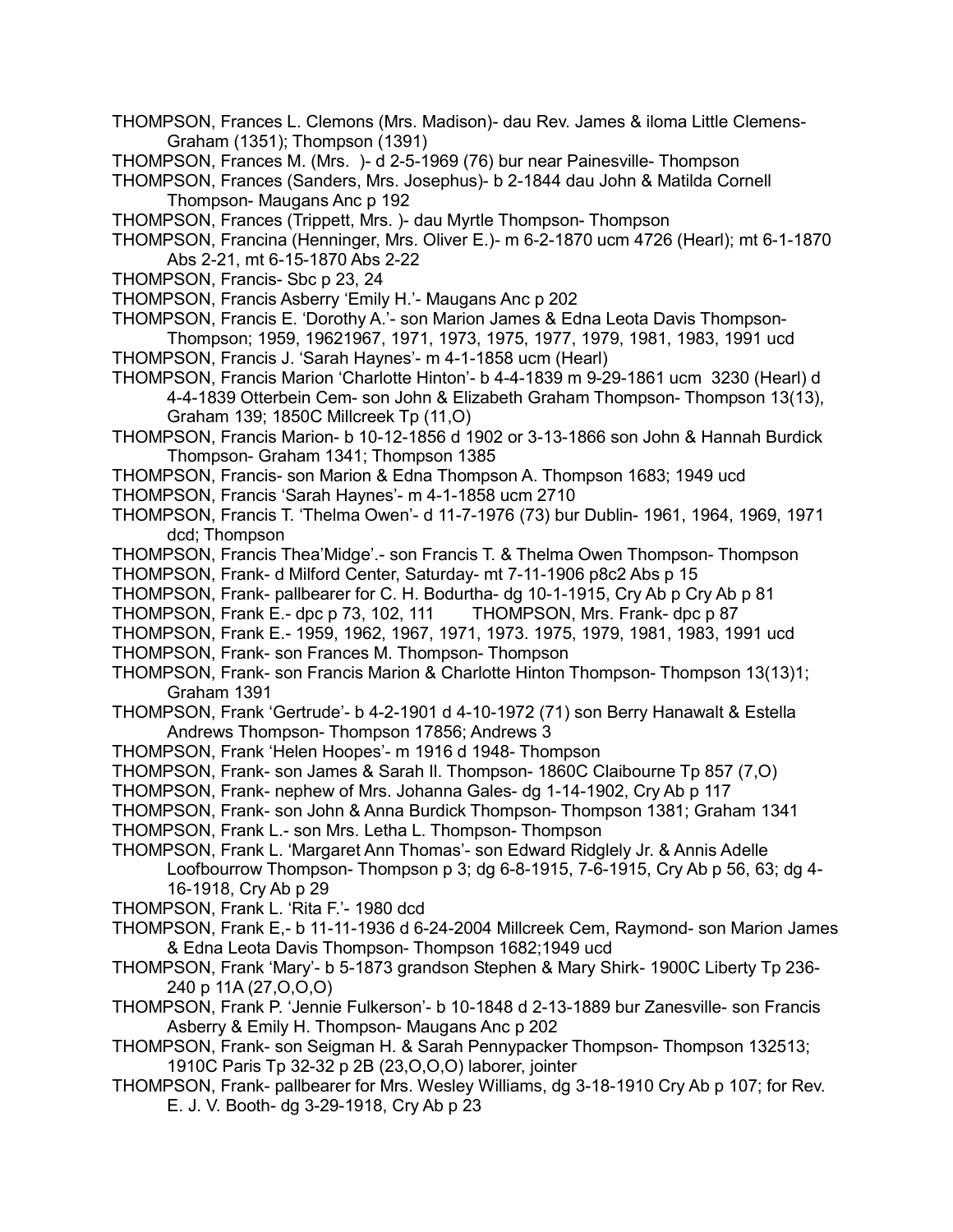THOMPSON, Frances L. Clemons (Mrs. Madison)- dau Rev. James & iloma Little Clemens- Graham (1351); Thompson (1391)

THOMPSON, Frances M. (Mrs. )- d 2-5-1969 (76) bur near Painesville- Thompson

THOMPSON, Frances (Sanders, Mrs. Josephus)- b 2-1844 dau John & Matilda Cornell Thompson- Maugans Anc p 192

THOMPSON, Frances (Trippett, Mrs. )- dau Myrtle Thompson- Thompson

THOMPSON, Francina (Henninger, Mrs. Oliver E.)- m 6-2-1870 ucm 4726 (Hearl); mt 6-1-1870 Abs 2-21, mt 6-15-1870 Abs 2-22

THOMPSON, Francis- Sbc p 23, 24

THOMPSON, Francis Asberry 'Emily H.'- Maugans Anc p 202

THOMPSON, Francis E. 'Dorothy A.'- son Marion James & Edna Leota Davis Thompson- Thompson; 1959, 19621967, 1971, 1973, 1975, 1977, 1979, 1981, 1983, 1991 ucd

THOMPSON, Francis J. 'Sarah Haynes'- m 4-1-1858 ucm (Hearl)

THOMPSON, Francis Marion 'Charlotte Hinton'- b 4-4-1839 m 9-29-1861 ucm 3230 (Hearl) d 4-4-1839 Otterbein Cem- son John & Elizabeth Graham Thompson- Thompson 13(13), Graham 139; 1850C Millcreek Tp (11,O)

THOMPSON, Francis Marion- b 10-12-1856 d 1902 or 3-13-1866 son John & Hannah Burdick Thompson- Graham 1341; Thompson 1385

THOMPSON, Francis- son Marion & Edna Thompson A. Thompson 1683; 1949 ucd

THOMPSON, Francis 'Sarah Haynes'- m 4-1-1858 ucm 2710

THOMPSON, Francis T. 'Thelma Owen'- d 11-7-1976 (73) bur Dublin- 1961, 1964, 1969, 1971 dcd; Thompson

THOMPSON, Francis Thea'Midge'.- son Francis T. & Thelma Owen Thompson- Thompson

THOMPSON, Frank- d Milford Center, Saturday- mt 7-11-1906 p8c2 Abs p 15

THOMPSON, Frank- pallbearer for C. H. Bodurtha- dg 10-1-1915, Cry Ab p Cry Ab p 81

THOMPSON, Frank E.- dpc p 73, 102, 111 THOMPSON, Mrs. Frank- dpc p 87

THOMPSON, Frank E.- 1959, 1962, 1967, 1971, 1973. 1975, 1979, 1981, 1983, 1991 ucd

THOMPSON, Frank- son Frances M. Thompson- Thompson

THOMPSON, Frank- son Francis Marion & Charlotte Hinton Thompson- Thompson 13(13)1; Graham 1391

THOMPSON, Frank 'Gertrude'- b 4-2-1901 d 4-10-1972 (71) son Berry Hanawalt & Estella Andrews Thompson- Thompson 17856; Andrews 3

THOMPSON, Frank 'Helen Hoopes'- m 1916 d 1948- Thompson

THOMPSON, Frank- son James & Sarah II. Thompson- 1860C Claibourne Tp 857 (7,O)

THOMPSON, Frank- nephew of Mrs. Johanna Gales- dg 1-14-1902, Cry Ab p 117

THOMPSON, Frank- son John & Anna Burdick Thompson- Thompson 1381; Graham 1341

THOMPSON, Frank L.- son Mrs. Letha L. Thompson- Thompson

THOMPSON, Frank L. 'Margaret Ann Thomas'- son Edward Ridglely Jr. & Annis Adelle Loofbourrow Thompson- Thompson p 3; dg 6-8-1915, 7-6-1915, Cry Ab p 56, 63; dg 4-16-1918, Cry Ab p 29

THOMPSON, Frank L. 'Rita F.'- 1980 dcd

THOMPSON, Frank E,- b 11-11-1936 d 6-24-2004 Millcreek Cem, Raymond- son Marion James & Edna Leota Davis Thompson- Thompson 1682;1949 ucd

THOMPSON, Frank 'Mary'- b 5-1873 grandson Stephen & Mary Shirk- 1900C Liberty Tp 236-240 p 11A (27,O,O,O)

THOMPSON, Frank P. 'Jennie Fulkerson'- b 10-1848 d 2-13-1889 bur Zanesville- son Francis Asberry & Emily H. Thompson- Maugans Anc p 202

THOMPSON, Frank- son Seigman H. & Sarah Pennypacker Thompson- Thompson 132513; 1910C Paris Tp 32-32 p 2B (23,O,O,O) laborer, jointer

THOMPSON, Frank- pallbearer for Mrs. Wesley Williams, dg 3-18-1910 Cry Ab p 107; for Rev. E. J. V. Booth- dg 3-29-1918, Cry Ab p 23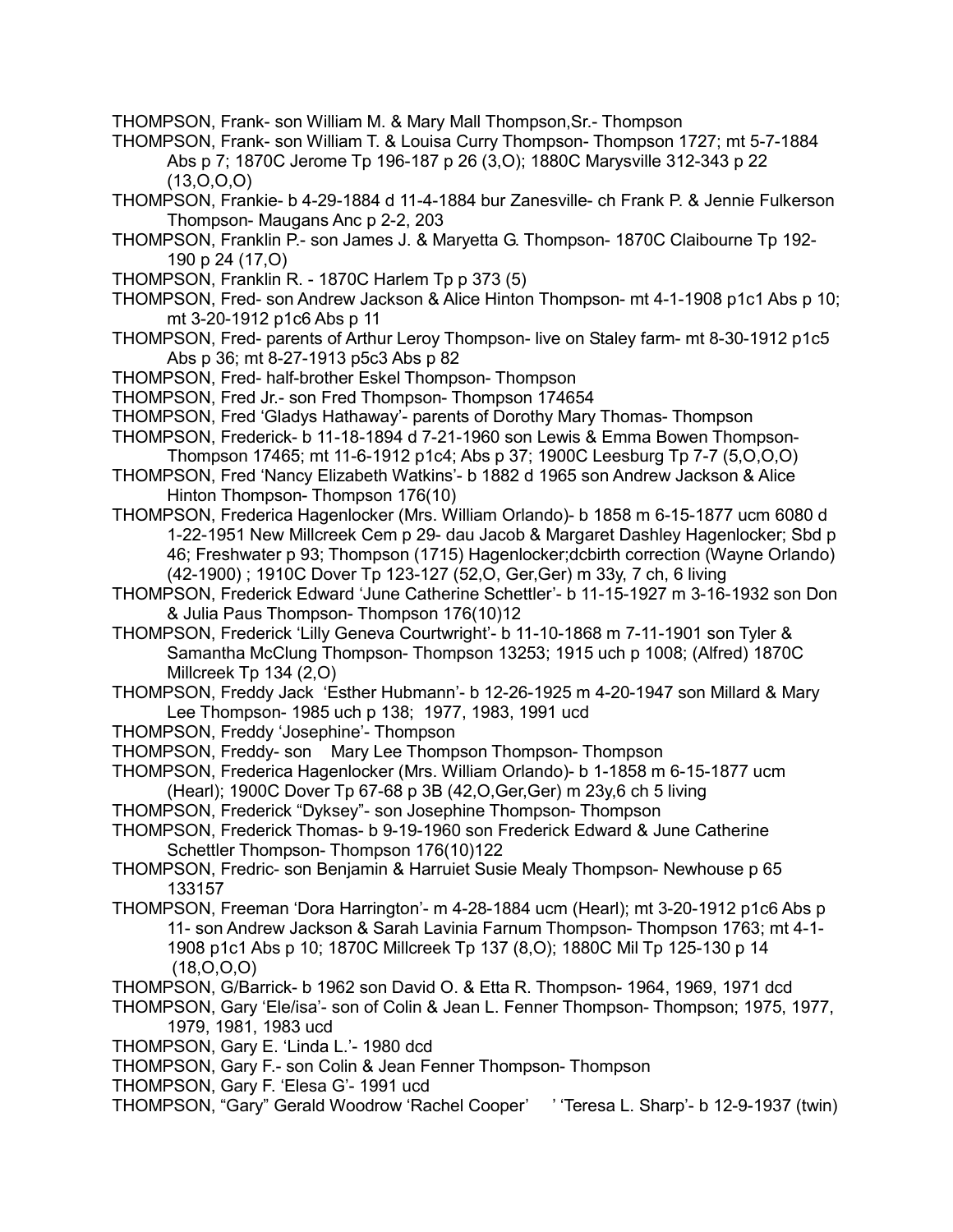THOMPSON, Frank- son William M. & Mary Mall Thompson,Sr.- Thompson

THOMPSON, Frank- son William T. & Louisa Curry Thompson- Thompson 1727; mt 5-7-1884 Abs p 7; 1870C Jerome Tp 196-187 p 26 (3,O); 1880C Marysville 312-343 p 22 (13,O,O,O)

THOMPSON, Frankie- b 4-29-1884 d 11-4-1884 bur Zanesville- ch Frank P. & Jennie Fulkerson Thompson- Maugans Anc p 2-2, 203

THOMPSON, Franklin P.- son James J. & Maryetta G. Thompson- 1870C Claibourne Tp 192-190 p 24 (17,O)

THOMPSON, Franklin R. - 1870C Harlem Tp p 373 (5)

THOMPSON, Fred- son Andrew Jackson & Alice Hinton Thompson- mt 4-1-1908 p1c1 Abs p 10; mt 3-20-1912 p1c6 Abs p 11

THOMPSON, Fred- parents of Arthur Leroy Thompson- live on Staley farm- mt 8-30-1912 p1c5 Abs p 36; mt 8-27-1913 p5c3 Abs p 82

THOMPSON, Fred- half-brother Eskel Thompson- Thompson

THOMPSON, Fred Jr.- son Fred Thompson- Thompson 174654

THOMPSON, Fred 'Gladys Hathaway'- parents of Dorothy Mary Thomas- Thompson

THOMPSON, Frederick- b 11-18-1894 d 7-21-1960 son Lewis & Emma Bowen Thompson- Thompson 17465; mt 11-6-1912 p1c4; Abs p 37; 1900C Leesburg Tp 7-7 (5,O,O,O)

THOMPSON, Fred 'Nancy Elizabeth Watkins'- b 1882 d 1965 son Andrew Jackson & Alice Hinton Thompson- Thompson 176(10)

THOMPSON, Frederica Hagenlocker (Mrs. William Orlando)- b 1858 m 6-15-1877 ucm 6080 d 1-22-1951 New Millcreek Cem p 29- dau Jacob & Margaret Dashley Hagenlocker; Sbd p 46; Freshwater p 93; Thompson (1715) Hagenlocker;dcbirth correction (Wayne Orlando) (42-1900) ; 1910C Dover Tp 123-127 (52,O, Ger,Ger) m 33y, 7 ch, 6 living

THOMPSON, Frederick Edward 'June Catherine Schettler'- b 11-15-1927 m 3-16-1932 son Don & Julia Paus Thompson- Thompson 176(10)12

THOMPSON, Frederick 'Lilly Geneva Courtwright'- b 11-10-1868 m 7-11-1901 son Tyler & Samantha McClung Thompson- Thompson 13253; 1915 uch p 1008; (Alfred) 1870C Millcreek Tp 134 (2,O)

THOMPSON, Freddy Jack 'Esther Hubmann'- b 12-26-1925 m 4-20-1947 son Millard & Mary Lee Thompson- 1985 uch p 138; 1977, 1983, 1991 ucd

THOMPSON, Freddy 'Josephine'- Thompson

THOMPSON, Freddy- son Mary Lee Thompson Thompson- Thompson

THOMPSON, Frederica Hagenlocker (Mrs. William Orlando)- b 1-1858 m 6-15-1877 ucm (Hearl); 1900C Dover Tp 67-68 p 3B (42,O,Ger,Ger) m 23y,6 ch 5 living

THOMPSON, Frederick "Dyksey"- son Josephine Thompson- Thompson

THOMPSON, Frederick Thomas- b 9-19-1960 son Frederick Edward & June Catherine Schettler Thompson- Thompson 176(10)122

THOMPSON, Fredric- son Benjamin & Harruiet Susie Mealy Thompson- Newhouse p 65 133157

THOMPSON, Freeman 'Dora Harrington'- m 4-28-1884 ucm (Hearl); mt 3-20-1912 p1c6 Abs p 11- son Andrew Jackson & Sarah Lavinia Farnum Thompson- Thompson 1763; mt 4-1-1908 p1c1 Abs p 10; 1870C Millcreek Tp 137 (8,O); 1880C Mil Tp 125-130 p 14 (18,O,O,O)

THOMPSON, G/Barrick- b 1962 son David O. & Etta R. Thompson- 1964, 1969, 1971 dcd

THOMPSON, Gary 'Ele/isa'- son of Colin & Jean L. Fenner Thompson- Thompson; 1975, 1977, 1979, 1981, 1983 ucd

THOMPSON, Gary E. 'Linda L.'- 1980 dcd

THOMPSON, Gary F.- son Colin & Jean Fenner Thompson- Thompson

THOMPSON, Gary F. 'Elesa G'- 1991 ucd

THOMPSON, "Gary" Gerald Woodrow 'Rachel Cooper' ' 'Teresa L. Sharp'- b 12-9-1937 (twin)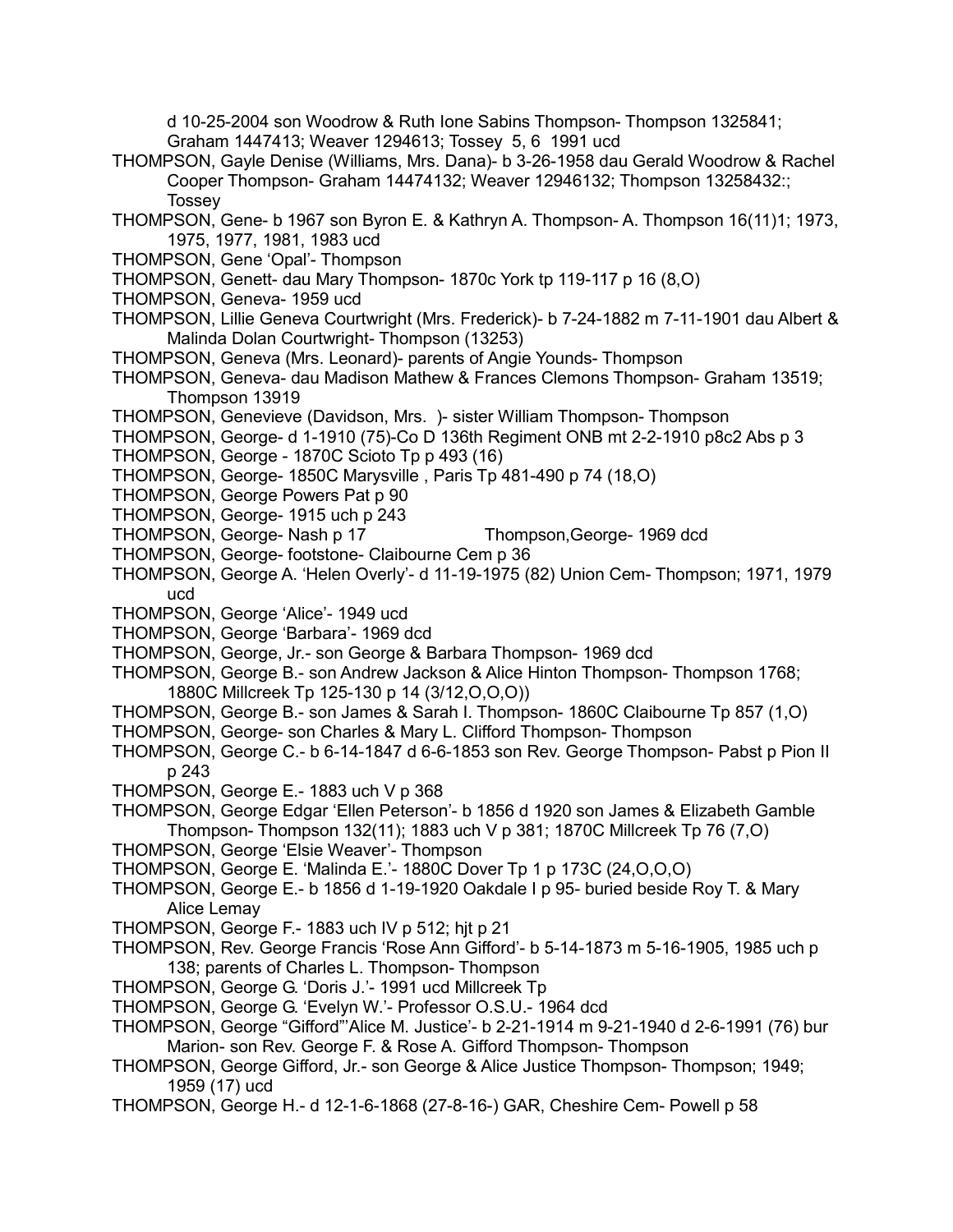d 10-25-2004 son Woodrow & Ruth Ione Sabins Thompson- Thompson 1325841; Graham 1447413; Weaver 1294613; Tossey 5, 6 1991 ucd

THOMPSON, Gayle Denise (Williams, Mrs. Dana)- b 3-26-1958 dau Gerald Woodrow & Rachel Cooper Thompson- Graham 14474132; Weaver 12946132; Thompson 13258432:; Tossey

THOMPSON, Gene- b 1967 son Byron E. & Kathryn A. Thompson- A. Thompson 16(11)1; 1973, 1975, 1977, 1981, 1983 ucd

THOMPSON, Gene 'Opal'- Thompson

THOMPSON, Genett- dau Mary Thompson- 1870c York tp 119-117 p 16 (8,O)

THOMPSON, Geneva- 1959 ucd

THOMPSON, Lillie Geneva Courtwright (Mrs. Frederick)- b 7-24-1882 m 7-11-1901 dau Albert & Malinda Dolan Courtwright- Thompson (13253)

THOMPSON, Geneva (Mrs. Leonard)- parents of Angie Younds- Thompson

THOMPSON, Geneva- dau Madison Mathew & Frances Clemons Thompson- Graham 13519; Thompson 13919

THOMPSON, Genevieve (Davidson, Mrs. )- sister William Thompson- Thompson

THOMPSON, George- d 1-1910 (75)-Co D 136th Regiment ONB mt 2-2-1910 p8c2 Abs p 3

THOMPSON, George - 1870C Scioto Tp p 493 (16)

THOMPSON, George- 1850C Marysville , Paris Tp 481-490 p 74 (18,O)

THOMPSON, George Powers Pat p 90

THOMPSON, George- 1915 uch p 243

THOMPSON, George- Nash p 17

Thompson,George- 1969 dcd

THOMPSON, George- footstone- Claibourne Cem p 36

THOMPSON, George A. 'Helen Overly'- d 11-19-1975 (82) Union Cem- Thompson; 1971, 1979 ucd

THOMPSON, George 'Alice'- 1949 ucd

THOMPSON, George 'Barbara'- 1969 dcd

THOMPSON, George, Jr.- son George & Barbara Thompson- 1969 dcd

THOMPSON, George B.- son Andrew Jackson & Alice Hinton Thompson- Thompson 1768; 1880C Millcreek Tp 125-130 p 14 (3/12,O,O,O))

THOMPSON, George B.- son James & Sarah I. Thompson- 1860C Claibourne Tp 857 (1,O)

THOMPSON, George- son Charles & Mary L. Clifford Thompson- Thompson

THOMPSON, George C.- b 6-14-1847 d 6-6-1853 son Rev. George Thompson- Pabst p Pion II p 243

THOMPSON, George E.- 1883 uch V p 368

THOMPSON, George Edgar 'Ellen Peterson'- b 1856 d 1920 son James & Elizabeth Gamble Thompson- Thompson 132(11); 1883 uch V p 381; 1870C Millcreek Tp 76 (7,O)

THOMPSON, George 'Elsie Weaver'- Thompson

THOMPSON, George E. 'Malinda E.'- 1880C Dover Tp 1 p 173C (24,O,O,O)

THOMPSON, George E.- b 1856 d 1-19-1920 Oakdale I p 95- buried beside Roy T. & Mary Alice Lemay

THOMPSON, George F.- 1883 uch IV p 512; hjt p 21

THOMPSON, Rev. George Francis 'Rose Ann Gifford'- b 5-14-1873 m 5-16-1905, 1985 uch p 138; parents of Charles L. Thompson- Thompson

THOMPSON, George G. 'Doris J.'- 1991 ucd Millcreek Tp

THOMPSON, George G. 'Evelyn W.'- Professor O.S.U.- 1964 dcd

THOMPSON, George "Gifford"'Alice M. Justice'- b 2-21-1914 m 9-21-1940 d 2-6-1991 (76) bur Marion- son Rev. George F. & Rose A. Gifford Thompson- Thompson

THOMPSON, George Gifford, Jr.- son George & Alice Justice Thompson- Thompson; 1949; 1959 (17) ucd

THOMPSON, George H.- d 12-1-6-1868 (27-8-16-) GAR, Cheshire Cem- Powell p 58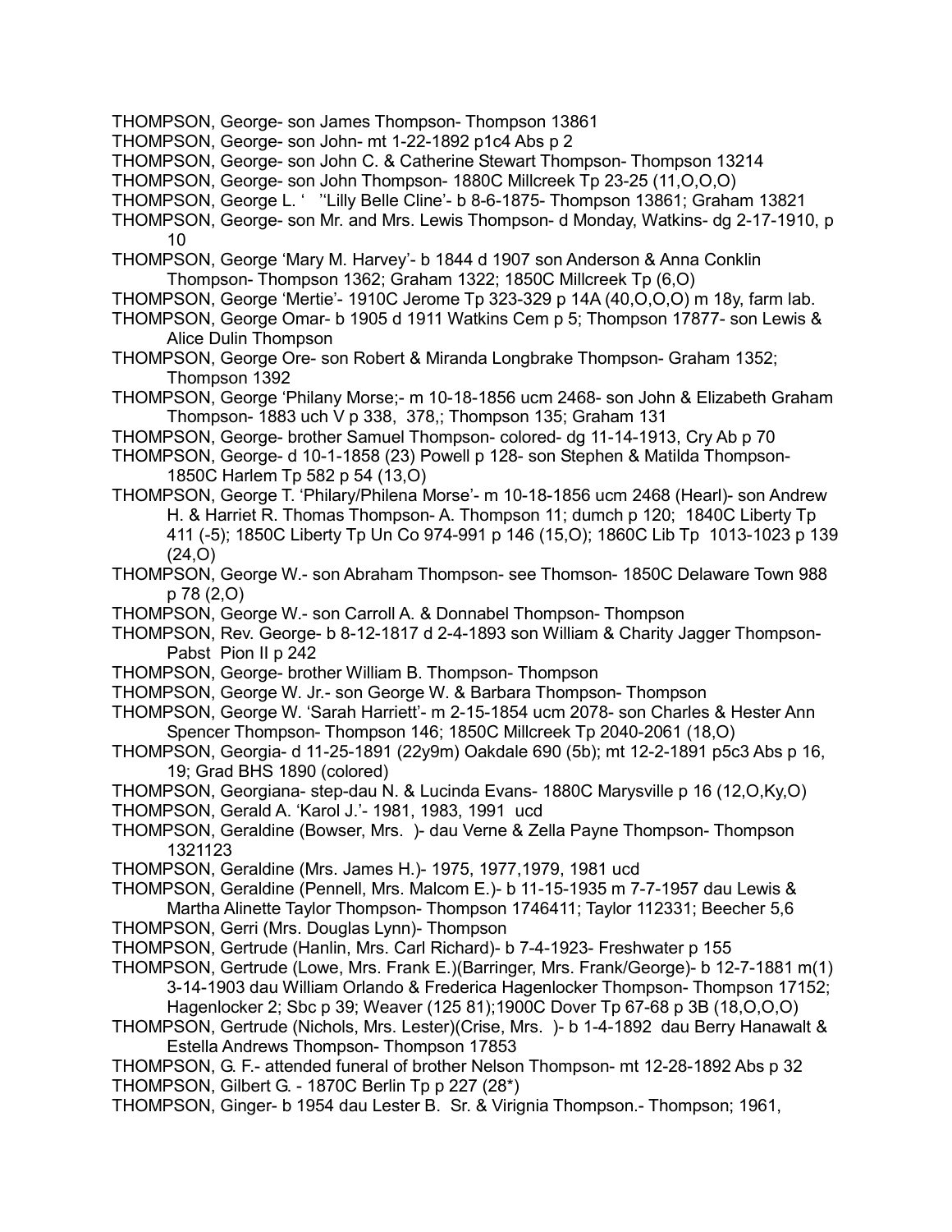THOMPSON, George- son James Thompson- Thompson 13861

THOMPSON, George- son John- mt 1-22-1892 p1c4 Abs p 2

THOMPSON, George- son John C. & Catherine Stewart Thompson- Thompson 13214

THOMPSON, George- son John Thompson- 1880C Millcreek Tp 23-25 (11,O,O,O)

THOMPSON, George L. ' ''Lilly Belle Cline'- b 8-6-1875- Thompson 13861; Graham 13821

THOMPSON, George- son Mr. and Mrs. Lewis Thompson- d Monday, Watkins- dg 2-17-1910, p 10

THOMPSON, George 'Mary M. Harvey'- b 1844 d 1907 son Anderson & Anna Conklin Thompson- Thompson 1362; Graham 1322; 1850C Millcreek Tp (6,O)

THOMPSON, George 'Mertie'- 1910C Jerome Tp 323-329 p 14A (40,O,O,O) m 18y, farm lab.

THOMPSON, George Omar- b 1905 d 1911 Watkins Cem p 5; Thompson 17877- son Lewis & Alice Dulin Thompson

THOMPSON, George Ore- son Robert & Miranda Longbrake Thompson- Graham 1352; Thompson 1392

THOMPSON, George 'Philany Morse;- m 10-18-1856 ucm 2468- son John & Elizabeth Graham Thompson- 1883 uch V p 338, 378,; Thompson 135; Graham 131

THOMPSON, George- brother Samuel Thompson- colored- dg 11-14-1913, Cry Ab p 70

THOMPSON, George- d 10-1-1858 (23) Powell p 128- son Stephen & Matilda Thompson- 1850C Harlem Tp 582 p 54 (13,O)

THOMPSON, George T. 'Philary/Philena Morse'- m 10-18-1856 ucm 2468 (Hearl)- son Andrew H. & Harriet R. Thomas Thompson- A. Thompson 11; dumch p 120; 1840C Liberty Tp 411 (-5); 1850C Liberty Tp Un Co 974-991 p 146 (15,O); 1860C Lib Tp 1013-1023 p 139 (24,O)

THOMPSON, George W.- son Abraham Thompson- see Thomson- 1850C Delaware Town 988 p 78 (2,O)

THOMPSON, George W.- son Carroll A. & Donnabel Thompson- Thompson

THOMPSON, Rev. George- b 8-12-1817 d 2-4-1893 son William & Charity Jagger Thompson- Pabst Pion II p 242

THOMPSON, George- brother William B. Thompson- Thompson

THOMPSON, George W. Jr.- son George W. & Barbara Thompson- Thompson

THOMPSON, George W. 'Sarah Harriett'- m 2-15-1854 ucm 2078- son Charles & Hester Ann Spencer Thompson- Thompson 146; 1850C Millcreek Tp 2040-2061 (18,O)

THOMPSON, Georgia- d 11-25-1891 (22y9m) Oakdale 690 (5b); mt 12-2-1891 p5c3 Abs p 16, 19; Grad BHS 1890 (colored)

THOMPSON, Georgiana- step-dau N. & Lucinda Evans- 1880C Marysville p 16 (12,O,Ky,O)

THOMPSON, Gerald A. 'Karol J.'- 1981, 1983, 1991 ucd

THOMPSON, Geraldine (Bowser, Mrs. )- dau Verne & Zella Payne Thompson- Thompson 1321123

THOMPSON, Geraldine (Mrs. James H.)- 1975, 1977,1979, 1981 ucd

THOMPSON, Geraldine (Pennell, Mrs. Malcom E.)- b 11-15-1935 m 7-7-1957 dau Lewis & Martha Alinette Taylor Thompson- Thompson 1746411; Taylor 112331; Beecher 5,6

THOMPSON, Gerri (Mrs. Douglas Lynn)- Thompson

THOMPSON, Gertrude (Hanlin, Mrs. Carl Richard)- b 7-4-1923- Freshwater p 155

THOMPSON, Gertrude (Lowe, Mrs. Frank E.)(Barringer, Mrs. Frank/George)- b 12-7-1881 m(1) 3-14-1903 dau William Orlando & Frederica Hagenlocker Thompson- Thompson 17152; Hagenlocker 2; Sbc p 39; Weaver (125 81);1900C Dover Tp 67-68 p 3B (18,O,O,O)

THOMPSON, Gertrude (Nichols, Mrs. Lester)(Crise, Mrs. )- b 1-4-1892 dau Berry Hanawalt & Estella Andrews Thompson- Thompson 17853

THOMPSON, G. F.- attended funeral of brother Nelson Thompson- mt 12-28-1892 Abs p 32

THOMPSON, Gilbert G. - 1870C Berlin Tp p 227 (28*)

THOMPSON, Ginger- b 1954 dau Lester B. Sr. & Virignia Thompson.- Thompson; 1961,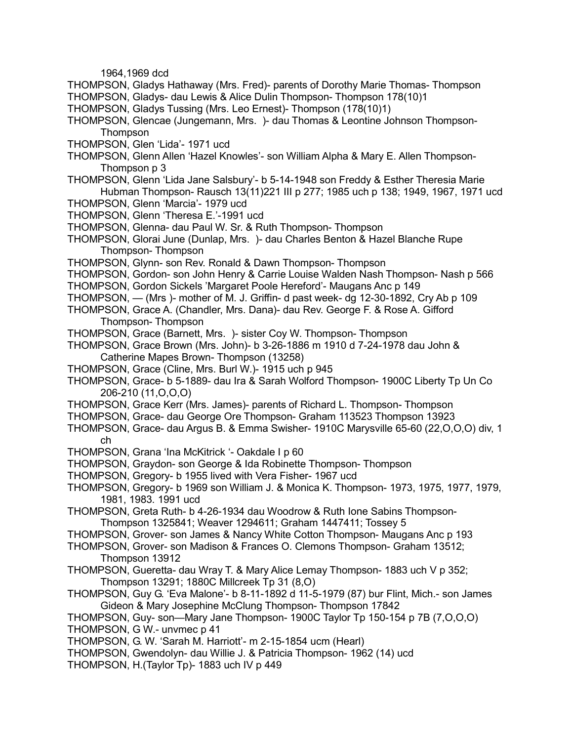1964,1969 dcd

THOMPSON, Gladys Hathaway (Mrs. Fred)- parents of Dorothy Marie Thomas- Thompson

THOMPSON, Gladys- dau Lewis & Alice Dulin Thompson- Thompson 178(10)1

THOMPSON, Gladys Tussing (Mrs. Leo Ernest)- Thompson (178(10)1)

THOMPSON, Glencae (Jungemann, Mrs. )- dau Thomas & Leontine Johnson Thompson- Thompson

THOMPSON, Glen 'Lida'- 1971 ucd

THOMPSON, Glenn Allen 'Hazel Knowles'- son William Alpha & Mary E. Allen Thompson- Thompson p 3

THOMPSON, Glenn 'Lida Jane Salsbury'- b 5-14-1948 son Freddy & Esther Theresia Marie Hubman Thompson- Rausch 13(11)221 III p 277; 1985 uch p 138; 1949, 1967, 1971 ucd

THOMPSON, Glenn 'Marcia'- 1979 ucd

THOMPSON, Glenn 'Theresa E.'-1991 ucd

THOMPSON, Glenna- dau Paul W. Sr. & Ruth Thompson- Thompson

THOMPSON, Glorai June (Dunlap, Mrs. )- dau Charles Benton & Hazel Blanche Rupe Thompson- Thompson

THOMPSON, Glynn- son Rev. Ronald & Dawn Thompson- Thompson

THOMPSON, Gordon- son John Henry & Carrie Louise Walden Nash Thompson- Nash p 566

THOMPSON, Gordon Sickels 'Margaret Poole Hereford'- Maugans Anc p 149

THOMPSON, — (Mrs )- mother of M. J. Griffin- d past week- dg 12-30-1892, Cry Ab p 109

THOMPSON, Grace A. (Chandler, Mrs. Dana)- dau Rev. George F. & Rose A. Gifford Thompson- Thompson

THOMPSON, Grace (Barnett, Mrs. )- sister Coy W. Thompson- Thompson

THOMPSON, Grace Brown (Mrs. John)- b 3-26-1886 m 1910 d 7-24-1978 dau John & Catherine Mapes Brown- Thompson (13258)

THOMPSON, Grace (Cline, Mrs. Burl W.)- 1915 uch p 945

THOMPSON, Grace- b 5-1889- dau Ira & Sarah Wolford Thompson- 1900C Liberty Tp Un Co 206-210 (11,O,O,O)

THOMPSON, Grace Kerr (Mrs. James)- parents of Richard L. Thompson- Thompson

THOMPSON, Grace- dau George Ore Thompson- Graham 113523 Thompson 13923

THOMPSON, Grace- dau Argus B. & Emma Swisher- 1910C Marysville 65-60 (22,O,O,O) div, 1 ch

THOMPSON, Grana 'Ina McKitrick '- Oakdale I p 60

THOMPSON, Graydon- son George & Ida Robinette Thompson- Thompson

THOMPSON, Gregory- b 1955 lived with Vera Fisher- 1967 ucd

THOMPSON, Gregory- b 1969 son William J. & Monica K. Thompson- 1973, 1975, 1977, 1979, 1981, 1983. 1991 ucd

THOMPSON, Greta Ruth- b 4-26-1934 dau Woodrow & Ruth Ione Sabins Thompson- Thompson 1325841; Weaver 1294611; Graham 1447411; Tossey 5

THOMPSON, Grover- son James & Nancy White Cotton Thompson- Maugans Anc p 193

THOMPSON, Grover- son Madison & Frances O. Clemons Thompson- Graham 13512; Thompson 13912

THOMPSON, Gueretta- dau Wray T. & Mary Alice Lemay Thompson- 1883 uch V p 352; Thompson 13291; 1880C Millcreek Tp 31 (8,O)

THOMPSON, Guy G. 'Eva Malone'- b 8-11-1892 d 11-5-1979 (87) bur Flint, Mich.- son James Gideon & Mary Josephine McClung Thompson- Thompson 17842

THOMPSON, Guy- son—Mary Jane Thompson- 1900C Taylor Tp 150-154 p 7B (7,O,O,O)

THOMPSON, G W.- unvmec p 41

THOMPSON, G. W. 'Sarah M. Harriott'- m 2-15-1854 ucm (Hearl)

THOMPSON, Gwendolyn- dau Willie J. & Patricia Thompson- 1962 (14) ucd

THOMPSON, H.(Taylor Tp)- 1883 uch IV p 449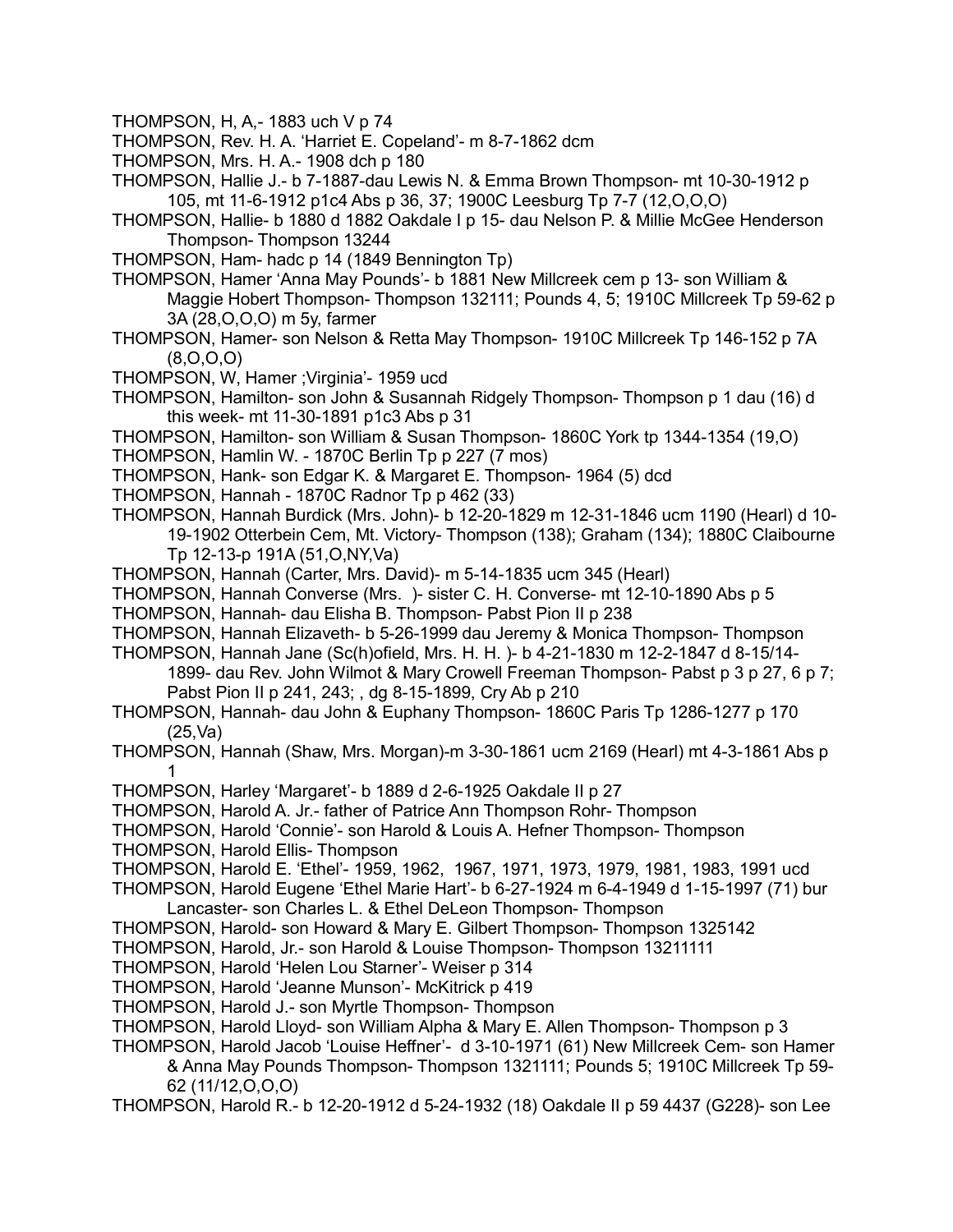THOMPSON, H, A,- 1883 uch V p 74

THOMPSON, Rev. H. A. 'Harriet E. Copeland'- m 8-7-1862 dcm

THOMPSON, Mrs. H. A.- 1908 dch p 180

THOMPSON, Hallie J.- b 7-1887-dau Lewis N. & Emma Brown Thompson- mt 10-30-1912 p 105, mt 11-6-1912 p1c4 Abs p 36, 37; 1900C Leesburg Tp 7-7 (12,O,O,O)

THOMPSON, Hallie- b 1880 d 1882 Oakdale I p 15- dau Nelson P. & Millie McGee Henderson Thompson- Thompson 13244

THOMPSON, Ham- hadc p 14 (1849 Bennington Tp)

THOMPSON, Hamer 'Anna May Pounds'- b 1881 New Millcreek cem p 13- son William & Maggie Hobert Thompson- Thompson 132111; Pounds 4, 5; 1910C Millcreek Tp 59-62 p 3A (28,O,O,O) m 5y, farmer

THOMPSON, Hamer- son Nelson & Retta May Thompson- 1910C Millcreek Tp 146-152 p 7A (8,O,O,O)

THOMPSON, W, Hamer ;Virginia'- 1959 ucd

THOMPSON, Hamilton- son John & Susannah Ridgely Thompson- Thompson p 1 dau (16) d this week- mt 11-30-1891 p1c3 Abs p 31

THOMPSON, Hamilton- son William & Susan Thompson- 1860C York tp 1344-1354 (19,O)

THOMPSON, Hamlin W. - 1870C Berlin Tp p 227 (7 mos)

THOMPSON, Hank- son Edgar K. & Margaret E. Thompson- 1964 (5) dcd

THOMPSON, Hannah - 1870C Radnor Tp p 462 (33)

THOMPSON, Hannah Burdick (Mrs. John)- b 12-20-1829 m 12-31-1846 ucm 1190 (Hearl) d 10-19-1902 Otterbein Cem, Mt. Victory- Thompson (138); Graham (134); 1880C Claibourne Tp 12-13-p 191A (51,O,NY,Va)

THOMPSON, Hannah (Carter, Mrs. David)- m 5-14-1835 ucm 345 (Hearl)

THOMPSON, Hannah Converse (Mrs. )- sister C. H. Converse- mt 12-10-1890 Abs p 5

THOMPSON, Hannah- dau Elisha B. Thompson- Pabst Pion II p 238

THOMPSON, Hannah Elizaveth- b 5-26-1999 dau Jeremy & Monica Thompson- Thompson

THOMPSON, Hannah Jane (Sc(h)ofield, Mrs. H. H. )- b 4-21-1830 m 12-2-1847 d 8-15/14-1899- dau Rev. John Wilmot & Mary Crowell Freeman Thompson- Pabst p 3 p 27, 6 p 7; Pabst Pion II p 241, 243; , dg 8-15-1899, Cry Ab p 210

THOMPSON, Hannah- dau John & Euphany Thompson- 1860C Paris Tp 1286-1277 p 170 (25,Va)

THOMPSON, Hannah (Shaw, Mrs. Morgan)-m 3-30-1861 ucm 2169 (Hearl) mt 4-3-1861 Abs p 1

THOMPSON, Harley 'Margaret'- b 1889 d 2-6-1925 Oakdale II p 27

THOMPSON, Harold A. Jr.- father of Patrice Ann Thompson Rohr- Thompson

THOMPSON, Harold 'Connie'- son Harold & Louis A. Hefner Thompson- Thompson

THOMPSON, Harold Ellis- Thompson

THOMPSON, Harold E. 'Ethel'- 1959, 1962, 1967, 1971, 1973, 1979, 1981, 1983, 1991 ucd

THOMPSON, Harold Eugene 'Ethel Marie Hart'- b 6-27-1924 m 6-4-1949 d 1-15-1997 (71) bur Lancaster- son Charles L. & Ethel DeLeon Thompson- Thompson

THOMPSON, Harold- son Howard & Mary E. Gilbert Thompson- Thompson 1325142

THOMPSON, Harold, Jr.- son Harold & Louise Thompson- Thompson 13211111

THOMPSON, Harold 'Helen Lou Starner'- Weiser p 314

THOMPSON, Harold 'Jeanne Munson'- McKitrick p 419

THOMPSON, Harold J.- son Myrtle Thompson- Thompson

THOMPSON, Harold Lloyd- son William Alpha & Mary E. Allen Thompson- Thompson p 3

THOMPSON, Harold Jacob 'Louise Heffner'- d 3-10-1971 (61) New Millcreek Cem- son Hamer & Anna May Pounds Thompson- Thompson 1321111; Pounds 5; 1910C Millcreek Tp 59-62 (11/12,O,O,O)

THOMPSON, Harold R.- b 12-20-1912 d 5-24-1932 (18) Oakdale II p 59 4437 (G228)- son Lee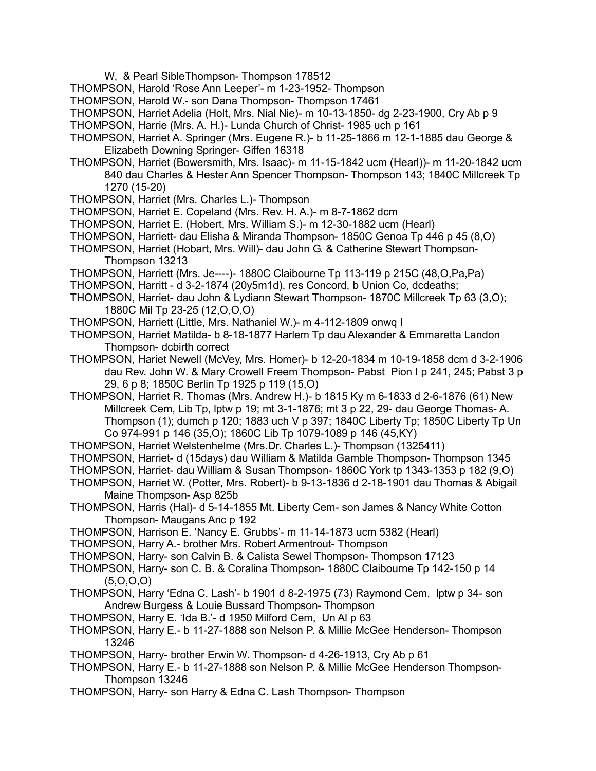W, & Pearl SibleThompson- Thompson 178512

THOMPSON, Harold 'Rose Ann Leeper'- m 1-23-1952- Thompson

THOMPSON, Harold W.- son Dana Thompson- Thompson 17461

THOMPSON, Harriet Adelia (Holt, Mrs. Nial Nie)- m 10-13-1850- dg 2-23-1900, Cry Ab p 9

THOMPSON, Harrie (Mrs. A. H.)- Lunda Church of Christ- 1985 uch p 161

THOMPSON, Harriet A. Springer (Mrs. Eugene R.)- b 11-25-1866 m 12-1-1885 dau George & Elizabeth Downing Springer- Giffen 16318

THOMPSON, Harriet (Bowersmith, Mrs. Isaac)- m 11-15-1842 ucm (Hearl))- m 11-20-1842 ucm 840 dau Charles & Hester Ann Spencer Thompson- Thompson 143; 1840C Millcreek Tp 1270 (15-20)

THOMPSON, Harriet (Mrs. Charles L.)- Thompson

THOMPSON, Harriet E. Copeland (Mrs. Rev. H. A.)- m 8-7-1862 dcm

THOMPSON, Harriet E. (Hobert, Mrs. William S.)- m 12-30-1882 ucm (Hearl)

THOMPSON, Harriett- dau Elisha & Miranda Thompson- 1850C Genoa Tp 446 p 45 (8,O)

THOMPSON, Harriet (Hobart, Mrs. Will)- dau John G. & Catherine Stewart Thompson- Thompson 13213

THOMPSON, Harriett (Mrs. Je----)- 1880C Claibourne Tp 113-119 p 215C (48,O,Pa,Pa)

THOMPSON, Harritt - d 3-2-1874 (20y5m1d), res Concord, b Union Co, dcdeaths;

THOMPSON, Harriet- dau John & Lydiann Stewart Thompson- 1870C Millcreek Tp 63 (3,O); 1880C Mil Tp 23-25 (12,O,O,O)

THOMPSON, Harriett (Little, Mrs. Nathaniel W.)- m 4-112-1809 onwq I

THOMPSON, Harriet Matilda- b 8-18-1877 Harlem Tp dau Alexander & Emmaretta Landon Thompson- dcbirth correct

THOMPSON, Hariet Newell (McVey, Mrs. Homer)- b 12-20-1834 m 10-19-1858 dcm d 3-2-1906 dau Rev. John W. & Mary Crowell Freem Thompson- Pabst Pion I p 241, 245; Pabst 3 p 29, 6 p 8; 1850C Berlin Tp 1925 p 119 (15,O)

THOMPSON, Harriet R. Thomas (Mrs. Andrew H.)- b 1815 Ky m 6-1833 d 2-6-1876 (61) New Millcreek Cem, Lib Tp, lptw p 19; mt 3-1-1876; mt 3 p 22, 29- dau George Thomas- A. Thompson (1); dumch p 120; 1883 uch V p 397; 1840C Liberty Tp; 1850C Liberty Tp Un Co 974-991 p 146 (35,O); 1860C Lib Tp 1079-1089 p 146 (45,KY)

THOMPSON, Harriet Welstenhelme (Mrs.Dr. Charles L.)- Thompson (1325411)

THOMPSON, Harriet- d (15days) dau William & Matilda Gamble Thompson- Thompson 1345

THOMPSON, Harriet- dau William & Susan Thompson- 1860C York tp 1343-1353 p 182 (9,O)

THOMPSON, Harriet W. (Potter, Mrs. Robert)- b 9-13-1836 d 2-18-1901 dau Thomas & Abigail Maine Thompson- Asp 825b

THOMPSON, Harris (Hal)- d 5-14-1855 Mt. Liberty Cem- son James & Nancy White Cotton Thompson- Maugans Anc p 192

THOMPSON, Harrison E. 'Nancy E. Grubbs'- m 11-14-1873 ucm 5382 (Hearl)

THOMPSON, Harry A.- brother Mrs. Robert Armentrout- Thompson

THOMPSON, Harry- son Calvin B. & Calista Sewel Thompson- Thompson 17123

THOMPSON, Harry- son C. B. & Coralina Thompson- 1880C Claibourne Tp 142-150 p 14 (5,O,O,O)

THOMPSON, Harry 'Edna C. Lash'- b 1901 d 8-2-1975 (73) Raymond Cem, lptw p 34- son Andrew Burgess & Louie Bussard Thompson- Thompson

THOMPSON, Harry E. 'Ida B.'- d 1950 Milford Cem, Un Al p 63

THOMPSON, Harry E.- b 11-27-1888 son Nelson P. & Millie McGee Henderson- Thompson 13246

THOMPSON, Harry- brother Erwin W. Thompson- d 4-26-1913, Cry Ab p 61

THOMPSON, Harry E.- b 11-27-1888 son Nelson P. & Millie McGee Henderson Thompson- Thompson 13246

THOMPSON, Harry- son Harry & Edna C. Lash Thompson- Thompson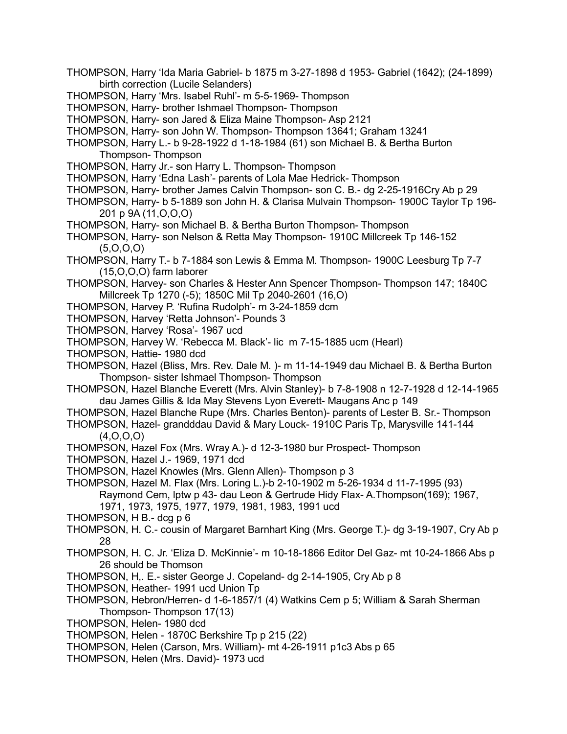THOMPSON, Harry 'Ida Maria Gabriel- b 1875 m 3-27-1898 d 1953- Gabriel (1642); (24-1899) birth correction (Lucile Selanders)

THOMPSON, Harry 'Mrs. Isabel Ruhl'- m 5-5-1969- Thompson

THOMPSON, Harry- brother Ishmael Thompson- Thompson

THOMPSON, Harry- son Jared & Eliza Maine Thompson- Asp 2121

THOMPSON, Harry- son John W. Thompson- Thompson 13641; Graham 13241

THOMPSON, Harry L.- b 9-28-1922 d 1-18-1984 (61) son Michael B. & Bertha Burton Thompson- Thompson

THOMPSON, Harry Jr.- son Harry L. Thompson- Thompson

THOMPSON, Harry 'Edna Lash'- parents of Lola Mae Hedrick- Thompson

THOMPSON, Harry- brother James Calvin Thompson- son C. B.- dg 2-25-1916Cry Ab p 29

THOMPSON, Harry- b 5-1889 son John H. & Clarisa Mulvain Thompson- 1900C Taylor Tp 196-201 p 9A (11,O,O,O)

THOMPSON, Harry- son Michael B. & Bertha Burton Thompson- Thompson

THOMPSON, Harry- son Nelson & Retta May Thompson- 1910C Millcreek Tp 146-152 (5,O,O,O)

THOMPSON, Harry T.- b 7-1884 son Lewis & Emma M. Thompson- 1900C Leesburg Tp 7-7 (15,O,O,O) farm laborer

THOMPSON, Harvey- son Charles & Hester Ann Spencer Thompson- Thompson 147; 1840C Millcreek Tp 1270 (-5); 1850C Mil Tp 2040-2601 (16,O)

THOMPSON, Harvey P. 'Rufina Rudolph'- m 3-24-1859 dcm

THOMPSON, Harvey 'Retta Johnson'- Pounds 3

THOMPSON, Harvey 'Rosa'- 1967 ucd

THOMPSON, Harvey W. 'Rebecca M. Black'- lic m 7-15-1885 ucm (Hearl)

THOMPSON, Hattie- 1980 dcd

THOMPSON, Hazel (Bliss, Mrs. Rev. Dale M. )- m 11-14-1949 dau Michael B. & Bertha Burton Thompson- sister Ishmael Thompson- Thompson

THOMPSON, Hazel Blanche Everett (Mrs. Alvin Stanley)- b 7-8-1908 n 12-7-1928 d 12-14-1965 dau James Gillis & Ida May Stevens Lyon Everett- Maugans Anc p 149

THOMPSON, Hazel Blanche Rupe (Mrs. Charles Benton)- parents of Lester B. Sr.- Thompson

THOMPSON, Hazel- grandddau David & Mary Louck- 1910C Paris Tp, Marysville 141-144 (4,O,O,O)

THOMPSON, Hazel Fox (Mrs. Wray A.)- d 12-3-1980 bur Prospect- Thompson

THOMPSON, Hazel J.- 1969, 1971 dcd

THOMPSON, Hazel Knowles (Mrs. Glenn Allen)- Thompson p 3

THOMPSON, Hazel M. Flax (Mrs. Loring L.)-b 2-10-1902 m 5-26-1934 d 11-7-1995 (93) Raymond Cem, lptw p 43- dau Leon & Gertrude Hidy Flax- A.Thompson(169); 1967, 1971, 1973, 1975, 1977, 1979, 1981, 1983, 1991 ucd

THOMPSON, H B.- dcg p 6

THOMPSON, H. C.- cousin of Margaret Barnhart King (Mrs. George T.)- dg 3-19-1907, Cry Ab p 28

THOMPSON, H. C. Jr. 'Eliza D. McKinnie'- m 10-18-1866 Editor Del Gaz- mt 10-24-1866 Abs p 26 should be Thomson

THOMPSON, H,. E.- sister George J. Copeland- dg 2-14-1905, Cry Ab p 8

THOMPSON, Heather- 1991 ucd Union Tp

THOMPSON, Hebron/Herren- d 1-6-1857/1 (4) Watkins Cem p 5; William & Sarah Sherman Thompson- Thompson 17(13)

THOMPSON, Helen- 1980 dcd

THOMPSON, Helen - 1870C Berkshire Tp p 215 (22)

THOMPSON, Helen (Carson, Mrs. William)- mt 4-26-1911 p1c3 Abs p 65

THOMPSON, Helen (Mrs. David)- 1973 ucd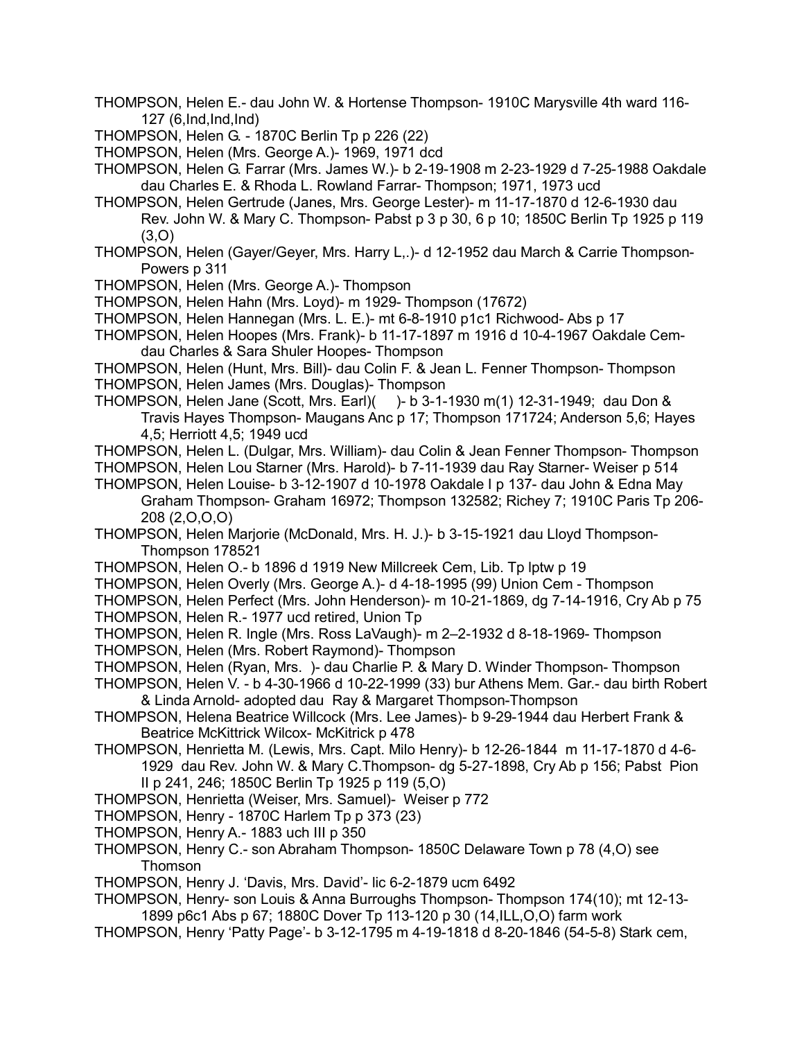THOMPSON, Helen E.- dau John W. & Hortense Thompson- 1910C Marysville 4th ward 116-127 (6,Ind,Ind,Ind)

THOMPSON, Helen G. - 1870C Berlin Tp p 226 (22)

THOMPSON, Helen (Mrs. George A.)- 1969, 1971 dcd

THOMPSON, Helen G. Farrar (Mrs. James W.)- b 2-19-1908 m 2-23-1929 d 7-25-1988 Oakdale dau Charles E. & Rhoda L. Rowland Farrar- Thompson; 1971, 1973 ucd

THOMPSON, Helen Gertrude (Janes, Mrs. George Lester)- m 11-17-1870 d 12-6-1930 dau Rev. John W. & Mary C. Thompson- Pabst p 3 p 30, 6 p 10; 1850C Berlin Tp 1925 p 119 (3,O)

THOMPSON, Helen (Gayer/Geyer, Mrs. Harry L,.)- d 12-1952 dau March & Carrie Thompson- Powers p 311

THOMPSON, Helen (Mrs. George A.)- Thompson

THOMPSON, Helen Hahn (Mrs. Loyd)- m 1929- Thompson (17672)

THOMPSON, Helen Hannegan (Mrs. L. E.)- mt 6-8-1910 p1c1 Richwood- Abs p 17

THOMPSON, Helen Hoopes (Mrs. Frank)- b 11-17-1897 m 1916 d 10-4-1967 Oakdale Cem- dau Charles & Sara Shuler Hoopes- Thompson

THOMPSON, Helen (Hunt, Mrs. Bill)- dau Colin F. & Jean L. Fenner Thompson- Thompson

THOMPSON, Helen James (Mrs. Douglas)- Thompson

THOMPSON, Helen Jane (Scott, Mrs. Earl)(     )- b 3-1-1930 m(1) 12-31-1949;  dau Don & Travis Hayes Thompson- Maugans Anc p 17; Thompson 171724; Anderson 5,6; Hayes 4,5; Herriott 4,5; 1949 ucd

THOMPSON, Helen L. (Dulgar, Mrs. William)- dau Colin & Jean Fenner Thompson- Thompson

THOMPSON, Helen Lou Starner (Mrs. Harold)- b 7-11-1939 dau Ray Starner- Weiser p 514

THOMPSON, Helen Louise- b 3-12-1907 d 10-1978 Oakdale I p 137- dau John & Edna May Graham Thompson- Graham 16972; Thompson 132582; Richey 7; 1910C Paris Tp 206-208 (2,O,O,O)

THOMPSON, Helen Marjorie (McDonald, Mrs. H. J.)- b 3-15-1921 dau Lloyd Thompson- Thompson 178521

THOMPSON, Helen O.- b 1896 d 1919 New Millcreek Cem, Lib. Tp lptw p 19

THOMPSON, Helen Overly (Mrs. George A.)- d 4-18-1995 (99) Union Cem - Thompson

THOMPSON, Helen Perfect (Mrs. John Henderson)- m 10-21-1869, dg 7-14-1916, Cry Ab p 75

THOMPSON, Helen R.- 1977 ucd retired, Union Tp

THOMPSON, Helen R. Ingle (Mrs. Ross LaVaugh)- m 2–2-1932 d 8-18-1969- Thompson

THOMPSON, Helen (Mrs. Robert Raymond)- Thompson

THOMPSON, Helen (Ryan, Mrs.  )- dau Charlie P. & Mary D. Winder Thompson- Thompson

THOMPSON, Helen V. - b 4-30-1966 d 10-22-1999 (33) bur Athens Mem. Gar.- dau birth Robert & Linda Arnold- adopted dau  Ray & Margaret Thompson-Thompson

THOMPSON, Helena Beatrice Willcock (Mrs. Lee James)- b 9-29-1944 dau Herbert Frank & Beatrice McKittrick Wilcox- McKitrick p 478

THOMPSON, Henrietta M. (Lewis, Mrs. Capt. Milo Henry)- b 12-26-1844  m 11-17-1870 d 4-6-1929  dau Rev. John W. & Mary C.Thompson- dg 5-27-1898, Cry Ab p 156; Pabst  Pion II p 241, 246; 1850C Berlin Tp 1925 p 119 (5,O)

THOMPSON, Henrietta (Weiser, Mrs. Samuel)-  Weiser p 772

THOMPSON, Henry - 1870C Harlem Tp p 373 (23)

THOMPSON, Henry A.- 1883 uch III p 350

THOMPSON, Henry C.- son Abraham Thompson- 1850C Delaware Town p 78 (4,O) see Thomson

THOMPSON, Henry J. 'Davis, Mrs. David'- lic 6-2-1879 ucm 6492

THOMPSON, Henry- son Louis & Anna Burroughs Thompson- Thompson 174(10); mt 12-13-1899 p6c1 Abs p 67; 1880C Dover Tp 113-120 p 30 (14,ILL,O,O) farm work

THOMPSON, Henry 'Patty Page'- b 3-12-1795 m 4-19-1818 d 8-20-1846 (54-5-8) Stark cem,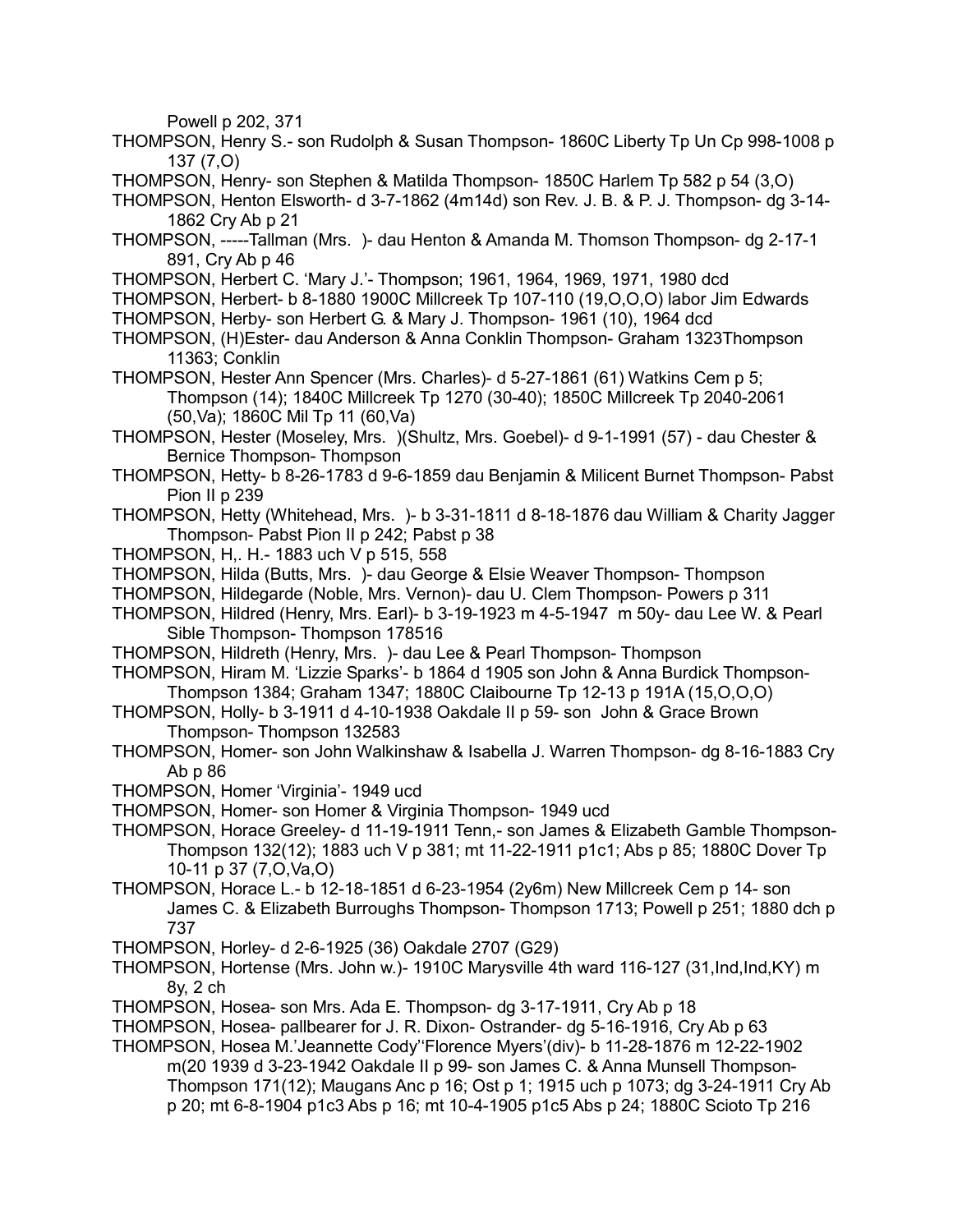Powell p 202, 371

THOMPSON, Henry S.- son Rudolph & Susan Thompson- 1860C Liberty Tp Un Cp 998-1008 p 137 (7,O)

THOMPSON, Henry- son Stephen & Matilda Thompson- 1850C Harlem Tp 582 p 54 (3,O)

THOMPSON, Henton Elsworth- d 3-7-1862 (4m14d) son Rev. J. B. & P. J. Thompson- dg 3-14-1862 Cry Ab p 21

THOMPSON, -----Tallman (Mrs. )- dau Henton & Amanda M. Thomson Thompson- dg 2-17-1 891, Cry Ab p 46

THOMPSON, Herbert C. 'Mary J.'- Thompson; 1961, 1964, 1969, 1971, 1980 dcd

THOMPSON, Herbert- b 8-1880 1900C Millcreek Tp 107-110 (19,O,O,O) labor Jim Edwards

THOMPSON, Herby- son Herbert G. & Mary J. Thompson- 1961 (10), 1964 dcd

THOMPSON, (H)Ester- dau Anderson & Anna Conklin Thompson- Graham 1323Thompson 11363; Conklin

THOMPSON, Hester Ann Spencer (Mrs. Charles)- d 5-27-1861 (61) Watkins Cem p 5; Thompson (14); 1840C Millcreek Tp 1270 (30-40); 1850C Millcreek Tp 2040-2061 (50,Va); 1860C Mil Tp 11 (60,Va)

THOMPSON, Hester (Moseley, Mrs. )(Shultz, Mrs. Goebel)- d 9-1-1991 (57) - dau Chester & Bernice Thompson- Thompson

THOMPSON, Hetty- b 8-26-1783 d 9-6-1859 dau Benjamin & Milicent Burnet Thompson- Pabst Pion II p 239

THOMPSON, Hetty (Whitehead, Mrs. )- b 3-31-1811 d 8-18-1876 dau William & Charity Jagger Thompson- Pabst Pion II p 242; Pabst p 38

THOMPSON, H,. H.- 1883 uch V p 515, 558

THOMPSON, Hilda (Butts, Mrs. )- dau George & Elsie Weaver Thompson- Thompson

THOMPSON, Hildegarde (Noble, Mrs. Vernon)- dau U. Clem Thompson- Powers p 311

THOMPSON, Hildred (Henry, Mrs. Earl)- b 3-19-1923 m 4-5-1947 m 50y- dau Lee W. & Pearl Sible Thompson- Thompson 178516

THOMPSON, Hildreth (Henry, Mrs. )- dau Lee & Pearl Thompson- Thompson

THOMPSON, Hiram M. 'Lizzie Sparks'- b 1864 d 1905 son John & Anna Burdick Thompson- Thompson 1384; Graham 1347; 1880C Claibourne Tp 12-13 p 191A (15,O,O,O)

THOMPSON, Holly- b 3-1911 d 4-10-1938 Oakdale II p 59- son John & Grace Brown Thompson- Thompson 132583

THOMPSON, Homer- son John Walkinshaw & Isabella J. Warren Thompson- dg 8-16-1883 Cry Ab p 86

THOMPSON, Homer 'Virginia'- 1949 ucd

THOMPSON, Homer- son Homer & Virginia Thompson- 1949 ucd

THOMPSON, Horace Greeley- d 11-19-1911 Tenn,- son James & Elizabeth Gamble Thompson- Thompson 132(12); 1883 uch V p 381; mt 11-22-1911 p1c1; Abs p 85; 1880C Dover Tp 10-11 p 37 (7,O,Va,O)

THOMPSON, Horace L.- b 12-18-1851 d 6-23-1954 (2y6m) New Millcreek Cem p 14- son James C. & Elizabeth Burroughs Thompson- Thompson 1713; Powell p 251; 1880 dch p 737

THOMPSON, Horley- d 2-6-1925 (36) Oakdale 2707 (G29)

THOMPSON, Hortense (Mrs. John w.)- 1910C Marysville 4th ward 116-127 (31,Ind,Ind,KY) m 8y, 2 ch

THOMPSON, Hosea- son Mrs. Ada E. Thompson- dg 3-17-1911, Cry Ab p 18

THOMPSON, Hosea- pallbearer for J. R. Dixon- Ostrander- dg 5-16-1916, Cry Ab p 63

THOMPSON, Hosea M.'Jeannette Cody''Florence Myers'(div)- b 11-28-1876 m 12-22-1902 m(20 1939 d 3-23-1942 Oakdale II p 99- son James C. & Anna Munsell Thompson- Thompson 171(12); Maugans Anc p 16; Ost p 1; 1915 uch p 1073; dg 3-24-1911 Cry Ab p 20; mt 6-8-1904 p1c3 Abs p 16; mt 10-4-1905 p1c5 Abs p 24; 1880C Scioto Tp 216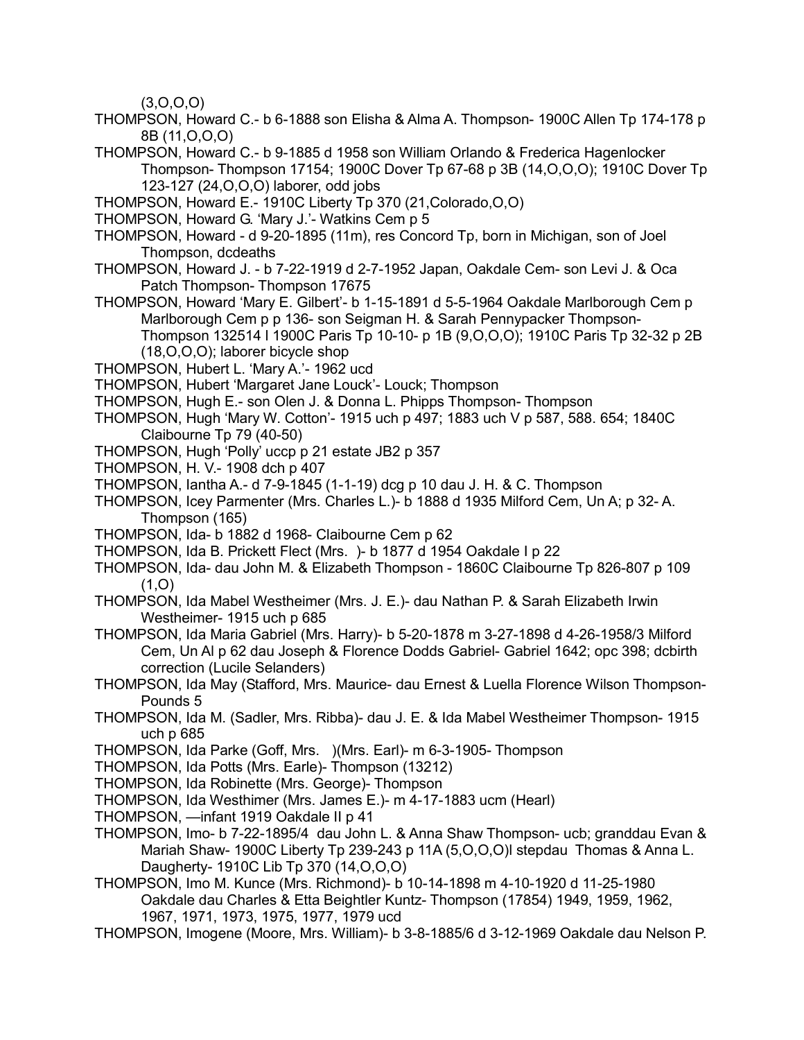(3,O,O,O)

THOMPSON, Howard C.- b 6-1888 son Elisha & Alma A. Thompson- 1900C Allen Tp 174-178 p 8B (11,O,O,O)

THOMPSON, Howard C.- b 9-1885 d 1958 son William Orlando & Frederica Hagenlocker Thompson- Thompson 17154; 1900C Dover Tp 67-68 p 3B (14,O,O,O); 1910C Dover Tp 123-127 (24,O,O,O) laborer, odd jobs

THOMPSON, Howard E.- 1910C Liberty Tp 370 (21,Colorado,O,O)

THOMPSON, Howard G. 'Mary J.'- Watkins Cem p 5

THOMPSON, Howard - d 9-20-1895 (11m), res Concord Tp, born in Michigan, son of Joel Thompson, dcdeaths

THOMPSON, Howard J. - b 7-22-1919 d 2-7-1952 Japan, Oakdale Cem- son Levi J. & Oca Patch Thompson- Thompson 17675

THOMPSON, Howard 'Mary E. Gilbert'- b 1-15-1891 d 5-5-1964 Oakdale Marlborough Cem p Marlborough Cem p p 136- son Seigman H. & Sarah Pennypacker Thompson- Thompson 132514 l 1900C Paris Tp 10-10- p 1B (9,O,O,O); 1910C Paris Tp 32-32 p 2B (18,O,O,O); laborer bicycle shop

THOMPSON, Hubert L. 'Mary A.'- 1962 ucd

THOMPSON, Hubert 'Margaret Jane Louck'- Louck; Thompson

THOMPSON, Hugh E.- son Olen J. & Donna L. Phipps Thompson- Thompson

THOMPSON, Hugh 'Mary W. Cotton'- 1915 uch p 497; 1883 uch V p 587, 588. 654; 1840C Claibourne Tp 79 (40-50)

THOMPSON, Hugh 'Polly' uccp p 21 estate JB2 p 357

THOMPSON, H. V.- 1908 dch p 407

THOMPSON, Iantha A.- d 7-9-1845 (1-1-19) dcg p 10 dau J. H. & C. Thompson

THOMPSON, Icey Parmenter (Mrs. Charles L.)- b 1888 d 1935 Milford Cem, Un A; p 32- A. Thompson (165)

THOMPSON, Ida- b 1882 d 1968- Claibourne Cem p 62

THOMPSON, Ida B. Prickett Flect (Mrs. )- b 1877 d 1954 Oakdale I p 22

THOMPSON, Ida- dau John M. & Elizabeth Thompson - 1860C Claibourne Tp 826-807 p 109 (1,O)

THOMPSON, Ida Mabel Westheimer (Mrs. J. E.)- dau Nathan P. & Sarah Elizabeth Irwin Westheimer- 1915 uch p 685

THOMPSON, Ida Maria Gabriel (Mrs. Harry)- b 5-20-1878 m 3-27-1898 d 4-26-1958/3 Milford Cem, Un Al p 62 dau Joseph & Florence Dodds Gabriel- Gabriel 1642; opc 398; dcbirth correction (Lucile Selanders)

THOMPSON, Ida May (Stafford, Mrs. Maurice- dau Ernest & Luella Florence Wilson Thompson- Pounds 5

THOMPSON, Ida M. (Sadler, Mrs. Ribba)- dau J. E. & Ida Mabel Westheimer Thompson- 1915 uch p 685

THOMPSON, Ida Parke (Goff, Mrs. )(Mrs. Earl)- m 6-3-1905- Thompson

THOMPSON, Ida Potts (Mrs. Earle)- Thompson (13212)

THOMPSON, Ida Robinette (Mrs. George)- Thompson

THOMPSON, Ida Westhimer (Mrs. James E.)- m 4-17-1883 ucm (Hearl)

THOMPSON, —infant 1919 Oakdale II p 41

THOMPSON, Imo- b 7-22-1895/4 dau John L. & Anna Shaw Thompson- ucb; granddau Evan & Mariah Shaw- 1900C Liberty Tp 239-243 p 11A (5,O,O,O)l stepdau Thomas & Anna L. Daugherty- 1910C Lib Tp 370 (14,O,O,O)

THOMPSON, Imo M. Kunce (Mrs. Richmond)- b 10-14-1898 m 4-10-1920 d 11-25-1980 Oakdale dau Charles & Etta Beightler Kuntz- Thompson (17854) 1949, 1959, 1962, 1967, 1971, 1973, 1975, 1977, 1979 ucd

THOMPSON, Imogene (Moore, Mrs. William)- b 3-8-1885/6 d 3-12-1969 Oakdale dau Nelson P.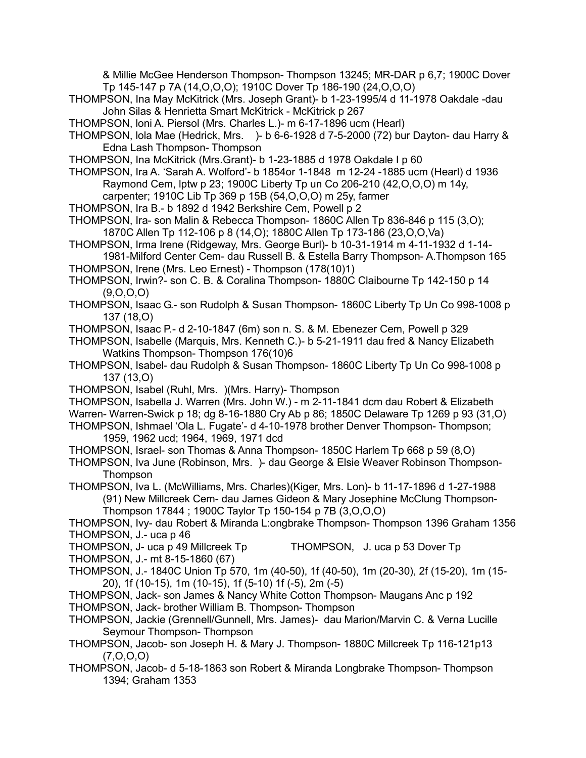& Millie McGee Henderson Thompson- Thompson 13245; MR-DAR p 6,7; 1900C Dover Tp 145-147 p 7A (14,O,O,O); 1910C Dover Tp 186-190 (24,O,O,O)

THOMPSON, Ina May McKitrick (Mrs. Joseph Grant)- b 1-23-1995/4 d 11-1978 Oakdale -dau John Silas & Henrietta Smart McKitrick - McKitrick p 267

THOMPSON, Ioni A. Piersol (Mrs. Charles L.)- m 6-17-1896 ucm (Hearl)

THOMPSON, Iola Mae (Hedrick, Mrs. )- b 6-6-1928 d 7-5-2000 (72) bur Dayton- dau Harry & Edna Lash Thompson- Thompson

THOMPSON, Ina McKitrick (Mrs.Grant)- b 1-23-1885 d 1978 Oakdale I p 60

THOMPSON, Ira A. 'Sarah A. Wolford'- b 1854or 1-1848 m 12-24 -1885 ucm (Hearl) d 1936 Raymond Cem, lptw p 23; 1900C Liberty Tp un Co 206-210 (42,O,O,O) m 14y, carpenter; 1910C Lib Tp 369 p 15B (54,O,O,O) m 25y, farmer

THOMPSON, Ira B.- b 1892 d 1942 Berkshire Cem, Powell p 2

THOMPSON, Ira- son Malin & Rebecca Thompson- 1860C Allen Tp 836-846 p 115 (3,O); 1870C Allen Tp 112-106 p 8 (14,O); 1880C Allen Tp 173-186 (23,O,O,Va)

THOMPSON, Irma Irene (Ridgeway, Mrs. George Burl)- b 10-31-1914 m 4-11-1932 d 1-14-1981-Milford Center Cem- dau Russell B. & Estella Barry Thompson- A.Thompson 165

THOMPSON, Irene (Mrs. Leo Ernest) - Thompson (178(10)1)

THOMPSON, Irwin?- son C. B. & Coralina Thompson- 1880C Claibourne Tp 142-150 p 14 (9,O,O,O)

THOMPSON, Isaac G.- son Rudolph & Susan Thompson- 1860C Liberty Tp Un Co 998-1008 p 137 (18,O)

THOMPSON, Isaac P.- d 2-10-1847 (6m) son n. S. & M. Ebenezer Cem, Powell p 329

THOMPSON, Isabelle (Marquis, Mrs. Kenneth C.)- b 5-21-1911 dau fred & Nancy Elizabeth Watkins Thompson- Thompson 176(10)6

THOMPSON, Isabel- dau Rudolph & Susan Thompson- 1860C Liberty Tp Un Co 998-1008 p 137 (13,O)

THOMPSON, Isabel (Ruhl, Mrs. )(Mrs. Harry)- Thompson

THOMPSON, Isabella J. Warren (Mrs. John W.) - m 2-11-1841 dcm dau Robert & Elizabeth Warren- Warren-Swick p 18; dg 8-16-1880 Cry Ab p 86; 1850C Delaware Tp 1269 p 93 (31,O)

THOMPSON, Ishmael 'Ola L. Fugate'- d 4-10-1978 brother Denver Thompson- Thompson; 1959, 1962 ucd; 1964, 1969, 1971 dcd

THOMPSON, Israel- son Thomas & Anna Thompson- 1850C Harlem Tp 668 p 59 (8,O)

THOMPSON, Iva June (Robinson, Mrs. )- dau George & Elsie Weaver Robinson Thompson- Thompson

THOMPSON, Iva L. (McWilliams, Mrs. Charles)(Kiger, Mrs. Lon)- b 11-17-1896 d 1-27-1988 (91) New Millcreek Cem- dau James Gideon & Mary Josephine McClung Thompson- Thompson 17844 ; 1900C Taylor Tp 150-154 p 7B (3,O,O,O)

THOMPSON, Ivy- dau Robert & Miranda L:ongbrake Thompson- Thompson 1396 Graham 1356

THOMPSON, J.- uca p 46

THOMPSON, J- uca p 49 Millcreek Tp THOMPSON, J. uca p 53 Dover Tp

THOMPSON, J.- mt 8-15-1860 (67)

THOMPSON, J.- 1840C Union Tp 570, 1m (40-50), 1f (40-50), 1m (20-30), 2f (15-20), 1m (15-20), 1f (10-15), 1m (10-15), 1f (5-10) 1f (-5), 2m (-5)

THOMPSON, Jack- son James & Nancy White Cotton Thompson- Maugans Anc p 192

THOMPSON, Jack- brother William B. Thompson- Thompson

THOMPSON, Jackie (Grennell/Gunnell, Mrs. James)- dau Marion/Marvin C. & Verna Lucille Seymour Thompson- Thompson

THOMPSON, Jacob- son Joseph H. & Mary J. Thompson- 1880C Millcreek Tp 116-121p13 (7,O,O,O)

THOMPSON, Jacob- d 5-18-1863 son Robert & Miranda Longbrake Thompson- Thompson 1394; Graham 1353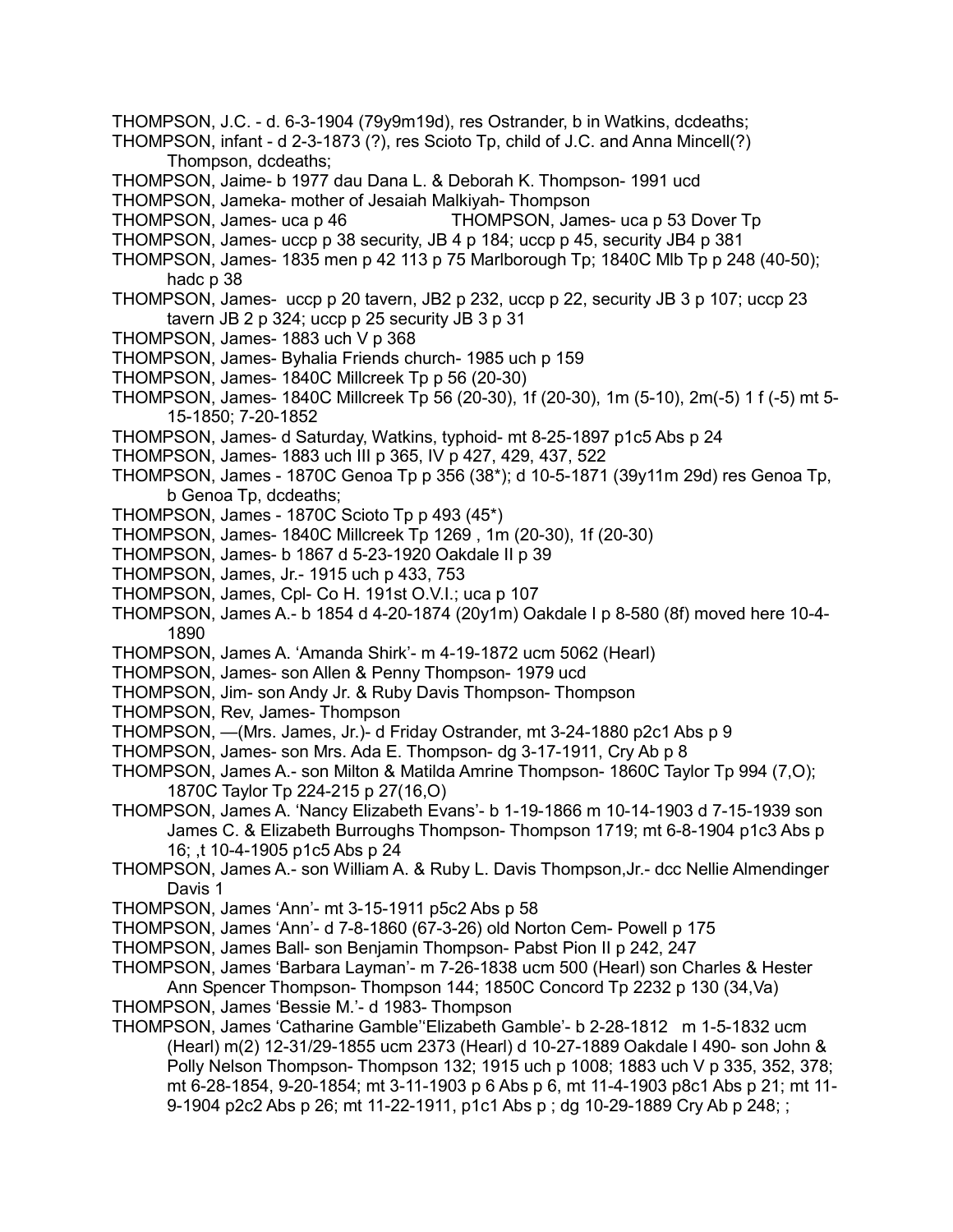THOMPSON, J.C. - d. 6-3-1904 (79y9m19d), res Ostrander, b in Watkins, dcdeaths;

THOMPSON, infant - d 2-3-1873 (?), res Scioto Tp, child of J.C. and Anna Mincell(?) Thompson, dcdeaths;

THOMPSON, Jaime- b 1977 dau Dana L. & Deborah K. Thompson- 1991 ucd

THOMPSON, Jameka- mother of Jesaiah Malkiyah- Thompson

THOMPSON, James- uca p 46 THOMPSON, James- uca p 53 Dover Tp

THOMPSON, James- uccp p 38 security, JB 4 p 184; uccp p 45, security JB4 p 381

THOMPSON, James- 1835 men p 42 113 p 75 Marlborough Tp; 1840C Mlb Tp p 248 (40-50); hadc p 38

THOMPSON, James- uccp p 20 tavern, JB2 p 232, uccp p 22, security JB 3 p 107; uccp 23 tavern JB 2 p 324; uccp p 25 security JB 3 p 31

THOMPSON, James- 1883 uch V p 368

THOMPSON, James- Byhalia Friends church- 1985 uch p 159

THOMPSON, James- 1840C Millcreek Tp p 56 (20-30)

THOMPSON, James- 1840C Millcreek Tp 56 (20-30), 1f (20-30), 1m (5-10), 2m(-5) 1 f (-5) mt 5-15-1850; 7-20-1852

THOMPSON, James- d Saturday, Watkins, typhoid- mt 8-25-1897 p1c5 Abs p 24

THOMPSON, James- 1883 uch III p 365, IV p 427, 429, 437, 522

THOMPSON, James - 1870C Genoa Tp p 356 (38*); d 10-5-1871 (39y11m 29d) res Genoa Tp, b Genoa Tp, dcdeaths;

THOMPSON, James - 1870C Scioto Tp p 493 (45*)

THOMPSON, James- 1840C Millcreek Tp 1269 , 1m (20-30), 1f (20-30)

THOMPSON, James- b 1867 d 5-23-1920 Oakdale II p 39

THOMPSON, James, Jr.- 1915 uch p 433, 753

THOMPSON, James, Cpl- Co H. 191st O.V.I.; uca p 107

THOMPSON, James A.- b 1854 d 4-20-1874 (20y1m) Oakdale I p 8-580 (8f) moved here 10-4-1890

THOMPSON, James A. 'Amanda Shirk'- m 4-19-1872 ucm 5062 (Hearl)

THOMPSON, James- son Allen & Penny Thompson- 1979 ucd

THOMPSON, Jim- son Andy Jr. & Ruby Davis Thompson- Thompson

THOMPSON, Rev, James- Thompson

THOMPSON, —(Mrs. James, Jr.)- d Friday Ostrander, mt 3-24-1880 p2c1 Abs p 9

THOMPSON, James- son Mrs. Ada E. Thompson- dg 3-17-1911, Cry Ab p 8

THOMPSON, James A.- son Milton & Matilda Amrine Thompson- 1860C Taylor Tp 994 (7,O); 1870C Taylor Tp 224-215 p 27(16,O)

THOMPSON, James A. 'Nancy Elizabeth Evans'- b 1-19-1866 m 10-14-1903 d 7-15-1939 son James C. & Elizabeth Burroughs Thompson- Thompson 1719; mt 6-8-1904 p1c3 Abs p 16; ,t 10-4-1905 p1c5 Abs p 24

THOMPSON, James A.- son William A. & Ruby L. Davis Thompson,Jr.- dcc Nellie Almendinger Davis 1

THOMPSON, James 'Ann'- mt 3-15-1911 p5c2 Abs p 58

THOMPSON, James 'Ann'- d 7-8-1860 (67-3-26) old Norton Cem- Powell p 175

THOMPSON, James Ball- son Benjamin Thompson- Pabst Pion II p 242, 247

THOMPSON, James 'Barbara Layman'- m 7-26-1838 ucm 500 (Hearl) son Charles & Hester Ann Spencer Thompson- Thompson 144; 1850C Concord Tp 2232 p 130 (34,Va)

THOMPSON, James 'Bessie M.'- d 1983- Thompson

THOMPSON, James 'Catharine Gamble''Elizabeth Gamble'- b 2-28-1812 m 1-5-1832 ucm (Hearl) m(2) 12-31/29-1855 ucm 2373 (Hearl) d 10-27-1889 Oakdale I 490- son John & Polly Nelson Thompson- Thompson 132; 1915 uch p 1008; 1883 uch V p 335, 352, 378; mt 6-28-1854, 9-20-1854; mt 3-11-1903 p 6 Abs p 6, mt 11-4-1903 p8c1 Abs p 21; mt 11-9-1904 p2c2 Abs p 26; mt 11-22-1911, p1c1 Abs p ; dg 10-29-1889 Cry Ab p 248; ;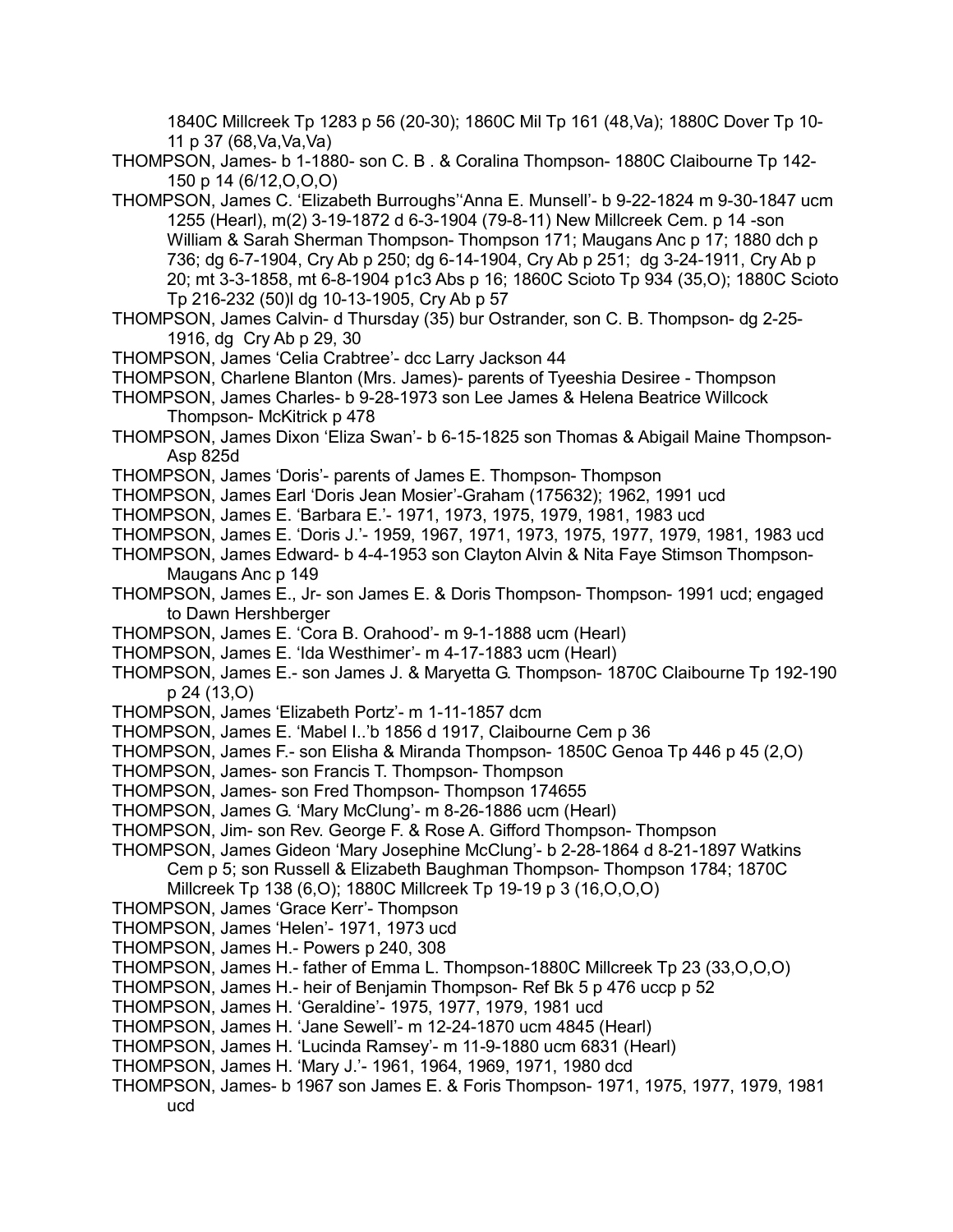1840C Millcreek Tp 1283 p 56 (20-30); 1860C Mil Tp 161 (48,Va); 1880C Dover Tp 10-11 p 37 (68,Va,Va,Va)

THOMPSON, James- b 1-1880- son C. B . & Coralina Thompson- 1880C Claibourne Tp 142-150 p 14 (6/12,O,O,O)

THOMPSON, James C. 'Elizabeth Burroughs''Anna E. Munsell'- b 9-22-1824 m 9-30-1847 ucm 1255 (Hearl), m(2) 3-19-1872 d 6-3-1904 (79-8-11) New Millcreek Cem. p 14 -son William & Sarah Sherman Thompson- Thompson 171; Maugans Anc p 17; 1880 dch p 736; dg 6-7-1904, Cry Ab p 250; dg 6-14-1904, Cry Ab p 251; dg 3-24-1911, Cry Ab p 20; mt 3-3-1858, mt 6-8-1904 p1c3 Abs p 16; 1860C Scioto Tp 934 (35,O); 1880C Scioto Tp 216-232 (50)l dg 10-13-1905, Cry Ab p 57

THOMPSON, James Calvin- d Thursday (35) bur Ostrander, son C. B. Thompson- dg 2-25-1916, dg Cry Ab p 29, 30

THOMPSON, James 'Celia Crabtree'- dcc Larry Jackson 44

THOMPSON, Charlene Blanton (Mrs. James)- parents of Tyeeshia Desiree - Thompson

THOMPSON, James Charles- b 9-28-1973 son Lee James & Helena Beatrice Willcock Thompson- McKitrick p 478

THOMPSON, James Dixon 'Eliza Swan'- b 6-15-1825 son Thomas & Abigail Maine Thompson- Asp 825d

THOMPSON, James 'Doris'- parents of James E. Thompson- Thompson

THOMPSON, James Earl 'Doris Jean Mosier'-Graham (175632); 1962, 1991 ucd

THOMPSON, James E. 'Barbara E.'- 1971, 1973, 1975, 1979, 1981, 1983 ucd

THOMPSON, James E. 'Doris J.'- 1959, 1967, 1971, 1973, 1975, 1977, 1979, 1981, 1983 ucd

THOMPSON, James Edward- b 4-4-1953 son Clayton Alvin & Nita Faye Stimson Thompson- Maugans Anc p 149

THOMPSON, James E., Jr- son James E. & Doris Thompson- Thompson- 1991 ucd; engaged to Dawn Hershberger

THOMPSON, James E. 'Cora B. Orahood'- m 9-1-1888 ucm (Hearl)

THOMPSON, James E. 'Ida Westhimer'- m 4-17-1883 ucm (Hearl)

THOMPSON, James E.- son James J. & Maryetta G. Thompson- 1870C Claibourne Tp 192-190 p 24 (13,O)

THOMPSON, James 'Elizabeth Portz'- m 1-11-1857 dcm

THOMPSON, James E. 'Mabel I..'b 1856 d 1917, Claibourne Cem p 36

THOMPSON, James F.- son Elisha & Miranda Thompson- 1850C Genoa Tp 446 p 45 (2,O)

THOMPSON, James- son Francis T. Thompson- Thompson

THOMPSON, James- son Fred Thompson- Thompson 174655

THOMPSON, James G. 'Mary McClung'- m 8-26-1886 ucm (Hearl)

THOMPSON, Jim- son Rev. George F. & Rose A. Gifford Thompson- Thompson

THOMPSON, James Gideon 'Mary Josephine McClung'- b 2-28-1864 d 8-21-1897 Watkins Cem p 5; son Russell & Elizabeth Baughman Thompson- Thompson 1784; 1870C Millcreek Tp 138 (6,O); 1880C Millcreek Tp 19-19 p 3 (16,O,O,O)

THOMPSON, James 'Grace Kerr'- Thompson

THOMPSON, James 'Helen'- 1971, 1973 ucd

THOMPSON, James H.- Powers p 240, 308

THOMPSON, James H.- father of Emma L. Thompson-1880C Millcreek Tp 23 (33,O,O,O)

THOMPSON, James H.- heir of Benjamin Thompson- Ref Bk 5 p 476 uccp p 52

THOMPSON, James H. 'Geraldine'- 1975, 1977, 1979, 1981 ucd

THOMPSON, James H. 'Jane Sewell'- m 12-24-1870 ucm 4845 (Hearl)

THOMPSON, James H. 'Lucinda Ramsey'- m 11-9-1880 ucm 6831 (Hearl)

THOMPSON, James H. 'Mary J.'- 1961, 1964, 1969, 1971, 1980 dcd

THOMPSON, James- b 1967 son James E. & Foris Thompson- 1971, 1975, 1977, 1979, 1981 ucd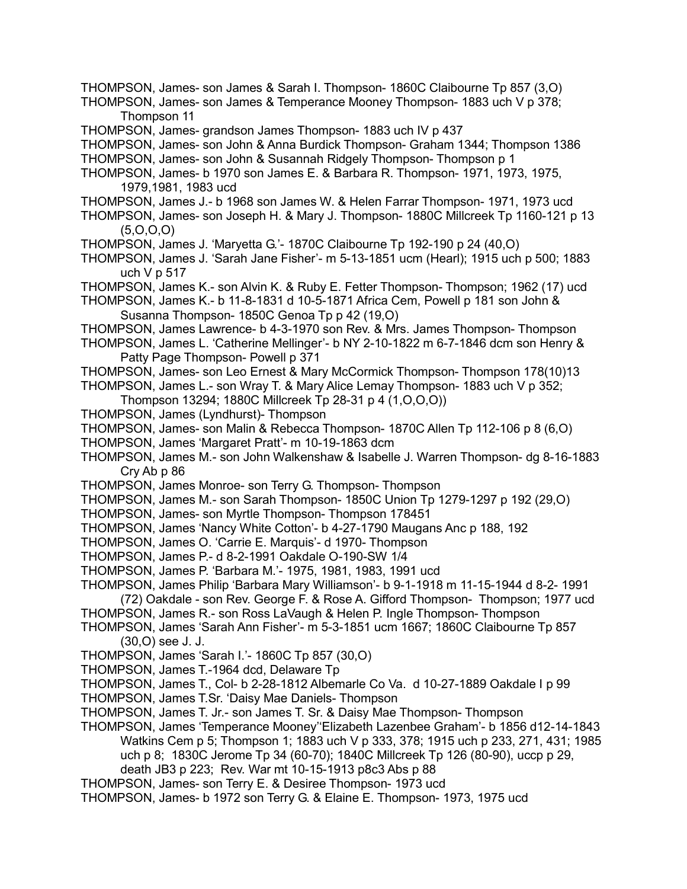THOMPSON, James- son James & Sarah I. Thompson- 1860C Claibourne Tp 857 (3,O)

THOMPSON, James- son James & Temperance Mooney Thompson- 1883 uch V p 378; Thompson 11

THOMPSON, James- grandson James Thompson- 1883 uch IV p 437

THOMPSON, James- son John & Anna Burdick Thompson- Graham 1344; Thompson 1386

THOMPSON, James- son John & Susannah Ridgely Thompson- Thompson p 1

THOMPSON, James- b 1970 son James E. & Barbara R. Thompson- 1971, 1973, 1975, 1979,1981, 1983 ucd

THOMPSON, James J.- b 1968 son James W. & Helen Farrar Thompson- 1971, 1973 ucd

THOMPSON, James- son Joseph H. & Mary J. Thompson- 1880C Millcreek Tp 1160-121 p 13 (5,O,O,O)

THOMPSON, James J. 'Maryetta G.'- 1870C Claibourne Tp 192-190 p 24 (40,O)

THOMPSON, James J. 'Sarah Jane Fisher'- m 5-13-1851 ucm (Hearl); 1915 uch p 500; 1883 uch V p 517

THOMPSON, James K.- son Alvin K. & Ruby E. Fetter Thompson- Thompson; 1962 (17) ucd

THOMPSON, James K.- b 11-8-1831 d 10-5-1871 Africa Cem, Powell p 181 son John & Susanna Thompson- 1850C Genoa Tp p 42 (19,O)

THOMPSON, James Lawrence- b 4-3-1970 son Rev. & Mrs. James Thompson- Thompson

THOMPSON, James L. 'Catherine Mellinger'- b NY 2-10-1822 m 6-7-1846 dcm son Henry & Patty Page Thompson- Powell p 371

THOMPSON, James- son Leo Ernest & Mary McCormick Thompson- Thompson 178(10)13

THOMPSON, James L.- son Wray T. & Mary Alice Lemay Thompson- 1883 uch V p 352; Thompson 13294; 1880C Millcreek Tp 28-31 p 4 (1,O,O,O))

THOMPSON, James (Lyndhurst)- Thompson

THOMPSON, James- son Malin & Rebecca Thompson- 1870C Allen Tp 112-106 p 8 (6,O)

THOMPSON, James 'Margaret Pratt'- m 10-19-1863 dcm

THOMPSON, James M.- son John Walkenshaw & Isabelle J. Warren Thompson- dg 8-16-1883 Cry Ab p 86

THOMPSON, James Monroe- son Terry G. Thompson- Thompson

THOMPSON, James M.- son Sarah Thompson- 1850C Union Tp 1279-1297 p 192 (29,O)

THOMPSON, James- son Myrtle Thompson- Thompson 178451

THOMPSON, James 'Nancy White Cotton'- b 4-27-1790 Maugans Anc p 188, 192

THOMPSON, James O. 'Carrie E. Marquis'- d 1970- Thompson

THOMPSON, James P.- d 8-2-1991 Oakdale O-190-SW 1/4

THOMPSON, James P. 'Barbara M.'- 1975, 1981, 1983, 1991 ucd

THOMPSON, James Philip 'Barbara Mary Williamson'- b 9-1-1918 m 11-15-1944 d 8-2- 1991 (72) Oakdale - son Rev. George F. & Rose A. Gifford Thompson- Thompson; 1977 ucd

THOMPSON, James R.- son Ross LaVaugh & Helen P. Ingle Thompson- Thompson

THOMPSON, James 'Sarah Ann Fisher'- m 5-3-1851 ucm 1667; 1860C Claibourne Tp 857 (30,O) see J. J.

THOMPSON, James 'Sarah I.'- 1860C Tp 857 (30,O)

THOMPSON, James T.-1964 dcd, Delaware Tp

THOMPSON, James T., Col- b 2-28-1812 Albemarle Co Va. d 10-27-1889 Oakdale I p 99

THOMPSON, James T.Sr. 'Daisy Mae Daniels- Thompson

THOMPSON, James T. Jr.- son James T. Sr. & Daisy Mae Thompson- Thompson

THOMPSON, James 'Temperance Mooney''Elizabeth Lazenbee Graham'- b 1856 d12-14-1843 Watkins Cem p 5; Thompson 1; 1883 uch V p 333, 378; 1915 uch p 233, 271, 431; 1985 uch p 8; 1830C Jerome Tp 34 (60-70); 1840C Millcreek Tp 126 (80-90), uccp p 29, death JB3 p 223; Rev. War mt 10-15-1913 p8c3 Abs p 88

THOMPSON, James- son Terry E. & Desiree Thompson- 1973 ucd

THOMPSON, James- b 1972 son Terry G. & Elaine E. Thompson- 1973, 1975 ucd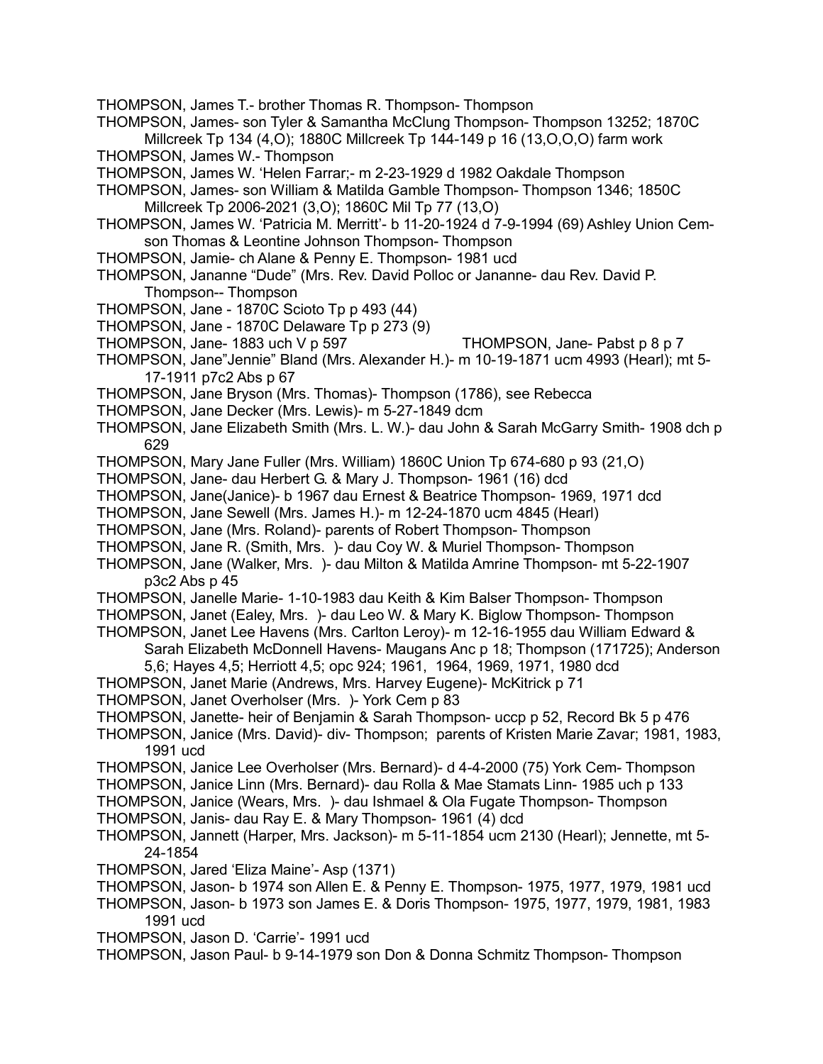THOMPSON, James T.- brother Thomas R. Thompson- Thompson

THOMPSON, James- son Tyler & Samantha McClung Thompson- Thompson 13252; 1870C Millcreek Tp 134 (4,O); 1880C Millcreek Tp 144-149 p 16 (13,O,O,O) farm work

THOMPSON, James W.- Thompson

THOMPSON, James W. 'Helen Farrar;- m 2-23-1929 d 1982 Oakdale Thompson

THOMPSON, James- son William & Matilda Gamble Thompson- Thompson 1346; 1850C Millcreek Tp 2006-2021 (3,O); 1860C Mil Tp 77 (13,O)

THOMPSON, James W. 'Patricia M. Merritt'- b 11-20-1924 d 7-9-1994 (69) Ashley Union Cem-son Thomas & Leontine Johnson Thompson- Thompson

THOMPSON, Jamie- ch Alane & Penny E. Thompson- 1981 ucd

THOMPSON, Jananne "Dude" (Mrs. Rev. David Polloc or Jananne- dau Rev. David P. Thompson-- Thompson

THOMPSON, Jane - 1870C Scioto Tp p 493 (44)

THOMPSON, Jane - 1870C Delaware Tp p 273 (9)

THOMPSON, Jane- 1883 uch V p 597

THOMPSON, Jane- Pabst p 8 p 7

THOMPSON, Jane"Jennie" Bland (Mrs. Alexander H.)- m 10-19-1871 ucm 4993 (Hearl); mt 5-17-1911 p7c2 Abs p 67

THOMPSON, Jane Bryson (Mrs. Thomas)- Thompson (1786), see Rebecca

THOMPSON, Jane Decker (Mrs. Lewis)- m 5-27-1849 dcm

THOMPSON, Jane Elizabeth Smith (Mrs. L. W.)- dau John & Sarah McGarry Smith- 1908 dch p 629

THOMPSON, Mary Jane Fuller (Mrs. William) 1860C Union Tp 674-680 p 93 (21,O)

THOMPSON, Jane- dau Herbert G. & Mary J. Thompson- 1961 (16) dcd

THOMPSON, Jane(Janice)- b 1967 dau Ernest & Beatrice Thompson- 1969, 1971 dcd

THOMPSON, Jane Sewell (Mrs. James H.)- m 12-24-1870 ucm 4845 (Hearl)

THOMPSON, Jane (Mrs. Roland)- parents of Robert Thompson- Thompson

THOMPSON, Jane R. (Smith, Mrs. )- dau Coy W. & Muriel Thompson- Thompson

THOMPSON, Jane (Walker, Mrs. )- dau Milton & Matilda Amrine Thompson- mt 5-22-1907 p3c2 Abs p 45

THOMPSON, Janelle Marie- 1-10-1983 dau Keith & Kim Balser Thompson- Thompson

THOMPSON, Janet (Ealey, Mrs. )- dau Leo W. & Mary K. Biglow Thompson- Thompson

THOMPSON, Janet Lee Havens (Mrs. Carlton Leroy)- m 12-16-1955 dau William Edward & Sarah Elizabeth McDonnell Havens- Maugans Anc p 18; Thompson (171725); Anderson 5,6; Hayes 4,5; Herriott 4,5; opc 924; 1961, 1964, 1969, 1971, 1980 dcd

THOMPSON, Janet Marie (Andrews, Mrs. Harvey Eugene)- McKitrick p 71

THOMPSON, Janet Overholser (Mrs. )- York Cem p 83

THOMPSON, Janette- heir of Benjamin & Sarah Thompson- uccp p 52, Record Bk 5 p 476

THOMPSON, Janice (Mrs. David)- div- Thompson; parents of Kristen Marie Zavar; 1981, 1983, 1991 ucd

THOMPSON, Janice Lee Overholser (Mrs. Bernard)- d 4-4-2000 (75) York Cem- Thompson

THOMPSON, Janice Linn (Mrs. Bernard)- dau Rolla & Mae Stamats Linn- 1985 uch p 133

THOMPSON, Janice (Wears, Mrs. )- dau Ishmael & Ola Fugate Thompson- Thompson

THOMPSON, Janis- dau Ray E. & Mary Thompson- 1961 (4) dcd

THOMPSON, Jannett (Harper, Mrs. Jackson)- m 5-11-1854 ucm 2130 (Hearl); Jennette, mt 5-24-1854

THOMPSON, Jared 'Eliza Maine'- Asp (1371)

THOMPSON, Jason- b 1974 son Allen E. & Penny E. Thompson- 1975, 1977, 1979, 1981 ucd

THOMPSON, Jason- b 1973 son James E. & Doris Thompson- 1975, 1977, 1979, 1981, 1983 1991 ucd

THOMPSON, Jason D. 'Carrie'- 1991 ucd

THOMPSON, Jason Paul- b 9-14-1979 son Don & Donna Schmitz Thompson- Thompson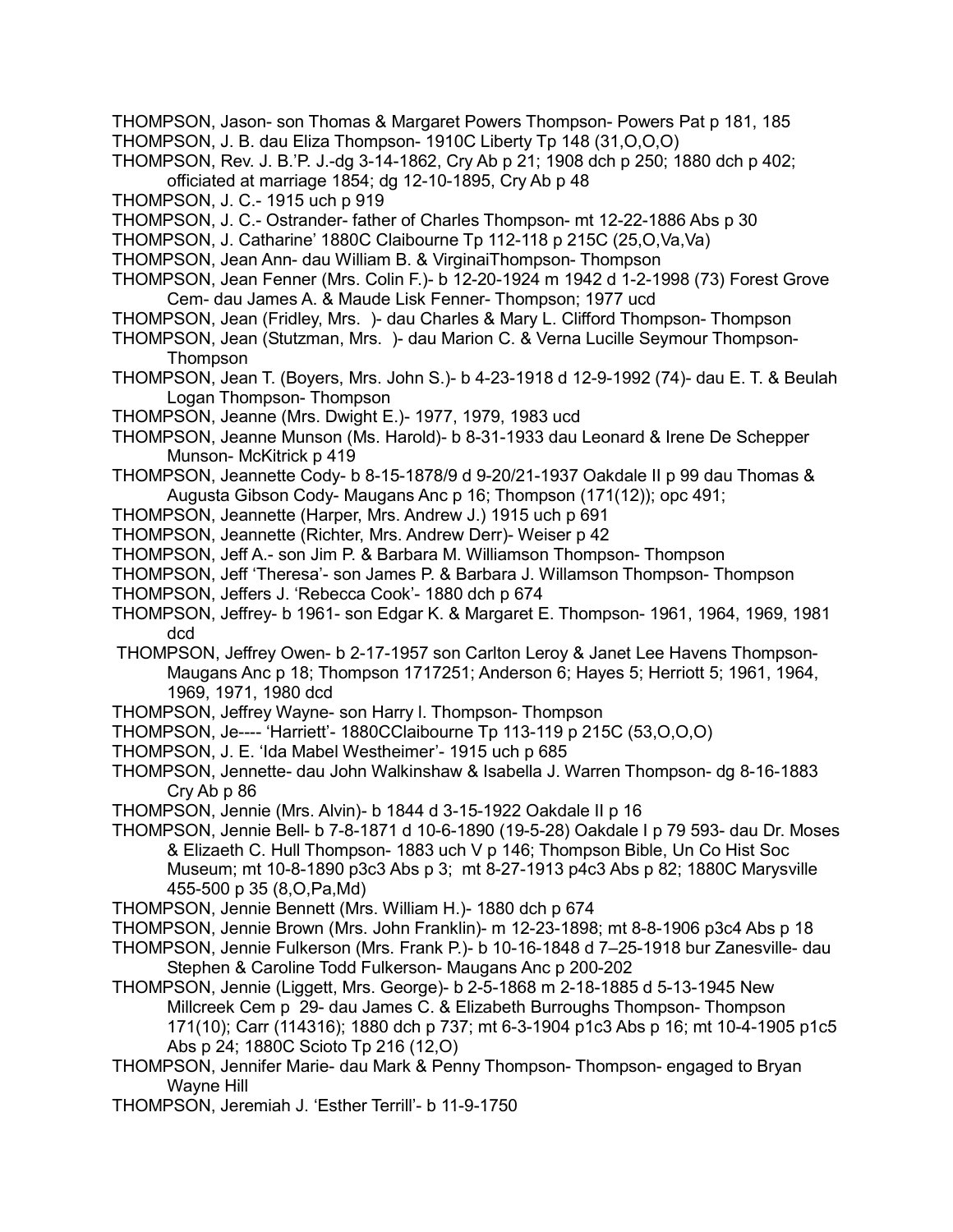THOMPSON, Jason- son Thomas & Margaret Powers Thompson- Powers Pat p 181, 185

THOMPSON, J. B. dau Eliza Thompson- 1910C Liberty Tp 148 (31,O,O,O)

THOMPSON, Rev. J. B.'P. J.-dg 3-14-1862, Cry Ab p 21; 1908 dch p 250; 1880 dch p 402; officiated at marriage 1854; dg 12-10-1895, Cry Ab p 48

THOMPSON, J. C.- 1915 uch p 919

THOMPSON, J. C.- Ostrander- father of Charles Thompson- mt 12-22-1886 Abs p 30

THOMPSON, J. Catharine' 1880C Claibourne Tp 112-118 p 215C (25,O,Va,Va)

THOMPSON, Jean Ann- dau William B. & VirginaiThompson- Thompson

THOMPSON, Jean Fenner (Mrs. Colin F.)- b 12-20-1924 m 1942 d 1-2-1998 (73) Forest Grove Cem- dau James A. & Maude Lisk Fenner- Thompson; 1977 ucd

THOMPSON, Jean (Fridley, Mrs. )- dau Charles & Mary L. Clifford Thompson- Thompson

THOMPSON, Jean (Stutzman, Mrs. )- dau Marion C. & Verna Lucille Seymour Thompson- Thompson

THOMPSON, Jean T. (Boyers, Mrs. John S.)- b 4-23-1918 d 12-9-1992 (74)- dau E. T. & Beulah Logan Thompson- Thompson

THOMPSON, Jeanne (Mrs. Dwight E.)- 1977, 1979, 1983 ucd

THOMPSON, Jeanne Munson (Ms. Harold)- b 8-31-1933 dau Leonard & Irene De Schepper Munson- McKitrick p 419

THOMPSON, Jeannette Cody- b 8-15-1878/9 d 9-20/21-1937 Oakdale II p 99 dau Thomas & Augusta Gibson Cody- Maugans Anc p 16; Thompson (171(12)); opc 491;

THOMPSON, Jeannette (Harper, Mrs. Andrew J.) 1915 uch p 691

THOMPSON, Jeannette (Richter, Mrs. Andrew Derr)- Weiser p 42

THOMPSON, Jeff A.- son Jim P. & Barbara M. Williamson Thompson- Thompson

THOMPSON, Jeff 'Theresa'- son James P. & Barbara J. Willamson Thompson- Thompson

THOMPSON, Jeffers J. 'Rebecca Cook'- 1880 dch p 674

THOMPSON, Jeffrey- b 1961- son Edgar K. & Margaret E. Thompson- 1961, 1964, 1969, 1981 dcd

THOMPSON, Jeffrey Owen- b 2-17-1957 son Carlton Leroy & Janet Lee Havens Thompson- Maugans Anc p 18; Thompson 1717251; Anderson 6; Hayes 5; Herriott 5; 1961, 1964, 1969, 1971, 1980 dcd

THOMPSON, Jeffrey Wayne- son Harry I. Thompson- Thompson

THOMPSON, Je---- 'Harriett'- 1880CClaibourne Tp 113-119 p 215C (53,O,O,O)

THOMPSON, J. E. 'Ida Mabel Westheimer'- 1915 uch p 685

THOMPSON, Jennette- dau John Walkinshaw & Isabella J. Warren Thompson- dg 8-16-1883 Cry Ab p 86

THOMPSON, Jennie (Mrs. Alvin)- b 1844 d 3-15-1922 Oakdale II p 16

THOMPSON, Jennie Bell- b 7-8-1871 d 10-6-1890 (19-5-28) Oakdale I p 79 593- dau Dr. Moses & Elizaeth C. Hull Thompson- 1883 uch V p 146; Thompson Bible, Un Co Hist Soc Museum; mt 10-8-1890 p3c3 Abs p 3; mt 8-27-1913 p4c3 Abs p 82; 1880C Marysville 455-500 p 35 (8,O,Pa,Md)

THOMPSON, Jennie Bennett (Mrs. William H.)- 1880 dch p 674

THOMPSON, Jennie Brown (Mrs. John Franklin)- m 12-23-1898; mt 8-8-1906 p3c4 Abs p 18

THOMPSON, Jennie Fulkerson (Mrs. Frank P.)- b 10-16-1848 d 7–25-1918 bur Zanesville- dau Stephen & Caroline Todd Fulkerson- Maugans Anc p 200-202

THOMPSON, Jennie (Liggett, Mrs. George)- b 2-5-1868 m 2-18-1885 d 5-13-1945 New Millcreek Cem p 29- dau James C. & Elizabeth Burroughs Thompson- Thompson 171(10); Carr (114316); 1880 dch p 737; mt 6-3-1904 p1c3 Abs p 16; mt 10-4-1905 p1c5 Abs p 24; 1880C Scioto Tp 216 (12,O)

THOMPSON, Jennifer Marie- dau Mark & Penny Thompson- Thompson- engaged to Bryan Wayne Hill

THOMPSON, Jeremiah J. 'Esther Terrill'- b 11-9-1750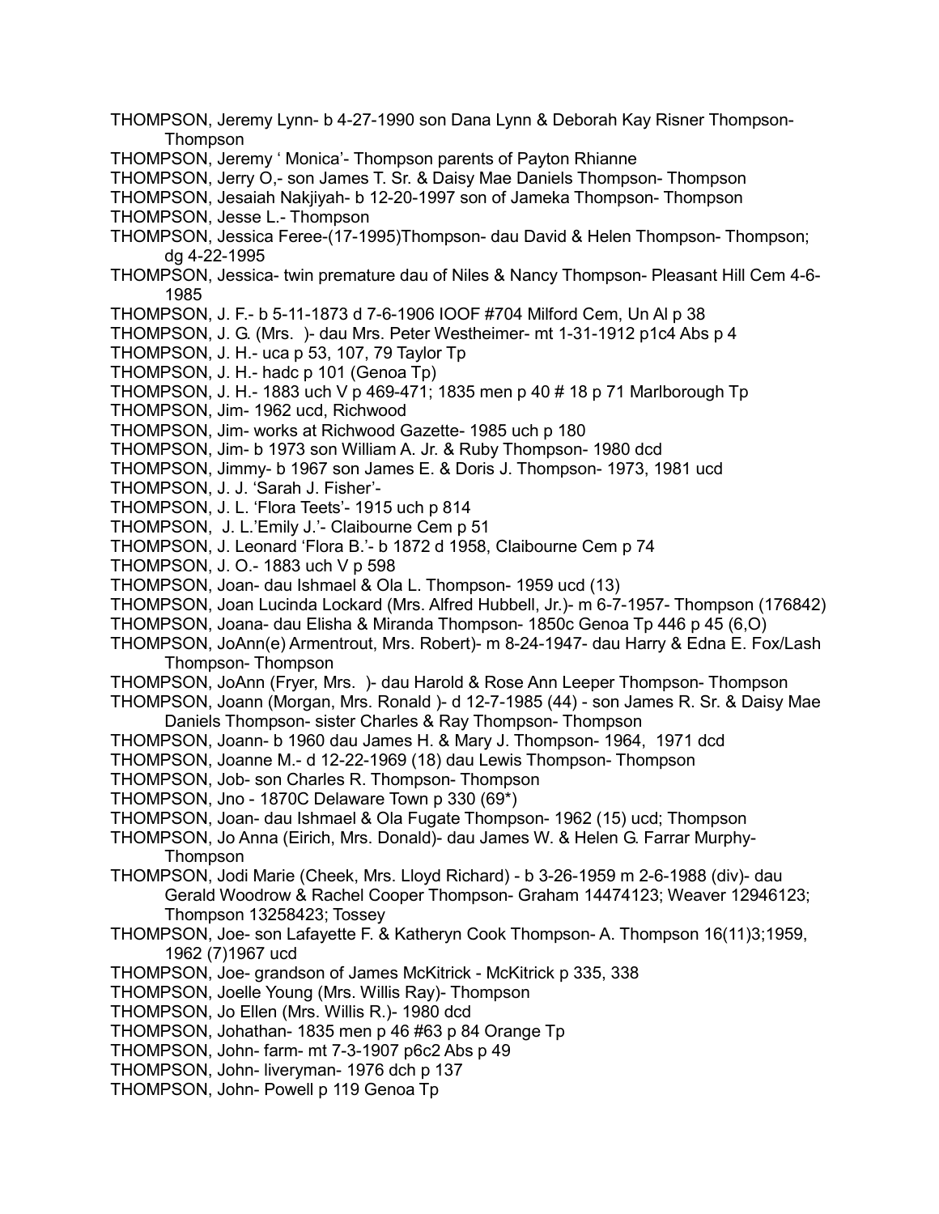THOMPSON, Jeremy Lynn- b 4-27-1990 son Dana Lynn & Deborah Kay Risner Thompson- Thompson

THOMPSON, Jeremy ' Monica'- Thompson parents of Payton Rhianne

THOMPSON, Jerry O,- son James T. Sr. & Daisy Mae Daniels Thompson- Thompson

THOMPSON, Jesaiah Nakjiyah- b 12-20-1997 son of Jameka Thompson- Thompson

THOMPSON, Jesse L.- Thompson

THOMPSON, Jessica Feree-(17-1995)Thompson- dau David & Helen Thompson- Thompson; dg 4-22-1995

THOMPSON, Jessica- twin premature dau of Niles & Nancy Thompson- Pleasant Hill Cem 4-6-1985

THOMPSON, J. F.- b 5-11-1873 d 7-6-1906 IOOF #704 Milford Cem, Un Al p 38

THOMPSON, J. G. (Mrs. )- dau Mrs. Peter Westheimer- mt 1-31-1912 p1c4 Abs p 4

THOMPSON, J. H.- uca p 53, 107, 79 Taylor Tp

THOMPSON, J. H.- hadc p 101 (Genoa Tp)

THOMPSON, J. H.- 1883 uch V p 469-471; 1835 men p 40 # 18 p 71 Marlborough Tp

THOMPSON, Jim- 1962 ucd, Richwood

THOMPSON, Jim- works at Richwood Gazette- 1985 uch p 180

THOMPSON, Jim- b 1973 son William A. Jr. & Ruby Thompson- 1980 dcd

THOMPSON, Jimmy- b 1967 son James E. & Doris J. Thompson- 1973, 1981 ucd

THOMPSON, J. J. 'Sarah J. Fisher'-

THOMPSON, J. L. 'Flora Teets'- 1915 uch p 814

THOMPSON, J. L.'Emily J.'- Claibourne Cem p 51

THOMPSON, J. Leonard 'Flora B.'- b 1872 d 1958, Claibourne Cem p 74

THOMPSON, J. O.- 1883 uch V p 598

THOMPSON, Joan- dau Ishmael & Ola L. Thompson- 1959 ucd (13)

THOMPSON, Joan Lucinda Lockard (Mrs. Alfred Hubbell, Jr.)- m 6-7-1957- Thompson (176842)

THOMPSON, Joana- dau Elisha & Miranda Thompson- 1850c Genoa Tp 446 p 45 (6,O)

THOMPSON, JoAnn(e) Armentrout, Mrs. Robert)- m 8-24-1947- dau Harry & Edna E. Fox/Lash Thompson- Thompson

THOMPSON, JoAnn (Fryer, Mrs. )- dau Harold & Rose Ann Leeper Thompson- Thompson

THOMPSON, Joann (Morgan, Mrs. Ronald )- d 12-7-1985 (44) - son James R. Sr. & Daisy Mae Daniels Thompson- sister Charles & Ray Thompson- Thompson

THOMPSON, Joann- b 1960 dau James H. & Mary J. Thompson- 1964, 1971 dcd

THOMPSON, Joanne M.- d 12-22-1969 (18) dau Lewis Thompson- Thompson

THOMPSON, Job- son Charles R. Thompson- Thompson

THOMPSON, Jno - 1870C Delaware Town p 330 (69*)

THOMPSON, Joan- dau Ishmael & Ola Fugate Thompson- 1962 (15) ucd; Thompson

THOMPSON, Jo Anna (Eirich, Mrs. Donald)- dau James W. & Helen G. Farrar Murphy-Thompson

THOMPSON, Jodi Marie (Cheek, Mrs. Lloyd Richard) - b 3-26-1959 m 2-6-1988 (div)- dau Gerald Woodrow & Rachel Cooper Thompson- Graham 14474123; Weaver 12946123; Thompson 13258423; Tossey

THOMPSON, Joe- son Lafayette F. & Katheryn Cook Thompson- A. Thompson 16(11)3;1959, 1962 (7)1967 ucd

THOMPSON, Joe- grandson of James McKitrick - McKitrick p 335, 338

THOMPSON, Joelle Young (Mrs. Willis Ray)- Thompson

THOMPSON, Jo Ellen (Mrs. Willis R.)- 1980 dcd

THOMPSON, Johathan- 1835 men p 46 #63 p 84 Orange Tp

THOMPSON, John- farm- mt 7-3-1907 p6c2 Abs p 49

THOMPSON, John- liveryman- 1976 dch p 137

THOMPSON, John- Powell p 119 Genoa Tp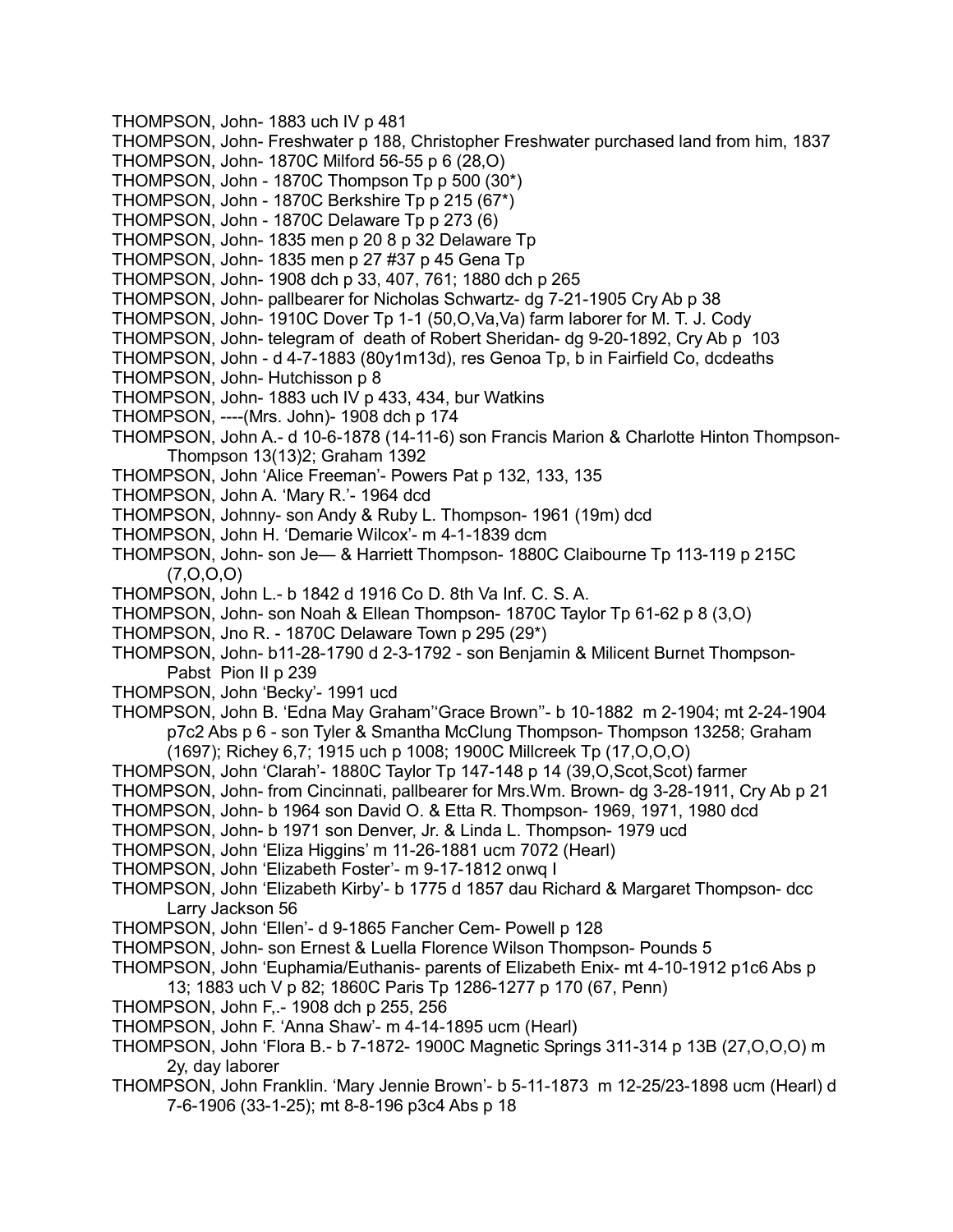THOMPSON, John- 1883 uch IV p 481

THOMPSON, John- Freshwater p 188, Christopher Freshwater purchased land from him, 1837

THOMPSON, John- 1870C Milford 56-55 p 6 (28,O)

THOMPSON, John - 1870C Thompson Tp p 500 (30*)

THOMPSON, John - 1870C Berkshire Tp p 215 (67*)

THOMPSON, John - 1870C Delaware Tp p 273 (6)

THOMPSON, John- 1835 men p 20 8 p 32 Delaware Tp

THOMPSON, John- 1835 men p 27 #37 p 45 Gena Tp

THOMPSON, John- 1908 dch p 33, 407, 761; 1880 dch p 265

THOMPSON, John- pallbearer for Nicholas Schwartz- dg 7-21-1905 Cry Ab p 38

THOMPSON, John- 1910C Dover Tp 1-1 (50,O,Va,Va) farm laborer for M. T. J. Cody

THOMPSON, John- telegram of death of Robert Sheridan- dg 9-20-1892, Cry Ab p 103

THOMPSON, John - d 4-7-1883 (80y1m13d), res Genoa Tp, b in Fairfield Co, dcdeaths

THOMPSON, John- Hutchisson p 8

THOMPSON, John- 1883 uch IV p 433, 434, bur Watkins

THOMPSON, ----(Mrs. John)- 1908 dch p 174

THOMPSON, John A.- d 10-6-1878 (14-11-6) son Francis Marion & Charlotte Hinton Thompson- Thompson 13(13)2; Graham 1392

THOMPSON, John 'Alice Freeman'- Powers Pat p 132, 133, 135

THOMPSON, John A. 'Mary R.'- 1964 dcd

THOMPSON, Johnny- son Andy & Ruby L. Thompson- 1961 (19m) dcd

THOMPSON, John H. 'Demarie Wilcox'- m 4-1-1839 dcm

THOMPSON, John- son Je— & Harriett Thompson- 1880C Claibourne Tp 113-119 p 215C (7,O,O,O)

THOMPSON, John L.- b 1842 d 1916 Co D. 8th Va Inf. C. S. A.

THOMPSON, John- son Noah & Ellean Thompson- 1870C Taylor Tp 61-62 p 8 (3,O)

THOMPSON, Jno R. - 1870C Delaware Town p 295 (29*)

THOMPSON, John- b11-28-1790 d 2-3-1792 - son Benjamin & Milicent Burnet Thompson- Pabst Pion II p 239

THOMPSON, John 'Becky'- 1991 ucd

THOMPSON, John B. 'Edna May Graham''Grace Brown''- b 10-1882 m 2-1904; mt 2-24-1904 p7c2 Abs p 6 - son Tyler & Smantha McClung Thompson- Thompson 13258; Graham (1697); Richey 6,7; 1915 uch p 1008; 1900C Millcreek Tp (17,O,O,O)

THOMPSON, John 'Clarah'- 1880C Taylor Tp 147-148 p 14 (39,O,Scot,Scot) farmer

THOMPSON, John- from Cincinnati, pallbearer for Mrs.Wm. Brown- dg 3-28-1911, Cry Ab p 21

THOMPSON, John- b 1964 son David O. & Etta R. Thompson- 1969, 1971, 1980 dcd

THOMPSON, John- b 1971 son Denver, Jr. & Linda L. Thompson- 1979 ucd

THOMPSON, John 'Eliza Higgins' m 11-26-1881 ucm 7072 (Hearl)

THOMPSON, John 'Elizabeth Foster'- m 9-17-1812 onwq I

THOMPSON, John 'Elizabeth Kirby'- b 1775 d 1857 dau Richard & Margaret Thompson- dcc Larry Jackson 56

THOMPSON, John 'Ellen'- d 9-1865 Fancher Cem- Powell p 128

THOMPSON, John- son Ernest & Luella Florence Wilson Thompson- Pounds 5

THOMPSON, John 'Euphamia/Euthanis- parents of Elizabeth Enix- mt 4-10-1912 p1c6 Abs p 13; 1883 uch V p 82; 1860C Paris Tp 1286-1277 p 170 (67, Penn)

THOMPSON, John F,.- 1908 dch p 255, 256

THOMPSON, John F. 'Anna Shaw'- m 4-14-1895 ucm (Hearl)

THOMPSON, John 'Flora B.- b 7-1872- 1900C Magnetic Springs 311-314 p 13B (27,O,O,O) m 2y, day laborer

THOMPSON, John Franklin. 'Mary Jennie Brown'- b 5-11-1873 m 12-25/23-1898 ucm (Hearl) d 7-6-1906 (33-1-25); mt 8-8-196 p3c4 Abs p 18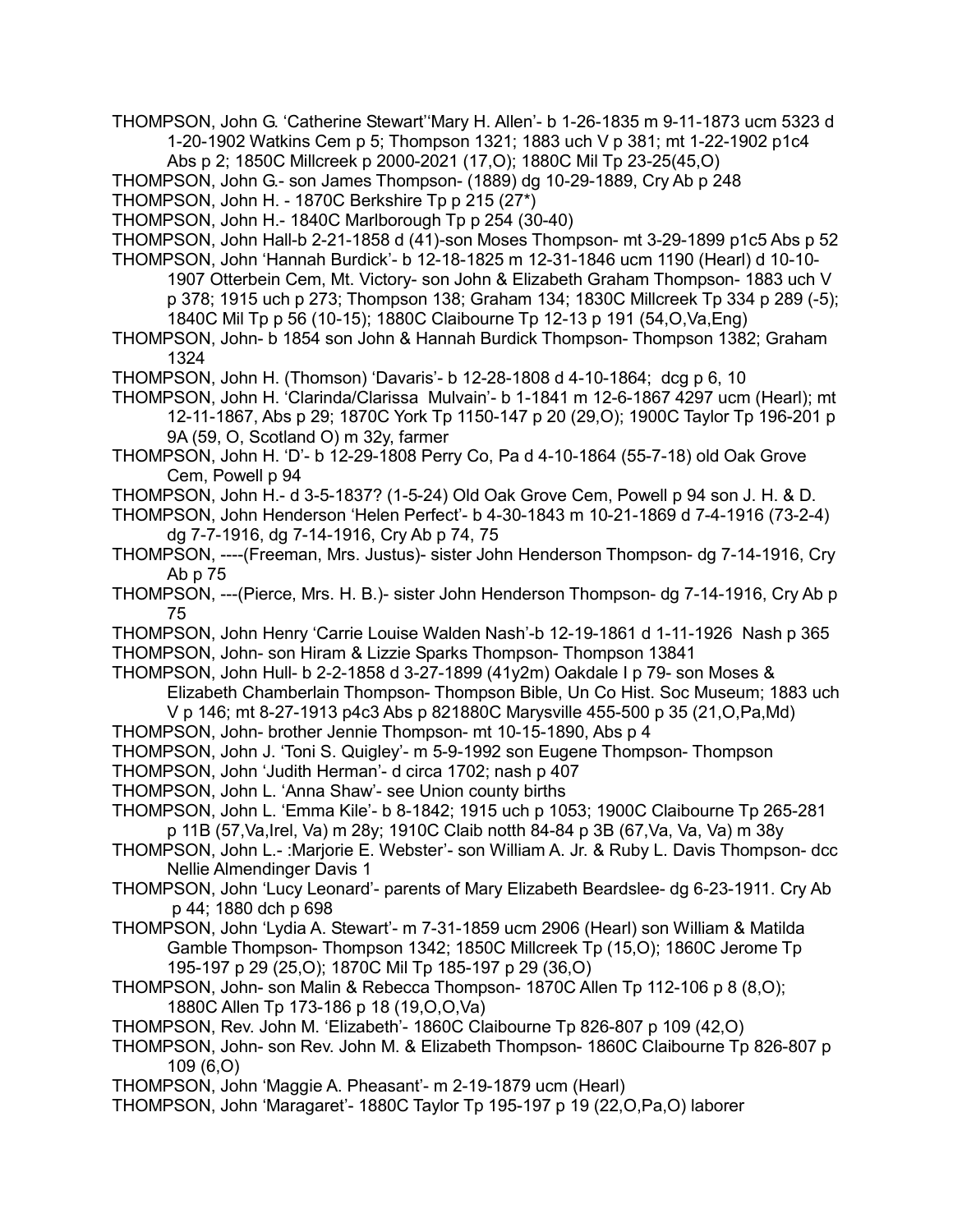THOMPSON, John G. 'Catherine Stewart''Mary H. Allen'- b 1-26-1835 m 9-11-1873 ucm 5323 d 1-20-1902 Watkins Cem p 5; Thompson 1321; 1883 uch V p 381; mt 1-22-1902 p1c4 Abs p 2; 1850C Millcreek p 2000-2021 (17,O); 1880C Mil Tp 23-25(45,O)

THOMPSON, John G.- son James Thompson- (1889) dg 10-29-1889, Cry Ab p 248

THOMPSON, John H. - 1870C Berkshire Tp p 215 (27*)

THOMPSON, John H.- 1840C Marlborough Tp p 254 (30-40)

THOMPSON, John Hall-b 2-21-1858 d (41)-son Moses Thompson- mt 3-29-1899 p1c5 Abs p 52

THOMPSON, John 'Hannah Burdick'- b 12-18-1825 m 12-31-1846 ucm 1190 (Hearl) d 10-10-1907 Otterbein Cem, Mt. Victory- son John & Elizabeth Graham Thompson- 1883 uch V p 378; 1915 uch p 273; Thompson 138; Graham 134; 1830C Millcreek Tp 334 p 289 (-5); 1840C Mil Tp p 56 (10-15); 1880C Claibourne Tp 12-13 p 191 (54,O,Va,Eng)

THOMPSON, John- b 1854 son John & Hannah Burdick Thompson- Thompson 1382; Graham 1324

THOMPSON, John H. (Thomson) 'Davaris'- b 12-28-1808 d 4-10-1864; dcg p 6, 10

THOMPSON, John H. 'Clarinda/Clarissa Mulvain'- b 1-1841 m 12-6-1867 4297 ucm (Hearl); mt 12-11-1867, Abs p 29; 1870C York Tp 1150-147 p 20 (29,O); 1900C Taylor Tp 196-201 p 9A (59, O, Scotland O) m 32y, farmer

THOMPSON, John H. 'D'- b 12-29-1808 Perry Co, Pa d 4-10-1864 (55-7-18) old Oak Grove Cem, Powell p 94

THOMPSON, John H.- d 3-5-1837? (1-5-24) Old Oak Grove Cem, Powell p 94 son J. H. & D.

THOMPSON, John Henderson 'Helen Perfect'- b 4-30-1843 m 10-21-1869 d 7-4-1916 (73-2-4) dg 7-7-1916, dg 7-14-1916, Cry Ab p 74, 75

THOMPSON, ----(Freeman, Mrs. Justus)- sister John Henderson Thompson- dg 7-14-1916, Cry Ab p 75

THOMPSON, ---(Pierce, Mrs. H. B.)- sister John Henderson Thompson- dg 7-14-1916, Cry Ab p 75

THOMPSON, John Henry 'Carrie Louise Walden Nash'-b 12-19-1861 d 1-11-1926 Nash p 365

THOMPSON, John- son Hiram & Lizzie Sparks Thompson- Thompson 13841

THOMPSON, John Hull- b 2-2-1858 d 3-27-1899 (41y2m) Oakdale I p 79- son Moses & Elizabeth Chamberlain Thompson- Thompson Bible, Un Co Hist. Soc Museum; 1883 uch V p 146; mt 8-27-1913 p4c3 Abs p 821880C Marysville 455-500 p 35 (21,O,Pa,Md)

THOMPSON, John- brother Jennie Thompson- mt 10-15-1890, Abs p 4

THOMPSON, John J. 'Toni S. Quigley'- m 5-9-1992 son Eugene Thompson- Thompson

THOMPSON, John 'Judith Herman'- d circa 1702; nash p 407

THOMPSON, John L. 'Anna Shaw'- see Union county births

THOMPSON, John L. 'Emma Kile'- b 8-1842; 1915 uch p 1053; 1900C Claibourne Tp 265-281 p 11B (57,Va,Irel, Va) m 28y; 1910C Claib notth 84-84 p 3B (67,Va, Va, Va) m 38y

THOMPSON, John L.- :Marjorie E. Webster'- son William A. Jr. & Ruby L. Davis Thompson- dcc Nellie Almendinger Davis 1

THOMPSON, John 'Lucy Leonard'- parents of Mary Elizabeth Beardslee- dg 6-23-1911. Cry Ab p 44; 1880 dch p 698

THOMPSON, John 'Lydia A. Stewart'- m 7-31-1859 ucm 2906 (Hearl) son William & Matilda Gamble Thompson- Thompson 1342; 1850C Millcreek Tp (15,O); 1860C Jerome Tp 195-197 p 29 (25,O); 1870C Mil Tp 185-197 p 29 (36,O)

THOMPSON, John- son Malin & Rebecca Thompson- 1870C Allen Tp 112-106 p 8 (8,O); 1880C Allen Tp 173-186 p 18 (19,O,O,Va)

THOMPSON, Rev. John M. 'Elizabeth'- 1860C Claibourne Tp 826-807 p 109 (42,O)

THOMPSON, John- son Rev. John M. & Elizabeth Thompson- 1860C Claibourne Tp 826-807 p 109 (6,O)

THOMPSON, John 'Maggie A. Pheasant'- m 2-19-1879 ucm (Hearl)

THOMPSON, John 'Maragaret'- 1880C Taylor Tp 195-197 p 19 (22,O,Pa,O) laborer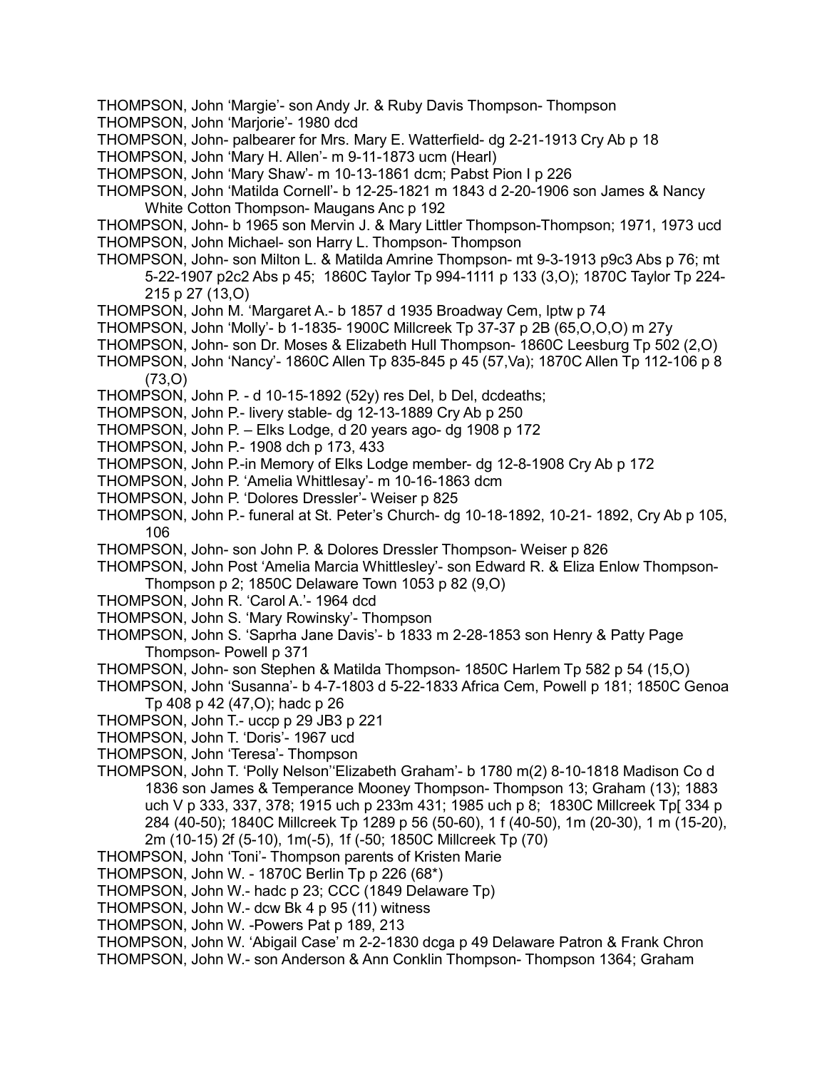THOMPSON, John 'Margie'- son Andy Jr. & Ruby Davis Thompson- Thompson
THOMPSON, John 'Marjorie'- 1980 dcd
THOMPSON, John- palbearer for Mrs. Mary E. Watterfield- dg 2-21-1913 Cry Ab p 18
THOMPSON, John 'Mary H. Allen'- m 9-11-1873 ucm (Hearl)
THOMPSON, John 'Mary Shaw'- m 10-13-1861 dcm; Pabst Pion I p 226
THOMPSON, John 'Matilda Cornell'- b 12-25-1821 m 1843 d 2-20-1906 son James & Nancy White Cotton Thompson- Maugans Anc p 192
THOMPSON, John- b 1965 son Mervin J. & Mary Littler Thompson-Thompson; 1971, 1973 ucd
THOMPSON, John Michael- son Harry L. Thompson- Thompson
THOMPSON, John- son Milton L. & Matilda Amrine Thompson- mt 9-3-1913 p9c3 Abs p 76; mt 5-22-1907 p2c2 Abs p 45; 1860C Taylor Tp 994-1111 p 133 (3,O); 1870C Taylor Tp 224-215 p 27 (13,O)
THOMPSON, John M. 'Margaret A.- b 1857 d 1935 Broadway Cem, lptw p 74
THOMPSON, John 'Molly'- b 1-1835- 1900C Millcreek Tp 37-37 p 2B (65,O,O,O) m 27y
THOMPSON, John- son Dr. Moses & Elizabeth Hull Thompson- 1860C Leesburg Tp 502 (2,O)
THOMPSON, John 'Nancy'- 1860C Allen Tp 835-845 p 45 (57,Va); 1870C Allen Tp 112-106 p 8 (73,O)
THOMPSON, John P. - d 10-15-1892 (52y) res Del, b Del, dcdeaths;
THOMPSON, John P.- livery stable- dg 12-13-1889 Cry Ab p 250
THOMPSON, John P. – Elks Lodge, d 20 years ago- dg 1908 p 172
THOMPSON, John P.- 1908 dch p 173, 433
THOMPSON, John P.-in Memory of Elks Lodge member- dg 12-8-1908 Cry Ab p 172
THOMPSON, John P. 'Amelia Whittlesay'- m 10-16-1863 dcm
THOMPSON, John P. 'Dolores Dressler'- Weiser p 825
THOMPSON, John P.- funeral at St. Peter's Church- dg 10-18-1892, 10-21- 1892, Cry Ab p 105, 106
THOMPSON, John- son John P. & Dolores Dressler Thompson- Weiser p 826
THOMPSON, John Post 'Amelia Marcia Whittlesley'- son Edward R. & Eliza Enlow Thompson- Thompson p 2; 1850C Delaware Town 1053 p 82 (9,O)
THOMPSON, John R. 'Carol A.'- 1964 dcd
THOMPSON, John S. 'Mary Rowinsky'- Thompson
THOMPSON, John S. 'Saprha Jane Davis'- b 1833 m 2-28-1853 son Henry & Patty Page Thompson- Powell p 371
THOMPSON, John- son Stephen & Matilda Thompson- 1850C Harlem Tp 582 p 54 (15,O)
THOMPSON, John 'Susanna'- b 4-7-1803 d 5-22-1833 Africa Cem, Powell p 181; 1850C Genoa Tp 408 p 42 (47,O); hadc p 26
THOMPSON, John T.- uccp p 29 JB3 p 221
THOMPSON, John T. 'Doris'- 1967 ucd
THOMPSON, John 'Teresa'- Thompson
THOMPSON, John T. 'Polly Nelson''Elizabeth Graham'- b 1780 m(2) 8-10-1818 Madison Co d 1836 son James & Temperance Mooney Thompson- Thompson 13; Graham (13); 1883 uch V p 333, 337, 378; 1915 uch p 233m 431; 1985 uch p 8; 1830C Millcreek Tp[ 334 p 284 (40-50); 1840C Millcreek Tp 1289 p 56 (50-60), 1 f (40-50), 1m (20-30), 1 m (15-20), 2m (10-15) 2f (5-10), 1m(-5), 1f (-50; 1850C Millcreek Tp (70)
THOMPSON, John 'Toni'- Thompson parents of Kristen Marie
THOMPSON, John W. - 1870C Berlin Tp p 226 (68*)
THOMPSON, John W.- hadc p 23; CCC (1849 Delaware Tp)
THOMPSON, John W.- dcw Bk 4 p 95 (11) witness
THOMPSON, John W. -Powers Pat p 189, 213
THOMPSON, John W. 'Abigail Case' m 2-2-1830 dcga p 49 Delaware Patron & Frank Chron
THOMPSON, John W.- son Anderson & Ann Conklin Thompson- Thompson 1364; Graham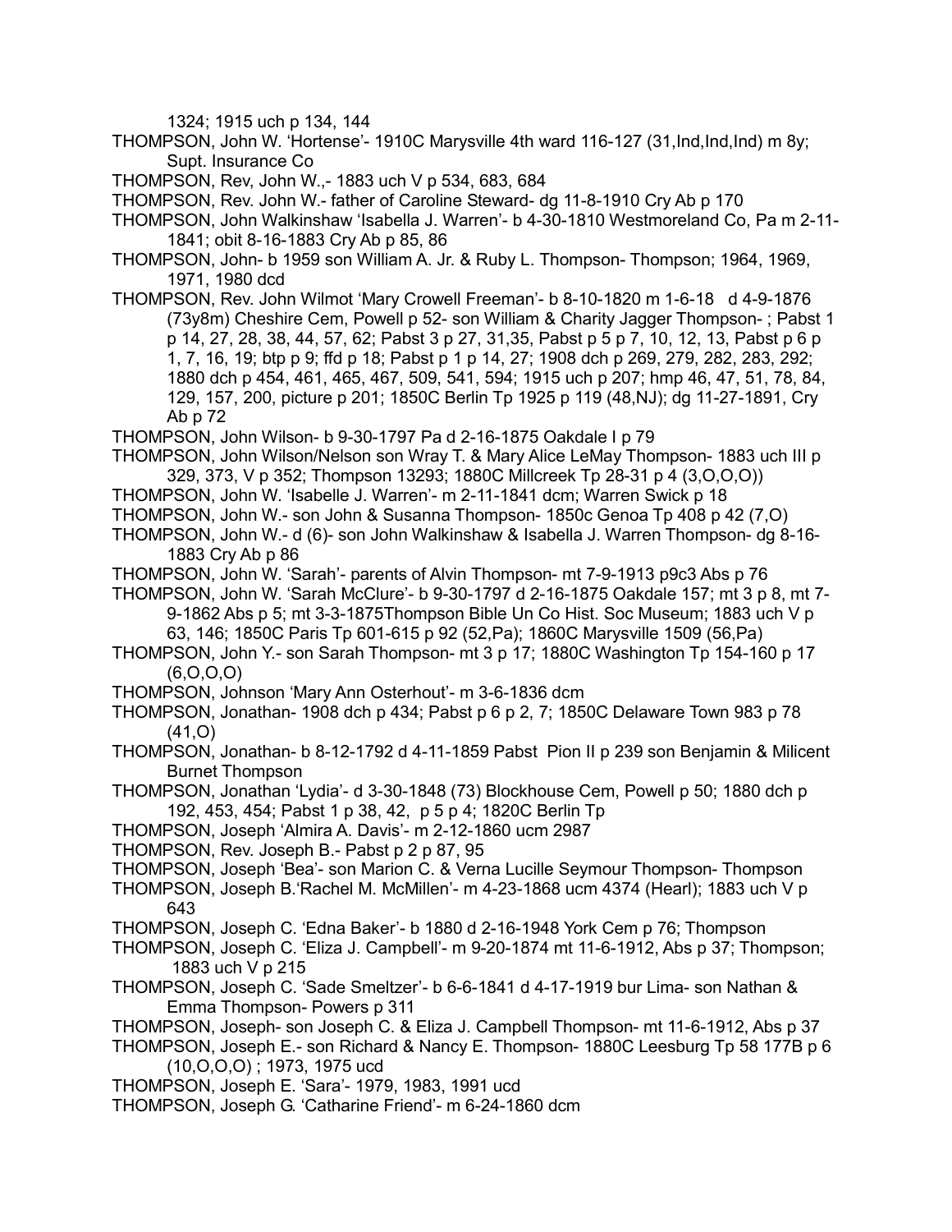1324; 1915 uch p 134, 144

THOMPSON, John W. 'Hortense'- 1910C Marysville 4th ward 116-127 (31,Ind,Ind,Ind) m 8y; Supt. Insurance Co

THOMPSON, Rev, John W.,- 1883 uch V p 534, 683, 684

THOMPSON, Rev. John W.- father of Caroline Steward- dg 11-8-1910 Cry Ab p 170

THOMPSON, John Walkinshaw 'Isabella J. Warren'- b 4-30-1810 Westmoreland Co, Pa m 2-11-1841; obit 8-16-1883 Cry Ab p 85, 86

THOMPSON, John- b 1959 son William A. Jr. & Ruby L. Thompson- Thompson; 1964, 1969, 1971, 1980 dcd

THOMPSON, Rev. John Wilmot 'Mary Crowell Freeman'- b 8-10-1820 m 1-6-18 d 4-9-1876 (73y8m) Cheshire Cem, Powell p 52- son William & Charity Jagger Thompson- ; Pabst 1 p 14, 27, 28, 38, 44, 57, 62; Pabst 3 p 27, 31,35, Pabst p 5 p 7, 10, 12, 13, Pabst p 6 p 1, 7, 16, 19; btp p 9; ffd p 18; Pabst p 1 p 14, 27; 1908 dch p 269, 279, 282, 283, 292; 1880 dch p 454, 461, 465, 467, 509, 541, 594; 1915 uch p 207; hmp 46, 47, 51, 78, 84, 129, 157, 200, picture p 201; 1850C Berlin Tp 1925 p 119 (48,NJ); dg 11-27-1891, Cry Ab p 72

THOMPSON, John Wilson- b 9-30-1797 Pa d 2-16-1875 Oakdale I p 79

THOMPSON, John Wilson/Nelson son Wray T. & Mary Alice LeMay Thompson- 1883 uch III p 329, 373, V p 352; Thompson 13293; 1880C Millcreek Tp 28-31 p 4 (3,O,O,O))

THOMPSON, John W. 'Isabelle J. Warren'- m 2-11-1841 dcm; Warren Swick p 18

THOMPSON, John W.- son John & Susanna Thompson- 1850c Genoa Tp 408 p 42 (7,O)

THOMPSON, John W.- d (6)- son John Walkinshaw & Isabella J. Warren Thompson- dg 8-16-1883 Cry Ab p 86

THOMPSON, John W. 'Sarah'- parents of Alvin Thompson- mt 7-9-1913 p9c3 Abs p 76

THOMPSON, John W. 'Sarah McClure'- b 9-30-1797 d 2-16-1875 Oakdale 157; mt 3 p 8, mt 7-9-1862 Abs p 5; mt 3-3-1875Thompson Bible Un Co Hist. Soc Museum; 1883 uch V p 63, 146; 1850C Paris Tp 601-615 p 92 (52,Pa); 1860C Marysville 1509 (56,Pa)

THOMPSON, John Y.- son Sarah Thompson- mt 3 p 17; 1880C Washington Tp 154-160 p 17 (6,O,O,O)

THOMPSON, Johnson 'Mary Ann Osterhout'- m 3-6-1836 dcm

THOMPSON, Jonathan- 1908 dch p 434; Pabst p 6 p 2, 7; 1850C Delaware Town 983 p 78 (41,O)

THOMPSON, Jonathan- b 8-12-1792 d 4-11-1859 Pabst Pion II p 239 son Benjamin & Milicent Burnet Thompson

THOMPSON, Jonathan 'Lydia'- d 3-30-1848 (73) Blockhouse Cem, Powell p 50; 1880 dch p 192, 453, 454; Pabst 1 p 38, 42, p 5 p 4; 1820C Berlin Tp

THOMPSON, Joseph 'Almira A. Davis'- m 2-12-1860 ucm 2987

THOMPSON, Rev. Joseph B.- Pabst p 2 p 87, 95

THOMPSON, Joseph 'Bea'- son Marion C. & Verna Lucille Seymour Thompson- Thompson

THOMPSON, Joseph B.'Rachel M. McMillen'- m 4-23-1868 ucm 4374 (Hearl); 1883 uch V p 643

THOMPSON, Joseph C. 'Edna Baker'- b 1880 d 2-16-1948 York Cem p 76; Thompson

THOMPSON, Joseph C. 'Eliza J. Campbell'- m 9-20-1874 mt 11-6-1912, Abs p 37; Thompson; 1883 uch V p 215

THOMPSON, Joseph C. 'Sade Smeltzer'- b 6-6-1841 d 4-17-1919 bur Lima- son Nathan & Emma Thompson- Powers p 311

THOMPSON, Joseph- son Joseph C. & Eliza J. Campbell Thompson- mt 11-6-1912, Abs p 37

THOMPSON, Joseph E.- son Richard & Nancy E. Thompson- 1880C Leesburg Tp 58 177B p 6 (10,O,O,O) ; 1973, 1975 ucd

THOMPSON, Joseph E. 'Sara'- 1979, 1983, 1991 ucd

THOMPSON, Joseph G. 'Catharine Friend'- m 6-24-1860 dcm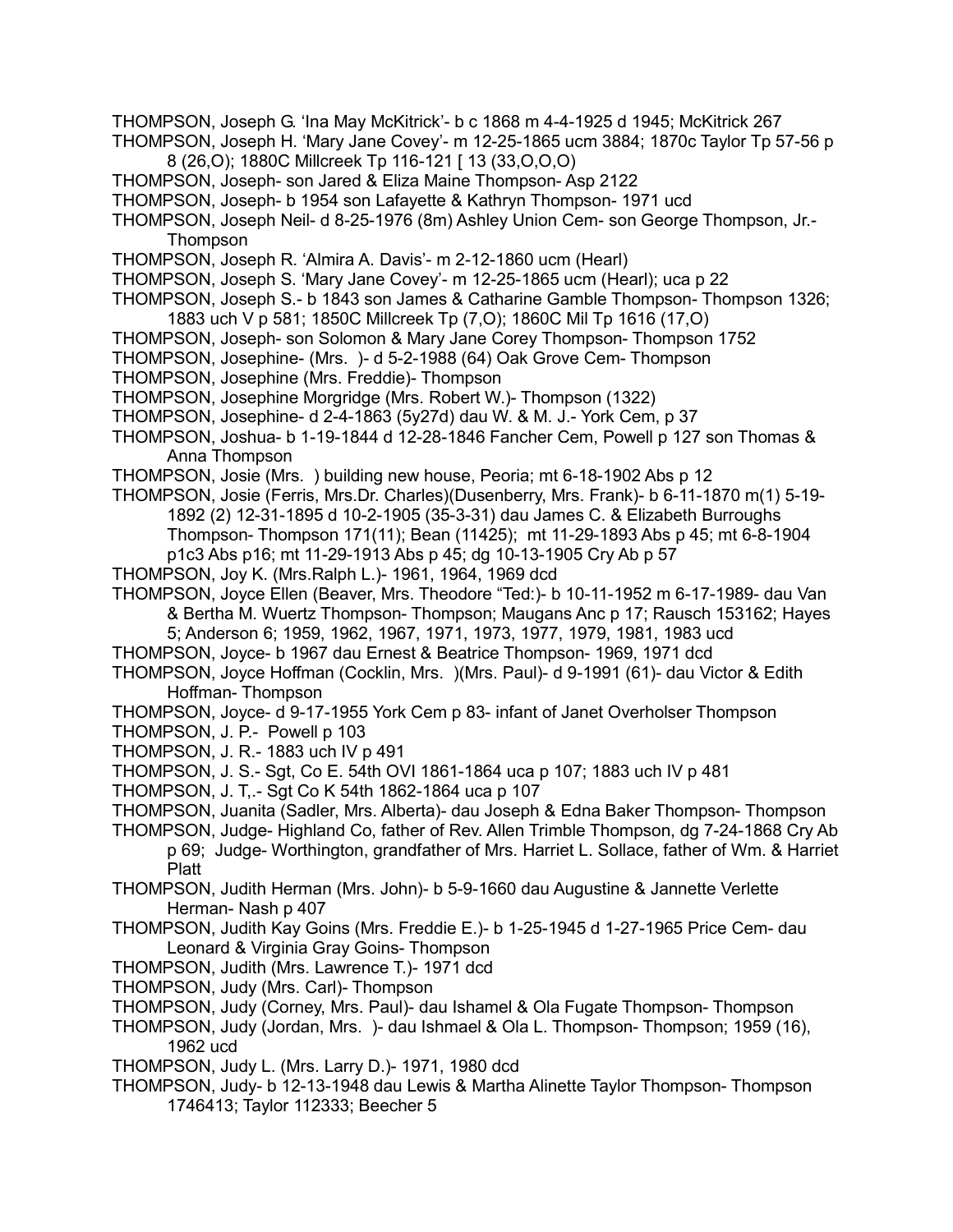THOMPSON, Joseph G. 'Ina May McKitrick'- b c 1868 m 4-4-1925 d 1945; McKitrick 267

THOMPSON, Joseph H. 'Mary Jane Covey'- m 12-25-1865 ucm 3884; 1870c Taylor Tp 57-56 p 8 (26,O); 1880C Millcreek Tp 116-121 [ 13 (33,O,O,O)

THOMPSON, Joseph- son Jared & Eliza Maine Thompson- Asp 2122

THOMPSON, Joseph- b 1954 son Lafayette & Kathryn Thompson- 1971 ucd

THOMPSON, Joseph Neil- d 8-25-1976 (8m) Ashley Union Cem- son George Thompson, Jr.- Thompson

THOMPSON, Joseph R. 'Almira A. Davis'- m 2-12-1860 ucm (Hearl)

THOMPSON, Joseph S. 'Mary Jane Covey'- m 12-25-1865 ucm (Hearl); uca p 22

THOMPSON, Joseph S.- b 1843 son James & Catharine Gamble Thompson- Thompson 1326; 1883 uch V p 581; 1850C Millcreek Tp (7,O); 1860C Mil Tp 1616 (17,O)

THOMPSON, Joseph- son Solomon & Mary Jane Corey Thompson- Thompson 1752

THOMPSON, Josephine- (Mrs. )- d 5-2-1988 (64) Oak Grove Cem- Thompson

THOMPSON, Josephine (Mrs. Freddie)- Thompson

THOMPSON, Josephine Morgridge (Mrs. Robert W.)- Thompson (1322)

THOMPSON, Josephine- d 2-4-1863 (5y27d) dau W. & M. J.- York Cem, p 37

THOMPSON, Joshua- b 1-19-1844 d 12-28-1846 Fancher Cem, Powell p 127 son Thomas & Anna Thompson

THOMPSON, Josie (Mrs. ) building new house, Peoria; mt 6-18-1902 Abs p 12

THOMPSON, Josie (Ferris, Mrs.Dr. Charles)(Dusenberry, Mrs. Frank)- b 6-11-1870 m(1) 5-19-1892 (2) 12-31-1895 d 10-2-1905 (35-3-31) dau James C. & Elizabeth Burroughs Thompson- Thompson 171(11); Bean (11425); mt 11-29-1893 Abs p 45; mt 6-8-1904 p1c3 Abs p16; mt 11-29-1913 Abs p 45; dg 10-13-1905 Cry Ab p 57

THOMPSON, Joy K. (Mrs.Ralph L.)- 1961, 1964, 1969 dcd

THOMPSON, Joyce Ellen (Beaver, Mrs. Theodore "Ted:)- b 10-11-1952 m 6-17-1989- dau Van & Bertha M. Wuertz Thompson- Thompson; Maugans Anc p 17; Rausch 153162; Hayes 5; Anderson 6; 1959, 1962, 1967, 1971, 1973, 1977, 1979, 1981, 1983 ucd

THOMPSON, Joyce- b 1967 dau Ernest & Beatrice Thompson- 1969, 1971 dcd

THOMPSON, Joyce Hoffman (Cocklin, Mrs. )(Mrs. Paul)- d 9-1991 (61)- dau Victor & Edith Hoffman- Thompson

THOMPSON, Joyce- d 9-17-1955 York Cem p 83- infant of Janet Overholser Thompson

THOMPSON, J. P.- Powell p 103

THOMPSON, J. R.- 1883 uch IV p 491

THOMPSON, J. S.- Sgt, Co E. 54th OVI 1861-1864 uca p 107; 1883 uch IV p 481

THOMPSON, J. T,.- Sgt Co K 54th 1862-1864 uca p 107

THOMPSON, Juanita (Sadler, Mrs. Alberta)- dau Joseph & Edna Baker Thompson- Thompson

THOMPSON, Judge- Highland Co, father of Rev. Allen Trimble Thompson, dg 7-24-1868 Cry Ab p 69; Judge- Worthington, grandfather of Mrs. Harriet L. Sollace, father of Wm. & Harriet Platt

THOMPSON, Judith Herman (Mrs. John)- b 5-9-1660 dau Augustine & Jannette Verlette Herman- Nash p 407

THOMPSON, Judith Kay Goins (Mrs. Freddie E.)- b 1-25-1945 d 1-27-1965 Price Cem- dau Leonard & Virginia Gray Goins- Thompson

THOMPSON, Judith (Mrs. Lawrence T.)- 1971 dcd

THOMPSON, Judy (Mrs. Carl)- Thompson

THOMPSON, Judy (Corney, Mrs. Paul)- dau Ishamel & Ola Fugate Thompson- Thompson

THOMPSON, Judy (Jordan, Mrs. )- dau Ishmael & Ola L. Thompson- Thompson; 1959 (16), 1962 ucd

THOMPSON, Judy L. (Mrs. Larry D.)- 1971, 1980 dcd

THOMPSON, Judy- b 12-13-1948 dau Lewis & Martha Alinette Taylor Thompson- Thompson 1746413; Taylor 112333; Beecher 5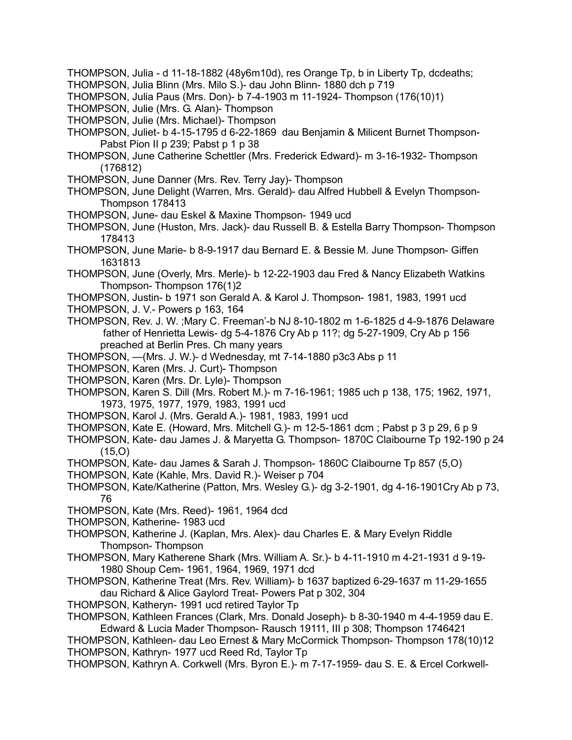THOMPSON, Julia - d 11-18-1882 (48y6m10d), res Orange Tp, b in Liberty Tp, dcdeaths;

THOMPSON, Julia Blinn (Mrs. Milo S.)- dau John Blinn- 1880 dch p 719

THOMPSON, Julia Paus (Mrs. Don)- b 7-4-1903 m 11-1924- Thompson (176(10)1)

THOMPSON, Julie (Mrs. G. Alan)- Thompson

THOMPSON, Julie (Mrs. Michael)- Thompson

THOMPSON, Juliet- b 4-15-1795 d 6-22-1869 dau Benjamin & Milicent Burnet Thompson- Pabst Pion II p 239; Pabst p 1 p 38

THOMPSON, June Catherine Schettler (Mrs. Frederick Edward)- m 3-16-1932- Thompson (176812)

THOMPSON, June Danner (Mrs. Rev. Terry Jay)- Thompson

THOMPSON, June Delight (Warren, Mrs. Gerald)- dau Alfred Hubbell & Evelyn Thompson- Thompson 178413

THOMPSON, June- dau Eskel & Maxine Thompson- 1949 ucd

THOMPSON, June (Huston, Mrs. Jack)- dau Russell B. & Estella Barry Thompson- Thompson 178413

THOMPSON, June Marie- b 8-9-1917 dau Bernard E. & Bessie M. June Thompson- Giffen 1631813

THOMPSON, June (Overly, Mrs. Merle)- b 12-22-1903 dau Fred & Nancy Elizabeth Watkins Thompson- Thompson 176(1)2

THOMPSON, Justin- b 1971 son Gerald A. & Karol J. Thompson- 1981, 1983, 1991 ucd

THOMPSON, J. V.- Powers p 163, 164

THOMPSON, Rev. J. W. ;Mary C. Freeman'-b NJ 8-10-1802 m 1-6-1825 d 4-9-1876 Delaware father of Henrietta Lewis- dg 5-4-1876 Cry Ab p 11?; dg 5-27-1909, Cry Ab p 156 preached at Berlin Pres. Ch many years

THOMPSON, —(Mrs. J. W.)- d Wednesday, mt 7-14-1880 p3c3 Abs p 11

THOMPSON, Karen (Mrs. J. Curt)- Thompson

THOMPSON, Karen (Mrs. Dr. Lyle)- Thompson

THOMPSON, Karen S. Dill (Mrs. Robert M.)- m 7-16-1961; 1985 uch p 138, 175; 1962, 1971, 1973, 1975, 1977, 1979, 1983, 1991 ucd

THOMPSON, Karol J. (Mrs. Gerald A.)- 1981, 1983, 1991 ucd

THOMPSON, Kate E. (Howard, Mrs. Mitchell G.)- m 12-5-1861 dcm ; Pabst p 3 p 29, 6 p 9

THOMPSON, Kate- dau James J. & Maryetta G. Thompson- 1870C Claibourne Tp 192-190 p 24 (15,O)

THOMPSON, Kate- dau James & Sarah J. Thompson- 1860C Claibourne Tp 857 (5,O)

THOMPSON, Kate (Kahle, Mrs. David R.)- Weiser p 704

THOMPSON, Kate/Katherine (Patton, Mrs. Wesley G.)- dg 3-2-1901, dg 4-16-1901Cry Ab p 73, 76

THOMPSON, Kate (Mrs. Reed)- 1961, 1964 dcd

THOMPSON, Katherine- 1983 ucd

THOMPSON, Katherine J. (Kaplan, Mrs. Alex)- dau Charles E. & Mary Evelyn Riddle Thompson- Thompson

THOMPSON, Mary Katherene Shark (Mrs. William A. Sr.)- b 4-11-1910 m 4-21-1931 d 9-19-1980 Shoup Cem- 1961, 1964, 1969, 1971 dcd

THOMPSON, Katherine Treat (Mrs. Rev. William)- b 1637 baptized 6-29-1637 m 11-29-1655 dau Richard & Alice Gaylord Treat- Powers Pat p 302, 304

THOMPSON, Katheryn- 1991 ucd retired Taylor Tp

THOMPSON, Kathleen Frances (Clark, Mrs. Donald Joseph)- b 8-30-1940 m 4-4-1959 dau E. Edward & Lucia Mader Thompson- Rausch 19111, III p 308; Thompson 1746421

THOMPSON, Kathleen- dau Leo Ernest & Mary McCormick Thompson- Thompson 178(10)12

THOMPSON, Kathryn- 1977 ucd Reed Rd, Taylor Tp

THOMPSON, Kathryn A. Corkwell (Mrs. Byron E.)- m 7-17-1959- dau S. E. & Ercel Corkwell-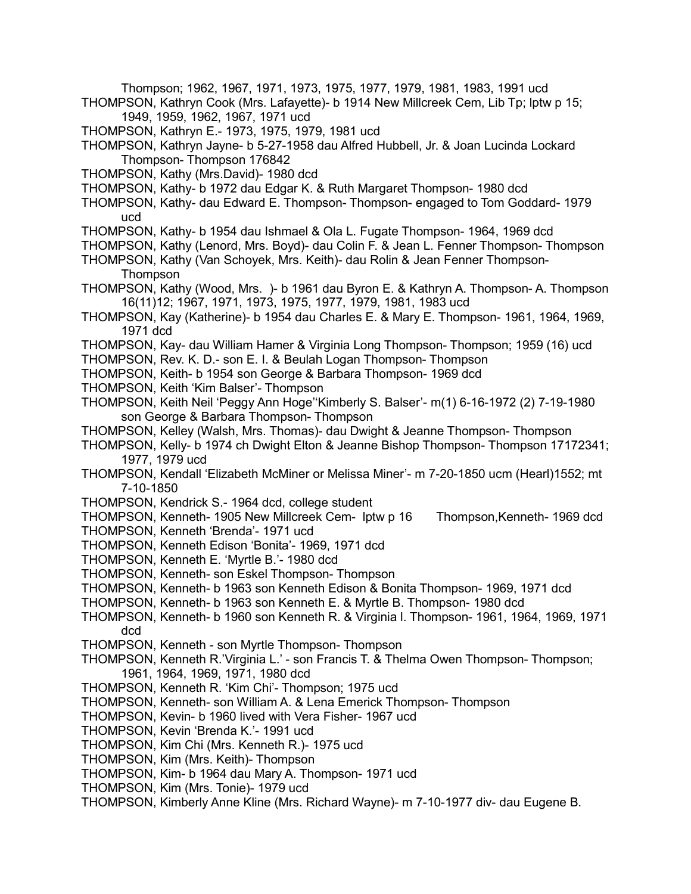Thompson; 1962, 1967, 1971, 1973, 1975, 1977, 1979, 1981, 1983, 1991 ucd

THOMPSON, Kathryn Cook (Mrs. Lafayette)- b 1914 New Millcreek Cem, Lib Tp; lptw p 15; 1949, 1959, 1962, 1967, 1971 ucd

THOMPSON, Kathryn E.- 1973, 1975, 1979, 1981 ucd

THOMPSON, Kathryn Jayne- b 5-27-1958 dau Alfred Hubbell, Jr. & Joan Lucinda Lockard Thompson- Thompson 176842

THOMPSON, Kathy (Mrs.David)- 1980 dcd

THOMPSON, Kathy- b 1972 dau Edgar K. & Ruth Margaret Thompson- 1980 dcd

THOMPSON, Kathy- dau Edward E. Thompson- Thompson- engaged to Tom Goddard- 1979 ucd

THOMPSON, Kathy- b 1954 dau Ishmael & Ola L. Fugate Thompson- 1964, 1969 dcd

THOMPSON, Kathy (Lenord, Mrs. Boyd)- dau Colin F. & Jean L. Fenner Thompson- Thompson

THOMPSON, Kathy (Van Schoyek, Mrs. Keith)- dau Rolin & Jean Fenner Thompson- Thompson

THOMPSON, Kathy (Wood, Mrs. )- b 1961 dau Byron E. & Kathryn A. Thompson- A. Thompson 16(11)12; 1967, 1971, 1973, 1975, 1977, 1979, 1981, 1983 ucd

THOMPSON, Kay (Katherine)- b 1954 dau Charles E. & Mary E. Thompson- 1961, 1964, 1969, 1971 dcd

THOMPSON, Kay- dau William Hamer & Virginia Long Thompson- Thompson; 1959 (16) ucd

THOMPSON, Rev. K. D.- son E. I. & Beulah Logan Thompson- Thompson

THOMPSON, Keith- b 1954 son George & Barbara Thompson- 1969 dcd

THOMPSON, Keith 'Kim Balser'- Thompson

THOMPSON, Keith Neil 'Peggy Ann Hoge''Kimberly S. Balser'- m(1) 6-16-1972 (2) 7-19-1980 son George & Barbara Thompson- Thompson

THOMPSON, Kelley (Walsh, Mrs. Thomas)- dau Dwight & Jeanne Thompson- Thompson

THOMPSON, Kelly- b 1974 ch Dwight Elton & Jeanne Bishop Thompson- Thompson 17172341; 1977, 1979 ucd

THOMPSON, Kendall 'Elizabeth McMiner or Melissa Miner'- m 7-20-1850 ucm (Hearl)1552; mt 7-10-1850

THOMPSON, Kendrick S.- 1964 dcd, college student

THOMPSON, Kenneth- 1905 New Millcreek Cem- lptw p 16 Thompson,Kenneth- 1969 dcd

THOMPSON, Kenneth 'Brenda'- 1971 ucd

THOMPSON, Kenneth Edison 'Bonita'- 1969, 1971 dcd

THOMPSON, Kenneth E. 'Myrtle B.'- 1980 dcd

THOMPSON, Kenneth- son Eskel Thompson- Thompson

THOMPSON, Kenneth- b 1963 son Kenneth Edison & Bonita Thompson- 1969, 1971 dcd

THOMPSON, Kenneth- b 1963 son Kenneth E. & Myrtle B. Thompson- 1980 dcd

THOMPSON, Kenneth- b 1960 son Kenneth R. & Virginia I. Thompson- 1961, 1964, 1969, 1971 dcd

THOMPSON, Kenneth - son Myrtle Thompson- Thompson

THOMPSON, Kenneth R.'Virginia L.' - son Francis T. & Thelma Owen Thompson- Thompson; 1961, 1964, 1969, 1971, 1980 dcd

THOMPSON, Kenneth R. 'Kim Chi'- Thompson; 1975 ucd

THOMPSON, Kenneth- son William A. & Lena Emerick Thompson- Thompson

THOMPSON, Kevin- b 1960 lived with Vera Fisher- 1967 ucd

THOMPSON, Kevin 'Brenda K.'- 1991 ucd

THOMPSON, Kim Chi (Mrs. Kenneth R.)- 1975 ucd

THOMPSON, Kim (Mrs. Keith)- Thompson

THOMPSON, Kim- b 1964 dau Mary A. Thompson- 1971 ucd

THOMPSON, Kim (Mrs. Tonie)- 1979 ucd

THOMPSON, Kimberly Anne Kline (Mrs. Richard Wayne)- m 7-10-1977 div- dau Eugene B.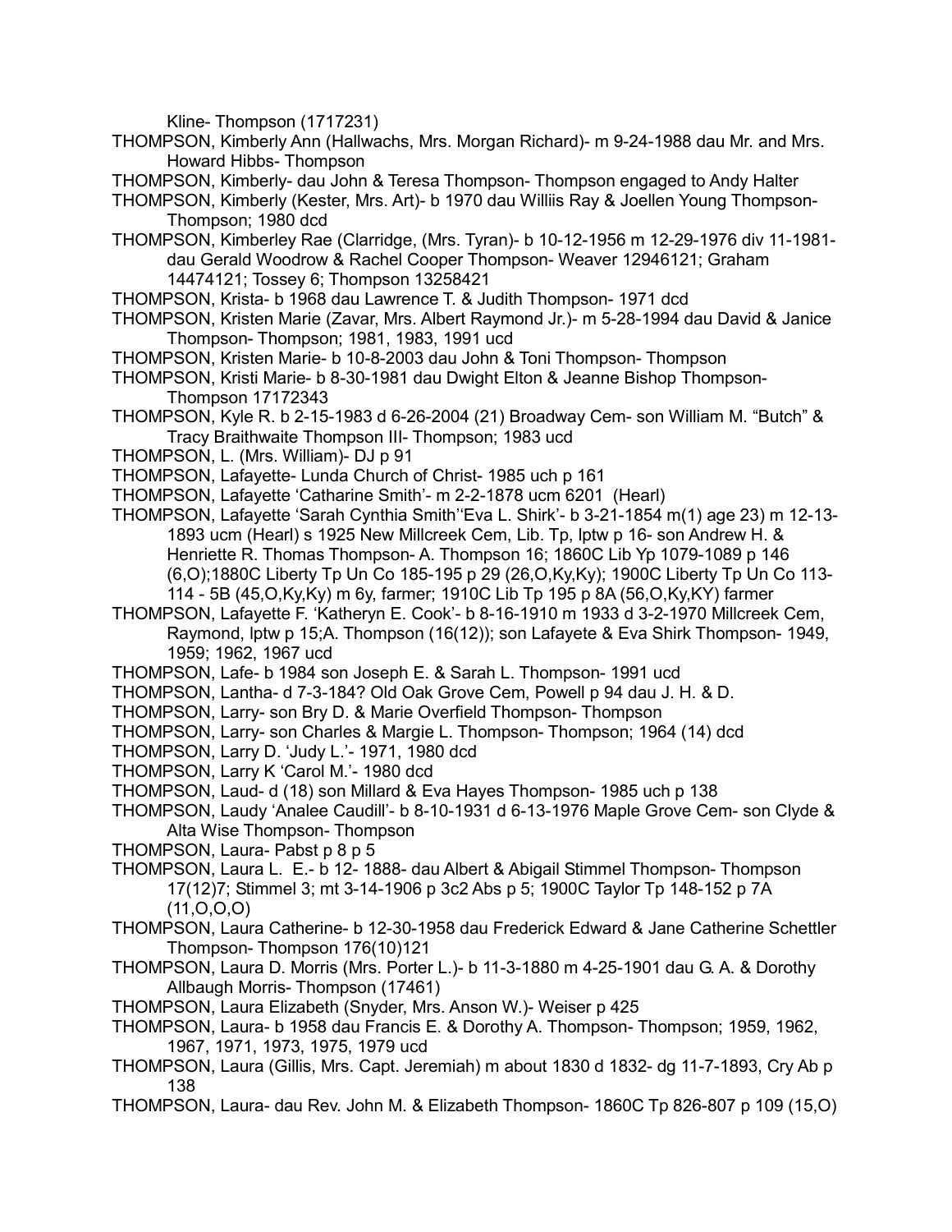Kline- Thompson (1717231)

THOMPSON, Kimberly Ann (Hallwachs, Mrs. Morgan Richard)- m 9-24-1988 dau Mr. and Mrs. Howard Hibbs- Thompson

THOMPSON, Kimberly- dau John & Teresa Thompson- Thompson engaged to Andy Halter

THOMPSON, Kimberly (Kester, Mrs. Art)- b 1970 dau Williis Ray & Joellen Young Thompson- Thompson; 1980 dcd

THOMPSON, Kimberley Rae (Clarridge, (Mrs. Tyran)- b 10-12-1956 m 12-29-1976 div 11-1981- dau Gerald Woodrow & Rachel Cooper Thompson- Weaver 12946121; Graham 14474121; Tossey 6; Thompson 13258421

THOMPSON, Krista- b 1968 dau Lawrence T. & Judith Thompson- 1971 dcd

THOMPSON, Kristen Marie (Zavar, Mrs. Albert Raymond Jr.)- m 5-28-1994 dau David & Janice Thompson- Thompson; 1981, 1983, 1991 ucd

THOMPSON, Kristen Marie- b 10-8-2003 dau John & Toni Thompson- Thompson

THOMPSON, Kristi Marie- b 8-30-1981 dau Dwight Elton & Jeanne Bishop Thompson- Thompson 17172343

THOMPSON, Kyle R. b 2-15-1983 d 6-26-2004 (21) Broadway Cem- son William M. "Butch" & Tracy Braithwaite Thompson III- Thompson; 1983 ucd

THOMPSON, L. (Mrs. William)- DJ p 91

THOMPSON, Lafayette- Lunda Church of Christ- 1985 uch p 161

THOMPSON, Lafayette 'Catharine Smith'- m 2-2-1878 ucm 6201 (Hearl)

THOMPSON, Lafayette 'Sarah Cynthia Smith''Eva L. Shirk'- b 3-21-1854 m(1) age 23) m 12-13-1893 ucm (Hearl) s 1925 New Millcreek Cem, Lib. Tp, lptw p 16- son Andrew H. & Henriette R. Thomas Thompson- A. Thompson 16; 1860C Lib Yp 1079-1089 p 146 (6,O);1880C Liberty Tp Un Co 185-195 p 29 (26,O,Ky,Ky); 1900C Liberty Tp Un Co 113-114 - 5B (45,O,Ky,Ky) m 6y, farmer; 1910C Lib Tp 195 p 8A (56,O,Ky,KY) farmer

THOMPSON, Lafayette F. 'Katheryn E. Cook'- b 8-16-1910 m 1933 d 3-2-1970 Millcreek Cem, Raymond, lptw p 15;A. Thompson (16(12)); son Lafayete & Eva Shirk Thompson- 1949, 1959; 1962, 1967 ucd

THOMPSON, Lafe- b 1984 son Joseph E. & Sarah L. Thompson- 1991 ucd

THOMPSON, Lantha- d 7-3-184? Old Oak Grove Cem, Powell p 94 dau J. H. & D.

THOMPSON, Larry- son Bry D. & Marie Overfield Thompson- Thompson

THOMPSON, Larry- son Charles & Margie L. Thompson- Thompson; 1964 (14) dcd

THOMPSON, Larry D. 'Judy L.'- 1971, 1980 dcd

THOMPSON, Larry K 'Carol M.'- 1980 dcd

THOMPSON, Laud- d (18) son Millard & Eva Hayes Thompson- 1985 uch p 138

THOMPSON, Laudy 'Analee Caudill'- b 8-10-1931 d 6-13-1976 Maple Grove Cem- son Clyde & Alta Wise Thompson- Thompson

THOMPSON, Laura- Pabst p 8 p 5

THOMPSON, Laura L. E.- b 12- 1888- dau Albert & Abigail Stimmel Thompson- Thompson 17(12)7; Stimmel 3; mt 3-14-1906 p 3c2 Abs p 5; 1900C Taylor Tp 148-152 p 7A (11,O,O,O)

THOMPSON, Laura Catherine- b 12-30-1958 dau Frederick Edward & Jane Catherine Schettler Thompson- Thompson 176(10)121

THOMPSON, Laura D. Morris (Mrs. Porter L.)- b 11-3-1880 m 4-25-1901 dau G. A. & Dorothy Allbaugh Morris- Thompson (17461)

THOMPSON, Laura Elizabeth (Snyder, Mrs. Anson W.)- Weiser p 425

THOMPSON, Laura- b 1958 dau Francis E. & Dorothy A. Thompson- Thompson; 1959, 1962, 1967, 1971, 1973, 1975, 1979 ucd

THOMPSON, Laura (Gillis, Mrs. Capt. Jeremiah) m about 1830 d 1832- dg 11-7-1893, Cry Ab p 138

THOMPSON, Laura- dau Rev. John M. & Elizabeth Thompson- 1860C Tp 826-807 p 109 (15,O)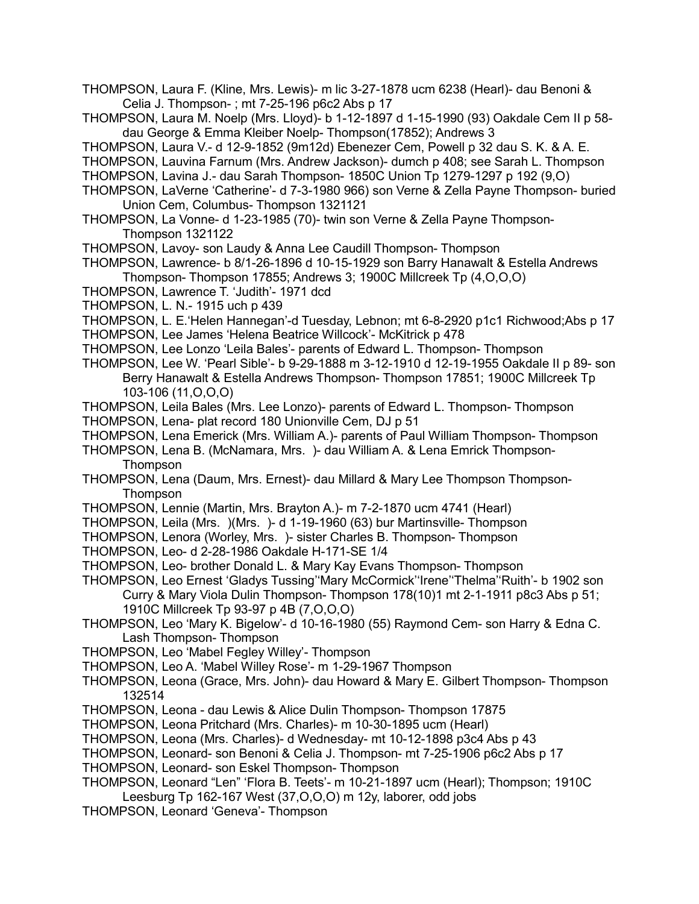THOMPSON, Laura F. (Kline, Mrs. Lewis)- m lic 3-27-1878 ucm 6238 (Hearl)- dau Benoni & Celia J. Thompson- ; mt 7-25-196 p6c2 Abs p 17

THOMPSON, Laura M. Noelp (Mrs. Lloyd)- b 1-12-1897 d 1-15-1990 (93) Oakdale Cem II p 58- dau George & Emma Kleiber Noelp- Thompson(17852); Andrews 3

THOMPSON, Laura V.- d 12-9-1852 (9m12d) Ebenezer Cem, Powell p 32 dau S. K. & A. E.

THOMPSON, Lauvina Farnum (Mrs. Andrew Jackson)- dumch p 408; see Sarah L. Thompson

THOMPSON, Lavina J.- dau Sarah Thompson- 1850C Union Tp 1279-1297 p 192 (9,O)

THOMPSON, LaVerne 'Catherine'- d 7-3-1980 966) son Verne & Zella Payne Thompson- buried Union Cem, Columbus- Thompson 1321121

THOMPSON, La Vonne- d 1-23-1985 (70)- twin son Verne & Zella Payne Thompson- Thompson 1321122

THOMPSON, Lavoy- son Laudy & Anna Lee Caudill Thompson- Thompson

THOMPSON, Lawrence- b 8/1-26-1896 d 10-15-1929 son Barry Hanawalt & Estella Andrews Thompson- Thompson 17855; Andrews 3; 1900C Millcreek Tp (4,O,O,O)

THOMPSON, Lawrence T. 'Judith'- 1971 dcd

THOMPSON, L. N.- 1915 uch p 439

THOMPSON, L. E.'Helen Hannegan'-d Tuesday, Lebnon; mt 6-8-2920 p1c1 Richwood;Abs p 17

THOMPSON, Lee James 'Helena Beatrice Willcock'- McKitrick p 478

THOMPSON, Lee Lonzo 'Leila Bales'- parents of Edward L. Thompson- Thompson

THOMPSON, Lee W. 'Pearl Sible'- b 9-29-1888 m 3-12-1910 d 12-19-1955 Oakdale II p 89- son Berry Hanawalt & Estella Andrews Thompson- Thompson 17851; 1900C Millcreek Tp 103-106 (11,O,O,O)

THOMPSON, Leila Bales (Mrs. Lee Lonzo)- parents of Edward L. Thompson- Thompson

THOMPSON, Lena- plat record 180 Unionville Cem, DJ p 51

THOMPSON, Lena Emerick (Mrs. William A.)- parents of Paul William Thompson- Thompson

THOMPSON, Lena B. (McNamara, Mrs. )- dau William A. & Lena Emrick Thompson- Thompson

THOMPSON, Lena (Daum, Mrs. Ernest)- dau Millard & Mary Lee Thompson Thompson- Thompson

THOMPSON, Lennie (Martin, Mrs. Brayton A.)- m 7-2-1870 ucm 4741 (Hearl)

THOMPSON, Leila (Mrs. )(Mrs. )- d 1-19-1960 (63) bur Martinsville- Thompson

THOMPSON, Lenora (Worley, Mrs. )- sister Charles B. Thompson- Thompson

THOMPSON, Leo- d 2-28-1986 Oakdale H-171-SE 1/4

THOMPSON, Leo- brother Donald L. & Mary Kay Evans Thompson- Thompson

THOMPSON, Leo Ernest 'Gladys Tussing''Mary McCormick''Irene''Thelma''Ruith'- b 1902 son Curry & Mary Viola Dulin Thompson- Thompson 178(10)1 mt 2-1-1911 p8c3 Abs p 51; 1910C Millcreek Tp 93-97 p 4B (7,O,O,O)

THOMPSON, Leo 'Mary K. Bigelow'- d 10-16-1980 (55) Raymond Cem- son Harry & Edna C. Lash Thompson- Thompson

THOMPSON, Leo 'Mabel Fegley Willey'- Thompson

THOMPSON, Leo A. 'Mabel Willey Rose'- m 1-29-1967 Thompson

THOMPSON, Leona (Grace, Mrs. John)- dau Howard & Mary E. Gilbert Thompson- Thompson 132514

THOMPSON, Leona - dau Lewis & Alice Dulin Thompson- Thompson 17875

THOMPSON, Leona Pritchard (Mrs. Charles)- m 10-30-1895 ucm (Hearl)

THOMPSON, Leona (Mrs. Charles)- d Wednesday- mt 10-12-1898 p3c4 Abs p 43

THOMPSON, Leonard- son Benoni & Celia J. Thompson- mt 7-25-1906 p6c2 Abs p 17

THOMPSON, Leonard- son Eskel Thompson- Thompson

THOMPSON, Leonard "Len" 'Flora B. Teets'- m 10-21-1897 ucm (Hearl); Thompson; 1910C Leesburg Tp 162-167 West (37,O,O,O) m 12y, laborer, odd jobs

THOMPSON, Leonard 'Geneva'- Thompson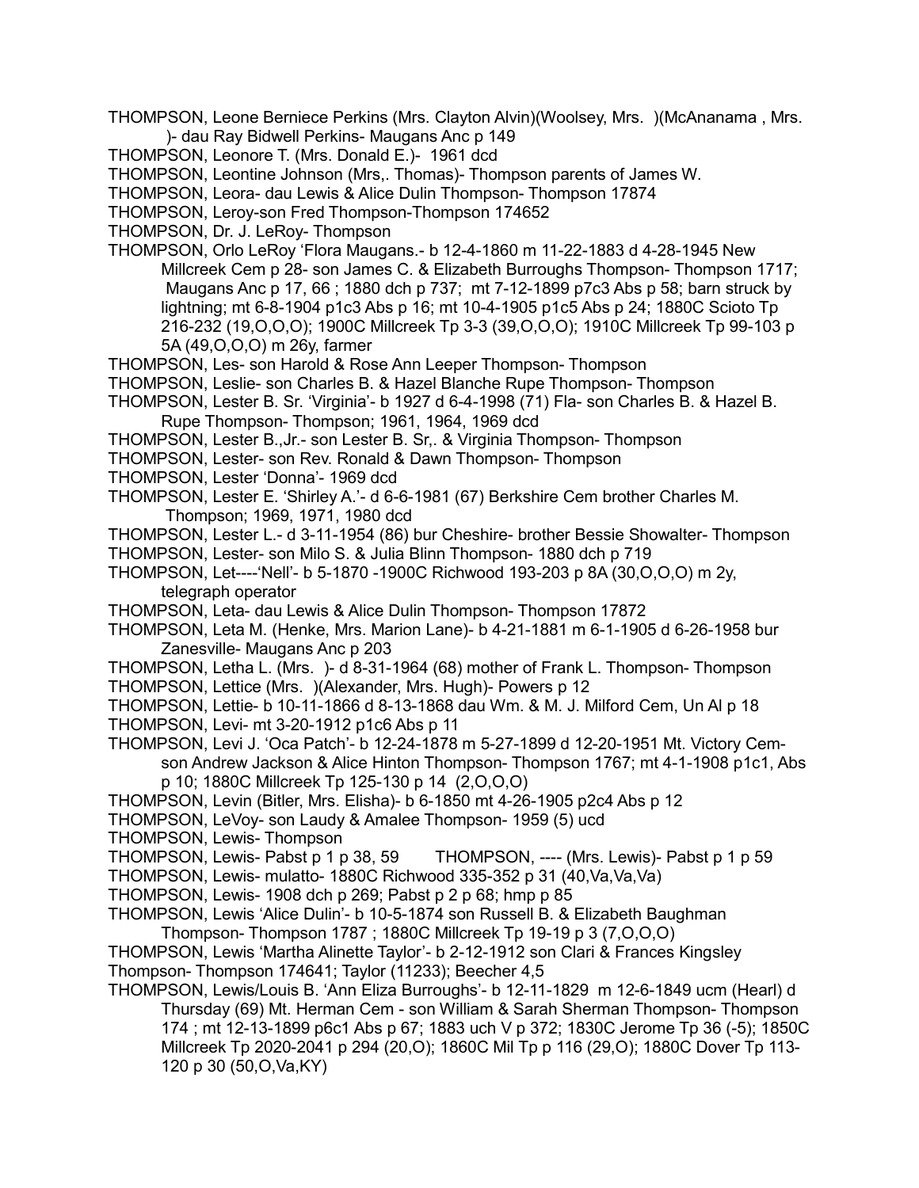THOMPSON, Leone Berniece Perkins (Mrs. Clayton Alvin)(Woolsey, Mrs. )(McAnanama , Mrs. )- dau Ray Bidwell Perkins- Maugans Anc p 149

THOMPSON, Leonore T. (Mrs. Donald E.)- 1961 dcd

THOMPSON, Leontine Johnson (Mrs,. Thomas)- Thompson parents of James W.

THOMPSON, Leora- dau Lewis & Alice Dulin Thompson- Thompson 17874

THOMPSON, Leroy-son Fred Thompson-Thompson 174652

THOMPSON, Dr. J. LeRoy- Thompson

THOMPSON, Orlo LeRoy 'Flora Maugans.- b 12-4-1860 m 11-22-1883 d 4-28-1945 New Millcreek Cem p 28- son James C. & Elizabeth Burroughs Thompson- Thompson 1717; Maugans Anc p 17, 66 ; 1880 dch p 737; mt 7-12-1899 p7c3 Abs p 58; barn struck by lightning; mt 6-8-1904 p1c3 Abs p 16; mt 10-4-1905 p1c5 Abs p 24; 1880C Scioto Tp 216-232 (19,O,O,O); 1900C Millcreek Tp 3-3 (39,O,O,O); 1910C Millcreek Tp 99-103 p 5A (49,O,O,O) m 26y, farmer

THOMPSON, Les- son Harold & Rose Ann Leeper Thompson- Thompson

THOMPSON, Leslie- son Charles B. & Hazel Blanche Rupe Thompson- Thompson

THOMPSON, Lester B. Sr. 'Virginia'- b 1927 d 6-4-1998 (71) Fla- son Charles B. & Hazel B. Rupe Thompson- Thompson; 1961, 1964, 1969 dcd

THOMPSON, Lester B.,Jr.- son Lester B. Sr,. & Virginia Thompson- Thompson

THOMPSON, Lester- son Rev. Ronald & Dawn Thompson- Thompson

THOMPSON, Lester 'Donna'- 1969 dcd

THOMPSON, Lester E. 'Shirley A.'- d 6-6-1981 (67) Berkshire Cem brother Charles M. Thompson; 1969, 1971, 1980 dcd

THOMPSON, Lester L.- d 3-11-1954 (86) bur Cheshire- brother Bessie Showalter- Thompson

THOMPSON, Lester- son Milo S. & Julia Blinn Thompson- 1880 dch p 719

THOMPSON, Let----'Nell'- b 5-1870 -1900C Richwood 193-203 p 8A (30,O,O,O) m 2y, telegraph operator

THOMPSON, Leta- dau Lewis & Alice Dulin Thompson- Thompson 17872

THOMPSON, Leta M. (Henke, Mrs. Marion Lane)- b 4-21-1881 m 6-1-1905 d 6-26-1958 bur Zanesville- Maugans Anc p 203

THOMPSON, Letha L. (Mrs. )- d 8-31-1964 (68) mother of Frank L. Thompson- Thompson

THOMPSON, Lettice (Mrs. )(Alexander, Mrs. Hugh)- Powers p 12

THOMPSON, Lettie- b 10-11-1866 d 8-13-1868 dau Wm. & M. J. Milford Cem, Un Al p 18

THOMPSON, Levi- mt 3-20-1912 p1c6 Abs p 11

THOMPSON, Levi J. 'Oca Patch'- b 12-24-1878 m 5-27-1899 d 12-20-1951 Mt. Victory Cem- son Andrew Jackson & Alice Hinton Thompson- Thompson 1767; mt 4-1-1908 p1c1, Abs p 10; 1880C Millcreek Tp 125-130 p 14 (2,O,O,O)

THOMPSON, Levin (Bitler, Mrs. Elisha)- b 6-1850 mt 4-26-1905 p2c4 Abs p 12

THOMPSON, LeVoy- son Laudy & Amalee Thompson- 1959 (5) ucd

THOMPSON, Lewis- Thompson

THOMPSON, Lewis- Pabst p 1 p 38, 59 THOMPSON, ---- (Mrs. Lewis)- Pabst p 1 p 59

THOMPSON, Lewis- mulatto- 1880C Richwood 335-352 p 31 (40,Va,Va,Va)

THOMPSON, Lewis- 1908 dch p 269; Pabst p 2 p 68; hmp p 85

THOMPSON, Lewis 'Alice Dulin'- b 10-5-1874 son Russell B. & Elizabeth Baughman Thompson- Thompson 1787 ; 1880C Millcreek Tp 19-19 p 3 (7,O,O,O)

THOMPSON, Lewis 'Martha Alinette Taylor'- b 2-12-1912 son Clari & Frances Kingsley Thompson- Thompson 174641; Taylor (11233); Beecher 4,5

THOMPSON, Lewis/Louis B. 'Ann Eliza Burroughs'- b 12-11-1829 m 12-6-1849 ucm (Hearl) d Thursday (69) Mt. Herman Cem - son William & Sarah Sherman Thompson- Thompson 174 ; mt 12-13-1899 p6c1 Abs p 67; 1883 uch V p 372; 1830C Jerome Tp 36 (-5); 1850C Millcreek Tp 2020-2041 p 294 (20,O); 1860C Mil Tp p 116 (29,O); 1880C Dover Tp 113-120 p 30 (50,O,Va,KY)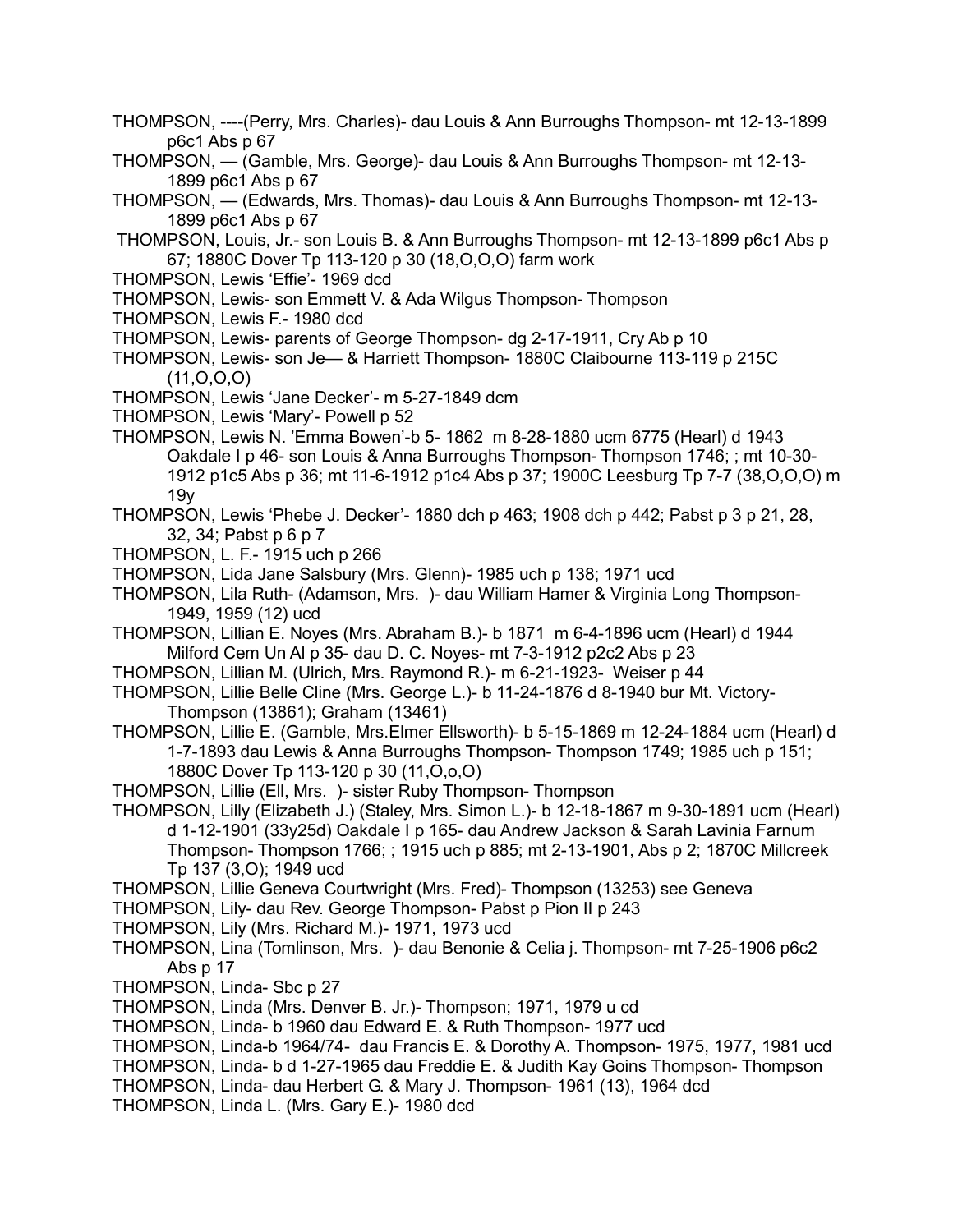THOMPSON, ----(Perry, Mrs. Charles)- dau Louis & Ann Burroughs Thompson- mt 12-13-1899 p6c1 Abs p 67

THOMPSON, — (Gamble, Mrs. George)- dau Louis & Ann Burroughs Thompson- mt 12-13-1899 p6c1 Abs p 67

THOMPSON, — (Edwards, Mrs. Thomas)- dau Louis & Ann Burroughs Thompson- mt 12-13-1899 p6c1 Abs p 67

THOMPSON, Louis, Jr.- son Louis B. & Ann Burroughs Thompson- mt 12-13-1899 p6c1 Abs p 67; 1880C Dover Tp 113-120 p 30 (18,O,O,O) farm work

THOMPSON, Lewis 'Effie'- 1969 dcd

THOMPSON, Lewis- son Emmett V. & Ada Wilgus Thompson- Thompson

THOMPSON, Lewis F.- 1980 dcd

THOMPSON, Lewis- parents of George Thompson- dg 2-17-1911, Cry Ab p 10

THOMPSON, Lewis- son Je— & Harriett Thompson- 1880C Claibourne 113-119 p 215C (11,O,O,O)

THOMPSON, Lewis 'Jane Decker'- m 5-27-1849 dcm

THOMPSON, Lewis 'Mary'- Powell p 52

THOMPSON, Lewis N. 'Emma Bowen'-b 5- 1862 m 8-28-1880 ucm 6775 (Hearl) d 1943 Oakdale I p 46- son Louis & Anna Burroughs Thompson- Thompson 1746; ; mt 10-30-1912 p1c5 Abs p 36; mt 11-6-1912 p1c4 Abs p 37; 1900C Leesburg Tp 7-7 (38,O,O,O) m 19y

THOMPSON, Lewis 'Phebe J. Decker'- 1880 dch p 463; 1908 dch p 442; Pabst p 3 p 21, 28, 32, 34; Pabst p 6 p 7

THOMPSON, L. F.- 1915 uch p 266

THOMPSON, Lida Jane Salsbury (Mrs. Glenn)- 1985 uch p 138; 1971 ucd

THOMPSON, Lila Ruth- (Adamson, Mrs. )- dau William Hamer & Virginia Long Thompson- 1949, 1959 (12) ucd

THOMPSON, Lillian E. Noyes (Mrs. Abraham B.)- b 1871 m 6-4-1896 ucm (Hearl) d 1944 Milford Cem Un Al p 35- dau D. C. Noyes- mt 7-3-1912 p2c2 Abs p 23

THOMPSON, Lillian M. (Ulrich, Mrs. Raymond R.)- m 6-21-1923- Weiser p 44

THOMPSON, Lillie Belle Cline (Mrs. George L.)- b 11-24-1876 d 8-1940 bur Mt. Victory- Thompson (13861); Graham (13461)

THOMPSON, Lillie E. (Gamble, Mrs.Elmer Ellsworth)- b 5-15-1869 m 12-24-1884 ucm (Hearl) d 1-7-1893 dau Lewis & Anna Burroughs Thompson- Thompson 1749; 1985 uch p 151; 1880C Dover Tp 113-120 p 30 (11,O,o,O)

THOMPSON, Lillie (Ell, Mrs. )- sister Ruby Thompson- Thompson

THOMPSON, Lilly (Elizabeth J.) (Staley, Mrs. Simon L.)- b 12-18-1867 m 9-30-1891 ucm (Hearl) d 1-12-1901 (33y25d) Oakdale I p 165- dau Andrew Jackson & Sarah Lavinia Farnum Thompson- Thompson 1766; ; 1915 uch p 885; mt 2-13-1901, Abs p 2; 1870C Millcreek Tp 137 (3,O); 1949 ucd

THOMPSON, Lillie Geneva Courtwright (Mrs. Fred)- Thompson (13253) see Geneva

THOMPSON, Lily- dau Rev. George Thompson- Pabst p Pion II p 243

THOMPSON, Lily (Mrs. Richard M.)- 1971, 1973 ucd

THOMPSON, Lina (Tomlinson, Mrs. )- dau Benonie & Celia j. Thompson- mt 7-25-1906 p6c2 Abs p 17

THOMPSON, Linda- Sbc p 27

THOMPSON, Linda (Mrs. Denver B. Jr.)- Thompson; 1971, 1979 u cd

THOMPSON, Linda- b 1960 dau Edward E. & Ruth Thompson- 1977 ucd

THOMPSON, Linda-b 1964/74- dau Francis E. & Dorothy A. Thompson- 1975, 1977, 1981 ucd

THOMPSON, Linda- b d 1-27-1965 dau Freddie E. & Judith Kay Goins Thompson- Thompson

THOMPSON, Linda- dau Herbert G. & Mary J. Thompson- 1961 (13), 1964 dcd

THOMPSON, Linda L. (Mrs. Gary E.)- 1980 dcd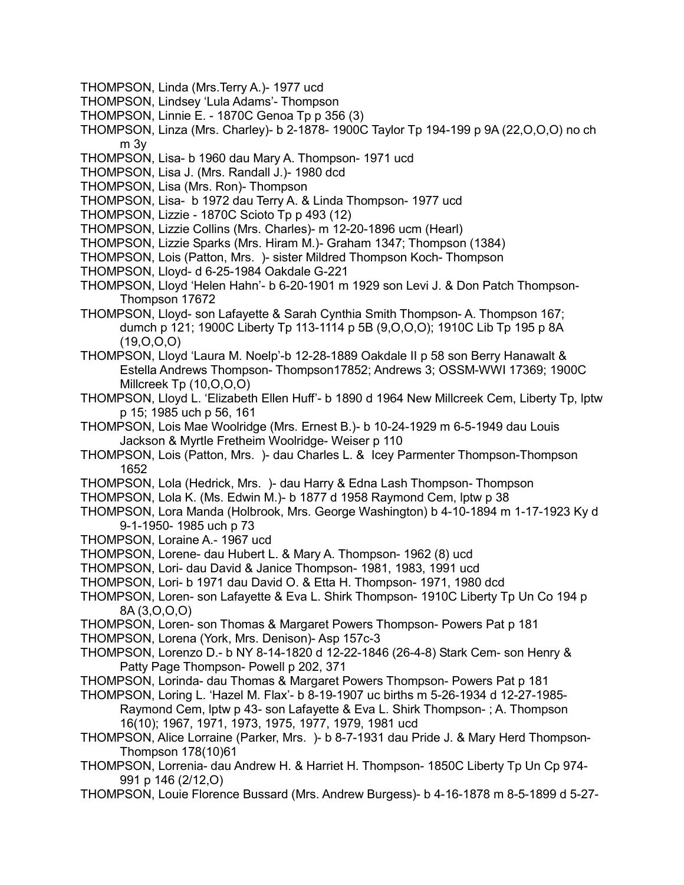THOMPSON, Linda (Mrs.Terry A.)- 1977 ucd

THOMPSON, Lindsey 'Lula Adams'- Thompson

THOMPSON, Linnie E. - 1870C Genoa Tp p 356 (3)

THOMPSON, Linza (Mrs. Charley)- b 2-1878- 1900C Taylor Tp 194-199 p 9A (22,O,O,O) no ch m 3y

THOMPSON, Lisa- b 1960 dau Mary A. Thompson- 1971 ucd

THOMPSON, Lisa J. (Mrs. Randall J.)- 1980 dcd

THOMPSON, Lisa (Mrs. Ron)- Thompson

THOMPSON, Lisa- b 1972 dau Terry A. & Linda Thompson- 1977 ucd

THOMPSON, Lizzie - 1870C Scioto Tp p 493 (12)

THOMPSON, Lizzie Collins (Mrs. Charles)- m 12-20-1896 ucm (Hearl)

THOMPSON, Lizzie Sparks (Mrs. Hiram M.)- Graham 1347; Thompson (1384)

THOMPSON, Lois (Patton, Mrs. )- sister Mildred Thompson Koch- Thompson

THOMPSON, Lloyd- d 6-25-1984 Oakdale G-221

THOMPSON, Lloyd 'Helen Hahn'- b 6-20-1901 m 1929 son Levi J. & Don Patch Thompson- Thompson 17672

THOMPSON, Lloyd- son Lafayette & Sarah Cynthia Smith Thompson- A. Thompson 167; dumch p 121; 1900C Liberty Tp 113-1114 p 5B (9,O,O,O); 1910C Lib Tp 195 p 8A (19,O,O,O)

THOMPSON, Lloyd 'Laura M. Noelp'-b 12-28-1889 Oakdale II p 58 son Berry Hanawalt & Estella Andrews Thompson- Thompson17852; Andrews 3; OSSM-WWI 17369; 1900C Millcreek Tp (10,O,O,O)

THOMPSON, Lloyd L. 'Elizabeth Ellen Huff'- b 1890 d 1964 New Millcreek Cem, Liberty Tp, lptw p 15; 1985 uch p 56, 161

THOMPSON, Lois Mae Woolridge (Mrs. Ernest B.)- b 10-24-1929 m 6-5-1949 dau Louis Jackson & Myrtle Fretheim Woolridge- Weiser p 110

THOMPSON, Lois (Patton, Mrs. )- dau Charles L. & Icey Parmenter Thompson-Thompson 1652

THOMPSON, Lola (Hedrick, Mrs. )- dau Harry & Edna Lash Thompson- Thompson

THOMPSON, Lola K. (Ms. Edwin M.)- b 1877 d 1958 Raymond Cem, lptw p 38

THOMPSON, Lora Manda (Holbrook, Mrs. George Washington) b 4-10-1894 m 1-17-1923 Ky d 9-1-1950- 1985 uch p 73

THOMPSON, Loraine A.- 1967 ucd

THOMPSON, Lorene- dau Hubert L. & Mary A. Thompson- 1962 (8) ucd

THOMPSON, Lori- dau David & Janice Thompson- 1981, 1983, 1991 ucd

THOMPSON, Lori- b 1971 dau David O. & Etta H. Thompson- 1971, 1980 dcd

THOMPSON, Loren- son Lafayette & Eva L. Shirk Thompson- 1910C Liberty Tp Un Co 194 p 8A (3,O,O,O)

THOMPSON, Loren- son Thomas & Margaret Powers Thompson- Powers Pat p 181

THOMPSON, Lorena (York, Mrs. Denison)- Asp 157c-3

THOMPSON, Lorenzo D.- b NY 8-14-1820 d 12-22-1846 (26-4-8) Stark Cem- son Henry & Patty Page Thompson- Powell p 202, 371

THOMPSON, Lorinda- dau Thomas & Margaret Powers Thompson- Powers Pat p 181

THOMPSON, Loring L. 'Hazel M. Flax'- b 8-19-1907 uc births m 5-26-1934 d 12-27-1985- Raymond Cem, lptw p 43- son Lafayette & Eva L. Shirk Thompson- ; A. Thompson 16(10); 1967, 1971, 1973, 1975, 1977, 1979, 1981 ucd

THOMPSON, Alice Lorraine (Parker, Mrs. )- b 8-7-1931 dau Pride J. & Mary Herd Thompson- Thompson 178(10)61

THOMPSON, Lorrenia- dau Andrew H. & Harriet H. Thompson- 1850C Liberty Tp Un Cp 974-991 p 146 (2/12,O)

THOMPSON, Louie Florence Bussard (Mrs. Andrew Burgess)- b 4-16-1878 m 8-5-1899 d 5-27-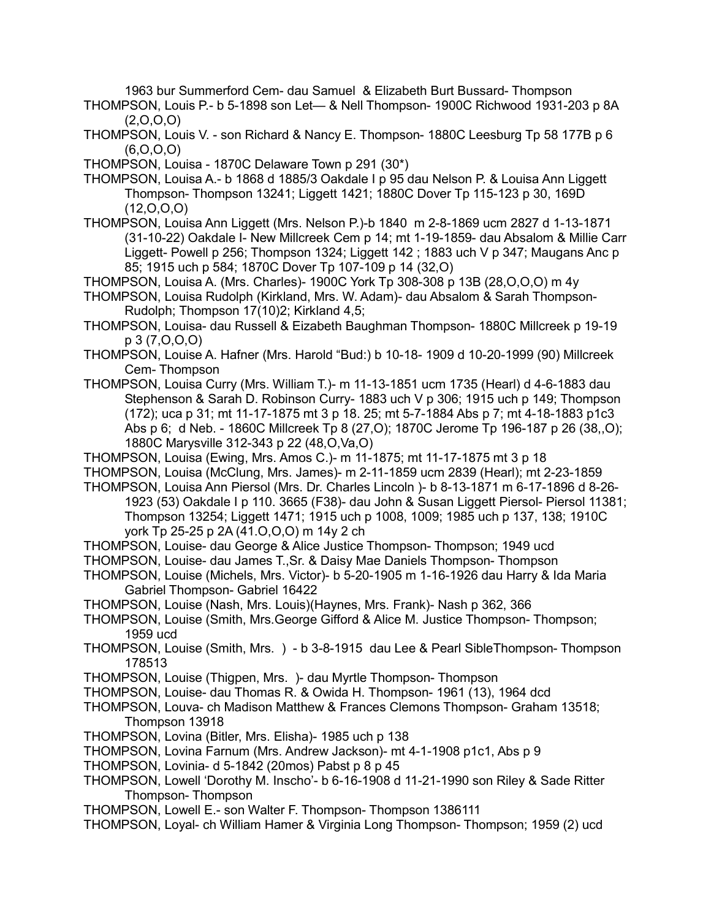1963 bur Summerford Cem- dau Samuel & Elizabeth Burt Bussard- Thompson

THOMPSON, Louis P.- b 5-1898 son Let— & Nell Thompson- 1900C Richwood 1931-203 p 8A (2,O,O,O)

THOMPSON, Louis V. - son Richard & Nancy E. Thompson- 1880C Leesburg Tp 58 177B p 6 (6,O,O,O)

THOMPSON, Louisa - 1870C Delaware Town p 291 (30*)

THOMPSON, Louisa A.- b 1868 d 1885/3 Oakdale I p 95 dau Nelson P. & Louisa Ann Liggett Thompson- Thompson 13241; Liggett 1421; 1880C Dover Tp 115-123 p 30, 169D (12,O,O,O)

THOMPSON, Louisa Ann Liggett (Mrs. Nelson P.)-b 1840 m 2-8-1869 ucm 2827 d 1-13-1871 (31-10-22) Oakdale I- New Millcreek Cem p 14; mt 1-19-1859- dau Absalom & Millie Carr Liggett- Powell p 256; Thompson 1324; Liggett 142 ; 1883 uch V p 347; Maugans Anc p 85; 1915 uch p 584; 1870C Dover Tp 107-109 p 14 (32,O)

THOMPSON, Louisa A. (Mrs. Charles)- 1900C York Tp 308-308 p 13B (28,O,O,O) m 4y

THOMPSON, Louisa Rudolph (Kirkland, Mrs. W. Adam)- dau Absalom & Sarah Thompson- Rudolph; Thompson 17(10)2; Kirkland 4,5;

THOMPSON, Louisa- dau Russell & Eizabeth Baughman Thompson- 1880C Millcreek p 19-19 p 3 (7,O,O,O)

THOMPSON, Louise A. Hafner (Mrs. Harold "Bud:) b 10-18- 1909 d 10-20-1999 (90) Millcreek Cem- Thompson

THOMPSON, Louisa Curry (Mrs. William T.)- m 11-13-1851 ucm 1735 (Hearl) d 4-6-1883 dau Stephenson & Sarah D. Robinson Curry- 1883 uch V p 306; 1915 uch p 149; Thompson (172); uca p 31; mt 11-17-1875 mt 3 p 18. 25; mt 5-7-1884 Abs p 7; mt 4-18-1883 p1c3 Abs p 6; d Neb. - 1860C Millcreek Tp 8 (27,O); 1870C Jerome Tp 196-187 p 26 (38,,O); 1880C Marysville 312-343 p 22 (48,O,Va,O)

THOMPSON, Louisa (Ewing, Mrs. Amos C.)- m 11-1875; mt 11-17-1875 mt 3 p 18

THOMPSON, Louisa (McClung, Mrs. James)- m 2-11-1859 ucm 2839 (Hearl); mt 2-23-1859

THOMPSON, Louisa Ann Piersol (Mrs. Dr. Charles Lincoln )- b 8-13-1871 m 6-17-1896 d 8-26-1923 (53) Oakdale I p 110. 3665 (F38)- dau John & Susan Liggett Piersol- Piersol 11381; Thompson 13254; Liggett 1471; 1915 uch p 1008, 1009; 1985 uch p 137, 138; 1910C york Tp 25-25 p 2A (41.O,O,O) m 14y 2 ch

THOMPSON, Louise- dau George & Alice Justice Thompson- Thompson; 1949 ucd

THOMPSON, Louise- dau James T.,Sr. & Daisy Mae Daniels Thompson- Thompson

THOMPSON, Louise (Michels, Mrs. Victor)- b 5-20-1905 m 1-16-1926 dau Harry & Ida Maria Gabriel Thompson- Gabriel 16422

THOMPSON, Louise (Nash, Mrs. Louis)(Haynes, Mrs. Frank)- Nash p 362, 366

THOMPSON, Louise (Smith, Mrs.George Gifford & Alice M. Justice Thompson- Thompson; 1959 ucd

THOMPSON, Louise (Smith, Mrs. ) - b 3-8-1915 dau Lee & Pearl SibleThompson- Thompson 178513

THOMPSON, Louise (Thigpen, Mrs. )- dau Myrtle Thompson- Thompson

THOMPSON, Louise- dau Thomas R. & Owida H. Thompson- 1961 (13), 1964 dcd

THOMPSON, Louva- ch Madison Matthew & Frances Clemons Thompson- Graham 13518; Thompson 13918

THOMPSON, Lovina (Bitler, Mrs. Elisha)- 1985 uch p 138

THOMPSON, Lovina Farnum (Mrs. Andrew Jackson)- mt 4-1-1908 p1c1, Abs p 9

THOMPSON, Lovinia- d 5-1842 (20mos) Pabst p 8 p 45

THOMPSON, Lowell 'Dorothy M. Inscho'- b 6-16-1908 d 11-21-1990 son Riley & Sade Ritter Thompson- Thompson

THOMPSON, Lowell E.- son Walter F. Thompson- Thompson 1386111

THOMPSON, Loyal- ch William Hamer & Virginia Long Thompson- Thompson; 1959 (2) ucd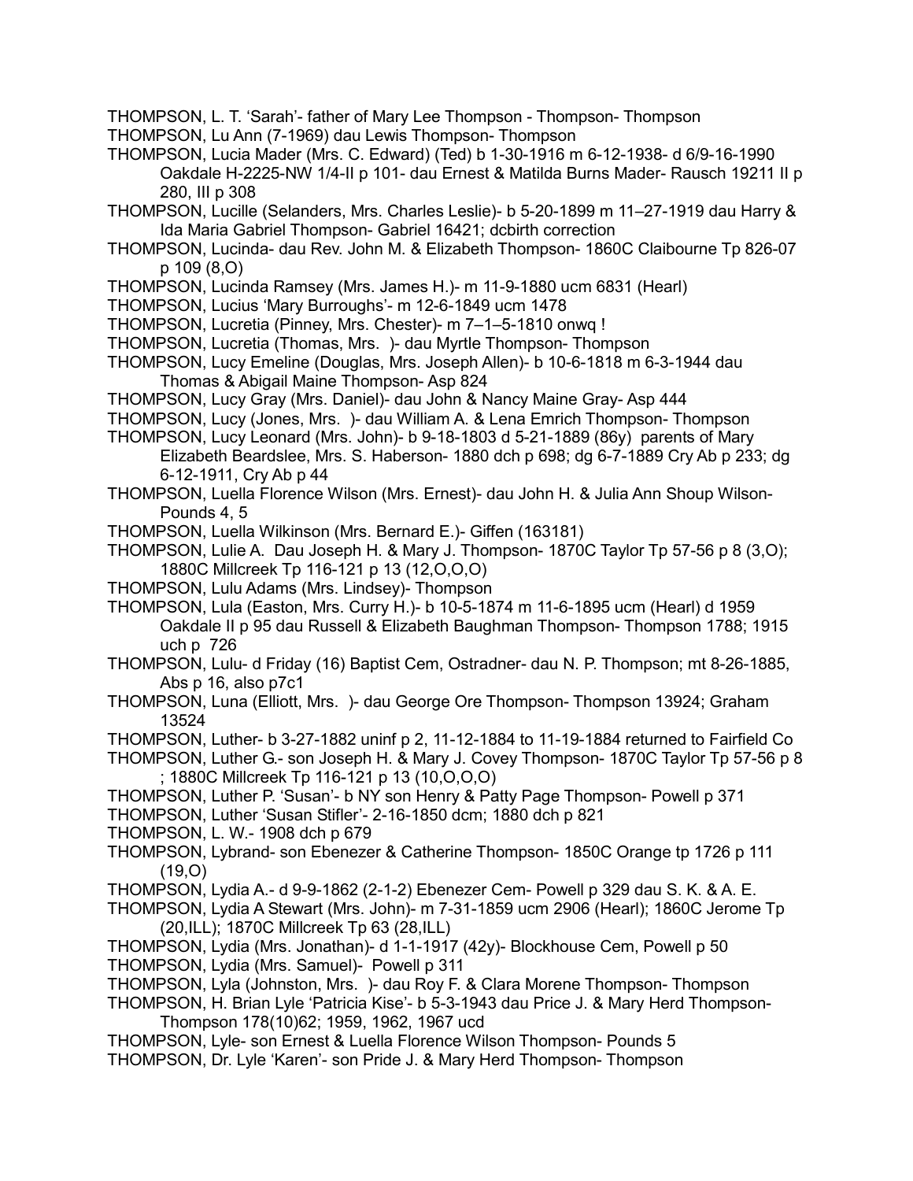THOMPSON, L. T. 'Sarah'- father of Mary Lee Thompson - Thompson- Thompson

THOMPSON, Lu Ann (7-1969) dau Lewis Thompson- Thompson

THOMPSON, Lucia Mader (Mrs. C. Edward) (Ted) b 1-30-1916 m 6-12-1938- d 6/9-16-1990 Oakdale H-2225-NW 1/4-II p 101- dau Ernest & Matilda Burns Mader- Rausch 19211 II p 280, III p 308

THOMPSON, Lucille (Selanders, Mrs. Charles Leslie)- b 5-20-1899 m 11–27-1919 dau Harry & Ida Maria Gabriel Thompson- Gabriel 16421; dcbirth correction

THOMPSON, Lucinda- dau Rev. John M. & Elizabeth Thompson- 1860C Claibourne Tp 826-07 p 109 (8,O)

THOMPSON, Lucinda Ramsey (Mrs. James H.)- m 11-9-1880 ucm 6831 (Hearl)

THOMPSON, Lucius 'Mary Burroughs'- m 12-6-1849 ucm 1478

THOMPSON, Lucretia (Pinney, Mrs. Chester)- m 7–1–5-1810 onwq !

THOMPSON, Lucretia (Thomas, Mrs. )- dau Myrtle Thompson- Thompson

THOMPSON, Lucy Emeline (Douglas, Mrs. Joseph Allen)- b 10-6-1818 m 6-3-1944 dau Thomas & Abigail Maine Thompson- Asp 824

THOMPSON, Lucy Gray (Mrs. Daniel)- dau John & Nancy Maine Gray- Asp 444

THOMPSON, Lucy (Jones, Mrs. )- dau William A. & Lena Emrich Thompson- Thompson

THOMPSON, Lucy Leonard (Mrs. John)- b 9-18-1803 d 5-21-1889 (86y) parents of Mary Elizabeth Beardslee, Mrs. S. Haberson- 1880 dch p 698; dg 6-7-1889 Cry Ab p 233; dg 6-12-1911, Cry Ab p 44

THOMPSON, Luella Florence Wilson (Mrs. Ernest)- dau John H. & Julia Ann Shoup Wilson- Pounds 4, 5

THOMPSON, Luella Wilkinson (Mrs. Bernard E.)- Giffen (163181)

THOMPSON, Lulie A. Dau Joseph H. & Mary J. Thompson- 1870C Taylor Tp 57-56 p 8 (3,O); 1880C Millcreek Tp 116-121 p 13 (12,O,O,O)

THOMPSON, Lulu Adams (Mrs. Lindsey)- Thompson

THOMPSON, Lula (Easton, Mrs. Curry H.)- b 10-5-1874 m 11-6-1895 ucm (Hearl) d 1959 Oakdale II p 95 dau Russell & Elizabeth Baughman Thompson- Thompson 1788; 1915 uch p 726

THOMPSON, Lulu- d Friday (16) Baptist Cem, Ostradner- dau N. P. Thompson; mt 8-26-1885, Abs p 16, also p7c1

THOMPSON, Luna (Elliott, Mrs. )- dau George Ore Thompson- Thompson 13924; Graham 13524

THOMPSON, Luther- b 3-27-1882 uninf p 2, 11-12-1884 to 11-19-1884 returned to Fairfield Co

THOMPSON, Luther G.- son Joseph H. & Mary J. Covey Thompson- 1870C Taylor Tp 57-56 p 8 ; 1880C Millcreek Tp 116-121 p 13 (10,O,O,O)

THOMPSON, Luther P. 'Susan'- b NY son Henry & Patty Page Thompson- Powell p 371

THOMPSON, Luther 'Susan Stifler'- 2-16-1850 dcm; 1880 dch p 821

THOMPSON, L. W.- 1908 dch p 679

THOMPSON, Lybrand- son Ebenezer & Catherine Thompson- 1850C Orange tp 1726 p 111 (19,O)

THOMPSON, Lydia A.- d 9-9-1862 (2-1-2) Ebenezer Cem- Powell p 329 dau S. K. & A. E.

THOMPSON, Lydia A Stewart (Mrs. John)- m 7-31-1859 ucm 2906 (Hearl); 1860C Jerome Tp (20,ILL); 1870C Millcreek Tp 63 (28,ILL)

THOMPSON, Lydia (Mrs. Jonathan)- d 1-1-1917 (42y)- Blockhouse Cem, Powell p 50

THOMPSON, Lydia (Mrs. Samuel)- Powell p 311

THOMPSON, Lyla (Johnston, Mrs. )- dau Roy F. & Clara Morene Thompson- Thompson

THOMPSON, H. Brian Lyle 'Patricia Kise'- b 5-3-1943 dau Price J. & Mary Herd Thompson- Thompson 178(10)62; 1959, 1962, 1967 ucd

THOMPSON, Lyle- son Ernest & Luella Florence Wilson Thompson- Pounds 5

THOMPSON, Dr. Lyle 'Karen'- son Pride J. & Mary Herd Thompson- Thompson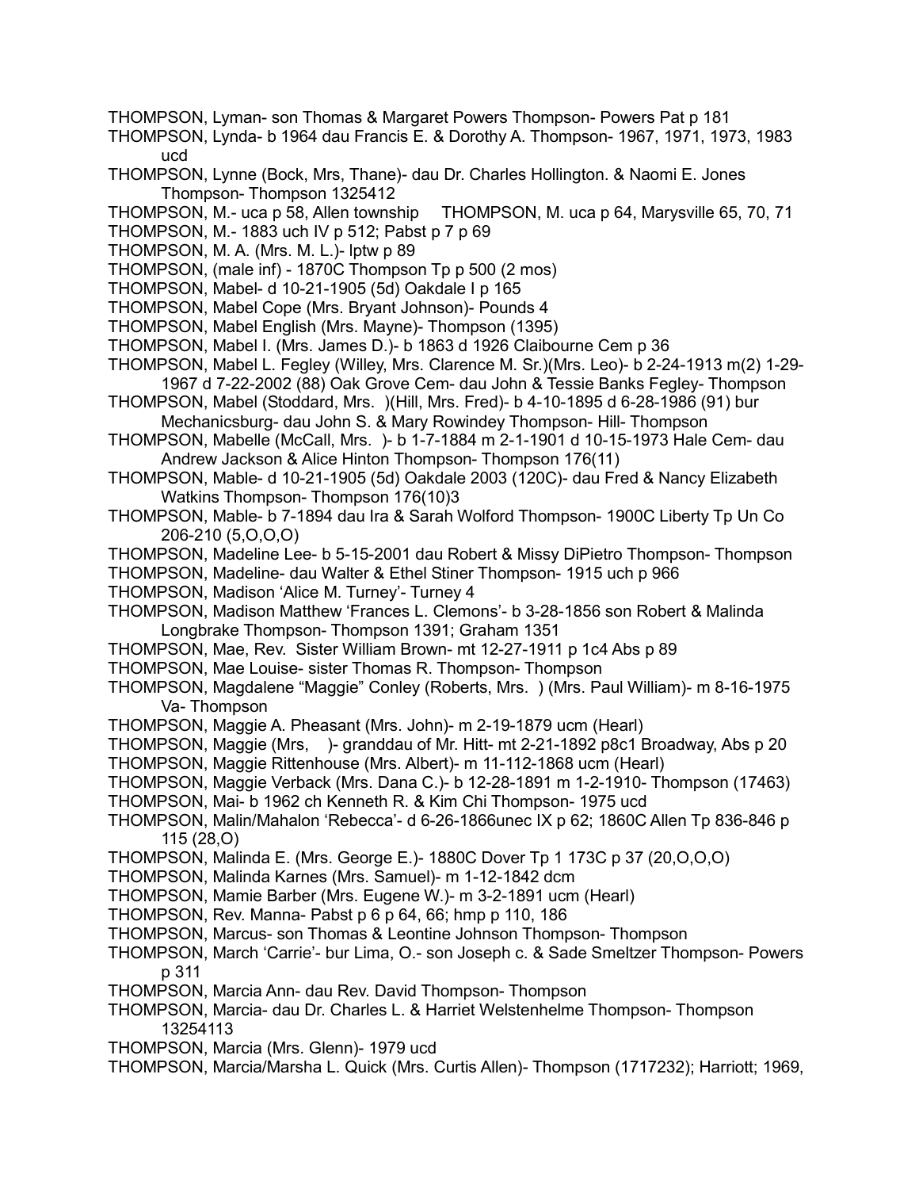THOMPSON, Lyman- son Thomas & Margaret Powers Thompson- Powers Pat p 181

THOMPSON, Lynda- b 1964 dau Francis E. & Dorothy A. Thompson- 1967, 1971, 1973, 1983 ucd

THOMPSON, Lynne (Bock, Mrs, Thane)- dau Dr. Charles Hollington. & Naomi E. Jones Thompson- Thompson 1325412

THOMPSON, M.- uca p 58, Allen township     THOMPSON, M. uca p 64, Marysville 65, 70, 71

THOMPSON, M.- 1883 uch IV p 512; Pabst p 7 p 69

THOMPSON, M. A. (Mrs. M. L.)- lptw p 89

THOMPSON, (male inf) - 1870C Thompson Tp p 500 (2 mos)

THOMPSON, Mabel- d 10-21-1905 (5d) Oakdale I p 165

THOMPSON, Mabel Cope (Mrs. Bryant Johnson)- Pounds 4

THOMPSON, Mabel English (Mrs. Mayne)- Thompson (1395)

THOMPSON, Mabel I. (Mrs. James D.)- b 1863 d 1926 Claibourne Cem p 36

THOMPSON, Mabel L. Fegley (Willey, Mrs. Clarence M. Sr.)(Mrs. Leo)- b 2-24-1913 m(2) 1-29-1967 d 7-22-2002 (88) Oak Grove Cem- dau John & Tessie Banks Fegley- Thompson

THOMPSON, Mabel (Stoddard, Mrs. )(Hill, Mrs. Fred)- b 4-10-1895 d 6-28-1986 (91) bur Mechanicsburg- dau John S. & Mary Rowindey Thompson- Hill- Thompson

THOMPSON, Mabelle (McCall, Mrs. )- b 1-7-1884 m 2-1-1901 d 10-15-1973 Hale Cem- dau Andrew Jackson & Alice Hinton Thompson- Thompson 176(11)

THOMPSON, Mable- d 10-21-1905 (5d) Oakdale 2003 (120C)- dau Fred & Nancy Elizabeth Watkins Thompson- Thompson 176(10)3

THOMPSON, Mable- b 7-1894 dau Ira & Sarah Wolford Thompson- 1900C Liberty Tp Un Co 206-210 (5,O,O,O)

THOMPSON, Madeline Lee- b 5-15-2001 dau Robert & Missy DiPietro Thompson- Thompson

THOMPSON, Madeline- dau Walter & Ethel Stiner Thompson- 1915 uch p 966

THOMPSON, Madison 'Alice M. Turney'- Turney 4

THOMPSON, Madison Matthew 'Frances L. Clemons'- b 3-28-1856 son Robert & Malinda Longbrake Thompson- Thompson 1391; Graham 1351

THOMPSON, Mae, Rev. Sister William Brown- mt 12-27-1911 p 1c4 Abs p 89

THOMPSON, Mae Louise- sister Thomas R. Thompson- Thompson

THOMPSON, Magdalene "Maggie" Conley (Roberts, Mrs. ) (Mrs. Paul William)- m 8-16-1975 Va- Thompson

THOMPSON, Maggie A. Pheasant (Mrs. John)- m 2-19-1879 ucm (Hearl)

THOMPSON, Maggie (Mrs, )- granddau of Mr. Hitt- mt 2-21-1892 p8c1 Broadway, Abs p 20

THOMPSON, Maggie Rittenhouse (Mrs. Albert)- m 11-112-1868 ucm (Hearl)

THOMPSON, Maggie Verback (Mrs. Dana C.)- b 12-28-1891 m 1-2-1910- Thompson (17463)

THOMPSON, Mai- b 1962 ch Kenneth R. & Kim Chi Thompson- 1975 ucd

THOMPSON, Malin/Mahalon 'Rebecca'- d 6-26-1866unec IX p 62; 1860C Allen Tp 836-846 p 115 (28,O)

THOMPSON, Malinda E. (Mrs. George E.)- 1880C Dover Tp 1 173C p 37 (20,O,O,O)

THOMPSON, Malinda Karnes (Mrs. Samuel)- m 1-12-1842 dcm

THOMPSON, Mamie Barber (Mrs. Eugene W.)- m 3-2-1891 ucm (Hearl)

THOMPSON, Rev. Manna- Pabst p 6 p 64, 66; hmp p 110, 186

THOMPSON, Marcus- son Thomas & Leontine Johnson Thompson- Thompson

THOMPSON, March 'Carrie'- bur Lima, O.- son Joseph c. & Sade Smeltzer Thompson- Powers p 311

THOMPSON, Marcia Ann- dau Rev. David Thompson- Thompson

THOMPSON, Marcia- dau Dr. Charles L. & Harriet Welstenhelme Thompson- Thompson 13254113

THOMPSON, Marcia (Mrs. Glenn)- 1979 ucd

THOMPSON, Marcia/Marsha L. Quick (Mrs. Curtis Allen)- Thompson (1717232); Harriott; 1969,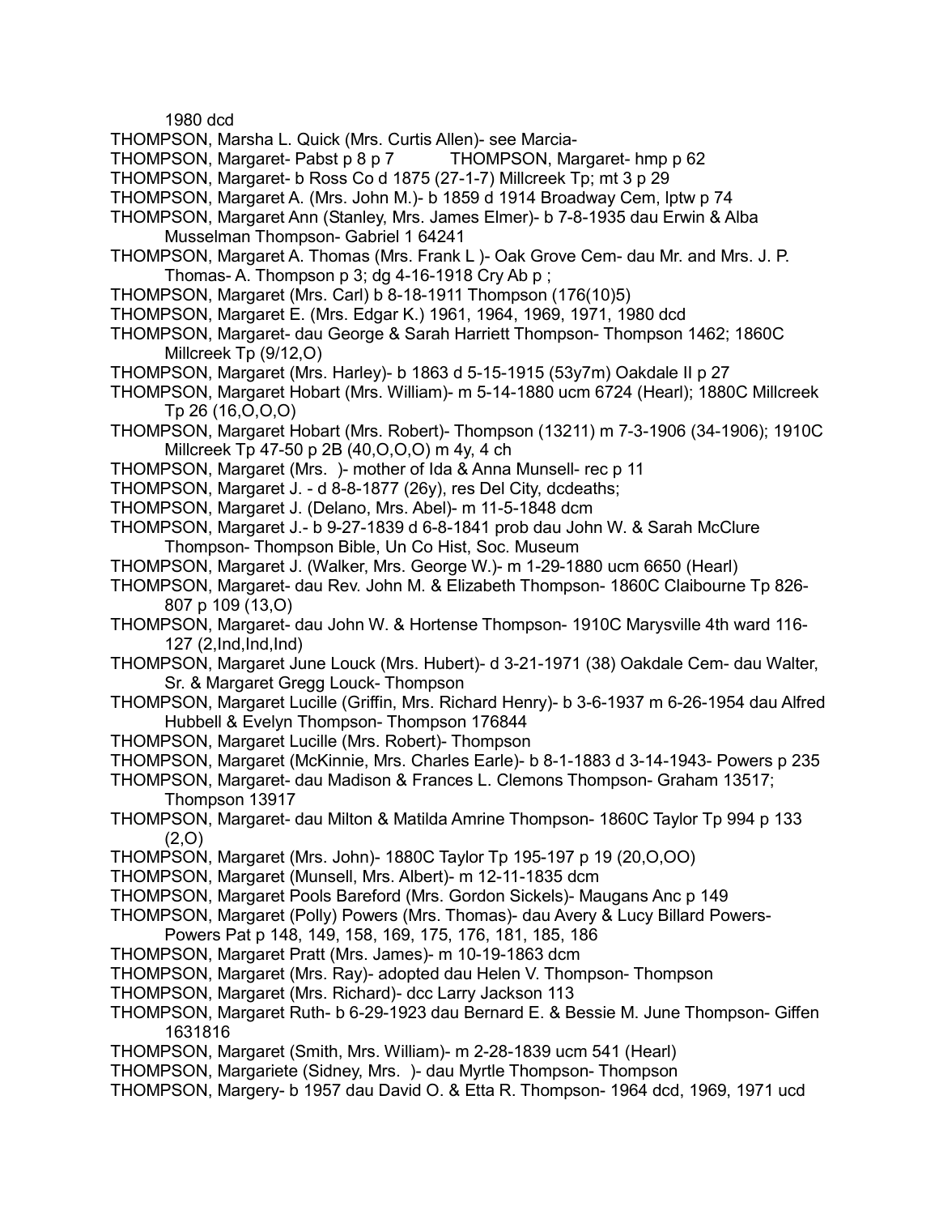1980 dcd

THOMPSON, Marsha L. Quick (Mrs. Curtis Allen)- see Marcia-

THOMPSON, Margaret- Pabst p 8 p 7 THOMPSON, Margaret- hmp p 62

THOMPSON, Margaret- b Ross Co d 1875 (27-1-7) Millcreek Tp; mt 3 p 29

THOMPSON, Margaret A. (Mrs. John M.)- b 1859 d 1914 Broadway Cem, lptw p 74

THOMPSON, Margaret Ann (Stanley, Mrs. James Elmer)- b 7-8-1935 dau Erwin & Alba Musselman Thompson- Gabriel 1 64241

THOMPSON, Margaret A. Thomas (Mrs. Frank L )- Oak Grove Cem- dau Mr. and Mrs. J. P. Thomas- A. Thompson p 3; dg 4-16-1918 Cry Ab p ;

THOMPSON, Margaret (Mrs. Carl) b 8-18-1911 Thompson (176(10)5)

THOMPSON, Margaret E. (Mrs. Edgar K.) 1961, 1964, 1969, 1971, 1980 dcd

THOMPSON, Margaret- dau George & Sarah Harriett Thompson- Thompson 1462; 1860C Millcreek Tp (9/12,O)

THOMPSON, Margaret (Mrs. Harley)- b 1863 d 5-15-1915 (53y7m) Oakdale II p 27

THOMPSON, Margaret Hobart (Mrs. William)- m 5-14-1880 ucm 6724 (Hearl); 1880C Millcreek Tp 26 (16,O,O,O)

THOMPSON, Margaret Hobart (Mrs. Robert)- Thompson (13211) m 7-3-1906 (34-1906); 1910C Millcreek Tp 47-50 p 2B (40,O,O,O) m 4y, 4 ch

THOMPSON, Margaret (Mrs. )- mother of Ida & Anna Munsell- rec p 11

THOMPSON, Margaret J. - d 8-8-1877 (26y), res Del City, dcdeaths;

THOMPSON, Margaret J. (Delano, Mrs. Abel)- m 11-5-1848 dcm

THOMPSON, Margaret J.- b 9-27-1839 d 6-8-1841 prob dau John W. & Sarah McClure Thompson- Thompson Bible, Un Co Hist, Soc. Museum

THOMPSON, Margaret J. (Walker, Mrs. George W.)- m 1-29-1880 ucm 6650 (Hearl)

THOMPSON, Margaret- dau Rev. John M. & Elizabeth Thompson- 1860C Claibourne Tp 826-807 p 109 (13,O)

THOMPSON, Margaret- dau John W. & Hortense Thompson- 1910C Marysville 4th ward 116-127 (2,Ind,Ind,Ind)

THOMPSON, Margaret June Louck (Mrs. Hubert)- d 3-21-1971 (38) Oakdale Cem- dau Walter, Sr. & Margaret Gregg Louck- Thompson

THOMPSON, Margaret Lucille (Griffin, Mrs. Richard Henry)- b 3-6-1937 m 6-26-1954 dau Alfred Hubbell & Evelyn Thompson- Thompson 176844

THOMPSON, Margaret Lucille (Mrs. Robert)- Thompson

THOMPSON, Margaret (McKinnie, Mrs. Charles Earle)- b 8-1-1883 d 3-14-1943- Powers p 235

THOMPSON, Margaret- dau Madison & Frances L. Clemons Thompson- Graham 13517; Thompson 13917

THOMPSON, Margaret- dau Milton & Matilda Amrine Thompson- 1860C Taylor Tp 994 p 133 (2,O)

THOMPSON, Margaret (Mrs. John)- 1880C Taylor Tp 195-197 p 19 (20,O,OO)

THOMPSON, Margaret (Munsell, Mrs. Albert)- m 12-11-1835 dcm

THOMPSON, Margaret Pools Bareford (Mrs. Gordon Sickels)- Maugans Anc p 149

THOMPSON, Margaret (Polly) Powers (Mrs. Thomas)- dau Avery & Lucy Billard Powers- Powers Pat p 148, 149, 158, 169, 175, 176, 181, 185, 186

THOMPSON, Margaret Pratt (Mrs. James)- m 10-19-1863 dcm

THOMPSON, Margaret (Mrs. Ray)- adopted dau Helen V. Thompson- Thompson

THOMPSON, Margaret (Mrs. Richard)- dcc Larry Jackson 113

THOMPSON, Margaret Ruth- b 6-29-1923 dau Bernard E. & Bessie M. June Thompson- Giffen 1631816

THOMPSON, Margaret (Smith, Mrs. William)- m 2-28-1839 ucm 541 (Hearl)

THOMPSON, Margariete (Sidney, Mrs. )- dau Myrtle Thompson- Thompson

THOMPSON, Margery- b 1957 dau David O. & Etta R. Thompson- 1964 dcd, 1969, 1971 ucd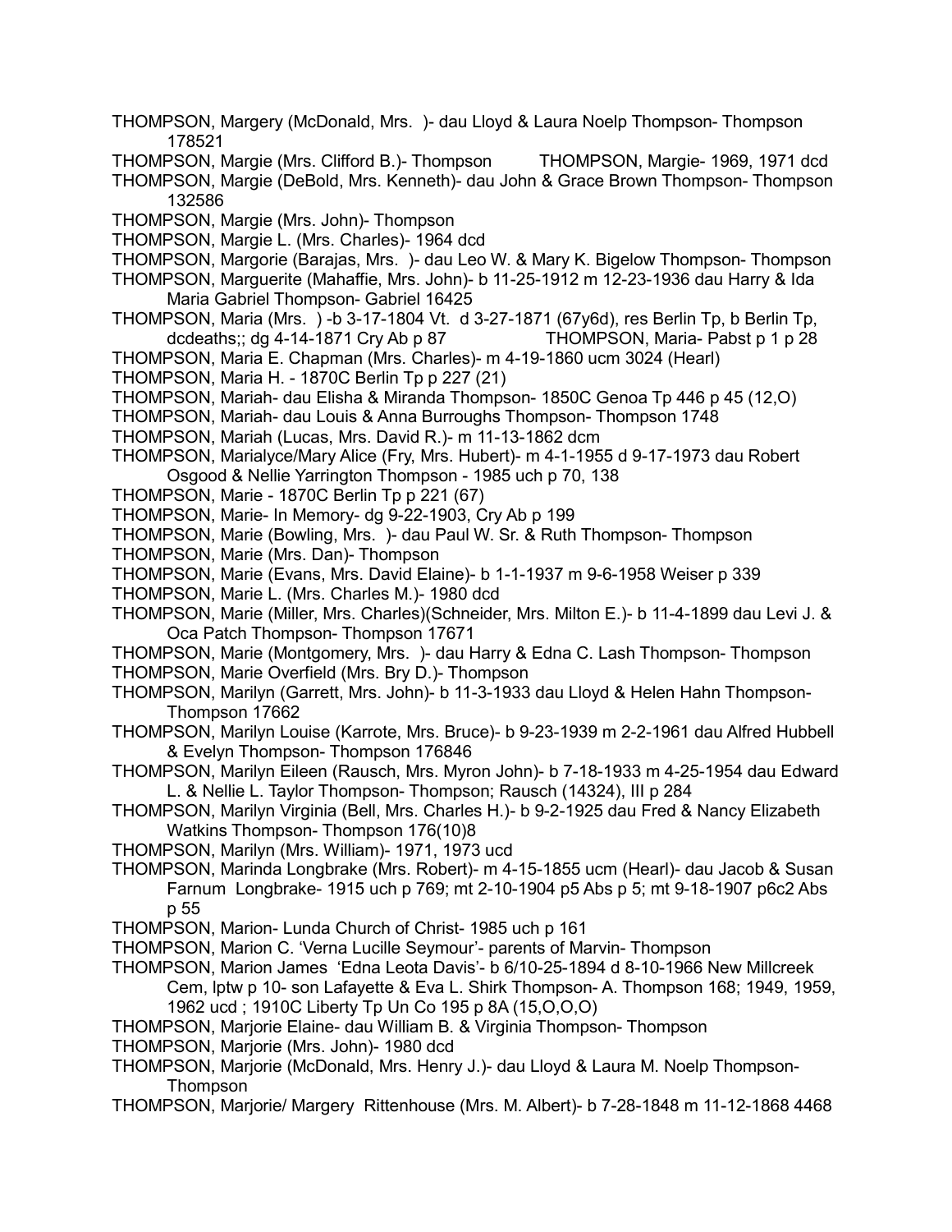THOMPSON, Margery (McDonald, Mrs. )- dau Lloyd & Laura Noelp Thompson- Thompson 178521

THOMPSON, Margie (Mrs. Clifford B.)- Thompson     THOMPSON, Margie- 1969, 1971 dcd

THOMPSON, Margie (DeBold, Mrs. Kenneth)- dau John & Grace Brown Thompson- Thompson 132586

THOMPSON, Margie (Mrs. John)- Thompson

THOMPSON, Margie L. (Mrs. Charles)- 1964 dcd

THOMPSON, Margorie (Barajas, Mrs. )- dau Leo W. & Mary K. Bigelow Thompson- Thompson

THOMPSON, Marguerite (Mahaffie, Mrs. John)- b 11-25-1912 m 12-23-1936 dau Harry & Ida Maria Gabriel Thompson- Gabriel 16425

THOMPSON, Maria (Mrs. ) -b 3-17-1804 Vt. d 3-27-1871 (67y6d), res Berlin Tp, b Berlin Tp, dcdeaths;; dg 4-14-1871 Cry Ab p 87     THOMPSON, Maria- Pabst p 1 p 28

THOMPSON, Maria E. Chapman (Mrs. Charles)- m 4-19-1860 ucm 3024 (Hearl)

THOMPSON, Maria H. - 1870C Berlin Tp p 227 (21)

THOMPSON, Mariah- dau Elisha & Miranda Thompson- 1850C Genoa Tp 446 p 45 (12,O)

THOMPSON, Mariah- dau Louis & Anna Burroughs Thompson- Thompson 1748

THOMPSON, Mariah (Lucas, Mrs. David R.)- m 11-13-1862 dcm

THOMPSON, Marialyce/Mary Alice (Fry, Mrs. Hubert)- m 4-1-1955 d 9-17-1973 dau Robert Osgood & Nellie Yarrington Thompson - 1985 uch p 70, 138

THOMPSON, Marie - 1870C Berlin Tp p 221 (67)

THOMPSON, Marie- In Memory- dg 9-22-1903, Cry Ab p 199

THOMPSON, Marie (Bowling, Mrs. )- dau Paul W. Sr. & Ruth Thompson- Thompson

THOMPSON, Marie (Mrs. Dan)- Thompson

THOMPSON, Marie (Evans, Mrs. David Elaine)- b 1-1-1937 m 9-6-1958 Weiser p 339

THOMPSON, Marie L. (Mrs. Charles M.)- 1980 dcd

THOMPSON, Marie (Miller, Mrs. Charles)(Schneider, Mrs. Milton E.)- b 11-4-1899 dau Levi J. & Oca Patch Thompson- Thompson 17671

THOMPSON, Marie (Montgomery, Mrs. )- dau Harry & Edna C. Lash Thompson- Thompson

THOMPSON, Marie Overfield (Mrs. Bry D.)- Thompson

THOMPSON, Marilyn (Garrett, Mrs. John)- b 11-3-1933 dau Lloyd & Helen Hahn Thompson- Thompson 17662

THOMPSON, Marilyn Louise (Karrote, Mrs. Bruce)- b 9-23-1939 m 2-2-1961 dau Alfred Hubbell & Evelyn Thompson- Thompson 176846

THOMPSON, Marilyn Eileen (Rausch, Mrs. Myron John)- b 7-18-1933 m 4-25-1954 dau Edward L. & Nellie L. Taylor Thompson- Thompson; Rausch (14324), III p 284

THOMPSON, Marilyn Virginia (Bell, Mrs. Charles H.)- b 9-2-1925 dau Fred & Nancy Elizabeth Watkins Thompson- Thompson 176(10)8

THOMPSON, Marilyn (Mrs. William)- 1971, 1973 ucd

THOMPSON, Marinda Longbrake (Mrs. Robert)- m 4-15-1855 ucm (Hearl)- dau Jacob & Susan Farnum Longbrake- 1915 uch p 769; mt 2-10-1904 p5 Abs p 5; mt 9-18-1907 p6c2 Abs p 55

THOMPSON, Marion- Lunda Church of Christ- 1985 uch p 161

THOMPSON, Marion C. 'Verna Lucille Seymour'- parents of Marvin- Thompson

THOMPSON, Marion James 'Edna Leota Davis'- b 6/10-25-1894 d 8-10-1966 New Millcreek Cem, lptw p 10- son Lafayette & Eva L. Shirk Thompson- A. Thompson 168; 1949, 1959, 1962 ucd ; 1910C Liberty Tp Un Co 195 p 8A (15,O,O,O)

THOMPSON, Marjorie Elaine- dau William B. & Virginia Thompson- Thompson

THOMPSON, Marjorie (Mrs. John)- 1980 dcd

THOMPSON, Marjorie (McDonald, Mrs. Henry J.)- dau Lloyd & Laura M. Noelp Thompson- Thompson

THOMPSON, Marjorie/ Margery Rittenhouse (Mrs. M. Albert)- b 7-28-1848 m 11-12-1868 4468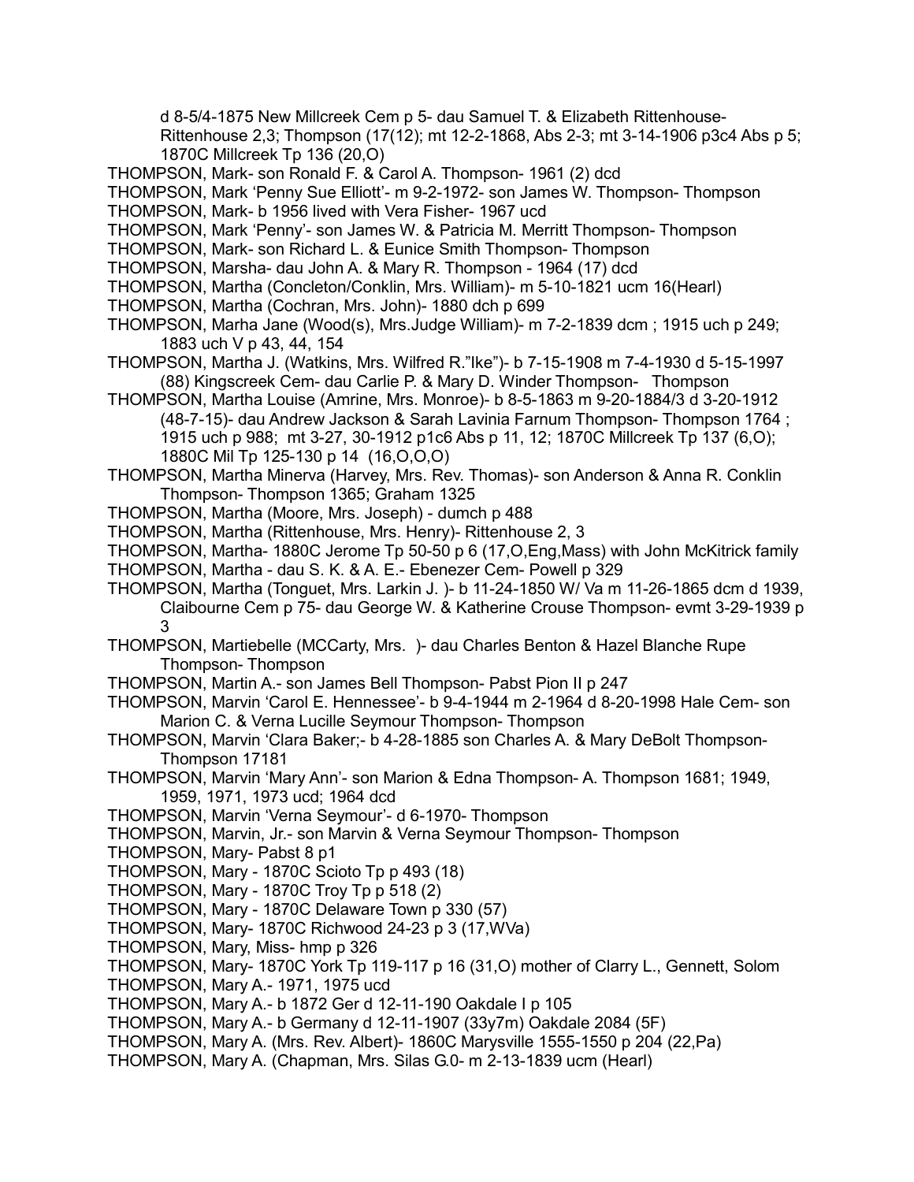d 8-5/4-1875 New Millcreek Cem p 5- dau Samuel T. & Elizabeth Rittenhouse- Rittenhouse 2,3; Thompson (17(12); mt 12-2-1868, Abs 2-3; mt 3-14-1906 p3c4 Abs p 5; 1870C Millcreek Tp 136 (20,O)

THOMPSON, Mark- son Ronald F. & Carol A. Thompson- 1961 (2) dcd

THOMPSON, Mark 'Penny Sue Elliott'- m 9-2-1972- son James W. Thompson- Thompson

THOMPSON, Mark- b 1956 lived with Vera Fisher- 1967 ucd

THOMPSON, Mark 'Penny'- son James W. & Patricia M. Merritt Thompson- Thompson

THOMPSON, Mark- son Richard L. & Eunice Smith Thompson- Thompson

THOMPSON, Marsha- dau John A. & Mary R. Thompson - 1964 (17) dcd

THOMPSON, Martha (Concleton/Conklin, Mrs. William)- m 5-10-1821 ucm 16(Hearl)

THOMPSON, Martha (Cochran, Mrs. John)- 1880 dch p 699

THOMPSON, Marha Jane (Wood(s), Mrs.Judge William)- m 7-2-1839 dcm ; 1915 uch p 249; 1883 uch V p 43, 44, 154

THOMPSON, Martha J. (Watkins, Mrs. Wilfred R."Ike")- b 7-15-1908 m 7-4-1930 d 5-15-1997 (88) Kingscreek Cem- dau Carlie P. & Mary D. Winder Thompson- Thompson

THOMPSON, Martha Louise (Amrine, Mrs. Monroe)- b 8-5-1863 m 9-20-1884/3 d 3-20-1912 (48-7-15)- dau Andrew Jackson & Sarah Lavinia Farnum Thompson- Thompson 1764 ; 1915 uch p 988; mt 3-27, 30-1912 p1c6 Abs p 11, 12; 1870C Millcreek Tp 137 (6,O); 1880C Mil Tp 125-130 p 14 (16,O,O,O)

THOMPSON, Martha Minerva (Harvey, Mrs. Rev. Thomas)- son Anderson & Anna R. Conklin Thompson- Thompson 1365; Graham 1325

THOMPSON, Martha (Moore, Mrs. Joseph) - dumch p 488

THOMPSON, Martha (Rittenhouse, Mrs. Henry)- Rittenhouse 2, 3

THOMPSON, Martha- 1880C Jerome Tp 50-50 p 6 (17,O,Eng,Mass) with John McKitrick family

THOMPSON, Martha - dau S. K. & A. E.- Ebenezer Cem- Powell p 329

THOMPSON, Martha (Tonguet, Mrs. Larkin J. )- b 11-24-1850 W/ Va m 11-26-1865 dcm d 1939, Claibourne Cem p 75- dau George W. & Katherine Crouse Thompson- evmt 3-29-1939 p 3

THOMPSON, Martiebelle (MCCarty, Mrs. )- dau Charles Benton & Hazel Blanche Rupe Thompson- Thompson

THOMPSON, Martin A.- son James Bell Thompson- Pabst Pion II p 247

THOMPSON, Marvin 'Carol E. Hennessee'- b 9-4-1944 m 2-1964 d 8-20-1998 Hale Cem- son Marion C. & Verna Lucille Seymour Thompson- Thompson

THOMPSON, Marvin 'Clara Baker;- b 4-28-1885 son Charles A. & Mary DeBolt Thompson- Thompson 17181

THOMPSON, Marvin 'Mary Ann'- son Marion & Edna Thompson- A. Thompson 1681; 1949, 1959, 1971, 1973 ucd; 1964 dcd

THOMPSON, Marvin 'Verna Seymour'- d 6-1970- Thompson

THOMPSON, Marvin, Jr.- son Marvin & Verna Seymour Thompson- Thompson

THOMPSON, Mary- Pabst 8 p1

THOMPSON, Mary - 1870C Scioto Tp p 493 (18)

THOMPSON, Mary - 1870C Troy Tp p 518 (2)

THOMPSON, Mary - 1870C Delaware Town p 330 (57)

THOMPSON, Mary- 1870C Richwood 24-23 p 3 (17,WVa)

THOMPSON, Mary, Miss- hmp p 326

THOMPSON, Mary- 1870C York Tp 119-117 p 16 (31,O) mother of Clarry L., Gennett, Solom

THOMPSON, Mary A.- 1971, 1975 ucd

THOMPSON, Mary A.- b 1872 Ger d 12-11-190 Oakdale I p 105

THOMPSON, Mary A.- b Germany d 12-11-1907 (33y7m) Oakdale 2084 (5F)

THOMPSON, Mary A. (Mrs. Rev. Albert)- 1860C Marysville 1555-1550 p 204 (22,Pa)

THOMPSON, Mary A. (Chapman, Mrs. Silas G.0- m 2-13-1839 ucm (Hearl)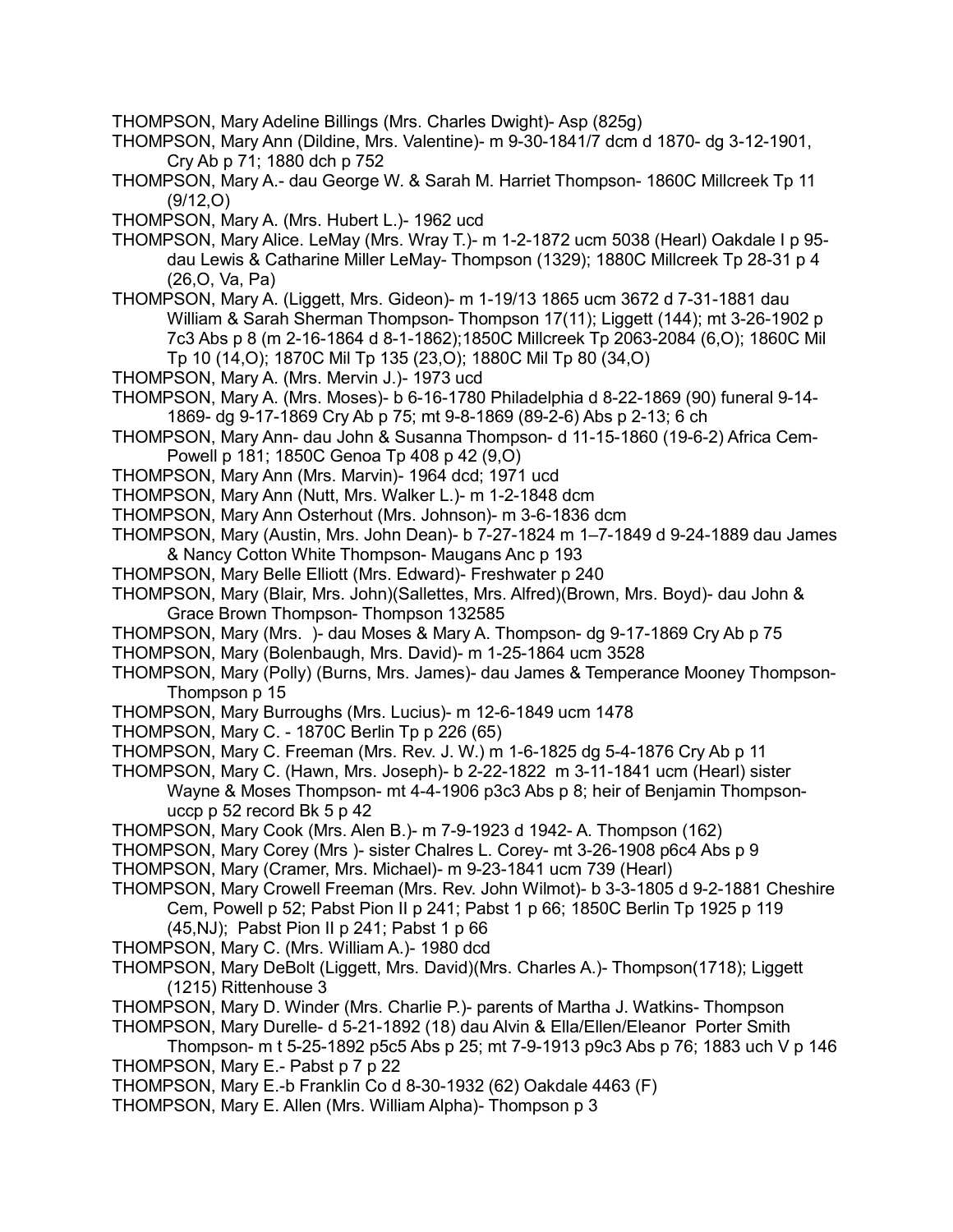THOMPSON, Mary Adeline Billings (Mrs. Charles Dwight)- Asp (825g)

THOMPSON, Mary Ann (Dildine, Mrs. Valentine)- m 9-30-1841/7 dcm d 1870- dg 3-12-1901, Cry Ab p 71; 1880 dch p 752

THOMPSON, Mary A.- dau George W. & Sarah M. Harriet Thompson- 1860C Millcreek Tp 11 (9/12,O)

THOMPSON, Mary A. (Mrs. Hubert L.)- 1962 ucd

THOMPSON, Mary Alice. LeMay (Mrs. Wray T.)- m 1-2-1872 ucm 5038 (Hearl) Oakdale I p 95- dau Lewis & Catharine Miller LeMay- Thompson (1329); 1880C Millcreek Tp 28-31 p 4 (26,O, Va, Pa)

THOMPSON, Mary A. (Liggett, Mrs. Gideon)- m 1-19/13 1865 ucm 3672 d 7-31-1881 dau William & Sarah Sherman Thompson- Thompson 17(11); Liggett (144); mt 3-26-1902 p 7c3 Abs p 8 (m 2-16-1864 d 8-1-1862);1850C Millcreek Tp 2063-2084 (6,O); 1860C Mil Tp 10 (14,O); 1870C Mil Tp 135 (23,O); 1880C Mil Tp 80 (34,O)

THOMPSON, Mary A. (Mrs. Mervin J.)- 1973 ucd

THOMPSON, Mary A. (Mrs. Moses)- b 6-16-1780 Philadelphia d 8-22-1869 (90) funeral 9-14-1869- dg 9-17-1869 Cry Ab p 75; mt 9-8-1869 (89-2-6) Abs p 2-13; 6 ch

THOMPSON, Mary Ann- dau John & Susanna Thompson- d 11-15-1860 (19-6-2) Africa Cem-Powell p 181; 1850C Genoa Tp 408 p 42 (9,O)

THOMPSON, Mary Ann (Mrs. Marvin)- 1964 dcd; 1971 ucd

THOMPSON, Mary Ann (Nutt, Mrs. Walker L.)- m 1-2-1848 dcm

THOMPSON, Mary Ann Osterhout (Mrs. Johnson)- m 3-6-1836 dcm

THOMPSON, Mary (Austin, Mrs. John Dean)- b 7-27-1824 m 1–7-1849 d 9-24-1889 dau James & Nancy Cotton White Thompson- Maugans Anc p 193

THOMPSON, Mary Belle Elliott (Mrs. Edward)- Freshwater p 240

THOMPSON, Mary (Blair, Mrs. John)(Sallettes, Mrs. Alfred)(Brown, Mrs. Boyd)- dau John & Grace Brown Thompson- Thompson 132585

THOMPSON, Mary (Mrs. )- dau Moses & Mary A. Thompson- dg 9-17-1869 Cry Ab p 75

THOMPSON, Mary (Bolenbaugh, Mrs. David)- m 1-25-1864 ucm 3528

THOMPSON, Mary (Polly) (Burns, Mrs. James)- dau James & Temperance Mooney Thompson- Thompson p 15

THOMPSON, Mary Burroughs (Mrs. Lucius)- m 12-6-1849 ucm 1478

THOMPSON, Mary C. - 1870C Berlin Tp p 226 (65)

THOMPSON, Mary C. Freeman (Mrs. Rev. J. W.) m 1-6-1825 dg 5-4-1876 Cry Ab p 11

THOMPSON, Mary C. (Hawn, Mrs. Joseph)- b 2-22-1822 m 3-11-1841 ucm (Hearl) sister Wayne & Moses Thompson- mt 4-4-1906 p3c3 Abs p 8; heir of Benjamin Thompson- uccp p 52 record Bk 5 p 42

THOMPSON, Mary Cook (Mrs. Alen B.)- m 7-9-1923 d 1942- A. Thompson (162)

THOMPSON, Mary Corey (Mrs )- sister Chalres L. Corey- mt 3-26-1908 p6c4 Abs p 9

THOMPSON, Mary (Cramer, Mrs. Michael)- m 9-23-1841 ucm 739 (Hearl)

THOMPSON, Mary Crowell Freeman (Mrs. Rev. John Wilmot)- b 3-3-1805 d 9-2-1881 Cheshire Cem, Powell p 52; Pabst Pion II p 241; Pabst 1 p 66; 1850C Berlin Tp 1925 p 119 (45,NJ); Pabst Pion II p 241; Pabst 1 p 66

THOMPSON, Mary C. (Mrs. William A.)- 1980 dcd

THOMPSON, Mary DeBolt (Liggett, Mrs. David)(Mrs. Charles A.)- Thompson(1718); Liggett (1215) Rittenhouse 3

THOMPSON, Mary D. Winder (Mrs. Charlie P.)- parents of Martha J. Watkins- Thompson

THOMPSON, Mary Durelle- d 5-21-1892 (18) dau Alvin & Ella/Ellen/Eleanor Porter Smith Thompson- m t 5-25-1892 p5c5 Abs p 25; mt 7-9-1913 p9c3 Abs p 76; 1883 uch V p 146

THOMPSON, Mary E.- Pabst p 7 p 22

THOMPSON, Mary E.-b Franklin Co d 8-30-1932 (62) Oakdale 4463 (F)

THOMPSON, Mary E. Allen (Mrs. William Alpha)- Thompson p 3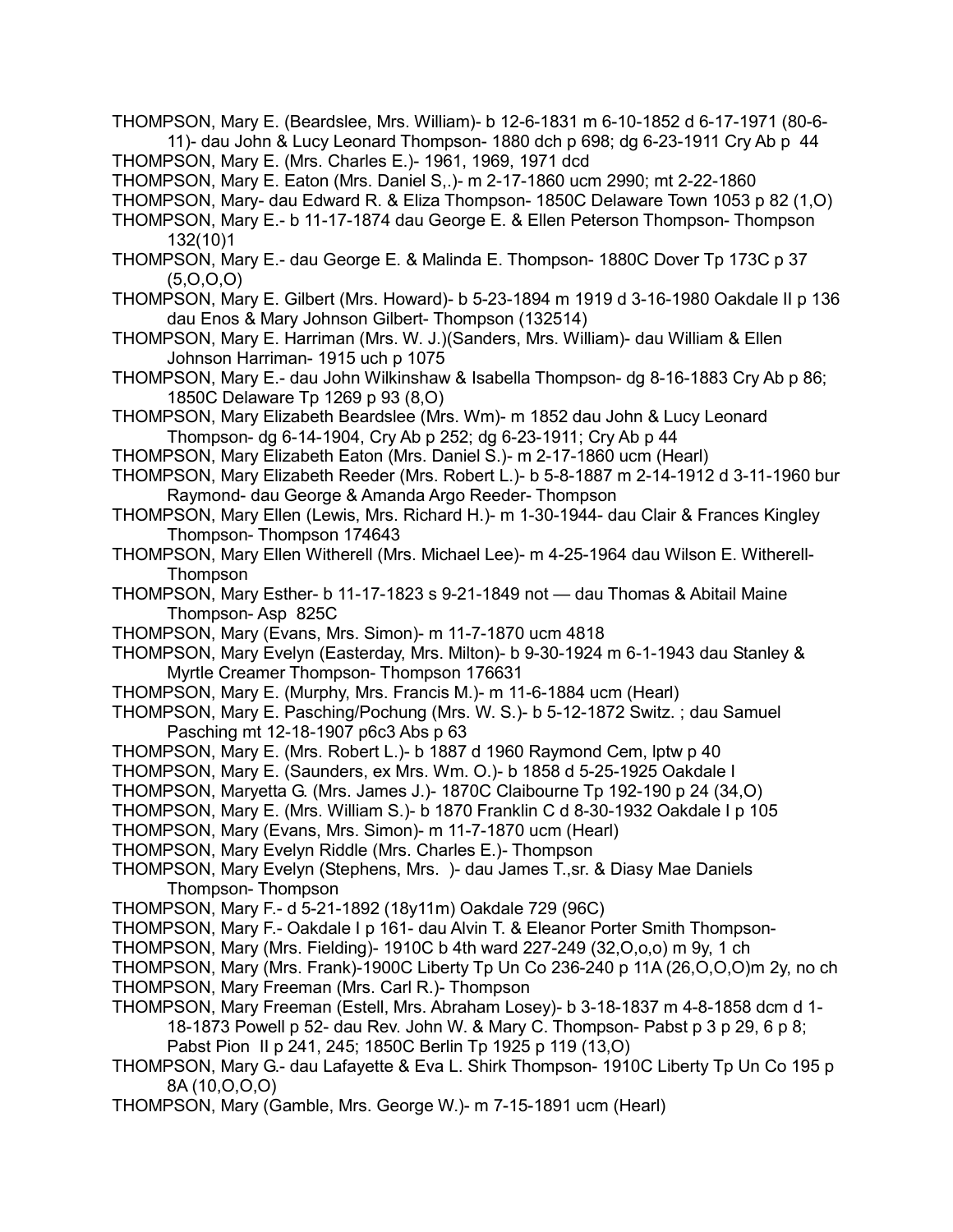THOMPSON, Mary E. (Beardslee, Mrs. William)- b 12-6-1831 m 6-10-1852 d 6-17-1971 (80-6-11)- dau John & Lucy Leonard Thompson- 1880 dch p 698; dg 6-23-1911 Cry Ab p 44

THOMPSON, Mary E. (Mrs. Charles E.)- 1961, 1969, 1971 dcd

THOMPSON, Mary E. Eaton (Mrs. Daniel S,.)- m 2-17-1860 ucm 2990; mt 2-22-1860

THOMPSON, Mary- dau Edward R. & Eliza Thompson- 1850C Delaware Town 1053 p 82 (1,O)

THOMPSON, Mary E.- b 11-17-1874 dau George E. & Ellen Peterson Thompson- Thompson 132(10)1

THOMPSON, Mary E.- dau George E. & Malinda E. Thompson- 1880C Dover Tp 173C p 37 (5,O,O,O)

THOMPSON, Mary E. Gilbert (Mrs. Howard)- b 5-23-1894 m 1919 d 3-16-1980 Oakdale II p 136 dau Enos & Mary Johnson Gilbert- Thompson (132514)

THOMPSON, Mary E. Harriman (Mrs. W. J.)(Sanders, Mrs. William)- dau William & Ellen Johnson Harriman- 1915 uch p 1075

THOMPSON, Mary E.- dau John Wilkinshaw & Isabella Thompson- dg 8-16-1883 Cry Ab p 86; 1850C Delaware Tp 1269 p 93 (8,O)

THOMPSON, Mary Elizabeth Beardslee (Mrs. Wm)- m 1852 dau John & Lucy Leonard Thompson- dg 6-14-1904, Cry Ab p 252; dg 6-23-1911; Cry Ab p 44

THOMPSON, Mary Elizabeth Eaton (Mrs. Daniel S.)- m 2-17-1860 ucm (Hearl)

THOMPSON, Mary Elizabeth Reeder (Mrs. Robert L.)- b 5-8-1887 m 2-14-1912 d 3-11-1960 bur Raymond- dau George & Amanda Argo Reeder- Thompson

THOMPSON, Mary Ellen (Lewis, Mrs. Richard H.)- m 1-30-1944- dau Clair & Frances Kingley Thompson- Thompson 174643

THOMPSON, Mary Ellen Witherell (Mrs. Michael Lee)- m 4-25-1964 dau Wilson E. Witherell- Thompson

THOMPSON, Mary Esther- b 11-17-1823 s 9-21-1849 not — dau Thomas & Abitail Maine Thompson- Asp 825C

THOMPSON, Mary (Evans, Mrs. Simon)- m 11-7-1870 ucm 4818

THOMPSON, Mary Evelyn (Easterday, Mrs. Milton)- b 9-30-1924 m 6-1-1943 dau Stanley & Myrtle Creamer Thompson- Thompson 176631

THOMPSON, Mary E. (Murphy, Mrs. Francis M.)- m 11-6-1884 ucm (Hearl)

THOMPSON, Mary E. Pasching/Pochung (Mrs. W. S.)- b 5-12-1872 Switz. ; dau Samuel Pasching mt 12-18-1907 p6c3 Abs p 63

THOMPSON, Mary E. (Mrs. Robert L.)- b 1887 d 1960 Raymond Cem, lptw p 40

THOMPSON, Mary E. (Saunders, ex Mrs. Wm. O.)- b 1858 d 5-25-1925 Oakdale I

THOMPSON, Maryetta G. (Mrs. James J.)- 1870C Claibourne Tp 192-190 p 24 (34,O)

THOMPSON, Mary E. (Mrs. William S.)- b 1870 Franklin C d 8-30-1932 Oakdale I p 105

THOMPSON, Mary (Evans, Mrs. Simon)- m 11-7-1870 ucm (Hearl)

THOMPSON, Mary Evelyn Riddle (Mrs. Charles E.)- Thompson

THOMPSON, Mary Evelyn (Stephens, Mrs. )- dau James T.,sr. & Diasy Mae Daniels Thompson- Thompson

THOMPSON, Mary F.- d 5-21-1892 (18y11m) Oakdale 729 (96C)

THOMPSON, Mary F.- Oakdale I p 161- dau Alvin T. & Eleanor Porter Smith Thompson-

THOMPSON, Mary (Mrs. Fielding)- 1910C b 4th ward 227-249 (32,O,o,o) m 9y, 1 ch

THOMPSON, Mary (Mrs. Frank)-1900C Liberty Tp Un Co 236-240 p 11A (26,O,O,O)m 2y, no ch

THOMPSON, Mary Freeman (Mrs. Carl R.)- Thompson

THOMPSON, Mary Freeman (Estell, Mrs. Abraham Losey)- b 3-18-1837 m 4-8-1858 dcm d 1-18-1873 Powell p 52- dau Rev. John W. & Mary C. Thompson- Pabst p 3 p 29, 6 p 8; Pabst Pion II p 241, 245; 1850C Berlin Tp 1925 p 119 (13,O)

THOMPSON, Mary G.- dau Lafayette & Eva L. Shirk Thompson- 1910C Liberty Tp Un Co 195 p 8A (10,O,O,O)

THOMPSON, Mary (Gamble, Mrs. George W.)- m 7-15-1891 ucm (Hearl)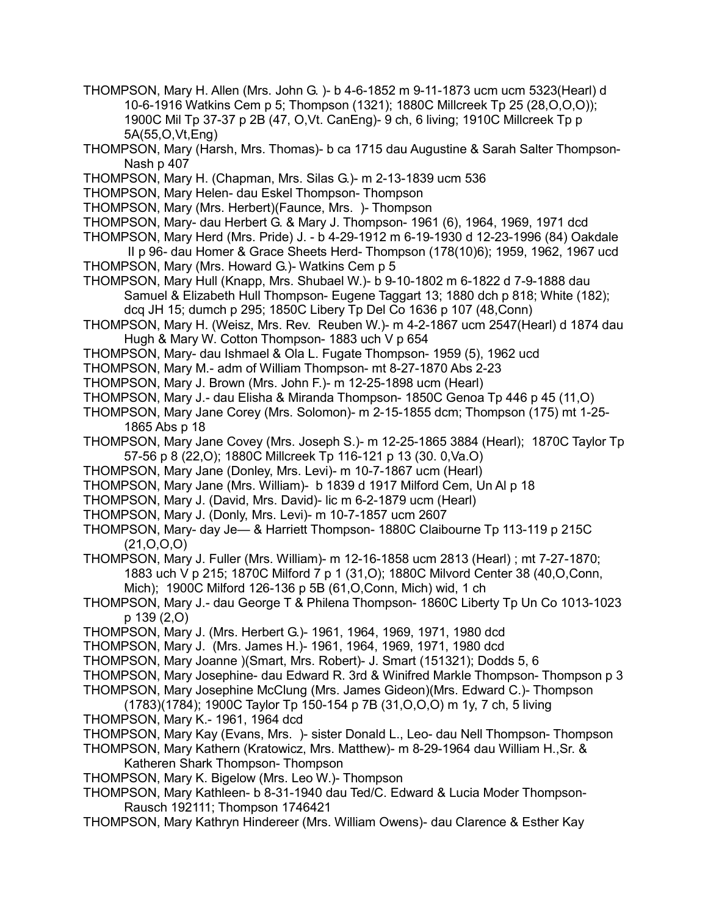THOMPSON, Mary H. Allen (Mrs. John G. )- b 4-6-1852 m 9-11-1873 ucm ucm 5323(Hearl) d 10-6-1916 Watkins Cem p 5; Thompson (1321); 1880C Millcreek Tp 25 (28,O,O,O)); 1900C Mil Tp 37-37 p 2B (47, O,Vt. CanEng)- 9 ch, 6 living; 1910C Millcreek Tp p 5A(55,O,Vt,Eng)

THOMPSON, Mary (Harsh, Mrs. Thomas)- b ca 1715 dau Augustine & Sarah Salter Thompson- Nash p 407

THOMPSON, Mary H. (Chapman, Mrs. Silas G.)- m 2-13-1839 ucm 536

THOMPSON, Mary Helen- dau Eskel Thompson- Thompson

THOMPSON, Mary (Mrs. Herbert)(Faunce, Mrs. )- Thompson

THOMPSON, Mary- dau Herbert G. & Mary J. Thompson- 1961 (6), 1964, 1969, 1971 dcd

THOMPSON, Mary Herd (Mrs. Pride) J. - b 4-29-1912 m 6-19-1930 d 12-23-1996 (84) Oakdale II p 96- dau Homer & Grace Sheets Herd- Thompson (178(10)6); 1959, 1962, 1967 ucd

THOMPSON, Mary (Mrs. Howard G.)- Watkins Cem p 5

THOMPSON, Mary Hull (Knapp, Mrs. Shubael W.)- b 9-10-1802 m 6-1822 d 7-9-1888 dau Samuel & Elizabeth Hull Thompson- Eugene Taggart 13; 1880 dch p 818; White (182); dcq JH 15; dumch p 295; 1850C Libery Tp Del Co 1636 p 107 (48,Conn)

THOMPSON, Mary H. (Weisz, Mrs. Rev. Reuben W.)- m 4-2-1867 ucm 2547(Hearl) d 1874 dau Hugh & Mary W. Cotton Thompson- 1883 uch V p 654

THOMPSON, Mary- dau Ishmael & Ola L. Fugate Thompson- 1959 (5), 1962 ucd

THOMPSON, Mary M.- adm of William Thompson- mt 8-27-1870 Abs 2-23

THOMPSON, Mary J. Brown (Mrs. John F.)- m 12-25-1898 ucm (Hearl)

THOMPSON, Mary J.- dau Elisha & Miranda Thompson- 1850C Genoa Tp 446 p 45 (11,O)

THOMPSON, Mary Jane Corey (Mrs. Solomon)- m 2-15-1855 dcm; Thompson (175) mt 1-25-1865 Abs p 18

THOMPSON, Mary Jane Covey (Mrs. Joseph S.)- m 12-25-1865 3884 (Hearl); 1870C Taylor Tp 57-56 p 8 (22,O); 1880C Millcreek Tp 116-121 p 13 (30. 0,Va.O)

THOMPSON, Mary Jane (Donley, Mrs. Levi)- m 10-7-1867 ucm (Hearl)

THOMPSON, Mary Jane (Mrs. William)- b 1839 d 1917 Milford Cem, Un Al p 18

THOMPSON, Mary J. (David, Mrs. David)- lic m 6-2-1879 ucm (Hearl)

THOMPSON, Mary J. (Donly, Mrs. Levi)- m 10-7-1857 ucm 2607

THOMPSON, Mary- day Je— & Harriett Thompson- 1880C Claibourne Tp 113-119 p 215C (21,O,O,O)

THOMPSON, Mary J. Fuller (Mrs. William)- m 12-16-1858 ucm 2813 (Hearl) ; mt 7-27-1870; 1883 uch V p 215; 1870C Milford 7 p 1 (31,O); 1880C Milvord Center 38 (40,O,Conn, Mich); 1900C Milford 126-136 p 5B (61,O,Conn, Mich) wid, 1 ch

THOMPSON, Mary J.- dau George T & Philena Thompson- 1860C Liberty Tp Un Co 1013-1023 p 139 (2,O)

THOMPSON, Mary J. (Mrs. Herbert G.)- 1961, 1964, 1969, 1971, 1980 dcd

THOMPSON, Mary J. (Mrs. James H.)- 1961, 1964, 1969, 1971, 1980 dcd

THOMPSON, Mary Joanne )(Smart, Mrs. Robert)- J. Smart (151321); Dodds 5, 6

THOMPSON, Mary Josephine- dau Edward R. 3rd & Winifred Markle Thompson- Thompson p 3

THOMPSON, Mary Josephine McClung (Mrs. James Gideon)(Mrs. Edward C.)- Thompson (1783)(1784); 1900C Taylor Tp 150-154 p 7B (31,O,O,O) m 1y, 7 ch, 5 living

THOMPSON, Mary K.- 1961, 1964 dcd

THOMPSON, Mary Kay (Evans, Mrs. )- sister Donald L., Leo- dau Nell Thompson- Thompson

THOMPSON, Mary Kathern (Kratowicz, Mrs. Matthew)- m 8-29-1964 dau William H.,Sr. & Katheren Shark Thompson- Thompson

THOMPSON, Mary K. Bigelow (Mrs. Leo W.)- Thompson

THOMPSON, Mary Kathleen- b 8-31-1940 dau Ted/C. Edward & Lucia Moder Thompson- Rausch 192111; Thompson 1746421

THOMPSON, Mary Kathryn Hindereer (Mrs. William Owens)- dau Clarence & Esther Kay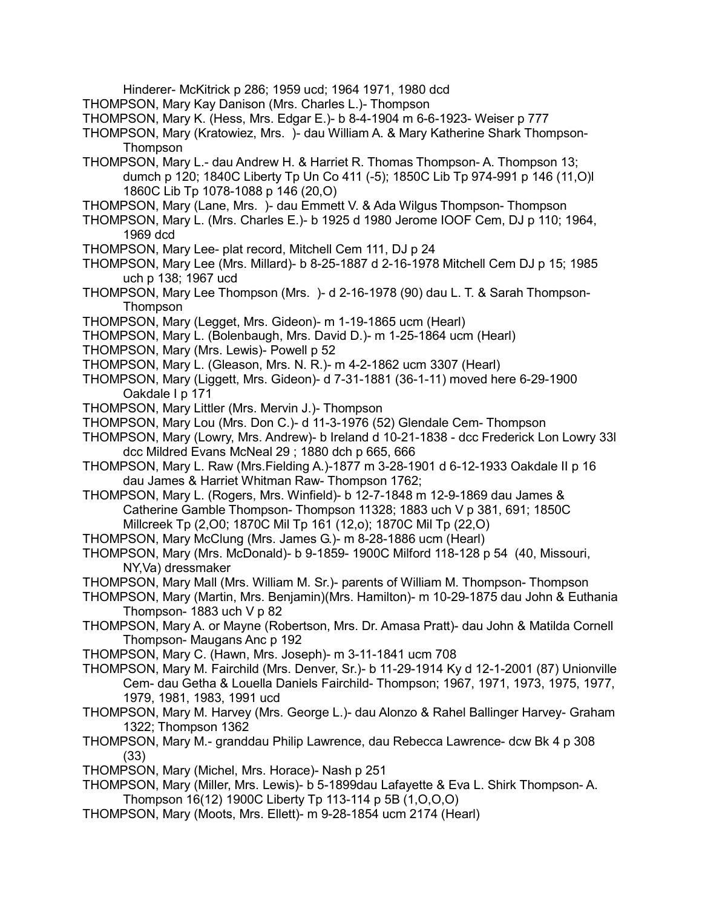Hinderer- McKitrick p 286; 1959 ucd; 1964 1971, 1980 dcd

THOMPSON, Mary Kay Danison (Mrs. Charles L.)- Thompson

THOMPSON, Mary K. (Hess, Mrs. Edgar E.)- b 8-4-1904 m 6-6-1923- Weiser p 777

THOMPSON, Mary (Kratowiez, Mrs. )- dau William A. & Mary Katherine Shark Thompson- Thompson

THOMPSON, Mary L.- dau Andrew H. & Harriet R. Thomas Thompson- A. Thompson 13; dumch p 120; 1840C Liberty Tp Un Co 411 (-5); 1850C Lib Tp 974-991 p 146 (11,O)l 1860C Lib Tp 1078-1088 p 146 (20,O)

THOMPSON, Mary (Lane, Mrs. )- dau Emmett V. & Ada Wilgus Thompson- Thompson

THOMPSON, Mary L. (Mrs. Charles E.)- b 1925 d 1980 Jerome IOOF Cem, DJ p 110; 1964, 1969 dcd

THOMPSON, Mary Lee- plat record, Mitchell Cem 111, DJ p 24

THOMPSON, Mary Lee (Mrs. Millard)- b 8-25-1887 d 2-16-1978 Mitchell Cem DJ p 15; 1985 uch p 138; 1967 ucd

THOMPSON, Mary Lee Thompson (Mrs. )- d 2-16-1978 (90) dau L. T. & Sarah Thompson- Thompson

THOMPSON, Mary (Legget, Mrs. Gideon)- m 1-19-1865 ucm (Hearl)

THOMPSON, Mary L. (Bolenbaugh, Mrs. David D.)- m 1-25-1864 ucm (Hearl)

THOMPSON, Mary (Mrs. Lewis)- Powell p 52

THOMPSON, Mary L. (Gleason, Mrs. N. R.)- m 4-2-1862 ucm 3307 (Hearl)

THOMPSON, Mary (Liggett, Mrs. Gideon)- d 7-31-1881 (36-1-11) moved here 6-29-1900 Oakdale I p 171

THOMPSON, Mary Littler (Mrs. Mervin J.)- Thompson

THOMPSON, Mary Lou (Mrs. Don C.)- d 11-3-1976 (52) Glendale Cem- Thompson

THOMPSON, Mary (Lowry, Mrs. Andrew)- b Ireland d 10-21-1838 - dcc Frederick Lon Lowry 33l dcc Mildred Evans McNeal 29 ; 1880 dch p 665, 666

THOMPSON, Mary L. Raw (Mrs.Fielding A.)-1877 m 3-28-1901 d 6-12-1933 Oakdale II p 16 dau James & Harriet Whitman Raw- Thompson 1762;

THOMPSON, Mary L. (Rogers, Mrs. Winfield)- b 12-7-1848 m 12-9-1869 dau James & Catherine Gamble Thompson- Thompson 11328; 1883 uch V p 381, 691; 1850C Millcreek Tp (2,O0; 1870C Mil Tp 161 (12,o); 1870C Mil Tp (22,O)

THOMPSON, Mary McClung (Mrs. James G.)- m 8-28-1886 ucm (Hearl)

THOMPSON, Mary (Mrs. McDonald)- b 9-1859- 1900C Milford 118-128 p 54 (40, Missouri, NY,Va) dressmaker

THOMPSON, Mary Mall (Mrs. William M. Sr.)- parents of William M. Thompson- Thompson

THOMPSON, Mary (Martin, Mrs. Benjamin)(Mrs. Hamilton)- m 10-29-1875 dau John & Euthania Thompson- 1883 uch V p 82

THOMPSON, Mary A. or Mayne (Robertson, Mrs. Dr. Amasa Pratt)- dau John & Matilda Cornell Thompson- Maugans Anc p 192

THOMPSON, Mary C. (Hawn, Mrs. Joseph)- m 3-11-1841 ucm 708

THOMPSON, Mary M. Fairchild (Mrs. Denver, Sr.)- b 11-29-1914 Ky d 12-1-2001 (87) Unionville Cem- dau Getha & Louella Daniels Fairchild- Thompson; 1967, 1971, 1973, 1975, 1977, 1979, 1981, 1983, 1991 ucd

THOMPSON, Mary M. Harvey (Mrs. George L.)- dau Alonzo & Rahel Ballinger Harvey- Graham 1322; Thompson 1362

THOMPSON, Mary M.- granddau Philip Lawrence, dau Rebecca Lawrence- dcw Bk 4 p 308 (33)

THOMPSON, Mary (Michel, Mrs. Horace)- Nash p 251

THOMPSON, Mary (Miller, Mrs. Lewis)- b 5-1899dau Lafayette & Eva L. Shirk Thompson- A. Thompson 16(12) 1900C Liberty Tp 113-114 p 5B (1,O,O,O)

THOMPSON, Mary (Moots, Mrs. Ellett)- m 9-28-1854 ucm 2174 (Hearl)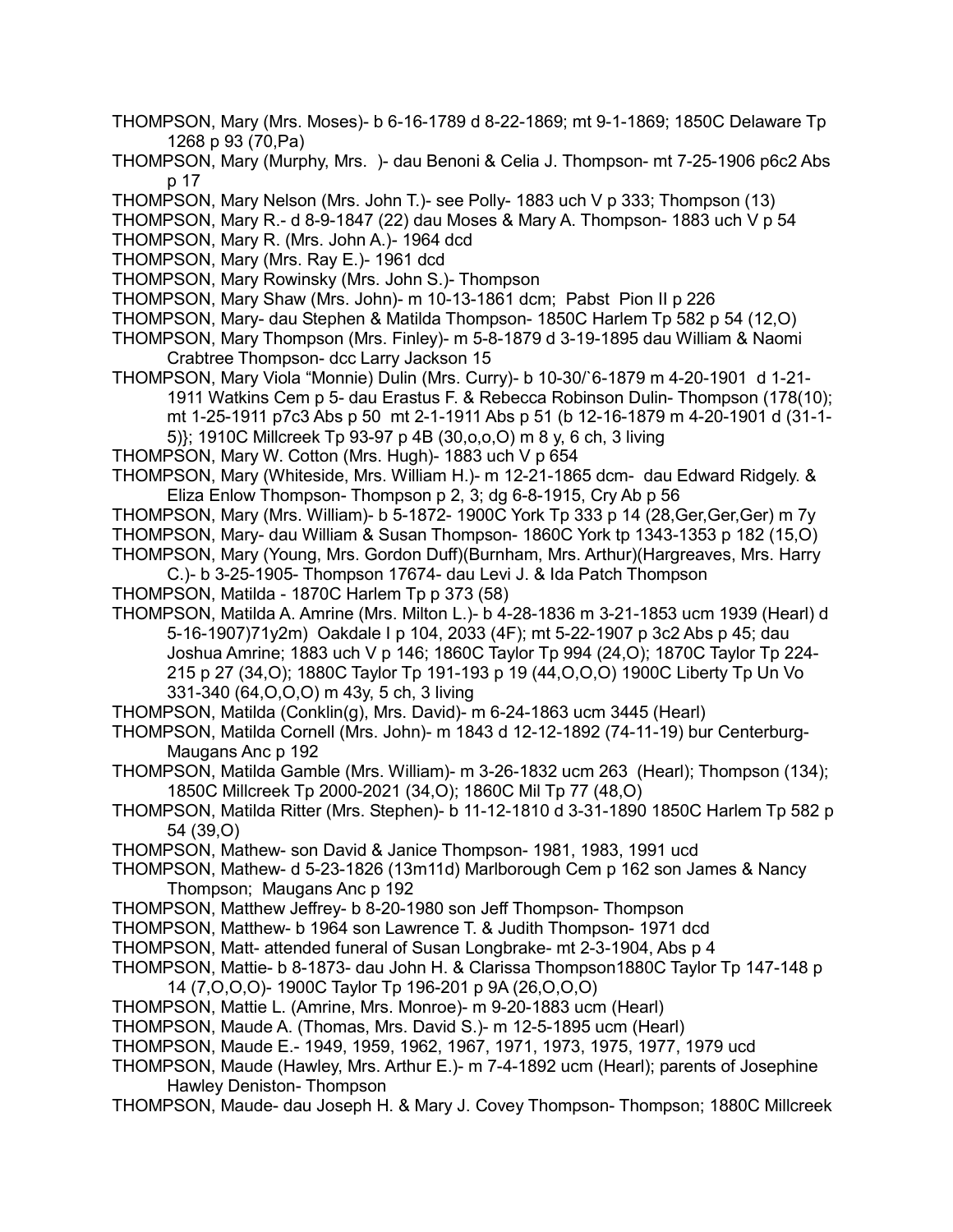THOMPSON, Mary (Mrs. Moses)- b 6-16-1789 d 8-22-1869; mt 9-1-1869; 1850C Delaware Tp 1268 p 93 (70,Pa)

THOMPSON, Mary (Murphy, Mrs. )- dau Benoni & Celia J. Thompson- mt 7-25-1906 p6c2 Abs p 17

THOMPSON, Mary Nelson (Mrs. John T.)- see Polly- 1883 uch V p 333; Thompson (13)

THOMPSON, Mary R.- d 8-9-1847 (22) dau Moses & Mary A. Thompson- 1883 uch V p 54

THOMPSON, Mary R. (Mrs. John A.)- 1964 dcd

THOMPSON, Mary (Mrs. Ray E.)- 1961 dcd

THOMPSON, Mary Rowinsky (Mrs. John S.)- Thompson

THOMPSON, Mary Shaw (Mrs. John)- m 10-13-1861 dcm; Pabst Pion II p 226

THOMPSON, Mary- dau Stephen & Matilda Thompson- 1850C Harlem Tp 582 p 54 (12,O)

THOMPSON, Mary Thompson (Mrs. Finley)- m 5-8-1879 d 3-19-1895 dau William & Naomi Crabtree Thompson- dcc Larry Jackson 15

THOMPSON, Mary Viola "Monnie" Dulin (Mrs. Curry)- b 10-30/`6-1879 m 4-20-1901 d 1-21-1911 Watkins Cem p 5- dau Erastus F. & Rebecca Robinson Dulin- Thompson (178(10); mt 1-25-1911 p7c3 Abs p 50 mt 2-1-1911 Abs p 51 (b 12-16-1879 m 4-20-1901 d (31-1-5)}; 1910C Millcreek Tp 93-97 p 4B (30,o,o,O) m 8 y, 6 ch, 3 living

THOMPSON, Mary W. Cotton (Mrs. Hugh)- 1883 uch V p 654

THOMPSON, Mary (Whiteside, Mrs. William H.)- m 12-21-1865 dcm- dau Edward Ridgely. & Eliza Enlow Thompson- Thompson p 2, 3; dg 6-8-1915, Cry Ab p 56

THOMPSON, Mary (Mrs. William)- b 5-1872- 1900C York Tp 333 p 14 (28,Ger,Ger,Ger) m 7y

THOMPSON, Mary- dau William & Susan Thompson- 1860C York tp 1343-1353 p 182 (15,O)

THOMPSON, Mary (Young, Mrs. Gordon Duff)(Burnham, Mrs. Arthur)(Hargreaves, Mrs. Harry C.)- b 3-25-1905- Thompson 17674- dau Levi J. & Ida Patch Thompson

THOMPSON, Matilda - 1870C Harlem Tp p 373 (58)

THOMPSON, Matilda A. Amrine (Mrs. Milton L.)- b 4-28-1836 m 3-21-1853 ucm 1939 (Hearl) d 5-16-1907)71y2m) Oakdale I p 104, 2033 (4F); mt 5-22-1907 p 3c2 Abs p 45; dau Joshua Amrine; 1883 uch V p 146; 1860C Taylor Tp 994 (24,O); 1870C Taylor Tp 224-215 p 27 (34,O); 1880C Taylor Tp 191-193 p 19 (44,O,O,O) 1900C Liberty Tp Un Vo 331-340 (64,O,O,O) m 43y, 5 ch, 3 living

THOMPSON, Matilda (Conklin(g), Mrs. David)- m 6-24-1863 ucm 3445 (Hearl)

THOMPSON, Matilda Cornell (Mrs. John)- m 1843 d 12-12-1892 (74-11-19) bur Centerburg-Maugans Anc p 192

THOMPSON, Matilda Gamble (Mrs. William)- m 3-26-1832 ucm 263 (Hearl); Thompson (134); 1850C Millcreek Tp 2000-2021 (34,O); 1860C Mil Tp 77 (48,O)

THOMPSON, Matilda Ritter (Mrs. Stephen)- b 11-12-1810 d 3-31-1890 1850C Harlem Tp 582 p 54 (39,O)

THOMPSON, Mathew- son David & Janice Thompson- 1981, 1983, 1991 ucd

THOMPSON, Mathew- d 5-23-1826 (13m11d) Marlborough Cem p 162 son James & Nancy Thompson; Maugans Anc p 192

THOMPSON, Matthew Jeffrey- b 8-20-1980 son Jeff Thompson- Thompson

THOMPSON, Matthew- b 1964 son Lawrence T. & Judith Thompson- 1971 dcd

THOMPSON, Matt- attended funeral of Susan Longbrake- mt 2-3-1904, Abs p 4

THOMPSON, Mattie- b 8-1873- dau John H. & Clarissa Thompson1880C Taylor Tp 147-148 p 14 (7,O,O,O)- 1900C Taylor Tp 196-201 p 9A (26,O,O,O)

THOMPSON, Mattie L. (Amrine, Mrs. Monroe)- m 9-20-1883 ucm (Hearl)

THOMPSON, Maude A. (Thomas, Mrs. David S.)- m 12-5-1895 ucm (Hearl)

THOMPSON, Maude E.- 1949, 1959, 1962, 1967, 1971, 1973, 1975, 1977, 1979 ucd

THOMPSON, Maude (Hawley, Mrs. Arthur E.)- m 7-4-1892 ucm (Hearl); parents of Josephine Hawley Deniston- Thompson

THOMPSON, Maude- dau Joseph H. & Mary J. Covey Thompson- Thompson; 1880C Millcreek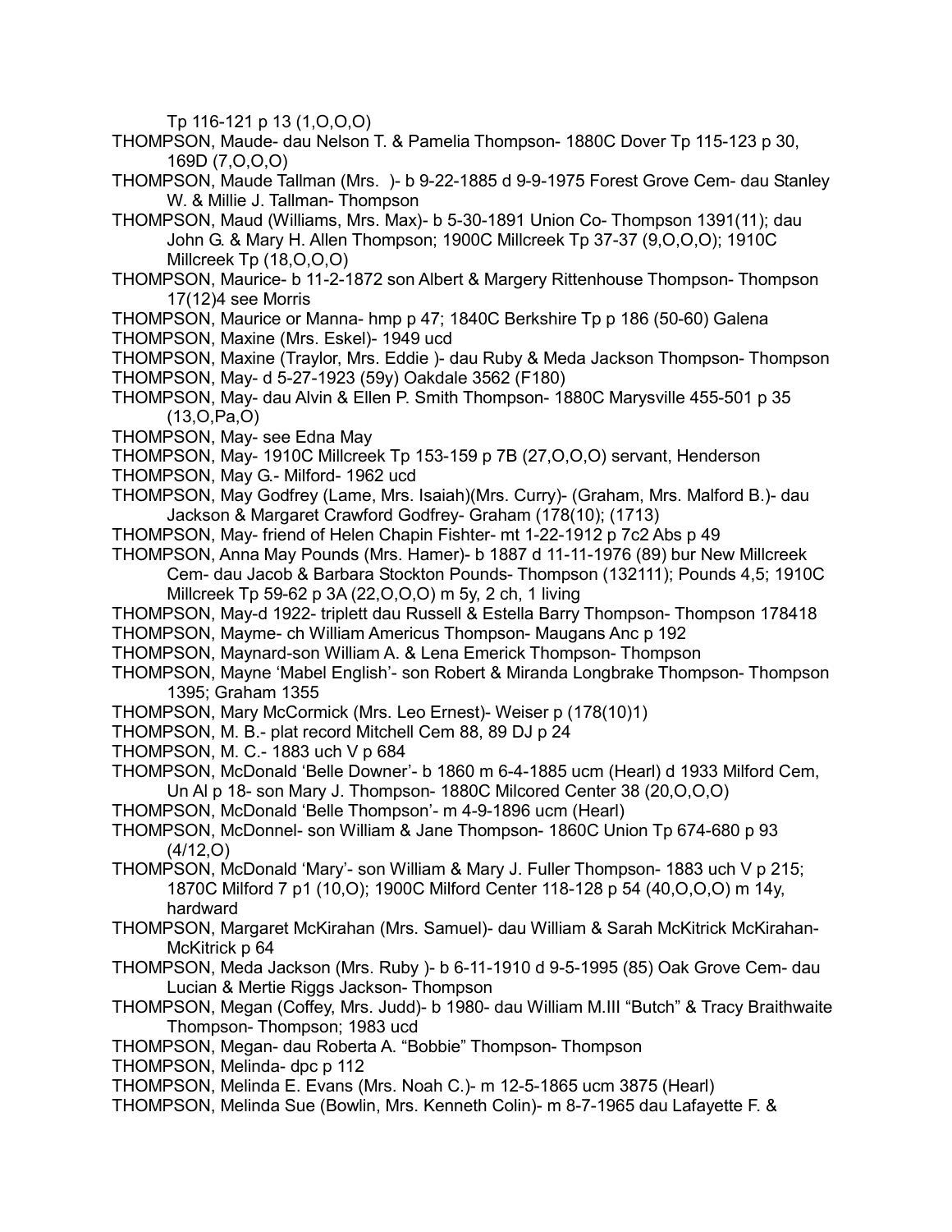Tp 116-121 p 13 (1,O,O,O)

THOMPSON, Maude- dau Nelson T. & Pamelia Thompson- 1880C Dover Tp 115-123 p 30, 169D (7,O,O,O)

THOMPSON, Maude Tallman (Mrs. )- b 9-22-1885 d 9-9-1975 Forest Grove Cem- dau Stanley W. & Millie J. Tallman- Thompson

THOMPSON, Maud (Williams, Mrs. Max)- b 5-30-1891 Union Co- Thompson 1391(11); dau John G. & Mary H. Allen Thompson; 1900C Millcreek Tp 37-37 (9,O,O,O); 1910C Millcreek Tp (18,O,O,O)

THOMPSON, Maurice- b 11-2-1872 son Albert & Margery Rittenhouse Thompson- Thompson 17(12)4 see Morris

THOMPSON, Maurice or Manna- hmp p 47; 1840C Berkshire Tp p 186 (50-60) Galena

THOMPSON, Maxine (Mrs. Eskel)- 1949 ucd

THOMPSON, Maxine (Traylor, Mrs. Eddie )- dau Ruby & Meda Jackson Thompson- Thompson

THOMPSON, May- d 5-27-1923 (59y) Oakdale 3562 (F180)

THOMPSON, May- dau Alvin & Ellen P. Smith Thompson- 1880C Marysville 455-501 p 35 (13,O,Pa,O)

THOMPSON, May- see Edna May

THOMPSON, May- 1910C Millcreek Tp 153-159 p 7B (27,O,O,O) servant, Henderson

THOMPSON, May G.- Milford- 1962 ucd

THOMPSON, May Godfrey (Lame, Mrs. Isaiah)(Mrs. Curry)- (Graham, Mrs. Malford B.)- dau Jackson & Margaret Crawford Godfrey- Graham (178(10); (1713)

THOMPSON, May- friend of Helen Chapin Fishter- mt 1-22-1912 p 7c2 Abs p 49

THOMPSON, Anna May Pounds (Mrs. Hamer)- b 1887 d 11-11-1976 (89) bur New Millcreek Cem- dau Jacob & Barbara Stockton Pounds- Thompson (132111); Pounds 4,5; 1910C Millcreek Tp 59-62 p 3A (22,O,O,O) m 5y, 2 ch, 1 living

THOMPSON, May-d 1922- triplett dau Russell & Estella Barry Thompson- Thompson 178418

THOMPSON, Mayme- ch William Americus Thompson- Maugans Anc p 192

THOMPSON, Maynard-son William A. & Lena Emerick Thompson- Thompson

THOMPSON, Mayne 'Mabel English'- son Robert & Miranda Longbrake Thompson- Thompson 1395; Graham 1355

THOMPSON, Mary McCormick (Mrs. Leo Ernest)- Weiser p (178(10)1)

THOMPSON, M. B.- plat record Mitchell Cem 88, 89 DJ p 24

THOMPSON, M. C.- 1883 uch V p 684

THOMPSON, McDonald 'Belle Downer'- b 1860 m 6-4-1885 ucm (Hearl) d 1933 Milford Cem, Un Al p 18- son Mary J. Thompson- 1880C Milcored Center 38 (20,O,O,O)

THOMPSON, McDonald 'Belle Thompson'- m 4-9-1896 ucm (Hearl)

THOMPSON, McDonnel- son William & Jane Thompson- 1860C Union Tp 674-680 p 93 (4/12,O)

THOMPSON, McDonald 'Mary'- son William & Mary J. Fuller Thompson- 1883 uch V p 215; 1870C Milford 7 p1 (10,O); 1900C Milford Center 118-128 p 54 (40,O,O,O) m 14y, hardward

THOMPSON, Margaret McKirahan (Mrs. Samuel)- dau William & Sarah McKitrick McKirahan- McKitrick p 64

THOMPSON, Meda Jackson (Mrs. Ruby )- b 6-11-1910 d 9-5-1995 (85) Oak Grove Cem- dau Lucian & Mertie Riggs Jackson- Thompson

THOMPSON, Megan (Coffey, Mrs. Judd)- b 1980- dau William M.III "Butch" & Tracy Braithwaite Thompson- Thompson; 1983 ucd

THOMPSON, Megan- dau Roberta A. "Bobbie" Thompson- Thompson

THOMPSON, Melinda- dpc p 112

THOMPSON, Melinda E. Evans (Mrs. Noah C.)- m 12-5-1865 ucm 3875 (Hearl)

THOMPSON, Melinda Sue (Bowlin, Mrs. Kenneth Colin)- m 8-7-1965 dau Lafayette F. &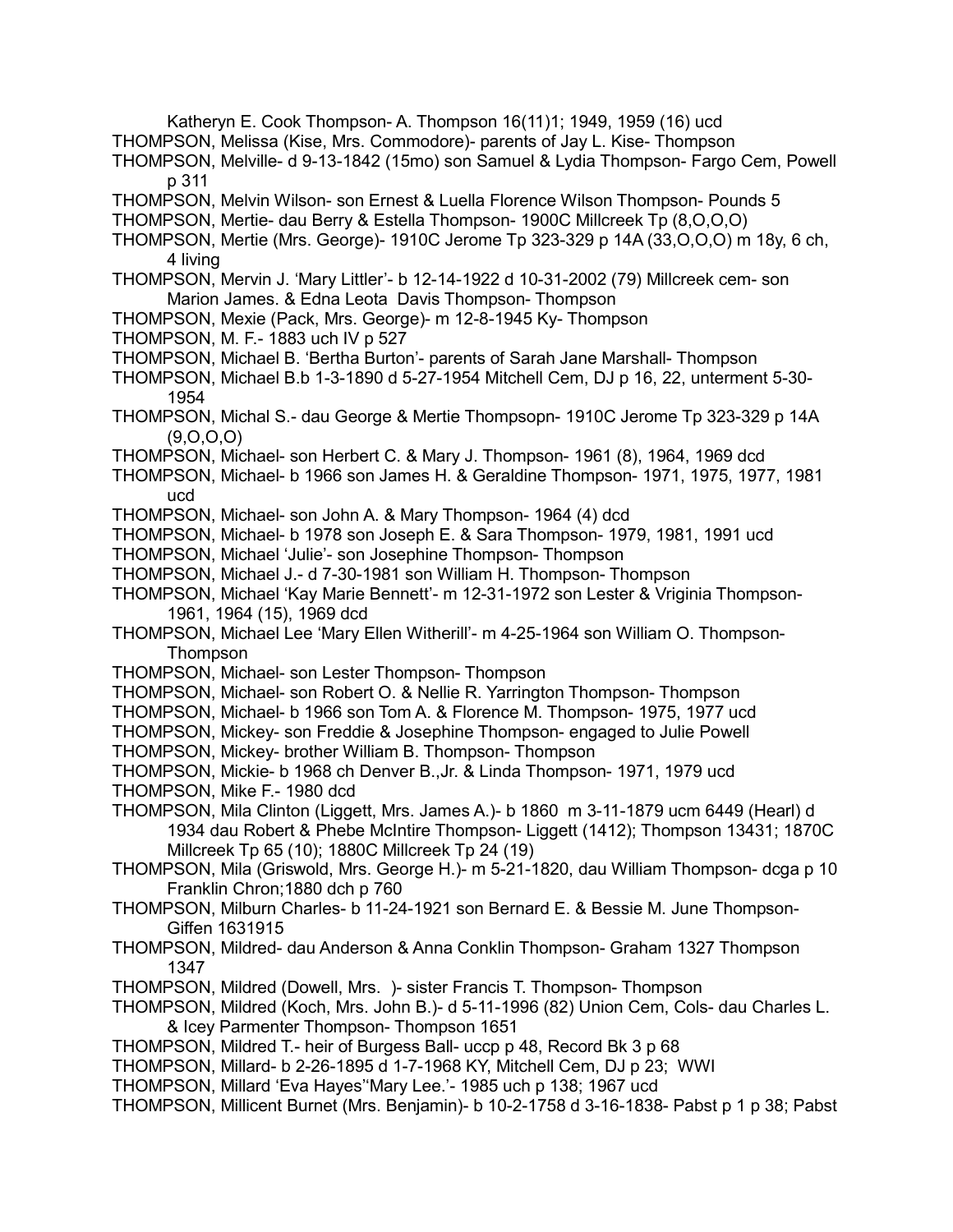Katheryn E. Cook Thompson- A. Thompson 16(11)1; 1949, 1959 (16) ucd

THOMPSON, Melissa (Kise, Mrs. Commodore)- parents of Jay L. Kise- Thompson

THOMPSON, Melville- d 9-13-1842 (15mo) son Samuel & Lydia Thompson- Fargo Cem, Powell p 311

THOMPSON, Melvin Wilson- son Ernest & Luella Florence Wilson Thompson- Pounds 5

THOMPSON, Mertie- dau Berry & Estella Thompson- 1900C Millcreek Tp (8,O,O,O)

THOMPSON, Mertie (Mrs. George)- 1910C Jerome Tp 323-329 p 14A (33,O,O,O) m 18y, 6 ch, 4 living

THOMPSON, Mervin J. 'Mary Littler'- b 12-14-1922 d 10-31-2002 (79) Millcreek cem- son Marion James. & Edna Leota Davis Thompson- Thompson

THOMPSON, Mexie (Pack, Mrs. George)- m 12-8-1945 Ky- Thompson

THOMPSON, M. F.- 1883 uch IV p 527

THOMPSON, Michael B. 'Bertha Burton'- parents of Sarah Jane Marshall- Thompson

THOMPSON, Michael B.b 1-3-1890 d 5-27-1954 Mitchell Cem, DJ p 16, 22, unterment 5-30-1954

THOMPSON, Michal S.- dau George & Mertie Thompsopn- 1910C Jerome Tp 323-329 p 14A (9,O,O,O)

THOMPSON, Michael- son Herbert C. & Mary J. Thompson- 1961 (8), 1964, 1969 dcd

THOMPSON, Michael- b 1966 son James H. & Geraldine Thompson- 1971, 1975, 1977, 1981 ucd

THOMPSON, Michael- son John A. & Mary Thompson- 1964 (4) dcd

THOMPSON, Michael- b 1978 son Joseph E. & Sara Thompson- 1979, 1981, 1991 ucd

THOMPSON, Michael 'Julie'- son Josephine Thompson- Thompson

THOMPSON, Michael J.- d 7-30-1981 son William H. Thompson- Thompson

THOMPSON, Michael 'Kay Marie Bennett'- m 12-31-1972 son Lester & Vriginia Thompson- 1961, 1964 (15), 1969 dcd

THOMPSON, Michael Lee 'Mary Ellen Witherill'- m 4-25-1964 son William O. Thompson- Thompson

THOMPSON, Michael- son Lester Thompson- Thompson

THOMPSON, Michael- son Robert O. & Nellie R. Yarrington Thompson- Thompson

THOMPSON, Michael- b 1966 son Tom A. & Florence M. Thompson- 1975, 1977 ucd

THOMPSON, Mickey- son Freddie & Josephine Thompson- engaged to Julie Powell

THOMPSON, Mickey- brother William B. Thompson- Thompson

THOMPSON, Mickie- b 1968 ch Denver B.,Jr. & Linda Thompson- 1971, 1979 ucd

THOMPSON, Mike F.- 1980 dcd

THOMPSON, Mila Clinton (Liggett, Mrs. James A.)- b 1860 m 3-11-1879 ucm 6449 (Hearl) d 1934 dau Robert & Phebe McIntire Thompson- Liggett (1412); Thompson 13431; 1870C Millcreek Tp 65 (10); 1880C Millcreek Tp 24 (19)

THOMPSON, Mila (Griswold, Mrs. George H.)- m 5-21-1820, dau William Thompson- dcga p 10 Franklin Chron;1880 dch p 760

THOMPSON, Milburn Charles- b 11-24-1921 son Bernard E. & Bessie M. June Thompson- Giffen 1631915

THOMPSON, Mildred- dau Anderson & Anna Conklin Thompson- Graham 1327 Thompson 1347

THOMPSON, Mildred (Dowell, Mrs. )- sister Francis T. Thompson- Thompson

THOMPSON, Mildred (Koch, Mrs. John B.)- d 5-11-1996 (82) Union Cem, Cols- dau Charles L. & Icey Parmenter Thompson- Thompson 1651

THOMPSON, Mildred T.- heir of Burgess Ball- uccp p 48, Record Bk 3 p 68

THOMPSON, Millard- b 2-26-1895 d 1-7-1968 KY, Mitchell Cem, DJ p 23; WWI

THOMPSON, Millard 'Eva Hayes''Mary Lee.'- 1985 uch p 138; 1967 ucd

THOMPSON, Millicent Burnet (Mrs. Benjamin)- b 10-2-1758 d 3-16-1838- Pabst p 1 p 38; Pabst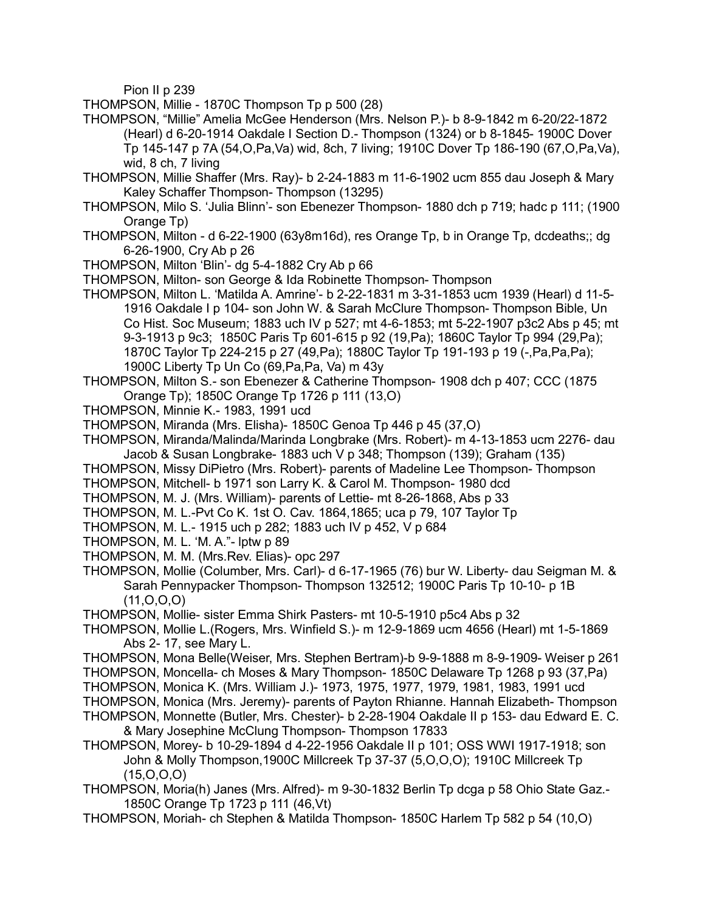Pion II p 239

THOMPSON, Millie - 1870C Thompson Tp p 500 (28)

THOMPSON, "Millie" Amelia McGee Henderson (Mrs. Nelson P.)- b 8-9-1842 m 6-20/22-1872 (Hearl) d 6-20-1914 Oakdale I Section D.- Thompson (1324) or b 8-1845- 1900C Dover Tp 145-147 p 7A (54,O,Pa,Va) wid, 8ch, 7 living; 1910C Dover Tp 186-190 (67,O,Pa,Va), wid, 8 ch, 7 living

THOMPSON, Millie Shaffer (Mrs. Ray)- b 2-24-1883 m 11-6-1902 ucm 855 dau Joseph & Mary Kaley Schaffer Thompson- Thompson (13295)

THOMPSON, Milo S. 'Julia Blinn'- son Ebenezer Thompson- 1880 dch p 719; hadc p 111; (1900 Orange Tp)

THOMPSON, Milton - d 6-22-1900 (63y8m16d), res Orange Tp, b in Orange Tp, dcdeaths;; dg 6-26-1900, Cry Ab p 26

THOMPSON, Milton 'Blin'- dg 5-4-1882 Cry Ab p 66

THOMPSON, Milton- son George & Ida Robinette Thompson- Thompson

THOMPSON, Milton L. 'Matilda A. Amrine'- b 2-22-1831 m 3-31-1853 ucm 1939 (Hearl) d 11-5-1916 Oakdale I p 104- son John W. & Sarah McClure Thompson- Thompson Bible, Un Co Hist. Soc Museum; 1883 uch IV p 527; mt 4-6-1853; mt 5-22-1907 p3c2 Abs p 45; mt 9-3-1913 p 9c3; 1850C Paris Tp 601-615 p 92 (19,Pa); 1860C Taylor Tp 994 (29,Pa); 1870C Taylor Tp 224-215 p 27 (49,Pa); 1880C Taylor Tp 191-193 p 19 (-,Pa,Pa,Pa); 1900C Liberty Tp Un Co (69,Pa,Pa, Va) m 43y

THOMPSON, Milton S.- son Ebenezer & Catherine Thompson- 1908 dch p 407; CCC (1875 Orange Tp); 1850C Orange Tp 1726 p 111 (13,O)

THOMPSON, Minnie K.- 1983, 1991 ucd

THOMPSON, Miranda (Mrs. Elisha)- 1850C Genoa Tp 446 p 45 (37,O)

THOMPSON, Miranda/Malinda/Marinda Longbrake (Mrs. Robert)- m 4-13-1853 ucm 2276- dau Jacob & Susan Longbrake- 1883 uch V p 348; Thompson (139); Graham (135)

THOMPSON, Missy DiPietro (Mrs. Robert)- parents of Madeline Lee Thompson- Thompson

THOMPSON, Mitchell- b 1971 son Larry K. & Carol M. Thompson- 1980 dcd

THOMPSON, M. J. (Mrs. William)- parents of Lettie- mt 8-26-1868, Abs p 33

THOMPSON, M. L.-Pvt Co K. 1st O. Cav. 1864,1865; uca p 79, 107 Taylor Tp

THOMPSON, M. L.- 1915 uch p 282; 1883 uch IV p 452, V p 684

THOMPSON, M. L. 'M. A."- lptw p 89

THOMPSON, M. M. (Mrs.Rev. Elias)- opc 297

THOMPSON, Mollie (Columber, Mrs. Carl)- d 6-17-1965 (76) bur W. Liberty- dau Seigman M. & Sarah Pennypacker Thompson- Thompson 132512; 1900C Paris Tp 10-10- p 1B (11,O,O,O)

THOMPSON, Mollie- sister Emma Shirk Pasters- mt 10-5-1910 p5c4 Abs p 32

THOMPSON, Mollie L.(Rogers, Mrs. Winfield S.)- m 12-9-1869 ucm 4656 (Hearl) mt 1-5-1869 Abs 2- 17, see Mary L.

THOMPSON, Mona Belle(Weiser, Mrs. Stephen Bertram)-b 9-9-1888 m 8-9-1909- Weiser p 261

THOMPSON, Moncella- ch Moses & Mary Thompson- 1850C Delaware Tp 1268 p 93 (37,Pa)

THOMPSON, Monica K. (Mrs. William J.)- 1973, 1975, 1977, 1979, 1981, 1983, 1991 ucd

THOMPSON, Monica (Mrs. Jeremy)- parents of Payton Rhianne. Hannah Elizabeth- Thompson

THOMPSON, Monnette (Butler, Mrs. Chester)- b 2-28-1904 Oakdale II p 153- dau Edward E. C. & Mary Josephine McClung Thompson- Thompson 17833

THOMPSON, Morey- b 10-29-1894 d 4-22-1956 Oakdale II p 101; OSS WWI 1917-1918; son John & Molly Thompson,1900C Millcreek Tp 37-37 (5,O,O,O); 1910C Millcreek Tp (15,O,O,O)

THOMPSON, Moria(h) Janes (Mrs. Alfred)- m 9-30-1832 Berlin Tp dcga p 58 Ohio State Gaz.- 1850C Orange Tp 1723 p 111 (46,Vt)

THOMPSON, Moriah- ch Stephen & Matilda Thompson- 1850C Harlem Tp 582 p 54 (10,O)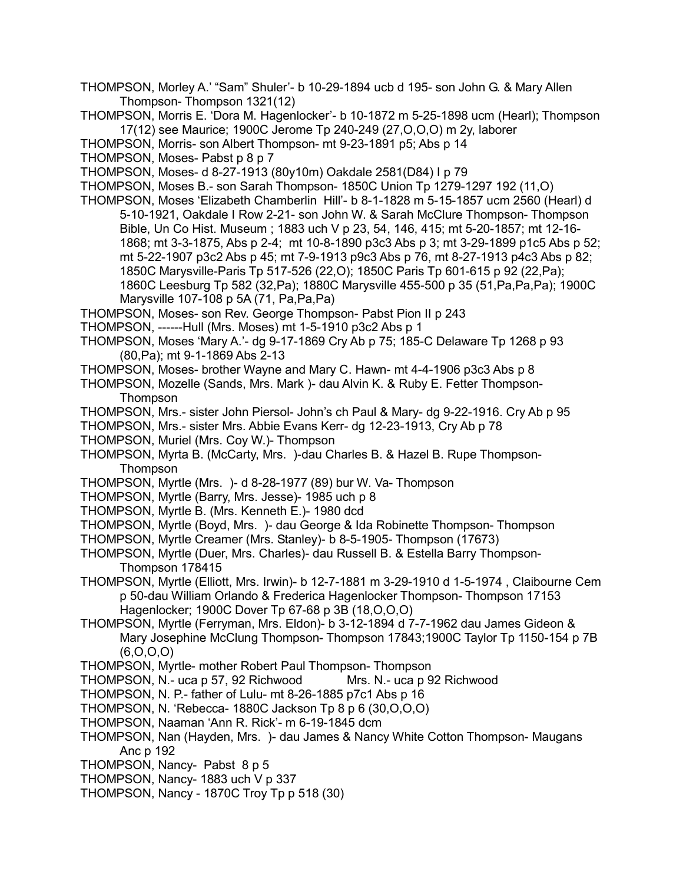THOMPSON, Morley A.' "Sam" Shuler'- b 10-29-1894 ucb d 195- son John G. & Mary Allen Thompson- Thompson 1321(12)

THOMPSON, Morris E. 'Dora M. Hagenlocker'- b 10-1872 m 5-25-1898 ucm (Hearl); Thompson 17(12) see Maurice; 1900C Jerome Tp 240-249 (27,O,O,O) m 2y, laborer

THOMPSON, Morris- son Albert Thompson- mt 9-23-1891 p5; Abs p 14

THOMPSON, Moses- Pabst p 8 p 7

THOMPSON, Moses- d 8-27-1913 (80y10m) Oakdale 2581(D84) I p 79

THOMPSON, Moses B.- son Sarah Thompson- 1850C Union Tp 1279-1297 192 (11,O)

THOMPSON, Moses 'Elizabeth Chamberlin Hill'- b 8-1-1828 m 5-15-1857 ucm 2560 (Hearl) d 5-10-1921, Oakdale I Row 2-21- son John W. & Sarah McClure Thompson- Thompson Bible, Un Co Hist. Museum ; 1883 uch V p 23, 54, 146, 415; mt 5-20-1857; mt 12-16-1868; mt 3-3-1875, Abs p 2-4; mt 10-8-1890 p3c3 Abs p 3; mt 3-29-1899 p1c5 Abs p 52; mt 5-22-1907 p3c2 Abs p 45; mt 7-9-1913 p9c3 Abs p 76, mt 8-27-1913 p4c3 Abs p 82; 1850C Marysville-Paris Tp 517-526 (22,O); 1850C Paris Tp 601-615 p 92 (22,Pa); 1860C Leesburg Tp 582 (32,Pa); 1880C Marysville 455-500 p 35 (51,Pa,Pa,Pa); 1900C Marysville 107-108 p 5A (71, Pa,Pa,Pa)

THOMPSON, Moses- son Rev. George Thompson- Pabst Pion II p 243

THOMPSON, ------Hull (Mrs. Moses) mt 1-5-1910 p3c2 Abs p 1

THOMPSON, Moses 'Mary A.'- dg 9-17-1869 Cry Ab p 75; 185-C Delaware Tp 1268 p 93 (80,Pa); mt 9-1-1869 Abs 2-13

THOMPSON, Moses- brother Wayne and Mary C. Hawn- mt 4-4-1906 p3c3 Abs p 8

THOMPSON, Mozelle (Sands, Mrs. Mark )- dau Alvin K. & Ruby E. Fetter Thompson- Thompson

THOMPSON, Mrs.- sister John Piersol- John's ch Paul & Mary- dg 9-22-1916. Cry Ab p 95

THOMPSON, Mrs.- sister Mrs. Abbie Evans Kerr- dg 12-23-1913, Cry Ab p 78

THOMPSON, Muriel (Mrs. Coy W.)- Thompson

THOMPSON, Myrta B. (McCarty, Mrs. )-dau Charles B. & Hazel B. Rupe Thompson- Thompson

THOMPSON, Myrtle (Mrs. )- d 8-28-1977 (89) bur W. Va- Thompson

THOMPSON, Myrtle (Barry, Mrs. Jesse)- 1985 uch p 8

THOMPSON, Myrtle B. (Mrs. Kenneth E.)- 1980 dcd

THOMPSON, Myrtle (Boyd, Mrs. )- dau George & Ida Robinette Thompson- Thompson

THOMPSON, Myrtle Creamer (Mrs. Stanley)- b 8-5-1905- Thompson (17673)

THOMPSON, Myrtle (Duer, Mrs. Charles)- dau Russell B. & Estella Barry Thompson- Thompson 178415

THOMPSON, Myrtle (Elliott, Mrs. Irwin)- b 12-7-1881 m 3-29-1910 d 1-5-1974 , Claibourne Cem p 50-dau William Orlando & Frederica Hagenlocker Thompson- Thompson 17153 Hagenlocker; 1900C Dover Tp 67-68 p 3B (18,O,O,O)

THOMPSON, Myrtle (Ferryman, Mrs. Eldon)- b 3-12-1894 d 7-7-1962 dau James Gideon & Mary Josephine McClung Thompson- Thompson 17843;1900C Taylor Tp 1150-154 p 7B (6,O,O,O)

THOMPSON, Myrtle- mother Robert Paul Thompson- Thompson

THOMPSON, N.- uca p 57, 92 Richwood Mrs. N.- uca p 92 Richwood

THOMPSON, N. P.- father of Lulu- mt 8-26-1885 p7c1 Abs p 16

THOMPSON, N. 'Rebecca- 1880C Jackson Tp 8 p 6 (30,O,O,O)

THOMPSON, Naaman 'Ann R. Rick'- m 6-19-1845 dcm

THOMPSON, Nan (Hayden, Mrs. )- dau James & Nancy White Cotton Thompson- Maugans Anc p 192

THOMPSON, Nancy- Pabst 8 p 5

THOMPSON, Nancy- 1883 uch V p 337

THOMPSON, Nancy - 1870C Troy Tp p 518 (30)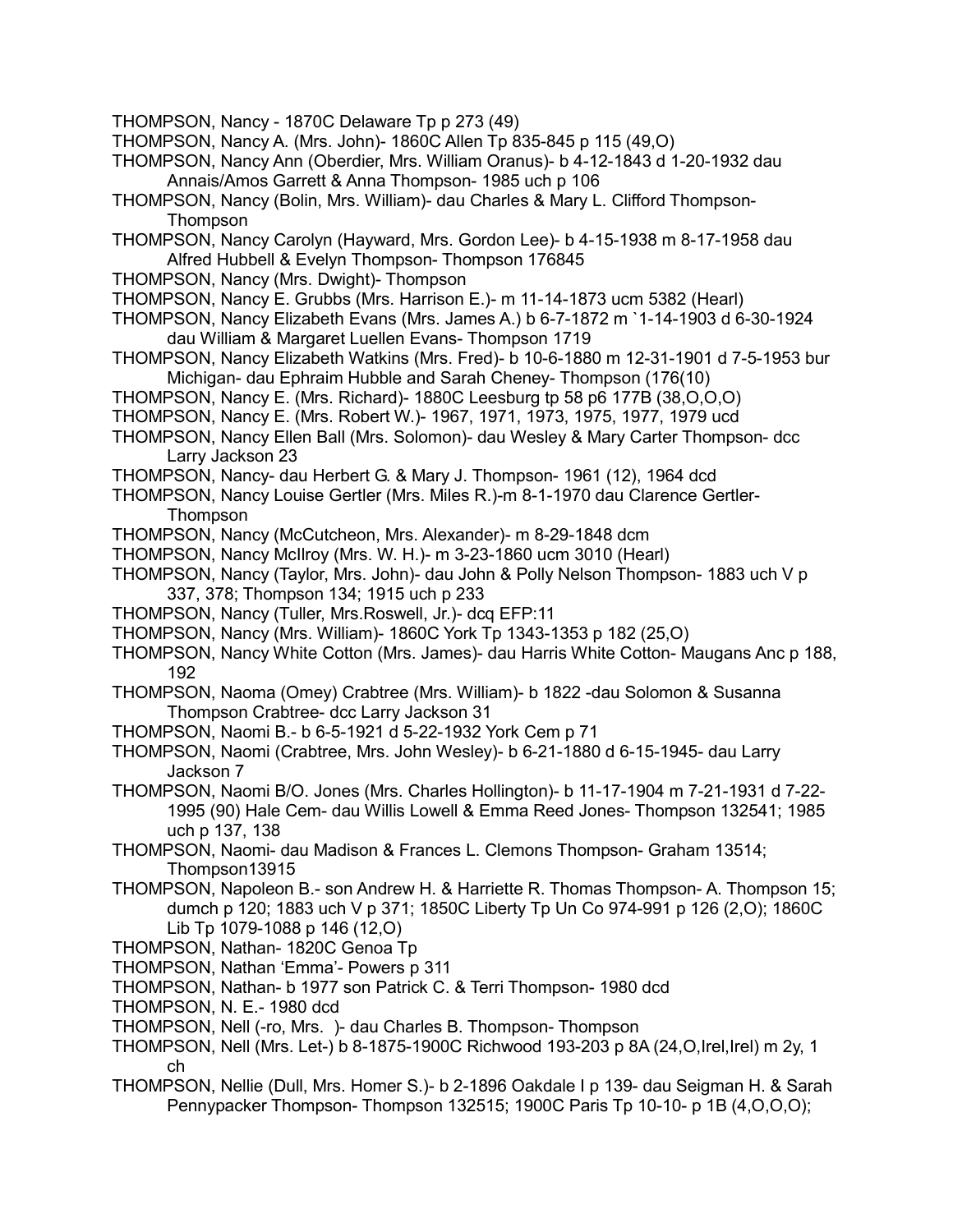THOMPSON, Nancy - 1870C Delaware Tp p 273 (49)

THOMPSON, Nancy A. (Mrs. John)- 1860C Allen Tp 835-845 p 115 (49,O)

THOMPSON, Nancy Ann (Oberdier, Mrs. William Oranus)- b 4-12-1843 d 1-20-1932 dau Annais/Amos Garrett & Anna Thompson- 1985 uch p 106

THOMPSON, Nancy (Bolin, Mrs. William)- dau Charles & Mary L. Clifford Thompson- Thompson

THOMPSON, Nancy Carolyn (Hayward, Mrs. Gordon Lee)- b 4-15-1938 m 8-17-1958 dau Alfred Hubbell & Evelyn Thompson- Thompson 176845

THOMPSON, Nancy (Mrs. Dwight)- Thompson

THOMPSON, Nancy E. Grubbs (Mrs. Harrison E.)- m 11-14-1873 ucm 5382 (Hearl)

THOMPSON, Nancy Elizabeth Evans (Mrs. James A.) b 6-7-1872 m `1-14-1903 d 6-30-1924 dau William & Margaret Luellen Evans- Thompson 1719

THOMPSON, Nancy Elizabeth Watkins (Mrs. Fred)- b 10-6-1880 m 12-31-1901 d 7-5-1953 bur Michigan- dau Ephraim Hubble and Sarah Cheney- Thompson (176(10)

THOMPSON, Nancy E. (Mrs. Richard)- 1880C Leesburg tp 58 p6 177B (38,O,O,O)

THOMPSON, Nancy E. (Mrs. Robert W.)- 1967, 1971, 1973, 1975, 1977, 1979 ucd

THOMPSON, Nancy Ellen Ball (Mrs. Solomon)- dau Wesley & Mary Carter Thompson- dcc Larry Jackson 23

THOMPSON, Nancy- dau Herbert G. & Mary J. Thompson- 1961 (12), 1964 dcd

THOMPSON, Nancy Louise Gertler (Mrs. Miles R.)-m 8-1-1970 dau Clarence Gertler- Thompson

THOMPSON, Nancy (McCutcheon, Mrs. Alexander)- m 8-29-1848 dcm

THOMPSON, Nancy McIlroy (Mrs. W. H.)- m 3-23-1860 ucm 3010 (Hearl)

THOMPSON, Nancy (Taylor, Mrs. John)- dau John & Polly Nelson Thompson- 1883 uch V p 337, 378; Thompson 134; 1915 uch p 233

THOMPSON, Nancy (Tuller, Mrs.Roswell, Jr.)- dcq EFP:11

THOMPSON, Nancy (Mrs. William)- 1860C York Tp 1343-1353 p 182 (25,O)

THOMPSON, Nancy White Cotton (Mrs. James)- dau Harris White Cotton- Maugans Anc p 188, 192

THOMPSON, Naoma (Omey) Crabtree (Mrs. William)- b 1822 -dau Solomon & Susanna Thompson Crabtree- dcc Larry Jackson 31

THOMPSON, Naomi B.- b 6-5-1921 d 5-22-1932 York Cem p 71

THOMPSON, Naomi (Crabtree, Mrs. John Wesley)- b 6-21-1880 d 6-15-1945- dau Larry Jackson 7

THOMPSON, Naomi B/O. Jones (Mrs. Charles Hollington)- b 11-17-1904 m 7-21-1931 d 7-22-1995 (90) Hale Cem- dau Willis Lowell & Emma Reed Jones- Thompson 132541; 1985 uch p 137, 138

THOMPSON, Naomi- dau Madison & Frances L. Clemons Thompson- Graham 13514; Thompson13915

THOMPSON, Napoleon B.- son Andrew H. & Harriette R. Thomas Thompson- A. Thompson 15; dumch p 120; 1883 uch V p 371; 1850C Liberty Tp Un Co 974-991 p 126 (2,O); 1860C Lib Tp 1079-1088 p 146 (12,O)

THOMPSON, Nathan- 1820C Genoa Tp

THOMPSON, Nathan 'Emma'- Powers p 311

THOMPSON, Nathan- b 1977 son Patrick C. & Terri Thompson- 1980 dcd

THOMPSON, N. E.- 1980 dcd

THOMPSON, Nell (-ro, Mrs. )- dau Charles B. Thompson- Thompson

THOMPSON, Nell (Mrs. Let-) b 8-1875-1900C Richwood 193-203 p 8A (24,O,Irel,Irel) m 2y, 1 ch

THOMPSON, Nellie (Dull, Mrs. Homer S.)- b 2-1896 Oakdale I p 139- dau Seigman H. & Sarah Pennypacker Thompson- Thompson 132515; 1900C Paris Tp 10-10- p 1B (4,O,O,O);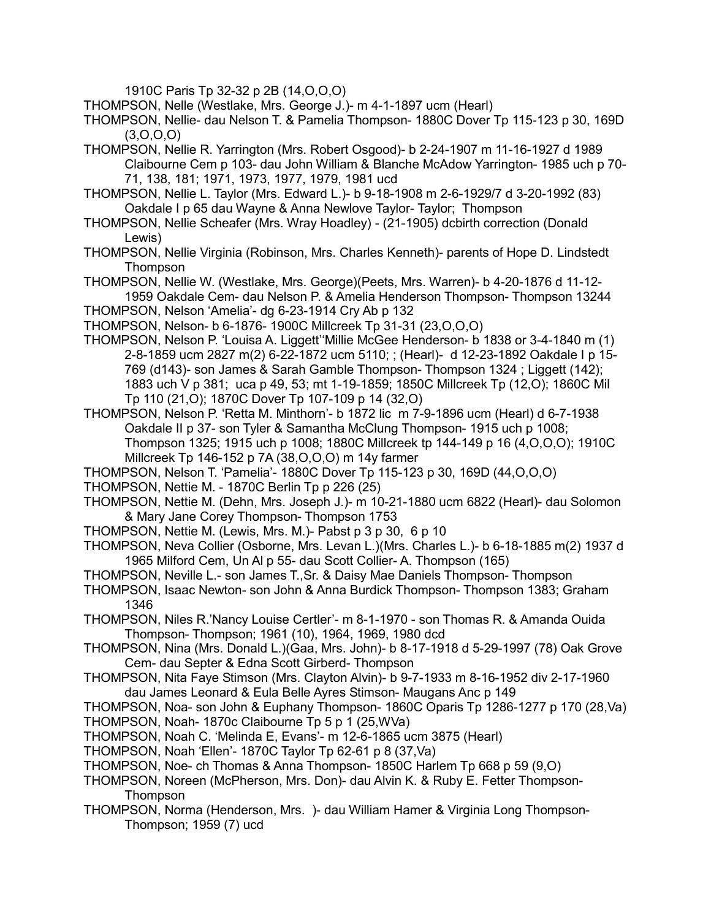1910C Paris Tp 32-32 p 2B (14,O,O,O)

THOMPSON, Nelle (Westlake, Mrs. George J.)- m 4-1-1897 ucm (Hearl)

THOMPSON, Nellie- dau Nelson T. & Pamelia Thompson- 1880C Dover Tp 115-123 p 30, 169D (3,O,O,O)

THOMPSON, Nellie R. Yarrington (Mrs. Robert Osgood)- b 2-24-1907 m 11-16-1927 d 1989 Claibourne Cem p 103- dau John William & Blanche McAdow Yarrington- 1985 uch p 70-71, 138, 181; 1971, 1973, 1977, 1979, 1981 ucd

THOMPSON, Nellie L. Taylor (Mrs. Edward L.)- b 9-18-1908 m 2-6-1929/7 d 3-20-1992 (83) Oakdale I p 65 dau Wayne & Anna Newlove Taylor- Taylor; Thompson

THOMPSON, Nellie Scheafer (Mrs. Wray Hoadley) - (21-1905) dcbirth correction (Donald Lewis)

THOMPSON, Nellie Virginia (Robinson, Mrs. Charles Kenneth)- parents of Hope D. Lindstedt Thompson

THOMPSON, Nellie W. (Westlake, Mrs. George)(Peets, Mrs. Warren)- b 4-20-1876 d 11-12-1959 Oakdale Cem- dau Nelson P. & Amelia Henderson Thompson- Thompson 13244

THOMPSON, Nelson 'Amelia'- dg 6-23-1914 Cry Ab p 132

THOMPSON, Nelson- b 6-1876- 1900C Millcreek Tp 31-31 (23,O,O,O)

THOMPSON, Nelson P. 'Louisa A. Liggett''Millie McGee Henderson- b 1838 or 3-4-1840 m (1) 2-8-1859 ucm 2827 m(2) 6-22-1872 ucm 5110; ; (Hearl)- d 12-23-1892 Oakdale I p 15-769 (d143)- son James & Sarah Gamble Thompson- Thompson 1324 ; Liggett (142); 1883 uch V p 381; uca p 49, 53; mt 1-19-1859; 1850C Millcreek Tp (12,O); 1860C Mil Tp 110 (21,O); 1870C Dover Tp 107-109 p 14 (32,O)

THOMPSON, Nelson P. 'Retta M. Minthorn'- b 1872 lic m 7-9-1896 ucm (Hearl) d 6-7-1938 Oakdale II p 37- son Tyler & Samantha McClung Thompson- 1915 uch p 1008; Thompson 1325; 1915 uch p 1008; 1880C Millcreek tp 144-149 p 16 (4,O,O,O); 1910C Millcreek Tp 146-152 p 7A (38,O,O,O) m 14y farmer

THOMPSON, Nelson T. 'Pamelia'- 1880C Dover Tp 115-123 p 30, 169D (44,O,O,O)

THOMPSON, Nettie M. - 1870C Berlin Tp p 226 (25)

THOMPSON, Nettie M. (Dehn, Mrs. Joseph J.)- m 10-21-1880 ucm 6822 (Hearl)- dau Solomon & Mary Jane Corey Thompson- Thompson 1753

THOMPSON, Nettie M. (Lewis, Mrs. M.)- Pabst p 3 p 30, 6 p 10

THOMPSON, Neva Collier (Osborne, Mrs. Levan L.)(Mrs. Charles L.)- b 6-18-1885 m(2) 1937 d 1965 Milford Cem, Un Al p 55- dau Scott Collier- A. Thompson (165)

THOMPSON, Neville L.- son James T.,Sr. & Daisy Mae Daniels Thompson- Thompson

THOMPSON, Isaac Newton- son John & Anna Burdick Thompson- Thompson 1383; Graham 1346

THOMPSON, Niles R.'Nancy Louise Certler'- m 8-1-1970 - son Thomas R. & Amanda Ouida Thompson- Thompson; 1961 (10), 1964, 1969, 1980 dcd

THOMPSON, Nina (Mrs. Donald L.)(Gaa, Mrs. John)- b 8-17-1918 d 5-29-1997 (78) Oak Grove Cem- dau Septer & Edna Scott Girberd- Thompson

THOMPSON, Nita Faye Stimson (Mrs. Clayton Alvin)- b 9-7-1933 m 8-16-1952 div 2-17-1960 dau James Leonard & Eula Belle Ayres Stimson- Maugans Anc p 149

THOMPSON, Noa- son John & Euphany Thompson- 1860C Oparis Tp 1286-1277 p 170 (28,Va)

THOMPSON, Noah- 1870c Claibourne Tp 5 p 1 (25,WVa)

THOMPSON, Noah C. 'Melinda E, Evans'- m 12-6-1865 ucm 3875 (Hearl)

THOMPSON, Noah 'Ellen'- 1870C Taylor Tp 62-61 p 8 (37,Va)

THOMPSON, Noe- ch Thomas & Anna Thompson- 1850C Harlem Tp 668 p 59 (9,O)

THOMPSON, Noreen (McPherson, Mrs. Don)- dau Alvin K. & Ruby E. Fetter Thompson- Thompson

THOMPSON, Norma (Henderson, Mrs. )- dau William Hamer & Virginia Long Thompson- Thompson; 1959 (7) ucd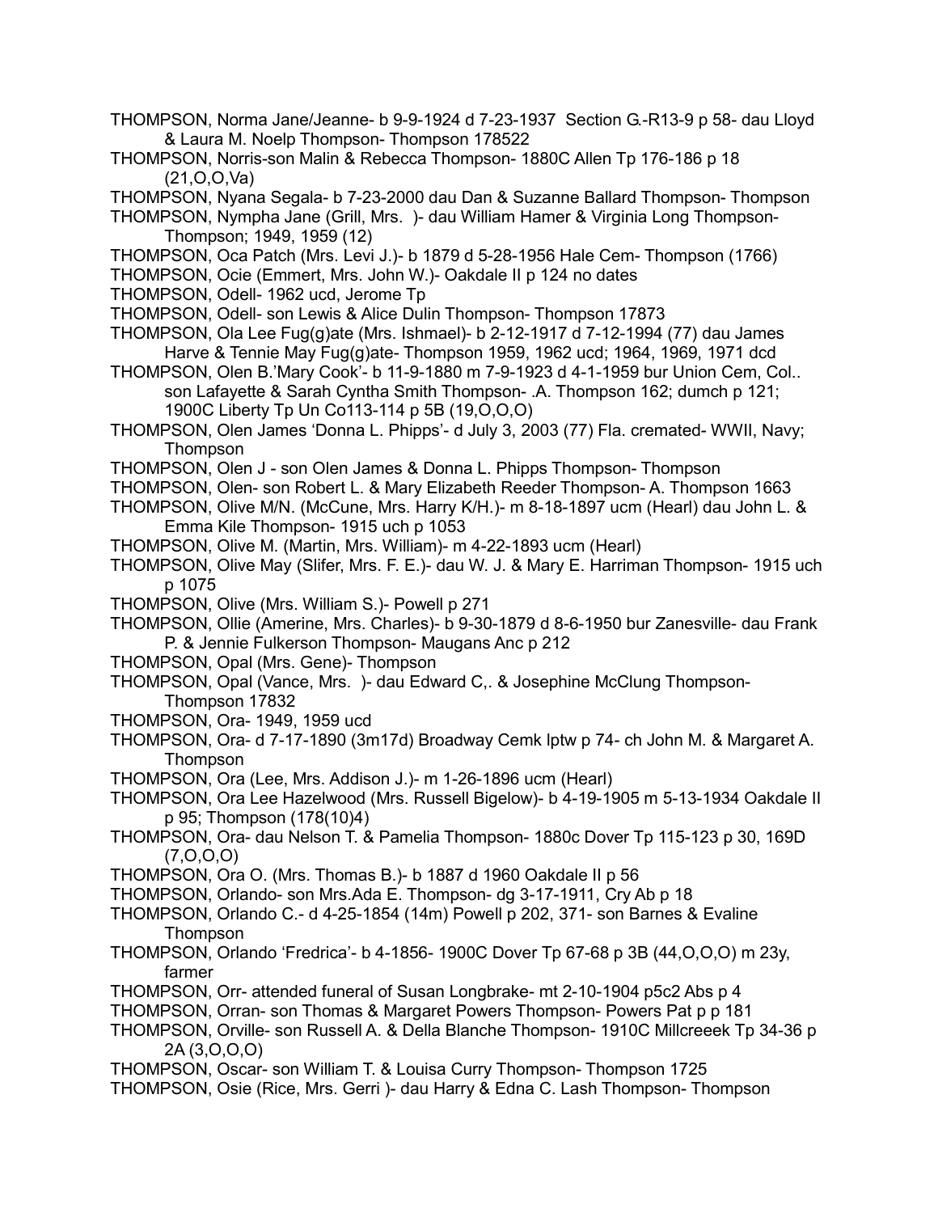THOMPSON, Norma Jane/Jeanne- b 9-9-1924 d 7-23-1937 Section G.-R13-9 p 58- dau Lloyd & Laura M. Noelp Thompson- Thompson 178522

THOMPSON, Norris-son Malin & Rebecca Thompson- 1880C Allen Tp 176-186 p 18 (21,O,O,Va)

THOMPSON, Nyana Segala- b 7-23-2000 dau Dan & Suzanne Ballard Thompson- Thompson

THOMPSON, Nympha Jane (Grill, Mrs. )- dau William Hamer & Virginia Long Thompson- Thompson; 1949, 1959 (12)

THOMPSON, Oca Patch (Mrs. Levi J.)- b 1879 d 5-28-1956 Hale Cem- Thompson (1766)

THOMPSON, Ocie (Emmert, Mrs. John W.)- Oakdale II p 124 no dates

THOMPSON, Odell- 1962 ucd, Jerome Tp

THOMPSON, Odell- son Lewis & Alice Dulin Thompson- Thompson 17873

THOMPSON, Ola Lee Fug(g)ate (Mrs. Ishmael)- b 2-12-1917 d 7-12-1994 (77) dau James Harve & Tennie May Fug(g)ate- Thompson 1959, 1962 ucd; 1964, 1969, 1971 dcd

THOMPSON, Olen B.'Mary Cook'- b 11-9-1880 m 7-9-1923 d 4-1-1959 bur Union Cem, Col.. son Lafayette & Sarah Cynthia Smith Thompson- .A. Thompson 162; dumch p 121; 1900C Liberty Tp Un Co113-114 p 5B (19,O,O,O)

THOMPSON, Olen James 'Donna L. Phipps'- d July 3, 2003 (77) Fla. cremated- WWII, Navy; Thompson

THOMPSON, Olen J - son Olen James & Donna L. Phipps Thompson- Thompson

THOMPSON, Olen- son Robert L. & Mary Elizabeth Reeder Thompson- A. Thompson 1663

THOMPSON, Olive M/N. (McCune, Mrs. Harry K/H.)- m 8-18-1897 ucm (Hearl) dau John L. & Emma Kile Thompson- 1915 uch p 1053

THOMPSON, Olive M. (Martin, Mrs. William)- m 4-22-1893 ucm (Hearl)

THOMPSON, Olive May (Slifer, Mrs. F. E.)- dau W. J. & Mary E. Harriman Thompson- 1915 uch p 1075

THOMPSON, Olive (Mrs. William S.)- Powell p 271

THOMPSON, Ollie (Amerine, Mrs. Charles)- b 9-30-1879 d 8-6-1950 bur Zanesville- dau Frank P. & Jennie Fulkerson Thompson- Maugans Anc p 212

THOMPSON, Opal (Mrs. Gene)- Thompson

THOMPSON, Opal (Vance, Mrs. )- dau Edward C,. & Josephine McClung Thompson- Thompson 17832

THOMPSON, Ora- 1949, 1959 ucd

THOMPSON, Ora- d 7-17-1890 (3m17d) Broadway Cemk lptw p 74- ch John M. & Margaret A. Thompson

THOMPSON, Ora (Lee, Mrs. Addison J.)- m 1-26-1896 ucm (Hearl)

THOMPSON, Ora Lee Hazelwood (Mrs. Russell Bigelow)- b 4-19-1905 m 5-13-1934 Oakdale II p 95; Thompson (178(10)4)

THOMPSON, Ora- dau Nelson T. & Pamelia Thompson- 1880c Dover Tp 115-123 p 30, 169D (7,O,O,O)

THOMPSON, Ora O. (Mrs. Thomas B.)- b 1887 d 1960 Oakdale II p 56

THOMPSON, Orlando- son Mrs.Ada E. Thompson- dg 3-17-1911, Cry Ab p 18

THOMPSON, Orlando C.- d 4-25-1854 (14m) Powell p 202, 371- son Barnes & Evaline Thompson

THOMPSON, Orlando 'Fredrica'- b 4-1856- 1900C Dover Tp 67-68 p 3B (44,O,O,O) m 23y, farmer

THOMPSON, Orr- attended funeral of Susan Longbrake- mt 2-10-1904 p5c2 Abs p 4

THOMPSON, Orran- son Thomas & Margaret Powers Thompson- Powers Pat p p 181

THOMPSON, Orville- son Russell A. & Della Blanche Thompson- 1910C Millcreeek Tp 34-36 p 2A (3,O,O,O)

THOMPSON, Oscar- son William T. & Louisa Curry Thompson- Thompson 1725

THOMPSON, Osie (Rice, Mrs. Gerri )- dau Harry & Edna C. Lash Thompson- Thompson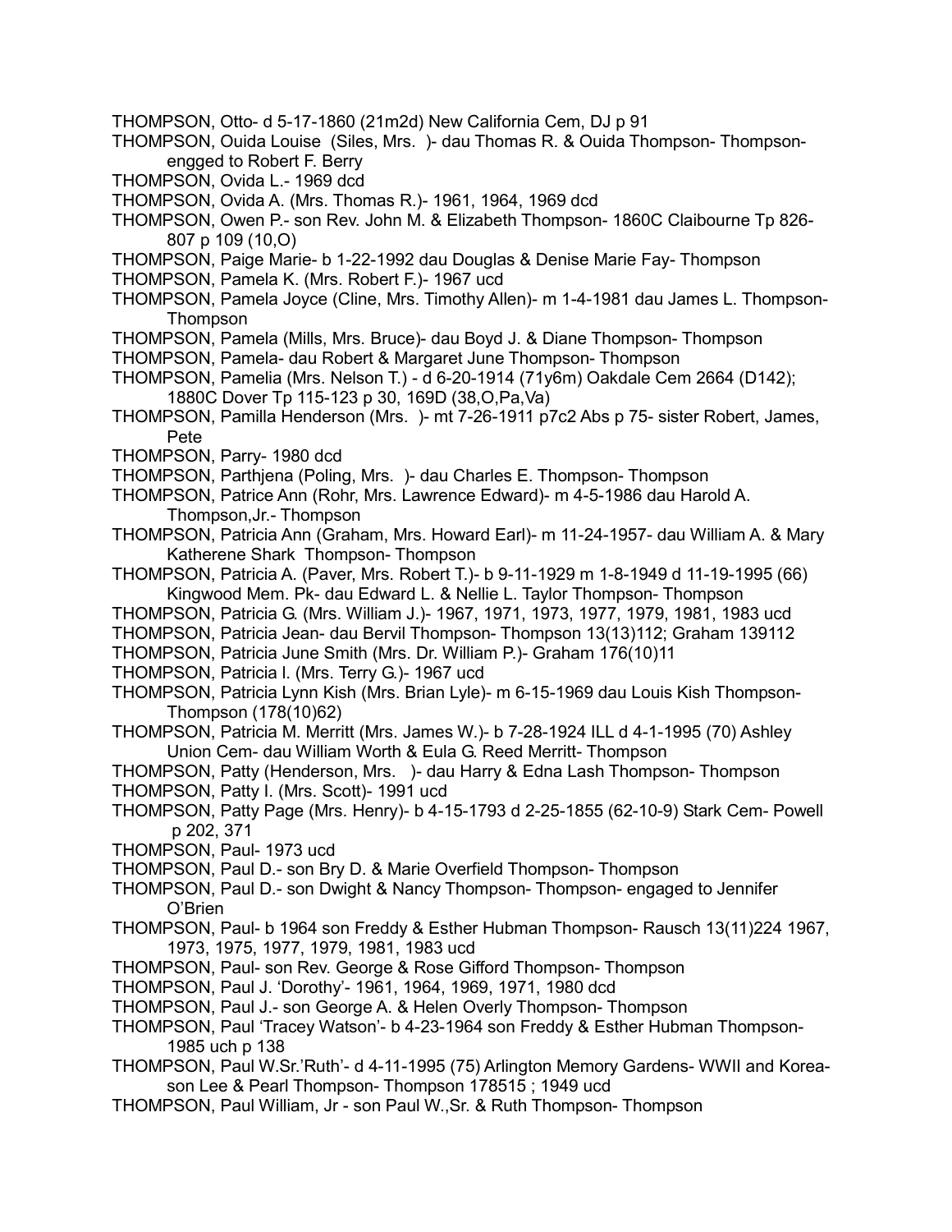THOMPSON, Otto- d 5-17-1860 (21m2d) New California Cem, DJ p 91

THOMPSON, Ouida Louise (Siles, Mrs. )- dau Thomas R. & Ouida Thompson- Thompson- engged to Robert F. Berry

THOMPSON, Ovida L.- 1969 dcd

THOMPSON, Ovida A. (Mrs. Thomas R.)- 1961, 1964, 1969 dcd

THOMPSON, Owen P.- son Rev. John M. & Elizabeth Thompson- 1860C Claibourne Tp 826-807 p 109 (10,O)

THOMPSON, Paige Marie- b 1-22-1992 dau Douglas & Denise Marie Fay- Thompson

THOMPSON, Pamela K. (Mrs. Robert F.)- 1967 ucd

THOMPSON, Pamela Joyce (Cline, Mrs. Timothy Allen)- m 1-4-1981 dau James L. Thompson- Thompson

THOMPSON, Pamela (Mills, Mrs. Bruce)- dau Boyd J. & Diane Thompson- Thompson

THOMPSON, Pamela- dau Robert & Margaret June Thompson- Thompson

THOMPSON, Pamelia (Mrs. Nelson T.) - d 6-20-1914 (71y6m) Oakdale Cem 2664 (D142); 1880C Dover Tp 115-123 p 30, 169D (38,O,Pa,Va)

THOMPSON, Pamilla Henderson (Mrs. )- mt 7-26-1911 p7c2 Abs p 75- sister Robert, James, Pete

THOMPSON, Parry- 1980 dcd

THOMPSON, Parthjena (Poling, Mrs. )- dau Charles E. Thompson- Thompson

THOMPSON, Patrice Ann (Rohr, Mrs. Lawrence Edward)- m 4-5-1986 dau Harold A. Thompson,Jr.- Thompson

THOMPSON, Patricia Ann (Graham, Mrs. Howard Earl)- m 11-24-1957- dau William A. & Mary Katherene Shark Thompson- Thompson

THOMPSON, Patricia A. (Paver, Mrs. Robert T.)- b 9-11-1929 m 1-8-1949 d 11-19-1995 (66) Kingwood Mem. Pk- dau Edward L. & Nellie L. Taylor Thompson- Thompson

THOMPSON, Patricia G. (Mrs. William J.)- 1967, 1971, 1973, 1977, 1979, 1981, 1983 ucd

THOMPSON, Patricia Jean- dau Bervil Thompson- Thompson 13(13)112; Graham 139112

THOMPSON, Patricia June Smith (Mrs. Dr. William P.)- Graham 176(10)11

THOMPSON, Patricia I. (Mrs. Terry G.)- 1967 ucd

THOMPSON, Patricia Lynn Kish (Mrs. Brian Lyle)- m 6-15-1969 dau Louis Kish Thompson- Thompson (178(10)62)

THOMPSON, Patricia M. Merritt (Mrs. James W.)- b 7-28-1924 ILL d 4-1-1995 (70) Ashley Union Cem- dau William Worth & Eula G. Reed Merritt- Thompson

THOMPSON, Patty (Henderson, Mrs. )- dau Harry & Edna Lash Thompson- Thompson

THOMPSON, Patty I. (Mrs. Scott)- 1991 ucd

THOMPSON, Patty Page (Mrs. Henry)- b 4-15-1793 d 2-25-1855 (62-10-9) Stark Cem- Powell p 202, 371

THOMPSON, Paul- 1973 ucd

THOMPSON, Paul D.- son Bry D. & Marie Overfield Thompson- Thompson

THOMPSON, Paul D.- son Dwight & Nancy Thompson- Thompson- engaged to Jennifer O'Brien

THOMPSON, Paul- b 1964 son Freddy & Esther Hubman Thompson- Rausch 13(11)224 1967, 1973, 1975, 1977, 1979, 1981, 1983 ucd

THOMPSON, Paul- son Rev. George & Rose Gifford Thompson- Thompson

THOMPSON, Paul J. 'Dorothy'- 1961, 1964, 1969, 1971, 1980 dcd

THOMPSON, Paul J.- son George A. & Helen Overly Thompson- Thompson

THOMPSON, Paul 'Tracey Watson'- b 4-23-1964 son Freddy & Esther Hubman Thompson- 1985 uch p 138

THOMPSON, Paul W.Sr.'Ruth'- d 4-11-1995 (75) Arlington Memory Gardens- WWII and Korea- son Lee & Pearl Thompson- Thompson 178515 ; 1949 ucd

THOMPSON, Paul William, Jr - son Paul W.,Sr. & Ruth Thompson- Thompson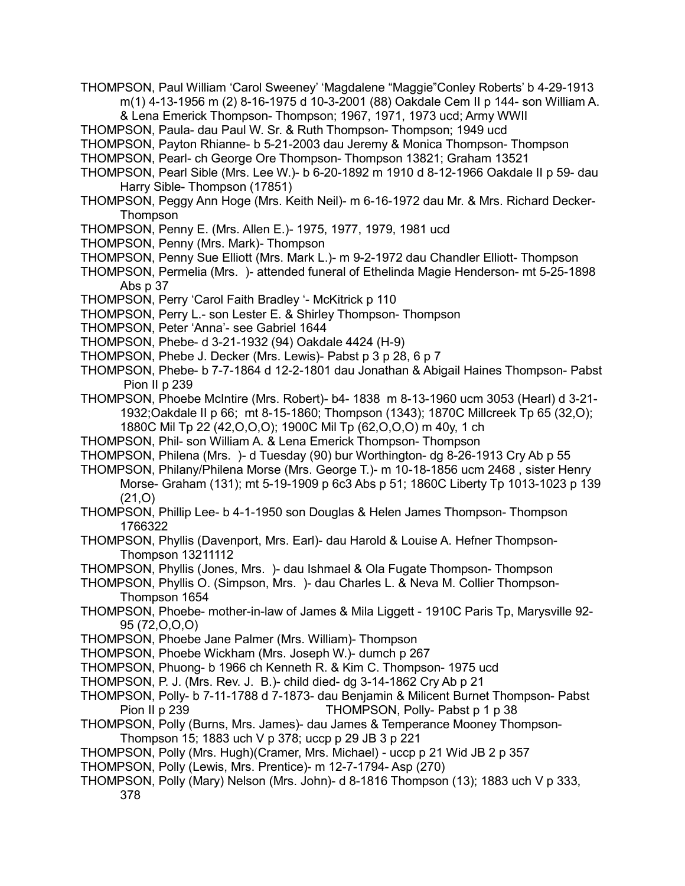THOMPSON, Paul William 'Carol Sweeney' 'Magdalene "Maggie"Conley Roberts' b 4-29-1913 m(1) 4-13-1956 m (2) 8-16-1975 d 10-3-2001 (88) Oakdale Cem II p 144- son William A. & Lena Emerick Thompson- Thompson; 1967, 1971, 1973 ucd; Army WWII

THOMPSON, Paula- dau Paul W. Sr. & Ruth Thompson- Thompson; 1949 ucd

THOMPSON, Payton Rhianne- b 5-21-2003 dau Jeremy & Monica Thompson- Thompson

THOMPSON, Pearl- ch George Ore Thompson- Thompson 13821; Graham 13521

THOMPSON, Pearl Sible (Mrs. Lee W.)- b 6-20-1892 m 1910 d 8-12-1966 Oakdale II p 59- dau Harry Sible- Thompson (17851)

THOMPSON, Peggy Ann Hoge (Mrs. Keith Neil)- m 6-16-1972 dau Mr. & Mrs. Richard Decker- Thompson

THOMPSON, Penny E. (Mrs. Allen E.)- 1975, 1977, 1979, 1981 ucd

THOMPSON, Penny (Mrs. Mark)- Thompson

THOMPSON, Penny Sue Elliott (Mrs. Mark L.)- m 9-2-1972 dau Chandler Elliott- Thompson

THOMPSON, Permelia (Mrs. )- attended funeral of Ethelinda Magie Henderson- mt 5-25-1898 Abs p 37

THOMPSON, Perry 'Carol Faith Bradley '- McKitrick p 110

THOMPSON, Perry L.- son Lester E. & Shirley Thompson- Thompson

THOMPSON, Peter 'Anna'- see Gabriel 1644

THOMPSON, Phebe- d 3-21-1932 (94) Oakdale 4424 (H-9)

THOMPSON, Phebe J. Decker (Mrs. Lewis)- Pabst p 3 p 28, 6 p 7

THOMPSON, Phebe- b 7-7-1864 d 12-2-1801 dau Jonathan & Abigail Haines Thompson- Pabst Pion II p 239

THOMPSON, Phoebe McIntire (Mrs. Robert)- b4- 1838 m 8-13-1960 ucm 3053 (Hearl) d 3-21-1932;Oakdale II p 66; mt 8-15-1860; Thompson (1343); 1870C Millcreek Tp 65 (32,O); 1880C Mil Tp 22 (42,O,O,O); 1900C Mil Tp (62,O,O,O) m 40y, 1 ch

THOMPSON, Phil- son William A. & Lena Emerick Thompson- Thompson

THOMPSON, Philena (Mrs. )- d Tuesday (90) bur Worthington- dg 8-26-1913 Cry Ab p 55

THOMPSON, Philany/Philena Morse (Mrs. George T.)- m 10-18-1856 ucm 2468 , sister Henry Morse- Graham (131); mt 5-19-1909 p 6c3 Abs p 51; 1860C Liberty Tp 1013-1023 p 139 (21,O)

THOMPSON, Phillip Lee- b 4-1-1950 son Douglas & Helen James Thompson- Thompson 1766322

THOMPSON, Phyllis (Davenport, Mrs. Earl)- dau Harold & Louise A. Hefner Thompson- Thompson 13211112

THOMPSON, Phyllis (Jones, Mrs. )- dau Ishmael & Ola Fugate Thompson- Thompson

THOMPSON, Phyllis O. (Simpson, Mrs. )- dau Charles L. & Neva M. Collier Thompson- Thompson 1654

THOMPSON, Phoebe- mother-in-law of James & Mila Liggett - 1910C Paris Tp, Marysville 92-95 (72,O,O,O)

THOMPSON, Phoebe Jane Palmer (Mrs. William)- Thompson

THOMPSON, Phoebe Wickham (Mrs. Joseph W.)- dumch p 267

THOMPSON, Phuong- b 1966 ch Kenneth R. & Kim C. Thompson- 1975 ucd

THOMPSON, P. J. (Mrs. Rev. J. B.)- child died- dg 3-14-1862 Cry Ab p 21

THOMPSON, Polly- b 7-11-1788 d 7-1873- dau Benjamin & Milicent Burnet Thompson- Pabst Pion II p 239

THOMPSON, Polly- Pabst p 1 p 38

THOMPSON, Polly (Burns, Mrs. James)- dau James & Temperance Mooney Thompson- Thompson 15; 1883 uch V p 378; uccp p 29 JB 3 p 221

THOMPSON, Polly (Mrs. Hugh)(Cramer, Mrs. Michael) - uccp p 21 Wid JB 2 p 357

THOMPSON, Polly (Lewis, Mrs. Prentice)- m 12-7-1794- Asp (270)

THOMPSON, Polly (Mary) Nelson (Mrs. John)- d 8-1816 Thompson (13); 1883 uch V p 333, 378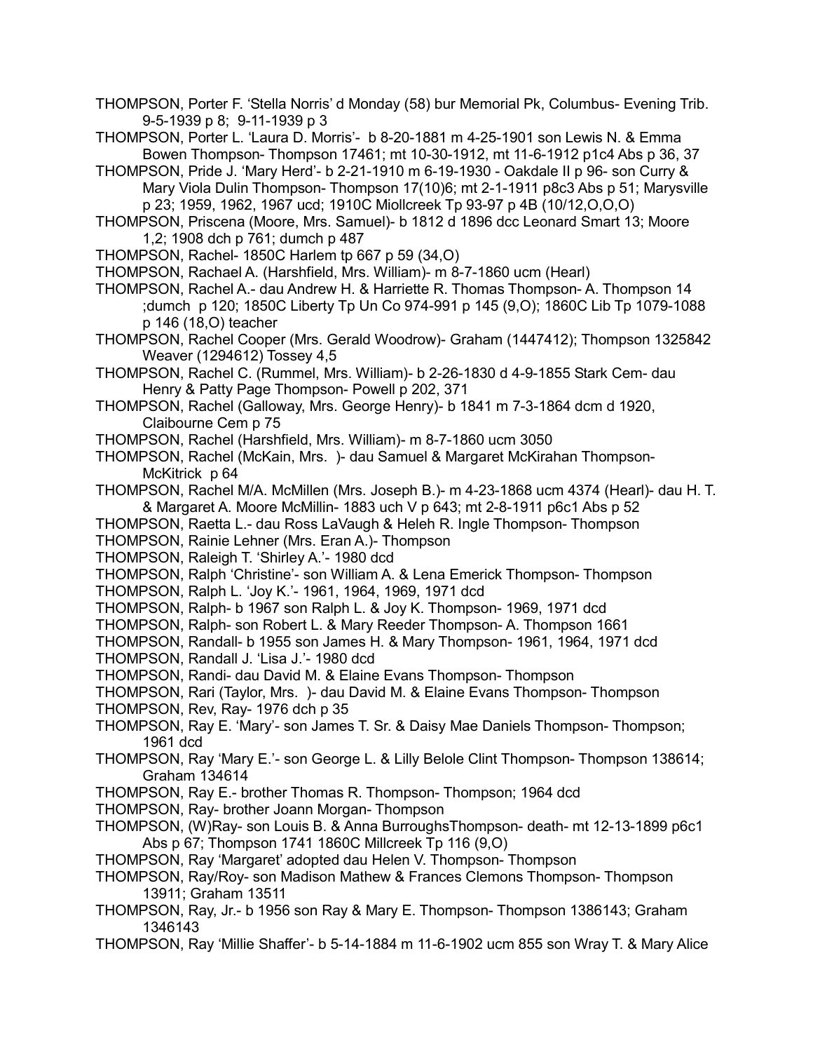THOMPSON, Porter F. 'Stella Norris' d Monday (58) bur Memorial Pk, Columbus- Evening Trib. 9-5-1939 p 8; 9-11-1939 p 3

THOMPSON, Porter L. 'Laura D. Morris'- b 8-20-1881 m 4-25-1901 son Lewis N. & Emma Bowen Thompson- Thompson 17461; mt 10-30-1912, mt 11-6-1912 p1c4 Abs p 36, 37

THOMPSON, Pride J. 'Mary Herd'- b 2-21-1910 m 6-19-1930 - Oakdale II p 96- son Curry & Mary Viola Dulin Thompson- Thompson 17(10)6; mt 2-1-1911 p8c3 Abs p 51; Marysville p 23; 1959, 1962, 1967 ucd; 1910C Miollcreek Tp 93-97 p 4B (10/12,O,O,O)

THOMPSON, Priscena (Moore, Mrs. Samuel)- b 1812 d 1896 dcc Leonard Smart 13; Moore 1,2; 1908 dch p 761; dumch p 487

THOMPSON, Rachel- 1850C Harlem tp 667 p 59 (34,O)

THOMPSON, Rachael A. (Harshfield, Mrs. William)- m 8-7-1860 ucm (Hearl)

THOMPSON, Rachel A.- dau Andrew H. & Harriette R. Thomas Thompson- A. Thompson 14 ;dumch p 120; 1850C Liberty Tp Un Co 974-991 p 145 (9,O); 1860C Lib Tp 1079-1088 p 146 (18,O) teacher

THOMPSON, Rachel Cooper (Mrs. Gerald Woodrow)- Graham (1447412); Thompson 1325842 Weaver (1294612) Tossey 4,5

THOMPSON, Rachel C. (Rummel, Mrs. William)- b 2-26-1830 d 4-9-1855 Stark Cem- dau Henry & Patty Page Thompson- Powell p 202, 371

THOMPSON, Rachel (Galloway, Mrs. George Henry)- b 1841 m 7-3-1864 dcm d 1920, Claibourne Cem p 75

THOMPSON, Rachel (Harshfield, Mrs. William)- m 8-7-1860 ucm 3050

THOMPSON, Rachel (McKain, Mrs. )- dau Samuel & Margaret McKirahan Thompson- McKitrick p 64

THOMPSON, Rachel M/A. McMillen (Mrs. Joseph B.)- m 4-23-1868 ucm 4374 (Hearl)- dau H. T. & Margaret A. Moore McMillin- 1883 uch V p 643; mt 2-8-1911 p6c1 Abs p 52

THOMPSON, Raetta L.- dau Ross LaVaugh & Heleh R. Ingle Thompson- Thompson

THOMPSON, Rainie Lehner (Mrs. Eran A.)- Thompson

THOMPSON, Raleigh T. 'Shirley A.'- 1980 dcd

THOMPSON, Ralph 'Christine'- son William A. & Lena Emerick Thompson- Thompson

THOMPSON, Ralph L. 'Joy K.'- 1961, 1964, 1969, 1971 dcd

THOMPSON, Ralph- b 1967 son Ralph L. & Joy K. Thompson- 1969, 1971 dcd

THOMPSON, Ralph- son Robert L. & Mary Reeder Thompson- A. Thompson 1661

THOMPSON, Randall- b 1955 son James H. & Mary Thompson- 1961, 1964, 1971 dcd

THOMPSON, Randall J. 'Lisa J.'- 1980 dcd

THOMPSON, Randi- dau David M. & Elaine Evans Thompson- Thompson

THOMPSON, Rari (Taylor, Mrs. )- dau David M. & Elaine Evans Thompson- Thompson

THOMPSON, Rev, Ray- 1976 dch p 35

THOMPSON, Ray E. 'Mary'- son James T. Sr. & Daisy Mae Daniels Thompson- Thompson; 1961 dcd

THOMPSON, Ray 'Mary E.'- son George L. & Lilly Belole Clint Thompson- Thompson 138614; Graham 134614

THOMPSON, Ray E.- brother Thomas R. Thompson- Thompson; 1964 dcd

THOMPSON, Ray- brother Joann Morgan- Thompson

THOMPSON, (W)Ray- son Louis B. & Anna BurroughsThompson- death- mt 12-13-1899 p6c1 Abs p 67; Thompson 1741 1860C Millcreek Tp 116 (9,O)

THOMPSON, Ray 'Margaret' adopted dau Helen V. Thompson- Thompson

THOMPSON, Ray/Roy- son Madison Mathew & Frances Clemons Thompson- Thompson 13911; Graham 13511

THOMPSON, Ray, Jr.- b 1956 son Ray & Mary E. Thompson- Thompson 1386143; Graham 1346143

THOMPSON, Ray 'Millie Shaffer'- b 5-14-1884 m 11-6-1902 ucm 855 son Wray T. & Mary Alice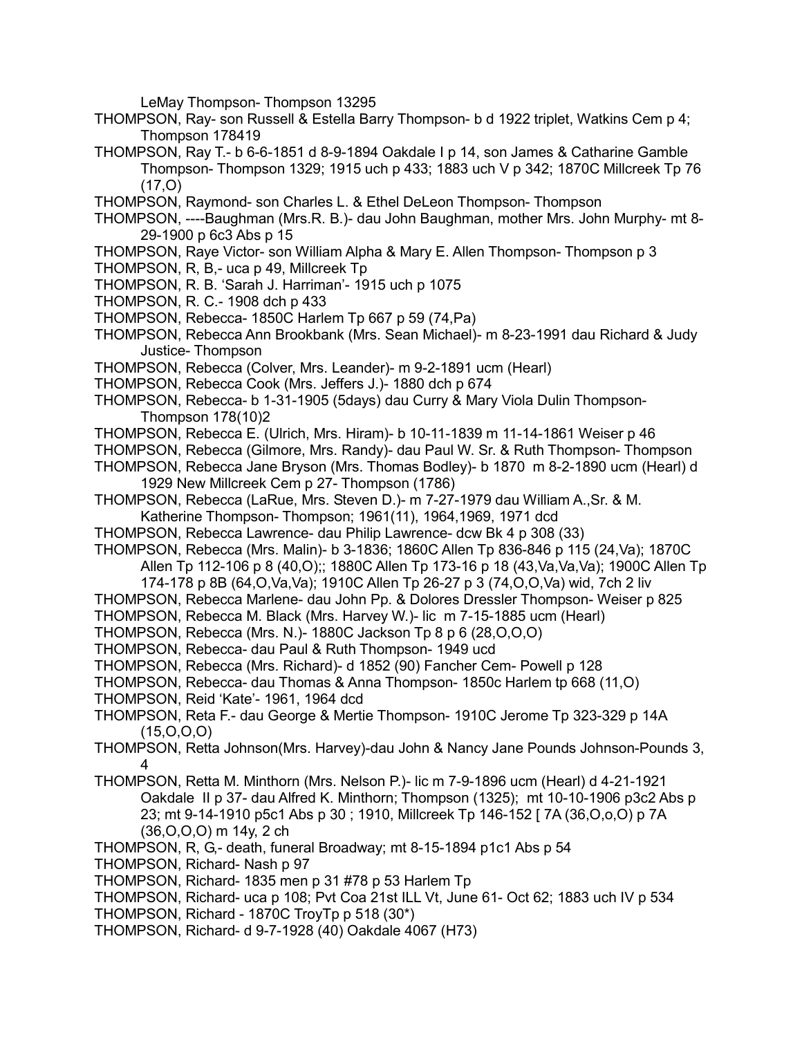LeMay Thompson- Thompson 13295

THOMPSON, Ray- son Russell & Estella Barry Thompson- b d 1922 triplet, Watkins Cem p 4; Thompson 178419

THOMPSON, Ray T.- b 6-6-1851 d 8-9-1894 Oakdale I p 14, son James & Catharine Gamble Thompson- Thompson 1329; 1915 uch p 433; 1883 uch V p 342; 1870C Millcreek Tp 76 (17,O)

THOMPSON, Raymond- son Charles L. & Ethel DeLeon Thompson- Thompson

THOMPSON, ----Baughman (Mrs.R. B.)- dau John Baughman, mother Mrs. John Murphy- mt 8-29-1900 p 6c3 Abs p 15

THOMPSON, Raye Victor- son William Alpha & Mary E. Allen Thompson- Thompson p 3

THOMPSON, R, B,- uca p 49, Millcreek Tp

THOMPSON, R. B. 'Sarah J. Harriman'- 1915 uch p 1075

THOMPSON, R. C.- 1908 dch p 433

THOMPSON, Rebecca- 1850C Harlem Tp 667 p 59 (74,Pa)

THOMPSON, Rebecca Ann Brookbank (Mrs. Sean Michael)- m 8-23-1991 dau Richard & Judy Justice- Thompson

THOMPSON, Rebecca (Colver, Mrs. Leander)- m 9-2-1891 ucm (Hearl)

THOMPSON, Rebecca Cook (Mrs. Jeffers J.)- 1880 dch p 674

THOMPSON, Rebecca- b 1-31-1905 (5days) dau Curry & Mary Viola Dulin Thompson- Thompson 178(10)2

THOMPSON, Rebecca E. (Ulrich, Mrs. Hiram)- b 10-11-1839 m 11-14-1861 Weiser p 46

THOMPSON, Rebecca (Gilmore, Mrs. Randy)- dau Paul W. Sr. & Ruth Thompson- Thompson

THOMPSON, Rebecca Jane Bryson (Mrs. Thomas Bodley)- b 1870 m 8-2-1890 ucm (Hearl) d 1929 New Millcreek Cem p 27- Thompson (1786)

THOMPSON, Rebecca (LaRue, Mrs. Steven D.)- m 7-27-1979 dau William A.,Sr. & M. Katherine Thompson- Thompson; 1961(11), 1964,1969, 1971 dcd

THOMPSON, Rebecca Lawrence- dau Philip Lawrence- dcw Bk 4 p 308 (33)

THOMPSON, Rebecca (Mrs. Malin)- b 3-1836; 1860C Allen Tp 836-846 p 115 (24,Va); 1870C Allen Tp 112-106 p 8 (40,O);; 1880C Allen Tp 173-16 p 18 (43,Va,Va,Va); 1900C Allen Tp 174-178 p 8B (64,O,Va,Va); 1910C Allen Tp 26-27 p 3 (74,O,O,Va) wid, 7ch 2 liv

THOMPSON, Rebecca Marlene- dau John Pp. & Dolores Dressler Thompson- Weiser p 825

THOMPSON, Rebecca M. Black (Mrs. Harvey W.)- lic m 7-15-1885 ucm (Hearl)

THOMPSON, Rebecca (Mrs. N.)- 1880C Jackson Tp 8 p 6 (28,O,O,O)

THOMPSON, Rebecca- dau Paul & Ruth Thompson- 1949 ucd

THOMPSON, Rebecca (Mrs. Richard)- d 1852 (90) Fancher Cem- Powell p 128

THOMPSON, Rebecca- dau Thomas & Anna Thompson- 1850c Harlem tp 668 (11,O)

THOMPSON, Reid 'Kate'- 1961, 1964 dcd

THOMPSON, Reta F.- dau George & Mertie Thompson- 1910C Jerome Tp 323-329 p 14A (15,O,O,O)

THOMPSON, Retta Johnson(Mrs. Harvey)-dau John & Nancy Jane Pounds Johnson-Pounds 3, 4

THOMPSON, Retta M. Minthorn (Mrs. Nelson P.)- lic m 7-9-1896 ucm (Hearl) d 4-21-1921 Oakdale II p 37- dau Alfred K. Minthorn; Thompson (1325); mt 10-10-1906 p3c2 Abs p 23; mt 9-14-1910 p5c1 Abs p 30 ; 1910, Millcreek Tp 146-152 [ 7A (36,O,o,O) p 7A (36,O,O,O) m 14y, 2 ch

THOMPSON, R, G,- death, funeral Broadway; mt 8-15-1894 p1c1 Abs p 54

THOMPSON, Richard- Nash p 97

THOMPSON, Richard- 1835 men p 31 #78 p 53 Harlem Tp

THOMPSON, Richard- uca p 108; Pvt Coa 21st ILL Vt, June 61- Oct 62; 1883 uch IV p 534

THOMPSON, Richard - 1870C TroyTp p 518 (30*)

THOMPSON, Richard- d 9-7-1928 (40) Oakdale 4067 (H73)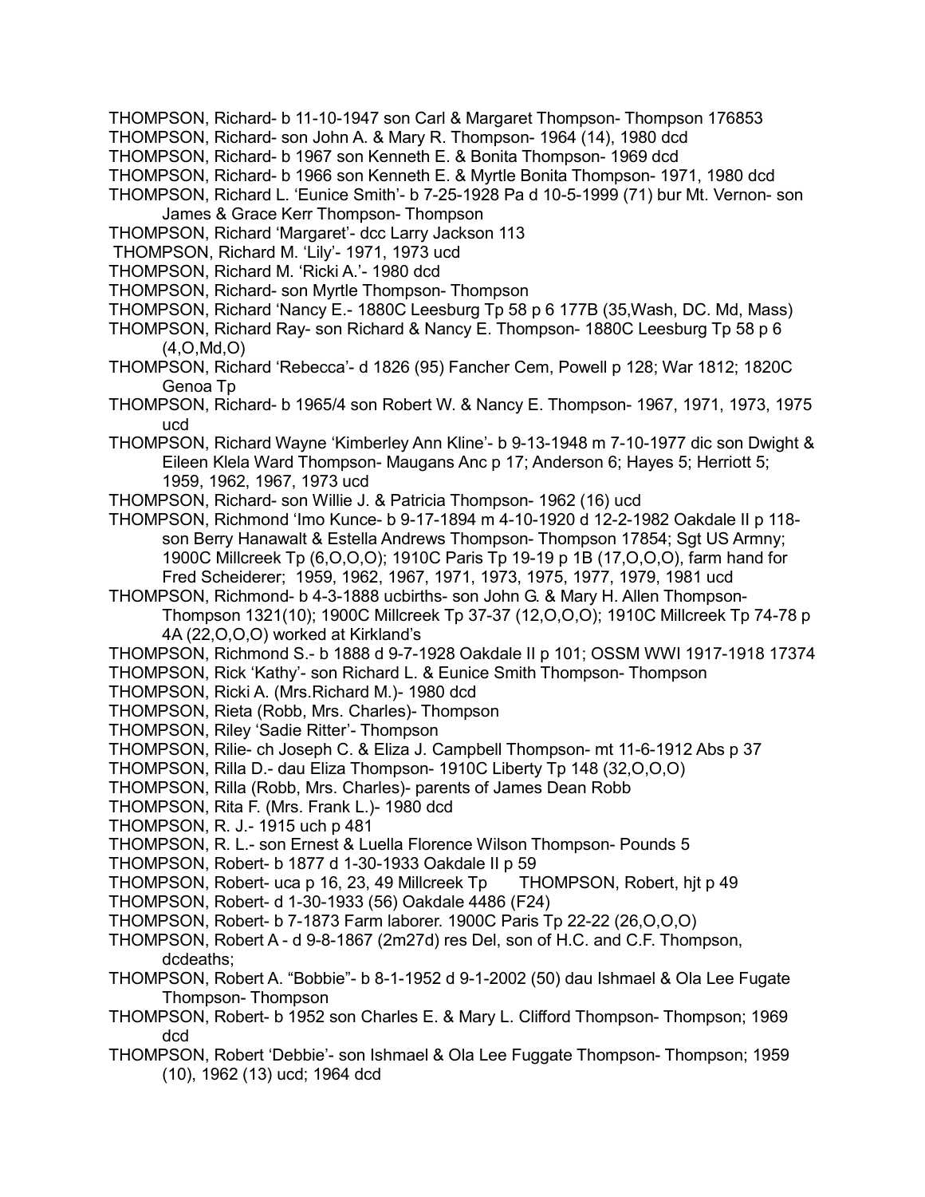THOMPSON, Richard- b 11-10-1947 son Carl & Margaret Thompson- Thompson 176853
THOMPSON, Richard- son John A. & Mary R. Thompson- 1964 (14), 1980 dcd
THOMPSON, Richard- b 1967 son Kenneth E. & Bonita Thompson- 1969 dcd
THOMPSON, Richard- b 1966 son Kenneth E. & Myrtle Bonita Thompson- 1971, 1980 dcd
THOMPSON, Richard L. 'Eunice Smith'- b 7-25-1928 Pa d 10-5-1999 (71) bur Mt. Vernon- son James & Grace Kerr Thompson- Thompson
THOMPSON, Richard 'Margaret'- dcc Larry Jackson 113
THOMPSON, Richard M. 'Lily'- 1971, 1973 ucd
THOMPSON, Richard M. 'Ricki A.'- 1980 dcd
THOMPSON, Richard- son Myrtle Thompson- Thompson
THOMPSON, Richard 'Nancy E.- 1880C Leesburg Tp 58 p 6 177B (35,Wash, DC. Md, Mass)
THOMPSON, Richard Ray- son Richard & Nancy E. Thompson- 1880C Leesburg Tp 58 p 6 (4,O,Md,O)
THOMPSON, Richard 'Rebecca'- d 1826 (95) Fancher Cem, Powell p 128; War 1812; 1820C Genoa Tp
THOMPSON, Richard- b 1965/4 son Robert W. & Nancy E. Thompson- 1967, 1971, 1973, 1975 ucd
THOMPSON, Richard Wayne 'Kimberley Ann Kline'- b 9-13-1948 m 7-10-1977 dic son Dwight & Eileen Klela Ward Thompson- Maugans Anc p 17; Anderson 6; Hayes 5; Herriott 5; 1959, 1962, 1967, 1973 ucd
THOMPSON, Richard- son Willie J. & Patricia Thompson- 1962 (16) ucd
THOMPSON, Richmond 'Imo Kunce- b 9-17-1894 m 4-10-1920 d 12-2-1982 Oakdale II p 118- son Berry Hanawalt & Estella Andrews Thompson- Thompson 17854; Sgt US Armny; 1900C Millcreek Tp (6,O,O,O); 1910C Paris Tp 19-19 p 1B (17,O,O,O), farm hand for Fred Scheiderer; 1959, 1962, 1967, 1971, 1973, 1975, 1977, 1979, 1981 ucd
THOMPSON, Richmond- b 4-3-1888 ucbirths- son John G. & Mary H. Allen Thompson- Thompson 1321(10); 1900C Millcreek Tp 37-37 (12,O,O,O); 1910C Millcreek Tp 74-78 p 4A (22,O,O,O) worked at Kirkland's
THOMPSON, Richmond S.- b 1888 d 9-7-1928 Oakdale II p 101; OSSM WWI 1917-1918 17374
THOMPSON, Rick 'Kathy'- son Richard L. & Eunice Smith Thompson- Thompson
THOMPSON, Ricki A. (Mrs.Richard M.)- 1980 dcd
THOMPSON, Rieta (Robb, Mrs. Charles)- Thompson
THOMPSON, Riley 'Sadie Ritter'- Thompson
THOMPSON, Rilie- ch Joseph C. & Eliza J. Campbell Thompson- mt 11-6-1912 Abs p 37
THOMPSON, Rilla D.- dau Eliza Thompson- 1910C Liberty Tp 148 (32,O,O,O)
THOMPSON, Rilla (Robb, Mrs. Charles)- parents of James Dean Robb
THOMPSON, Rita F. (Mrs. Frank L.)- 1980 dcd
THOMPSON, R. J.- 1915 uch p 481
THOMPSON, R. L.- son Ernest & Luella Florence Wilson Thompson- Pounds 5
THOMPSON, Robert- b 1877 d 1-30-1933 Oakdale II p 59
THOMPSON, Robert- uca p 16, 23, 49 Millcreek Tp THOMPSON, Robert, hjt p 49
THOMPSON, Robert- d 1-30-1933 (56) Oakdale 4486 (F24)
THOMPSON, Robert- b 7-1873 Farm laborer. 1900C Paris Tp 22-22 (26,O,O,O)
THOMPSON, Robert A - d 9-8-1867 (2m27d) res Del, son of H.C. and C.F. Thompson, dcdeaths;
THOMPSON, Robert A. "Bobbie"- b 8-1-1952 d 9-1-2002 (50) dau Ishmael & Ola Lee Fugate Thompson- Thompson
THOMPSON, Robert- b 1952 son Charles E. & Mary L. Clifford Thompson- Thompson; 1969 dcd
THOMPSON, Robert 'Debbie'- son Ishmael & Ola Lee Fuggate Thompson- Thompson; 1959 (10), 1962 (13) ucd; 1964 dcd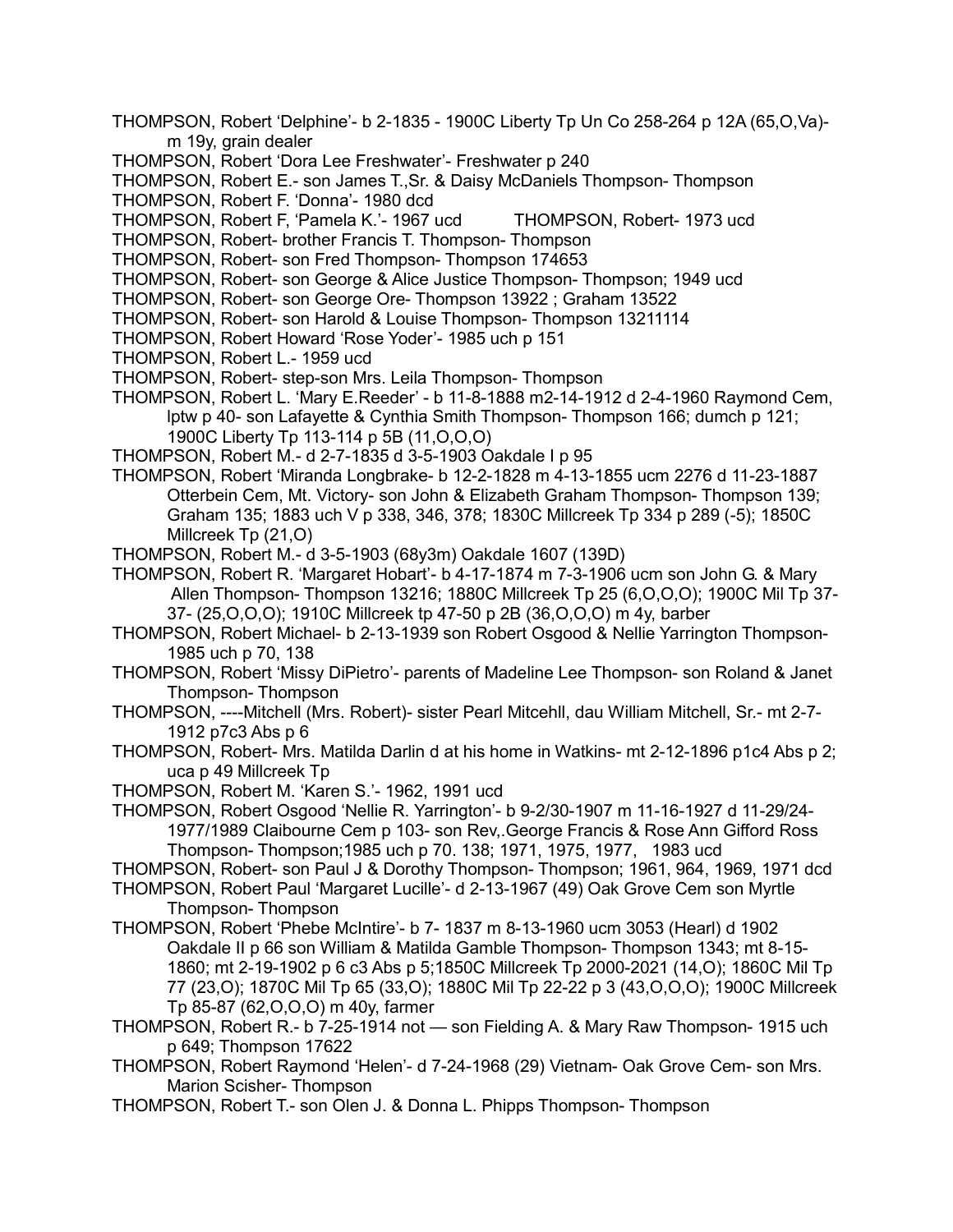THOMPSON, Robert 'Delphine'- b 2-1835 - 1900C Liberty Tp Un Co 258-264 p 12A (65,O,Va)- m 19y, grain dealer

THOMPSON, Robert 'Dora Lee Freshwater'- Freshwater p 240

THOMPSON, Robert E.- son James T.,Sr. & Daisy McDaniels Thompson- Thompson

THOMPSON, Robert F. 'Donna'- 1980 dcd

THOMPSON, Robert F, 'Pamela K.'- 1967 ucd      THOMPSON, Robert- 1973 ucd

THOMPSON, Robert- brother Francis T. Thompson- Thompson

THOMPSON, Robert- son Fred Thompson- Thompson 174653

THOMPSON, Robert- son George & Alice Justice Thompson- Thompson; 1949 ucd

THOMPSON, Robert- son George Ore- Thompson 13922 ; Graham 13522

THOMPSON, Robert- son Harold & Louise Thompson- Thompson 13211114

THOMPSON, Robert Howard 'Rose Yoder'- 1985 uch p 151

THOMPSON, Robert L.- 1959 ucd

THOMPSON, Robert- step-son Mrs. Leila Thompson- Thompson

THOMPSON, Robert L. 'Mary E.Reeder' - b 11-8-1888 m2-14-1912 d 2-4-1960 Raymond Cem, lptw p 40- son Lafayette & Cynthia Smith Thompson- Thompson 166; dumch p 121; 1900C Liberty Tp 113-114 p 5B (11,O,O,O)

THOMPSON, Robert M.- d 2-7-1835 d 3-5-1903 Oakdale I p 95

THOMPSON, Robert 'Miranda Longbrake- b 12-2-1828 m 4-13-1855 ucm 2276 d 11-23-1887 Otterbein Cem, Mt. Victory- son John & Elizabeth Graham Thompson- Thompson 139; Graham 135; 1883 uch V p 338, 346, 378; 1830C Millcreek Tp 334 p 289 (-5); 1850C Millcreek Tp (21,O)

THOMPSON, Robert M.- d 3-5-1903 (68y3m) Oakdale 1607 (139D)

THOMPSON, Robert R. 'Margaret Hobart'- b 4-17-1874 m 7-3-1906 ucm son John G. & Mary Allen Thompson- Thompson 13216; 1880C Millcreek Tp 25 (6,O,O,O); 1900C Mil Tp 37-37- (25,O,O,O); 1910C Millcreek tp 47-50 p 2B (36,O,O,O) m 4y, barber

THOMPSON, Robert Michael- b 2-13-1939 son Robert Osgood & Nellie Yarrington Thompson- 1985 uch p 70, 138

THOMPSON, Robert 'Missy DiPietro'- parents of Madeline Lee Thompson- son Roland & Janet Thompson- Thompson

THOMPSON, ----Mitchell (Mrs. Robert)- sister Pearl Mitcehll, dau William Mitchell, Sr.- mt 2-7-1912 p7c3 Abs p 6

THOMPSON, Robert- Mrs. Matilda Darlin d at his home in Watkins- mt 2-12-1896 p1c4 Abs p 2; uca p 49 Millcreek Tp

THOMPSON, Robert M. 'Karen S.'- 1962, 1991 ucd

THOMPSON, Robert Osgood 'Nellie R. Yarrington'- b 9-2/30-1907 m 11-16-1927 d 11-29/24-1977/1989 Claibourne Cem p 103- son Rev,.George Francis & Rose Ann Gifford Ross Thompson- Thompson;1985 uch p 70. 138; 1971, 1975, 1977, 1983 ucd

THOMPSON, Robert- son Paul J & Dorothy Thompson- Thompson; 1961, 964, 1969, 1971 dcd

THOMPSON, Robert Paul 'Margaret Lucille'- d 2-13-1967 (49) Oak Grove Cem son Myrtle Thompson- Thompson

THOMPSON, Robert 'Phebe McIntire'- b 7- 1837 m 8-13-1960 ucm 3053 (Hearl) d 1902 Oakdale II p 66 son William & Matilda Gamble Thompson- Thompson 1343; mt 8-15-1860; mt 2-19-1902 p 6 c3 Abs p 5;1850C Millcreek Tp 2000-2021 (14,O); 1860C Mil Tp 77 (23,O); 1870C Mil Tp 65 (33,O); 1880C Mil Tp 22-22 p 3 (43,O,O,O); 1900C Millcreek Tp 85-87 (62,O,O,O) m 40y, farmer

THOMPSON, Robert R.- b 7-25-1914 not — son Fielding A. & Mary Raw Thompson- 1915 uch p 649; Thompson 17622

THOMPSON, Robert Raymond 'Helen'- d 7-24-1968 (29) Vietnam- Oak Grove Cem- son Mrs. Marion Scisher- Thompson

THOMPSON, Robert T.- son Olen J. & Donna L. Phipps Thompson- Thompson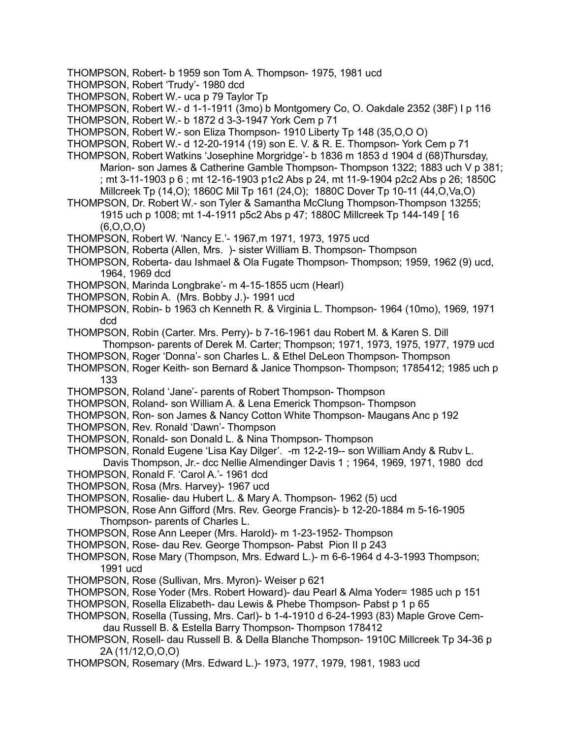THOMPSON, Robert- b 1959 son Tom A. Thompson- 1975, 1981 ucd
THOMPSON, Robert 'Trudy'- 1980 dcd
THOMPSON, Robert W.- uca p 79 Taylor Tp
THOMPSON, Robert W.- d 1-1-1911 (3mo) b Montgomery Co, O. Oakdale 2352 (38F) I p 116
THOMPSON, Robert W.- b 1872 d 3-3-1947 York Cem p 71
THOMPSON, Robert W.- son Eliza Thompson- 1910 Liberty Tp 148 (35,O,O O)
THOMPSON, Robert W.- d 12-20-1914 (19) son E. V. & R. E. Thompson- York Cem p 71
THOMPSON, Robert Watkins 'Josephine Morgridge'- b 1836 m 1853 d 1904 d (68)Thursday, Marion- son James & Catherine Gamble Thompson- Thompson 1322; 1883 uch V p 381; ; mt 3-11-1903 p 6 ; mt 12-16-1903 p1c2 Abs p 24, mt 11-9-1904 p2c2 Abs p 26; 1850C Millcreek Tp (14,O); 1860C Mil Tp 161 (24,O); 1880C Dover Tp 10-11 (44,O,Va,O)
THOMPSON, Dr. Robert W.- son Tyler & Samantha McClung Thompson-Thompson 13255; 1915 uch p 1008; mt 1-4-1911 p5c2 Abs p 47; 1880C Millcreek Tp 144-149 [ 16 (6,O,O,O)
THOMPSON, Robert W. 'Nancy E.'- 1967,m 1971, 1973, 1975 ucd
THOMPSON, Roberta (Allen, Mrs. )- sister William B. Thompson- Thompson
THOMPSON, Roberta- dau Ishmael & Ola Fugate Thompson- Thompson; 1959, 1962 (9) ucd, 1964, 1969 dcd
THOMPSON, Marinda Longbrake'- m 4-15-1855 ucm (Hearl)
THOMPSON, Robin A. (Mrs. Bobby J.)- 1991 ucd
THOMPSON, Robin- b 1963 ch Kenneth R. & Virginia L. Thompson- 1964 (10mo), 1969, 1971 dcd
THOMPSON, Robin (Carter. Mrs. Perry)- b 7-16-1961 dau Robert M. & Karen S. Dill Thompson- parents of Derek M. Carter; Thompson; 1971, 1973, 1975, 1977, 1979 ucd
THOMPSON, Roger 'Donna'- son Charles L. & Ethel DeLeon Thompson- Thompson
THOMPSON, Roger Keith- son Bernard & Janice Thompson- Thompson; 1785412; 1985 uch p 133
THOMPSON, Roland 'Jane'- parents of Robert Thompson- Thompson
THOMPSON, Roland- son William A. & Lena Emerick Thompson- Thompson
THOMPSON, Ron- son James & Nancy Cotton White Thompson- Maugans Anc p 192
THOMPSON, Rev. Ronald 'Dawn'- Thompson
THOMPSON, Ronald- son Donald L. & Nina Thompson- Thompson
THOMPSON, Ronald Eugene 'Lisa Kay Dilger'. -m 12-2-19-- son William Andy & Rubv L. Davis Thompson, Jr.- dcc Nellie Almendinger Davis 1 ; 1964, 1969, 1971, 1980 dcd
THOMPSON, Ronald F. 'Carol A.'- 1961 dcd
THOMPSON, Rosa (Mrs. Harvey)- 1967 ucd
THOMPSON, Rosalie- dau Hubert L. & Mary A. Thompson- 1962 (5) ucd
THOMPSON, Rose Ann Gifford (Mrs. Rev. George Francis)- b 12-20-1884 m 5-16-1905 Thompson- parents of Charles L.
THOMPSON, Rose Ann Leeper (Mrs. Harold)- m 1-23-1952- Thompson
THOMPSON, Rose- dau Rev. George Thompson- Pabst Pion II p 243
THOMPSON, Rose Mary (Thompson, Mrs. Edward L.)- m 6-6-1964 d 4-3-1993 Thompson; 1991 ucd
THOMPSON, Rose (Sullivan, Mrs. Myron)- Weiser p 621
THOMPSON, Rose Yoder (Mrs. Robert Howard)- dau Pearl & Alma Yoder= 1985 uch p 151
THOMPSON, Rosella Elizabeth- dau Lewis & Phebe Thompson- Pabst p 1 p 65
THOMPSON, Rosella (Tussing, Mrs. Carl)- b 1-4-1910 d 6-24-1993 (83) Maple Grove Cem- dau Russell B. & Estella Barry Thompson- Thompson 178412
THOMPSON, Rosell- dau Russell B. & Della Blanche Thompson- 1910C Millcreek Tp 34-36 p 2A (11/12,O,O,O)
THOMPSON, Rosemary (Mrs. Edward L.)- 1973, 1977, 1979, 1981, 1983 ucd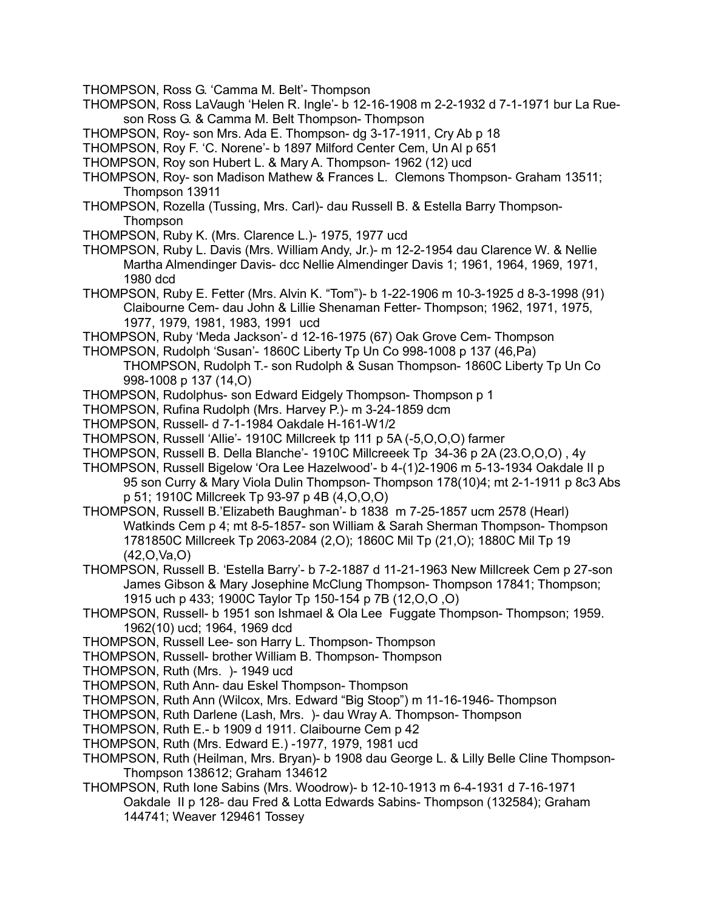THOMPSON, Ross G. 'Camma M. Belt'- Thompson

THOMPSON, Ross LaVaugh 'Helen R. Ingle'- b 12-16-1908 m 2-2-1932 d 7-1-1971 bur La Rue- son Ross G. & Camma M. Belt Thompson- Thompson

THOMPSON, Roy- son Mrs. Ada E. Thompson- dg 3-17-1911, Cry Ab p 18

THOMPSON, Roy F. 'C. Norene'- b 1897 Milford Center Cem, Un Al p 651

THOMPSON, Roy son Hubert L. & Mary A. Thompson- 1962 (12) ucd

THOMPSON, Roy- son Madison Mathew & Frances L. Clemons Thompson- Graham 13511; Thompson 13911

THOMPSON, Rozella (Tussing, Mrs. Carl)- dau Russell B. & Estella Barry Thompson- Thompson

THOMPSON, Ruby K. (Mrs. Clarence L.)- 1975, 1977 ucd

THOMPSON, Ruby L. Davis (Mrs. William Andy, Jr.)- m 12-2-1954 dau Clarence W. & Nellie Martha Almendinger Davis- dcc Nellie Almendinger Davis 1; 1961, 1964, 1969, 1971, 1980 dcd

THOMPSON, Ruby E. Fetter (Mrs. Alvin K. "Tom")- b 1-22-1906 m 10-3-1925 d 8-3-1998 (91) Claibourne Cem- dau John & Lillie Shenaman Fetter- Thompson; 1962, 1971, 1975, 1977, 1979, 1981, 1983, 1991 ucd

THOMPSON, Ruby 'Meda Jackson'- d 12-16-1975 (67) Oak Grove Cem- Thompson

THOMPSON, Rudolph 'Susan'- 1860C Liberty Tp Un Co 998-1008 p 137 (46,Pa)
THOMPSON, Rudolph T.- son Rudolph & Susan Thompson- 1860C Liberty Tp Un Co 998-1008 p 137 (14,O)

THOMPSON, Rudolphus- son Edward Eidgely Thompson- Thompson p 1

THOMPSON, Rufina Rudolph (Mrs. Harvey P.)- m 3-24-1859 dcm

THOMPSON, Russell- d 7-1-1984 Oakdale H-161-W1/2

THOMPSON, Russell 'Allie'- 1910C Millcreek tp 111 p 5A (-5,O,O,O) farmer

THOMPSON, Russell B. Della Blanche'- 1910C Millcreeek Tp 34-36 p 2A (23.O,O,O) , 4y

THOMPSON, Russell Bigelow 'Ora Lee Hazelwood'- b 4-(1)2-1906 m 5-13-1934 Oakdale II p 95 son Curry & Mary Viola Dulin Thompson- Thompson 178(10)4; mt 2-1-1911 p 8c3 Abs p 51; 1910C Millcreek Tp 93-97 p 4B (4,O,O,O)

THOMPSON, Russell B.'Elizabeth Baughman'- b 1838 m 7-25-1857 ucm 2578 (Hearl) Watkinds Cem p 4; mt 8-5-1857- son William & Sarah Sherman Thompson- Thompson 1781850C Millcreek Tp 2063-2084 (2,O); 1860C Mil Tp (21,O); 1880C Mil Tp 19 (42,O,Va,O)

THOMPSON, Russell B. 'Estella Barry'- b 7-2-1887 d 11-21-1963 New Millcreek Cem p 27-son James Gibson & Mary Josephine McClung Thompson- Thompson 17841; Thompson; 1915 uch p 433; 1900C Taylor Tp 150-154 p 7B (12,O,O ,O)

THOMPSON, Russell- b 1951 son Ishmael & Ola Lee Fuggate Thompson- Thompson; 1959. 1962(10) ucd; 1964, 1969 dcd

THOMPSON, Russell Lee- son Harry L. Thompson- Thompson

THOMPSON, Russell- brother William B. Thompson- Thompson

THOMPSON, Ruth (Mrs. )- 1949 ucd

THOMPSON, Ruth Ann- dau Eskel Thompson- Thompson

THOMPSON, Ruth Ann (Wilcox, Mrs. Edward "Big Stoop") m 11-16-1946- Thompson

THOMPSON, Ruth Darlene (Lash, Mrs. )- dau Wray A. Thompson- Thompson

THOMPSON, Ruth E.- b 1909 d 1911. Claibourne Cem p 42

THOMPSON, Ruth (Mrs. Edward E.) -1977, 1979, 1981 ucd

THOMPSON, Ruth (Heilman, Mrs. Bryan)- b 1908 dau George L. & Lilly Belle Cline Thompson- Thompson 138612; Graham 134612

THOMPSON, Ruth Ione Sabins (Mrs. Woodrow)- b 12-10-1913 m 6-4-1931 d 7-16-1971 Oakdale II p 128- dau Fred & Lotta Edwards Sabins- Thompson (132584); Graham 144741; Weaver 129461 Tossey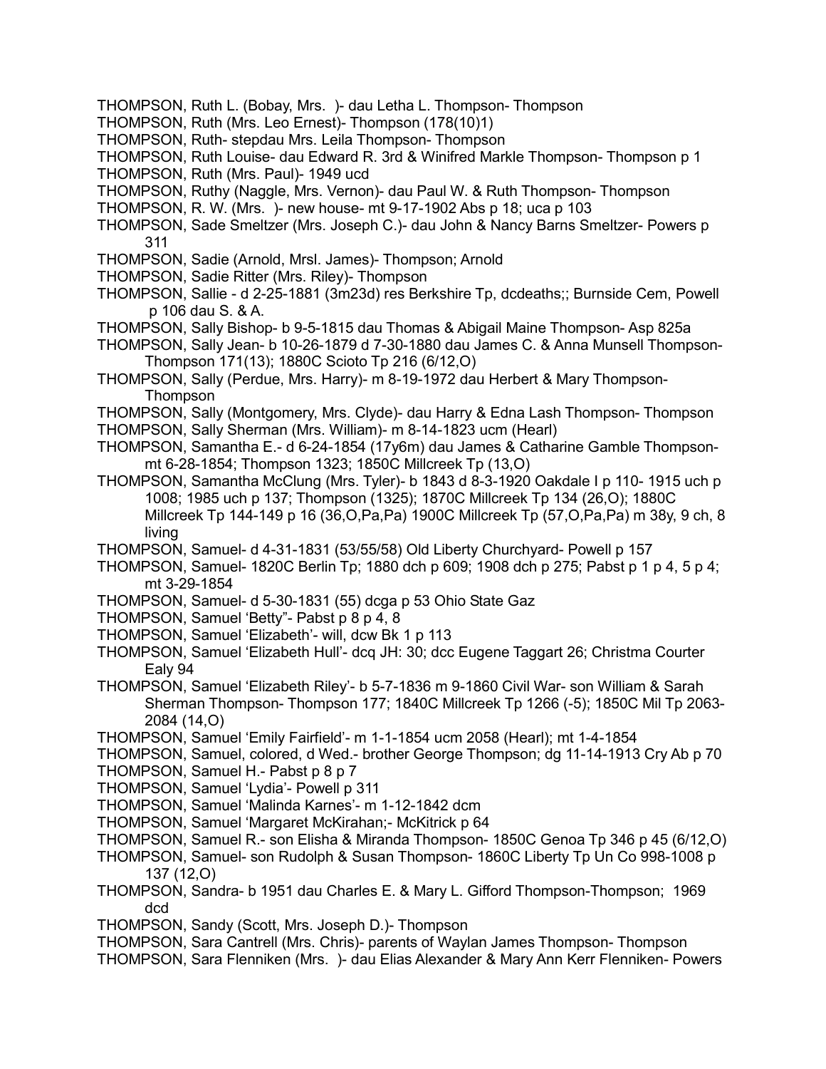THOMPSON, Ruth L. (Bobay, Mrs. )- dau Letha L. Thompson- Thompson
THOMPSON, Ruth (Mrs. Leo Ernest)- Thompson (178(10)1)
THOMPSON, Ruth- stepdau Mrs. Leila Thompson- Thompson
THOMPSON, Ruth Louise- dau Edward R. 3rd & Winifred Markle Thompson- Thompson p 1
THOMPSON, Ruth (Mrs. Paul)- 1949 ucd
THOMPSON, Ruthy (Naggle, Mrs. Vernon)- dau Paul W. & Ruth Thompson- Thompson
THOMPSON, R. W. (Mrs. )- new house- mt 9-17-1902 Abs p 18; uca p 103
THOMPSON, Sade Smeltzer (Mrs. Joseph C.)- dau John & Nancy Barns Smeltzer- Powers p 311
THOMPSON, Sadie (Arnold, Mrsl. James)- Thompson; Arnold
THOMPSON, Sadie Ritter (Mrs. Riley)- Thompson
THOMPSON, Sallie - d 2-25-1881 (3m23d) res Berkshire Tp, dcdeaths;; Burnside Cem, Powell p 106 dau S. & A.
THOMPSON, Sally Bishop- b 9-5-1815 dau Thomas & Abigail Maine Thompson- Asp 825a
THOMPSON, Sally Jean- b 10-26-1879 d 7-30-1880 dau James C. & Anna Munsell Thompson- Thompson 171(13); 1880C Scioto Tp 216 (6/12,O)
THOMPSON, Sally (Perdue, Mrs. Harry)- m 8-19-1972 dau Herbert & Mary Thompson- Thompson
THOMPSON, Sally (Montgomery, Mrs. Clyde)- dau Harry & Edna Lash Thompson- Thompson
THOMPSON, Sally Sherman (Mrs. William)- m 8-14-1823 ucm (Hearl)
THOMPSON, Samantha E.- d 6-24-1854 (17y6m) dau James & Catharine Gamble Thompson- mt 6-28-1854; Thompson 1323; 1850C Millcreek Tp (13,O)
THOMPSON, Samantha McClung (Mrs. Tyler)- b 1843 d 8-3-1920 Oakdale I p 110- 1915 uch p 1008; 1985 uch p 137; Thompson (1325); 1870C Millcreek Tp 134 (26,O); 1880C Millcreek Tp 144-149 p 16 (36,O,Pa,Pa) 1900C Millcreek Tp (57,O,Pa,Pa) m 38y, 9 ch, 8 living
THOMPSON, Samuel- d 4-31-1831 (53/55/58) Old Liberty Churchyard- Powell p 157
THOMPSON, Samuel- 1820C Berlin Tp; 1880 dch p 609; 1908 dch p 275; Pabst p 1 p 4, 5 p 4; mt 3-29-1854
THOMPSON, Samuel- d 5-30-1831 (55) dcga p 53 Ohio State Gaz
THOMPSON, Samuel 'Betty"- Pabst p 8 p 4, 8
THOMPSON, Samuel 'Elizabeth'- will, dcw Bk 1 p 113
THOMPSON, Samuel 'Elizabeth Hull'- dcq JH: 30; dcc Eugene Taggart 26; Christma Courter Ealy 94
THOMPSON, Samuel 'Elizabeth Riley'- b 5-7-1836 m 9-1860 Civil War- son William & Sarah Sherman Thompson- Thompson 177; 1840C Millcreek Tp 1266 (-5); 1850C Mil Tp 2063-2084 (14,O)
THOMPSON, Samuel 'Emily Fairfield'- m 1-1-1854 ucm 2058 (Hearl); mt 1-4-1854
THOMPSON, Samuel, colored, d Wed.- brother George Thompson; dg 11-14-1913 Cry Ab p 70
THOMPSON, Samuel H.- Pabst p 8 p 7
THOMPSON, Samuel 'Lydia'- Powell p 311
THOMPSON, Samuel 'Malinda Karnes'- m 1-12-1842 dcm
THOMPSON, Samuel 'Margaret McKirahan;- McKitrick p 64
THOMPSON, Samuel R.- son Elisha & Miranda Thompson- 1850C Genoa Tp 346 p 45 (6/12,O)
THOMPSON, Samuel- son Rudolph & Susan Thompson- 1860C Liberty Tp Un Co 998-1008 p 137 (12,O)
THOMPSON, Sandra- b 1951 dau Charles E. & Mary L. Gifford Thompson-Thompson; 1969 dcd
THOMPSON, Sandy (Scott, Mrs. Joseph D.)- Thompson
THOMPSON, Sara Cantrell (Mrs. Chris)- parents of Waylan James Thompson- Thompson
THOMPSON, Sara Flenniken (Mrs. )- dau Elias Alexander & Mary Ann Kerr Flenniken- Powers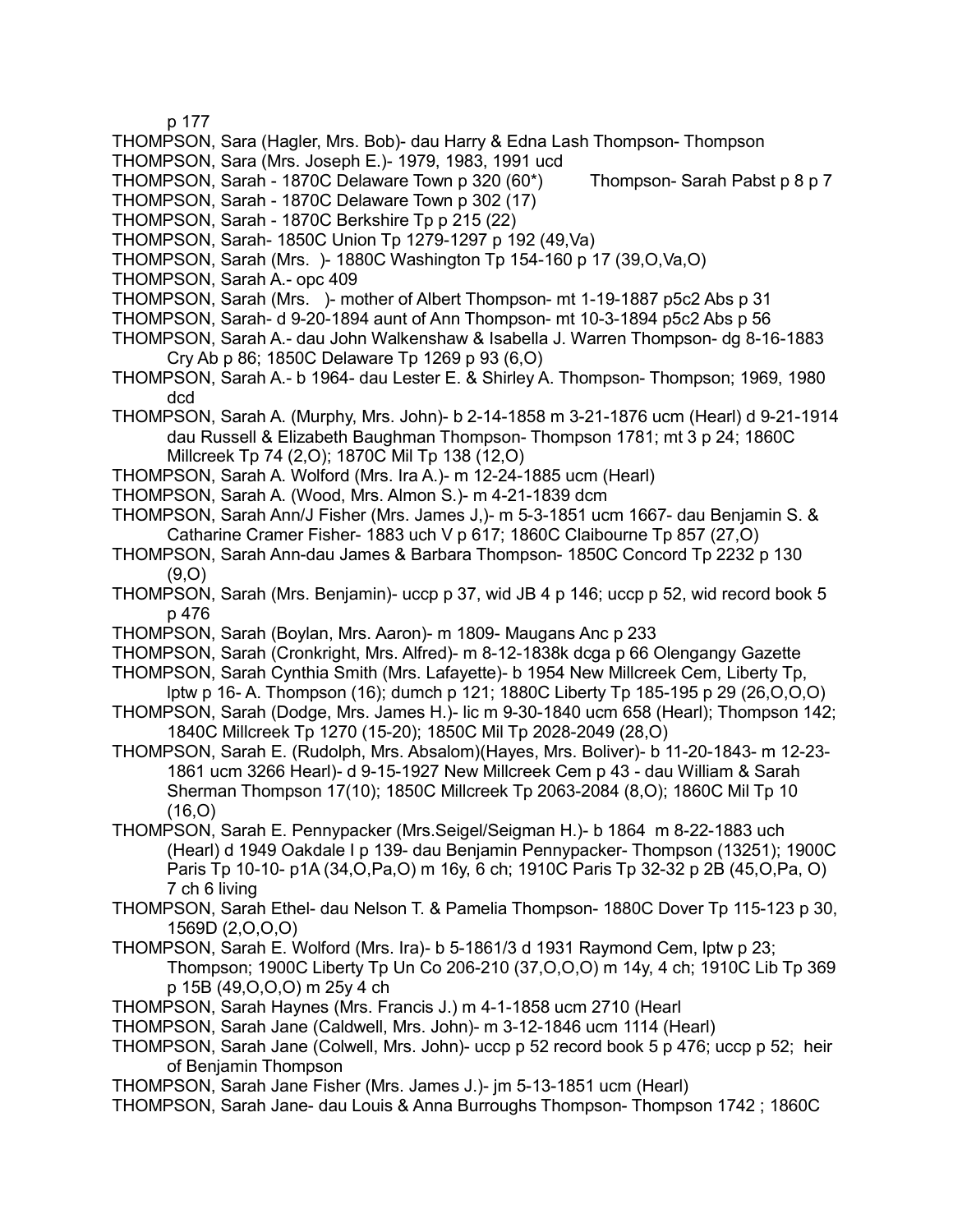p 177

THOMPSON, Sara (Hagler, Mrs. Bob)- dau Harry & Edna Lash Thompson- Thompson

THOMPSON, Sara (Mrs. Joseph E.)- 1979, 1983, 1991 ucd

THOMPSON, Sarah - 1870C Delaware Town p 320 (60*)     Thompson- Sarah Pabst p 8 p 7

THOMPSON, Sarah - 1870C Delaware Town p 302 (17)

THOMPSON, Sarah - 1870C Berkshire Tp p 215 (22)

THOMPSON, Sarah- 1850C Union Tp 1279-1297 p 192 (49,Va)

THOMPSON, Sarah (Mrs. )- 1880C Washington Tp 154-160 p 17 (39,O,Va,O)

THOMPSON, Sarah A.- opc 409

THOMPSON, Sarah (Mrs. )- mother of Albert Thompson- mt 1-19-1887 p5c2 Abs p 31

THOMPSON, Sarah- d 9-20-1894 aunt of Ann Thompson- mt 10-3-1894 p5c2 Abs p 56

THOMPSON, Sarah A.- dau John Walkenshaw & Isabella J. Warren Thompson- dg 8-16-1883 Cry Ab p 86; 1850C Delaware Tp 1269 p 93 (6,O)

THOMPSON, Sarah A.- b 1964- dau Lester E. & Shirley A. Thompson- Thompson; 1969, 1980 dcd

THOMPSON, Sarah A. (Murphy, Mrs. John)- b 2-14-1858 m 3-21-1876 ucm (Hearl) d 9-21-1914 dau Russell & Elizabeth Baughman Thompson- Thompson 1781; mt 3 p 24; 1860C Millcreek Tp 74 (2,O); 1870C Mil Tp 138 (12,O)

THOMPSON, Sarah A. Wolford (Mrs. Ira A.)- m 12-24-1885 ucm (Hearl)

THOMPSON, Sarah A. (Wood, Mrs. Almon S.)- m 4-21-1839 dcm

THOMPSON, Sarah Ann/J Fisher (Mrs. James J,)- m 5-3-1851 ucm 1667- dau Benjamin S. & Catharine Cramer Fisher- 1883 uch V p 617; 1860C Claibourne Tp 857 (27,O)

THOMPSON, Sarah Ann-dau James & Barbara Thompson- 1850C Concord Tp 2232 p 130 (9,O)

THOMPSON, Sarah (Mrs. Benjamin)- uccp p 37, wid JB 4 p 146; uccp p 52, wid record book 5 p 476

THOMPSON, Sarah (Boylan, Mrs. Aaron)- m 1809- Maugans Anc p 233

THOMPSON, Sarah (Cronkright, Mrs. Alfred)- m 8-12-1838k dcga p 66 Olengangy Gazette

THOMPSON, Sarah Cynthia Smith (Mrs. Lafayette)- b 1954 New Millcreek Cem, Liberty Tp, lptw p 16- A. Thompson (16); dumch p 121; 1880C Liberty Tp 185-195 p 29 (26,O,O,O)

THOMPSON, Sarah (Dodge, Mrs. James H.)- lic m 9-30-1840 ucm 658 (Hearl); Thompson 142; 1840C Millcreek Tp 1270 (15-20); 1850C Mil Tp 2028-2049 (28,O)

THOMPSON, Sarah E. (Rudolph, Mrs. Absalom)(Hayes, Mrs. Boliver)- b 11-20-1843- m 12-23-1861 ucm 3266 Hearl)- d 9-15-1927 New Millcreek Cem p 43 - dau William & Sarah Sherman Thompson 17(10); 1850C Millcreek Tp 2063-2084 (8,O); 1860C Mil Tp 10 (16,O)

THOMPSON, Sarah E. Pennypacker (Mrs.Seigel/Seigman H.)- b 1864 m 8-22-1883 uch (Hearl) d 1949 Oakdale I p 139- dau Benjamin Pennypacker- Thompson (13251); 1900C Paris Tp 10-10- p1A (34,O,Pa,O) m 16y, 6 ch; 1910C Paris Tp 32-32 p 2B (45,O,Pa, O) 7 ch 6 living

THOMPSON, Sarah Ethel- dau Nelson T. & Pamelia Thompson- 1880C Dover Tp 115-123 p 30, 1569D (2,O,O,O)

THOMPSON, Sarah E. Wolford (Mrs. Ira)- b 5-1861/3 d 1931 Raymond Cem, lptw p 23; Thompson; 1900C Liberty Tp Un Co 206-210 (37,O,O,O) m 14y, 4 ch; 1910C Lib Tp 369 p 15B (49,O,O,O) m 25y 4 ch

THOMPSON, Sarah Haynes (Mrs. Francis J.) m 4-1-1858 ucm 2710 (Hearl

THOMPSON, Sarah Jane (Caldwell, Mrs. John)- m 3-12-1846 ucm 1114 (Hearl)

THOMPSON, Sarah Jane (Colwell, Mrs. John)- uccp p 52 record book 5 p 476; uccp p 52; heir of Benjamin Thompson

THOMPSON, Sarah Jane Fisher (Mrs. James J.)- jm 5-13-1851 ucm (Hearl)

THOMPSON, Sarah Jane- dau Louis & Anna Burroughs Thompson- Thompson 1742 ; 1860C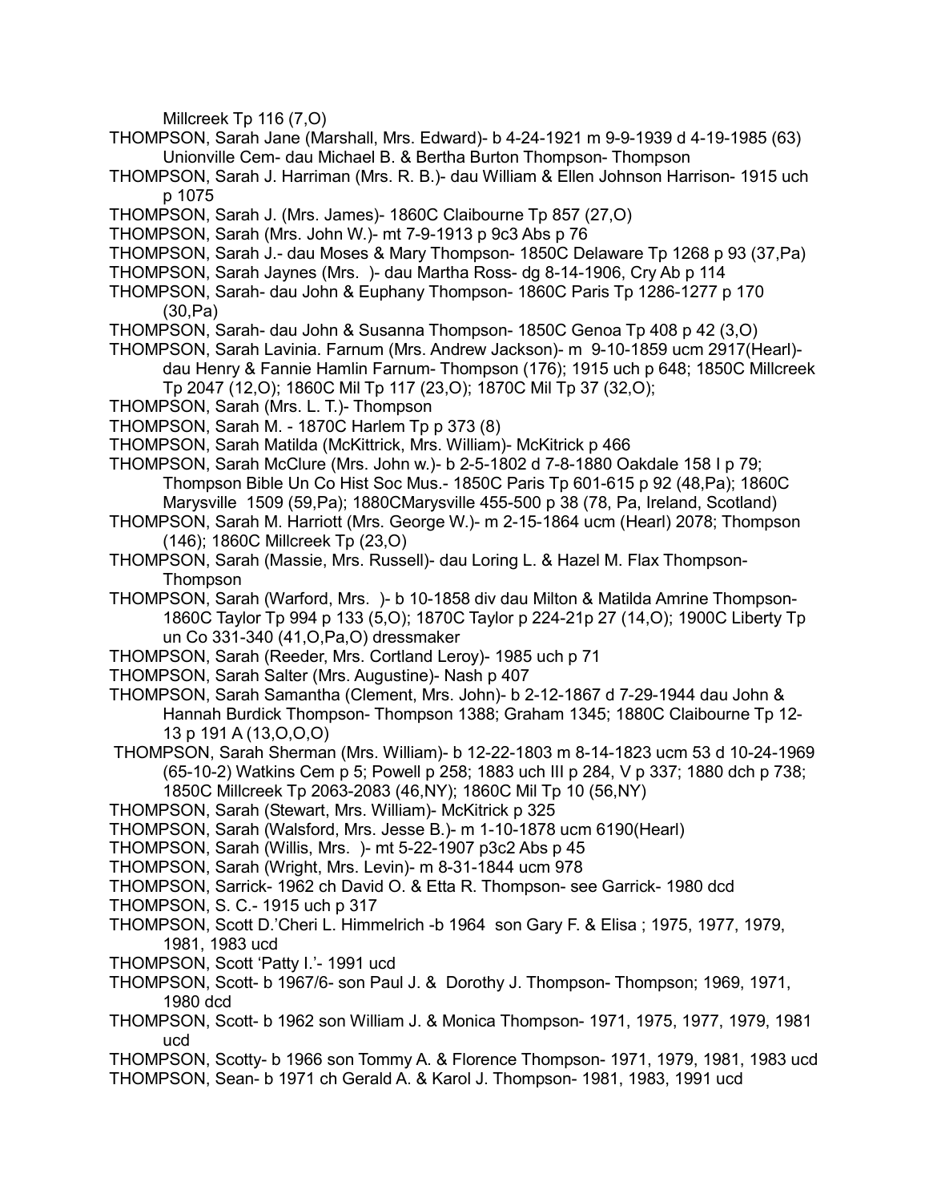Millcreek Tp 116 (7,O)

THOMPSON, Sarah Jane (Marshall, Mrs. Edward)- b 4-24-1921 m 9-9-1939 d 4-19-1985 (63) Unionville Cem- dau Michael B. & Bertha Burton Thompson- Thompson

THOMPSON, Sarah J. Harriman (Mrs. R. B.)- dau William & Ellen Johnson Harrison- 1915 uch p 1075

THOMPSON, Sarah J. (Mrs. James)- 1860C Claibourne Tp 857 (27,O)

THOMPSON, Sarah (Mrs. John W.)- mt 7-9-1913 p 9c3 Abs p 76

THOMPSON, Sarah J.- dau Moses & Mary Thompson- 1850C Delaware Tp 1268 p 93 (37,Pa)

THOMPSON, Sarah Jaynes (Mrs. )- dau Martha Ross- dg 8-14-1906, Cry Ab p 114

THOMPSON, Sarah- dau John & Euphany Thompson- 1860C Paris Tp 1286-1277 p 170 (30,Pa)

THOMPSON, Sarah- dau John & Susanna Thompson- 1850C Genoa Tp 408 p 42 (3,O)

THOMPSON, Sarah Lavinia. Farnum (Mrs. Andrew Jackson)- m 9-10-1859 ucm 2917(Hearl)- dau Henry & Fannie Hamlin Farnum- Thompson (176); 1915 uch p 648; 1850C Millcreek Tp 2047 (12,O); 1860C Mil Tp 117 (23,O); 1870C Mil Tp 37 (32,O);

THOMPSON, Sarah (Mrs. L. T.)- Thompson

THOMPSON, Sarah M. - 1870C Harlem Tp p 373 (8)

THOMPSON, Sarah Matilda (McKittrick, Mrs. William)- McKitrick p 466

THOMPSON, Sarah McClure (Mrs. John w.)- b 2-5-1802 d 7-8-1880 Oakdale 158 I p 79; Thompson Bible Un Co Hist Soc Mus.- 1850C Paris Tp 601-615 p 92 (48,Pa); 1860C Marysville 1509 (59,Pa); 1880CMarysville 455-500 p 38 (78, Pa, Ireland, Scotland)

THOMPSON, Sarah M. Harriott (Mrs. George W.)- m 2-15-1864 ucm (Hearl) 2078; Thompson (146); 1860C Millcreek Tp (23,O)

THOMPSON, Sarah (Massie, Mrs. Russell)- dau Loring L. & Hazel M. Flax Thompson- Thompson

THOMPSON, Sarah (Warford, Mrs. )- b 10-1858 div dau Milton & Matilda Amrine Thompson- 1860C Taylor Tp 994 p 133 (5,O); 1870C Taylor p 224-21p 27 (14,O); 1900C Liberty Tp un Co 331-340 (41,O,Pa,O) dressmaker

THOMPSON, Sarah (Reeder, Mrs. Cortland Leroy)- 1985 uch p 71

THOMPSON, Sarah Salter (Mrs. Augustine)- Nash p 407

THOMPSON, Sarah Samantha (Clement, Mrs. John)- b 2-12-1867 d 7-29-1944 dau John & Hannah Burdick Thompson- Thompson 1388; Graham 1345; 1880C Claibourne Tp 12-13 p 191 A (13,O,O,O)

THOMPSON, Sarah Sherman (Mrs. William)- b 12-22-1803 m 8-14-1823 ucm 53 d 10-24-1969 (65-10-2) Watkins Cem p 5; Powell p 258; 1883 uch III p 284, V p 337; 1880 dch p 738; 1850C Millcreek Tp 2063-2083 (46,NY); 1860C Mil Tp 10 (56,NY)

THOMPSON, Sarah (Stewart, Mrs. William)- McKitrick p 325

THOMPSON, Sarah (Walsford, Mrs. Jesse B.)- m 1-10-1878 ucm 6190(Hearl)

THOMPSON, Sarah (Willis, Mrs. )- mt 5-22-1907 p3c2 Abs p 45

THOMPSON, Sarah (Wright, Mrs. Levin)- m 8-31-1844 ucm 978

THOMPSON, Sarrick- 1962 ch David O. & Etta R. Thompson- see Garrick- 1980 dcd

THOMPSON, S. C.- 1915 uch p 317

THOMPSON, Scott D.'Cheri L. Himmelrich -b 1964 son Gary F. & Elisa ; 1975, 1977, 1979, 1981, 1983 ucd

THOMPSON, Scott 'Patty I.'- 1991 ucd

THOMPSON, Scott- b 1967/6- son Paul J. & Dorothy J. Thompson- Thompson; 1969, 1971, 1980 dcd

THOMPSON, Scott- b 1962 son William J. & Monica Thompson- 1971, 1975, 1977, 1979, 1981 ucd

THOMPSON, Scotty- b 1966 son Tommy A. & Florence Thompson- 1971, 1979, 1981, 1983 ucd

THOMPSON, Sean- b 1971 ch Gerald A. & Karol J. Thompson- 1981, 1983, 1991 ucd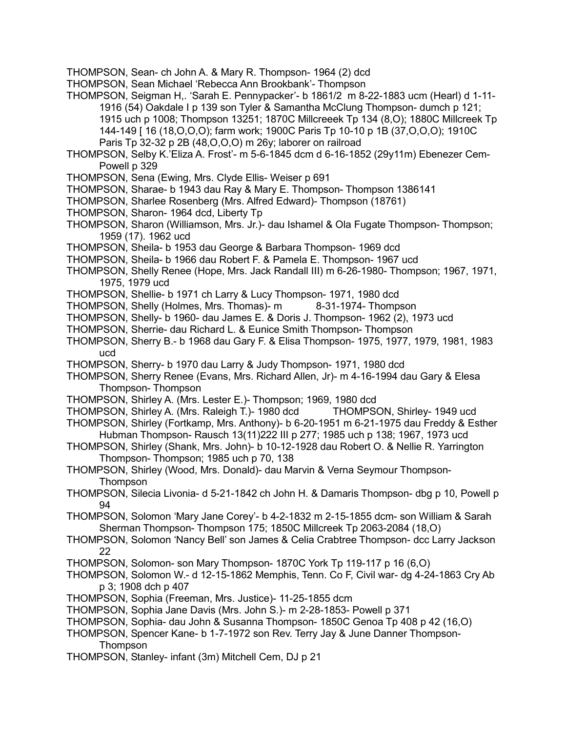THOMPSON, Sean- ch John A. & Mary R. Thompson- 1964 (2) dcd

THOMPSON, Sean Michael 'Rebecca Ann Brookbank'- Thompson

THOMPSON, Seigman H,. 'Sarah E. Pennypacker'- b 1861/2 m 8-22-1883 ucm (Hearl) d 1-11-1916 (54) Oakdale I p 139 son Tyler & Samantha McClung Thompson- dumch p 121; 1915 uch p 1008; Thompson 13251; 1870C Millcreeek Tp 134 (8,O); 1880C Millcreek Tp 144-149 [ 16 (18,O,O,O); farm work; 1900C Paris Tp 10-10 p 1B (37,O,O,O); 1910C Paris Tp 32-32 p 2B (48,O,O,O) m 26y; laborer on railroad

THOMPSON, Selby K.'Eliza A. Frost'- m 5-6-1845 dcm d 6-16-1852 (29y11m) Ebenezer Cem- Powell p 329

THOMPSON, Sena (Ewing, Mrs. Clyde Ellis- Weiser p 691

THOMPSON, Sharae- b 1943 dau Ray & Mary E. Thompson- Thompson 1386141

THOMPSON, Sharlee Rosenberg (Mrs. Alfred Edward)- Thompson (18761)

THOMPSON, Sharon- 1964 dcd, Liberty Tp

THOMPSON, Sharon (Williamson, Mrs. Jr.)- dau Ishamel & Ola Fugate Thompson- Thompson; 1959 (17). 1962 ucd

THOMPSON, Sheila- b 1953 dau George & Barbara Thompson- 1969 dcd

THOMPSON, Sheila- b 1966 dau Robert F. & Pamela E. Thompson- 1967 ucd

THOMPSON, Shelly Renee (Hope, Mrs. Jack Randall III) m 6-26-1980- Thompson; 1967, 1971, 1975, 1979 ucd

THOMPSON, Shellie- b 1971 ch Larry & Lucy Thompson- 1971, 1980 dcd

THOMPSON, Shelly (Holmes, Mrs. Thomas)- m 8-31-1974- Thompson

THOMPSON, Shelly- b 1960- dau James E. & Doris J. Thompson- 1962 (2), 1973 ucd

THOMPSON, Sherrie- dau Richard L. & Eunice Smith Thompson- Thompson

THOMPSON, Sherry B.- b 1968 dau Gary F. & Elisa Thompson- 1975, 1977, 1979, 1981, 1983 ucd

THOMPSON, Sherry- b 1970 dau Larry & Judy Thompson- 1971, 1980 dcd

THOMPSON, Sherry Renee (Evans, Mrs. Richard Allen, Jr)- m 4-16-1994 dau Gary & Elesa Thompson- Thompson

THOMPSON, Shirley A. (Mrs. Lester E.)- Thompson; 1969, 1980 dcd

THOMPSON, Shirley A. (Mrs. Raleigh T.)- 1980 dcd

THOMPSON, Shirley- 1949 ucd

THOMPSON, Shirley (Fortkamp, Mrs. Anthony)- b 6-20-1951 m 6-21-1975 dau Freddy & Esther Hubman Thompson- Rausch 13(11)222 III p 277; 1985 uch p 138; 1967, 1973 ucd

THOMPSON, Shirley (Shank, Mrs. John)- b 10-12-1928 dau Robert O. & Nellie R. Yarrington Thompson- Thompson; 1985 uch p 70, 138

THOMPSON, Shirley (Wood, Mrs. Donald)- dau Marvin & Verna Seymour Thompson- Thompson

THOMPSON, Silecia Livonia- d 5-21-1842 ch John H. & Damaris Thompson- dbg p 10, Powell p 94

THOMPSON, Solomon 'Mary Jane Corey'- b 4-2-1832 m 2-15-1855 dcm- son William & Sarah Sherman Thompson- Thompson 175; 1850C Millcreek Tp 2063-2084 (18,O)

THOMPSON, Solomon 'Nancy Bell' son James & Celia Crabtree Thompson- dcc Larry Jackson 22

THOMPSON, Solomon- son Mary Thompson- 1870C York Tp 119-117 p 16 (6,O)

THOMPSON, Solomon W.- d 12-15-1862 Memphis, Tenn. Co F, Civil war- dg 4-24-1863 Cry Ab p 3; 1908 dch p 407

THOMPSON, Sophia (Freeman, Mrs. Justice)- 11-25-1855 dcm

THOMPSON, Sophia Jane Davis (Mrs. John S.)- m 2-28-1853- Powell p 371

THOMPSON, Sophia- dau John & Susanna Thompson- 1850C Genoa Tp 408 p 42 (16,O)

THOMPSON, Spencer Kane- b 1-7-1972 son Rev. Terry Jay & June Danner Thompson- Thompson

THOMPSON, Stanley- infant (3m) Mitchell Cem, DJ p 21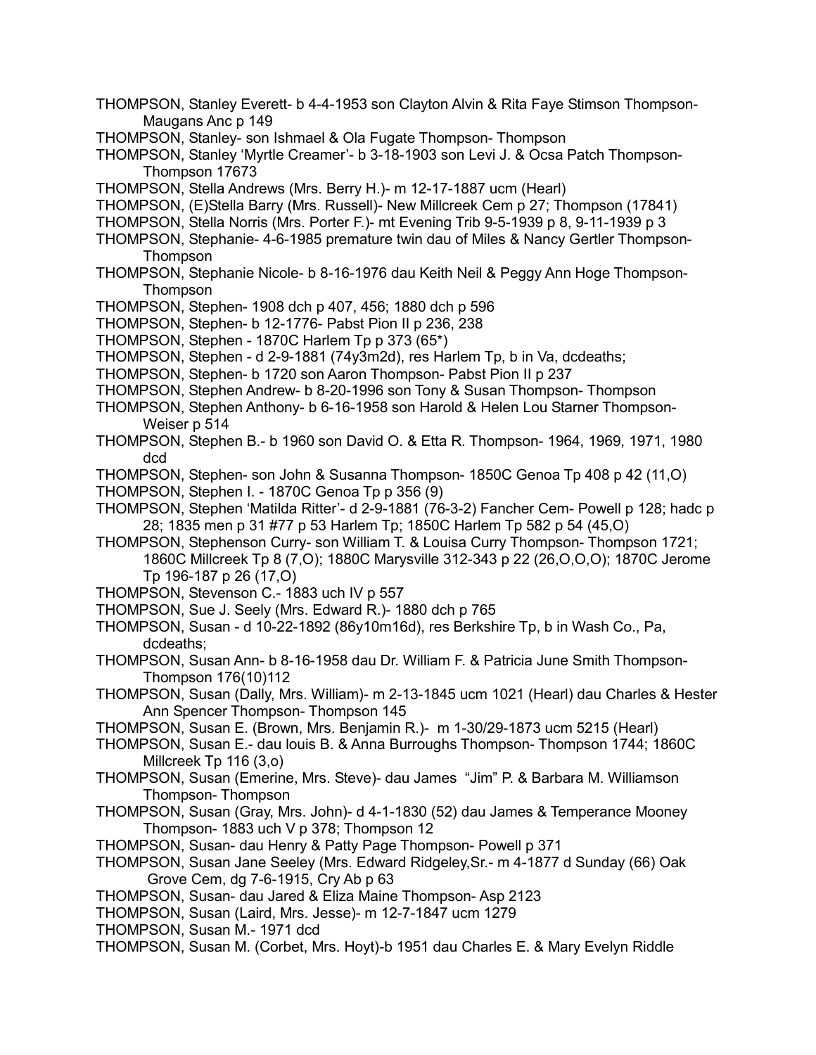THOMPSON, Stanley Everett- b 4-4-1953 son Clayton Alvin & Rita Faye Stimson Thompson- Maugans Anc p 149

THOMPSON, Stanley- son Ishmael & Ola Fugate Thompson- Thompson

THOMPSON, Stanley 'Myrtle Creamer'- b 3-18-1903 son Levi J. & Ocsa Patch Thompson- Thompson 17673

THOMPSON, Stella Andrews (Mrs. Berry H.)- m 12-17-1887 ucm (Hearl)

THOMPSON, (E)Stella Barry (Mrs. Russell)- New Millcreek Cem p 27; Thompson (17841)

THOMPSON, Stella Norris (Mrs. Porter F.)- mt Evening Trib 9-5-1939 p 8, 9-11-1939 p 3

THOMPSON, Stephanie- 4-6-1985 premature twin dau of Miles & Nancy Gertler Thompson- Thompson

THOMPSON, Stephanie Nicole- b 8-16-1976 dau Keith Neil & Peggy Ann Hoge Thompson- Thompson

THOMPSON, Stephen- 1908 dch p 407, 456; 1880 dch p 596

THOMPSON, Stephen- b 12-1776- Pabst Pion II p 236, 238

THOMPSON, Stephen - 1870C Harlem Tp p 373 (65*)

THOMPSON, Stephen - d 2-9-1881 (74y3m2d), res Harlem Tp, b in Va, dcdeaths;

THOMPSON, Stephen- b 1720 son Aaron Thompson- Pabst Pion II p 237

THOMPSON, Stephen Andrew- b 8-20-1996 son Tony & Susan Thompson- Thompson

THOMPSON, Stephen Anthony- b 6-16-1958 son Harold & Helen Lou Starner Thompson- Weiser p 514

THOMPSON, Stephen B.- b 1960 son David O. & Etta R. Thompson- 1964, 1969, 1971, 1980 dcd

THOMPSON, Stephen- son John & Susanna Thompson- 1850C Genoa Tp 408 p 42 (11,O)

THOMPSON, Stephen I. - 1870C Genoa Tp p 356 (9)

THOMPSON, Stephen 'Matilda Ritter'- d 2-9-1881 (76-3-2) Fancher Cem- Powell p 128; hadc p 28; 1835 men p 31 #77 p 53 Harlem Tp; 1850C Harlem Tp 582 p 54 (45,O)

THOMPSON, Stephenson Curry- son William T. & Louisa Curry Thompson- Thompson 1721; 1860C Millcreek Tp 8 (7,O); 1880C Marysville 312-343 p 22 (26,O,O,O); 1870C Jerome Tp 196-187 p 26 (17,O)

THOMPSON, Stevenson C.- 1883 uch IV p 557

THOMPSON, Sue J. Seely (Mrs. Edward R.)- 1880 dch p 765

THOMPSON, Susan - d 10-22-1892 (86y10m16d), res Berkshire Tp, b in Wash Co., Pa, dcdeaths;

THOMPSON, Susan Ann- b 8-16-1958 dau Dr. William F. & Patricia June Smith Thompson- Thompson 176(10)112

THOMPSON, Susan (Dally, Mrs. William)- m 2-13-1845 ucm 1021 (Hearl) dau Charles & Hester Ann Spencer Thompson- Thompson 145

THOMPSON, Susan E. (Brown, Mrs. Benjamin R.)- m 1-30/29-1873 ucm 5215 (Hearl)

THOMPSON, Susan E.- dau louis B. & Anna Burroughs Thompson- Thompson 1744; 1860C Millcreek Tp 116 (3,o)

THOMPSON, Susan (Emerine, Mrs. Steve)- dau James "Jim" P. & Barbara M. Williamson Thompson- Thompson

THOMPSON, Susan (Gray, Mrs. John)- d 4-1-1830 (52) dau James & Temperance Mooney Thompson- 1883 uch V p 378; Thompson 12

THOMPSON, Susan- dau Henry & Patty Page Thompson- Powell p 371

THOMPSON, Susan Jane Seeley (Mrs. Edward Ridgeley,Sr.- m 4-1877 d Sunday (66) Oak Grove Cem, dg 7-6-1915, Cry Ab p 63

THOMPSON, Susan- dau Jared & Eliza Maine Thompson- Asp 2123

THOMPSON, Susan (Laird, Mrs. Jesse)- m 12-7-1847 ucm 1279

THOMPSON, Susan M.- 1971 dcd

THOMPSON, Susan M. (Corbet, Mrs. Hoyt)-b 1951 dau Charles E. & Mary Evelyn Riddle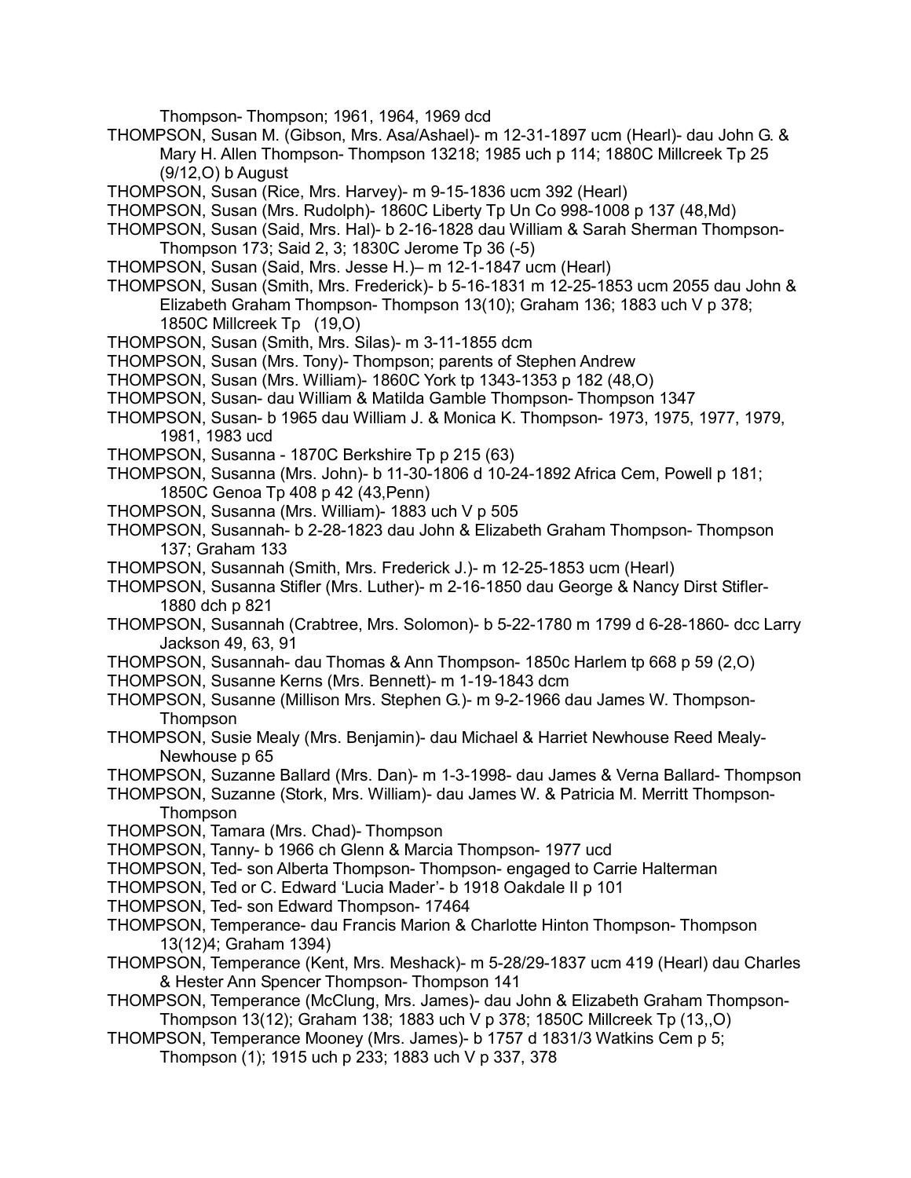Thompson- Thompson; 1961, 1964, 1969 dcd

THOMPSON, Susan M. (Gibson, Mrs. Asa/Ashael)- m 12-31-1897 ucm (Hearl)- dau John G. & Mary H. Allen Thompson- Thompson 13218; 1985 uch p 114; 1880C Millcreek Tp 25 (9/12,O) b August

THOMPSON, Susan (Rice, Mrs. Harvey)- m 9-15-1836 ucm 392 (Hearl)

THOMPSON, Susan (Mrs. Rudolph)- 1860C Liberty Tp Un Co 998-1008 p 137 (48,Md)

THOMPSON, Susan (Said, Mrs. Hal)- b 2-16-1828 dau William & Sarah Sherman Thompson- Thompson 173; Said 2, 3; 1830C Jerome Tp 36 (-5)

THOMPSON, Susan (Said, Mrs. Jesse H.)– m 12-1-1847 ucm (Hearl)

THOMPSON, Susan (Smith, Mrs. Frederick)- b 5-16-1831 m 12-25-1853 ucm 2055 dau John & Elizabeth Graham Thompson- Thompson 13(10); Graham 136; 1883 uch V p 378; 1850C Millcreek Tp (19,O)

THOMPSON, Susan (Smith, Mrs. Silas)- m 3-11-1855 dcm

THOMPSON, Susan (Mrs. Tony)- Thompson; parents of Stephen Andrew

THOMPSON, Susan (Mrs. William)- 1860C York tp 1343-1353 p 182 (48,O)

THOMPSON, Susan- dau William & Matilda Gamble Thompson- Thompson 1347

THOMPSON, Susan- b 1965 dau William J. & Monica K. Thompson- 1973, 1975, 1977, 1979, 1981, 1983 ucd

THOMPSON, Susanna - 1870C Berkshire Tp p 215 (63)

THOMPSON, Susanna (Mrs. John)- b 11-30-1806 d 10-24-1892 Africa Cem, Powell p 181; 1850C Genoa Tp 408 p 42 (43,Penn)

THOMPSON, Susanna (Mrs. William)- 1883 uch V p 505

THOMPSON, Susannah- b 2-28-1823 dau John & Elizabeth Graham Thompson- Thompson 137; Graham 133

THOMPSON, Susannah (Smith, Mrs. Frederick J.)- m 12-25-1853 ucm (Hearl)

THOMPSON, Susanna Stifler (Mrs. Luther)- m 2-16-1850 dau George & Nancy Dirst Stifler- 1880 dch p 821

THOMPSON, Susannah (Crabtree, Mrs. Solomon)- b 5-22-1780 m 1799 d 6-28-1860- dcc Larry Jackson 49, 63, 91

THOMPSON, Susannah- dau Thomas & Ann Thompson- 1850c Harlem tp 668 p 59 (2,O)

THOMPSON, Susanne Kerns (Mrs. Bennett)- m 1-19-1843 dcm

THOMPSON, Susanne (Millison Mrs. Stephen G.)- m 9-2-1966 dau James W. Thompson- Thompson

THOMPSON, Susie Mealy (Mrs. Benjamin)- dau Michael & Harriet Newhouse Reed Mealy- Newhouse p 65

THOMPSON, Suzanne Ballard (Mrs. Dan)- m 1-3-1998- dau James & Verna Ballard- Thompson

THOMPSON, Suzanne (Stork, Mrs. William)- dau James W. & Patricia M. Merritt Thompson- Thompson

THOMPSON, Tamara (Mrs. Chad)- Thompson

THOMPSON, Tanny- b 1966 ch Glenn & Marcia Thompson- 1977 ucd

THOMPSON, Ted- son Alberta Thompson- Thompson- engaged to Carrie Halterman

THOMPSON, Ted or C. Edward 'Lucia Mader'- b 1918 Oakdale II p 101

THOMPSON, Ted- son Edward Thompson- 17464

THOMPSON, Temperance- dau Francis Marion & Charlotte Hinton Thompson- Thompson 13(12)4; Graham 1394)

THOMPSON, Temperance (Kent, Mrs. Meshack)- m 5-28/29-1837 ucm 419 (Hearl) dau Charles & Hester Ann Spencer Thompson- Thompson 141

THOMPSON, Temperance (McClung, Mrs. James)- dau John & Elizabeth Graham Thompson- Thompson 13(12); Graham 138; 1883 uch V p 378; 1850C Millcreek Tp (13,,O)

THOMPSON, Temperance Mooney (Mrs. James)- b 1757 d 1831/3 Watkins Cem p 5; Thompson (1); 1915 uch p 233; 1883 uch V p 337, 378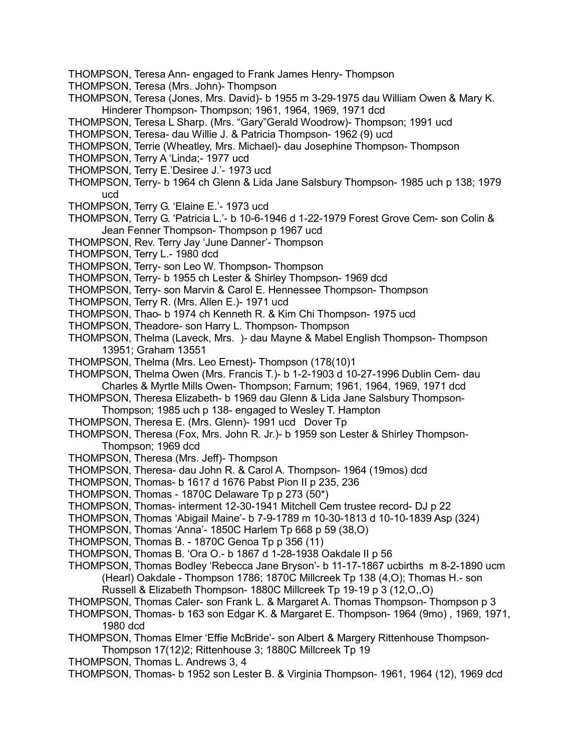THOMPSON, Teresa Ann- engaged to Frank James Henry- Thompson

THOMPSON, Teresa (Mrs. John)- Thompson

THOMPSON, Teresa (Jones, Mrs. David)- b 1955 m 3-29-1975 dau William Owen & Mary K. Hinderer Thompson- Thompson; 1961, 1964, 1969, 1971 dcd

THOMPSON, Teresa L Sharp. (Mrs. "Gary"Gerald Woodrow)- Thompson; 1991 ucd

THOMPSON, Teresa- dau Willie J. & Patricia Thompson- 1962 (9) ucd

THOMPSON, Terrie (Wheatley, Mrs. Michael)- dau Josephine Thompson- Thompson

THOMPSON, Terry A 'Linda;- 1977 ucd

THOMPSON, Terry E.'Desiree J.'- 1973 ucd

THOMPSON, Terry- b 1964 ch Glenn & Lida Jane Salsbury Thompson- 1985 uch p 138; 1979 ucd

THOMPSON, Terry G. 'Elaine E.'- 1973 ucd

THOMPSON, Terry G. 'Patricia L.'- b 10-6-1946 d 1-22-1979 Forest Grove Cem- son Colin & Jean Fenner Thompson- Thompson p 1967 ucd

THOMPSON, Rev. Terry Jay 'June Danner'- Thompson

THOMPSON, Terry L.- 1980 dcd

THOMPSON, Terry- son Leo W. Thompson- Thompson

THOMPSON, Terry- b 1955 ch Lester & Shirley Thompson- 1969 dcd

THOMPSON, Terry- son Marvin & Carol E. Hennessee Thompson- Thompson

THOMPSON, Terry R. (Mrs. Allen E.)- 1971 ucd

THOMPSON, Thao- b 1974 ch Kenneth R. & Kim Chi Thompson- 1975 ucd

THOMPSON, Theadore- son Harry L. Thompson- Thompson

THOMPSON, Thelma (Laveck, Mrs. )- dau Mayne & Mabel English Thompson- Thompson 13951; Graham 13551

THOMPSON, Thelma (Mrs. Leo Ernest)- Thompson (178(10)1

THOMPSON, Thelma Owen (Mrs. Francis T.)- b 1-2-1903 d 10-27-1996 Dublin Cem- dau Charles & Myrtle Mills Owen- Thompson; Farnum; 1961, 1964, 1969, 1971 dcd

THOMPSON, Theresa Elizabeth- b 1969 dau Glenn & Lida Jane Salsbury Thompson- Thompson; 1985 uch p 138- engaged to Wesley T. Hampton

THOMPSON, Theresa E. (Mrs. Glenn)- 1991 ucd Dover Tp

THOMPSON, Theresa (Fox, Mrs. John R. Jr.)- b 1959 son Lester & Shirley Thompson- Thompson; 1969 dcd

THOMPSON, Theresa (Mrs. Jeff)- Thompson

THOMPSON, Theresa- dau John R. & Carol A. Thompson- 1964 (19mos) dcd

THOMPSON, Thomas- b 1617 d 1676 Pabst Pion II p 235, 236

THOMPSON, Thomas - 1870C Delaware Tp p 273 (50*)

THOMPSON, Thomas- interment 12-30-1941 Mitchell Cem trustee record- DJ p 22

THOMPSON, Thomas 'Abigail Maine'- b 7-9-1789 m 10-30-1813 d 10-10-1839 Asp (324)

THOMPSON, Thomas 'Anna'- 1850C Harlem Tp 668 p 59 (38,O)

THOMPSON, Thomas B. - 1870C Genoa Tp p 356 (11)

THOMPSON, Thomas B. 'Ora O.- b 1867 d 1-28-1938 Oakdale II p 56

THOMPSON, Thomas Bodley 'Rebecca Jane Bryson'- b 11-17-1867 ucbirths m 8-2-1890 ucm (Hearl) Oakdale - Thompson 1786; 1870C Millcreek Tp 138 (4,O); Thomas H.- son Russell & Elizabeth Thompson- 1880C Millcreek Tp 19-19 p 3 (12,O,,O)

THOMPSON, Thomas Caler- son Frank L. & Margaret A. Thomas Thompson- Thompson p 3

THOMPSON, Thomas- b 163 son Edgar K. & Margaret E. Thompson- 1964 (9mo) , 1969, 1971, 1980 dcd

THOMPSON, Thomas Elmer 'Effie McBride'- son Albert & Margery Rittenhouse Thompson- Thompson 17(12)2; Rittenhouse 3; 1880C Millcreek Tp 19

THOMPSON, Thomas L. Andrews 3, 4

THOMPSON, Thomas- b 1952 son Lester B. & Virginia Thompson- 1961, 1964 (12), 1969 dcd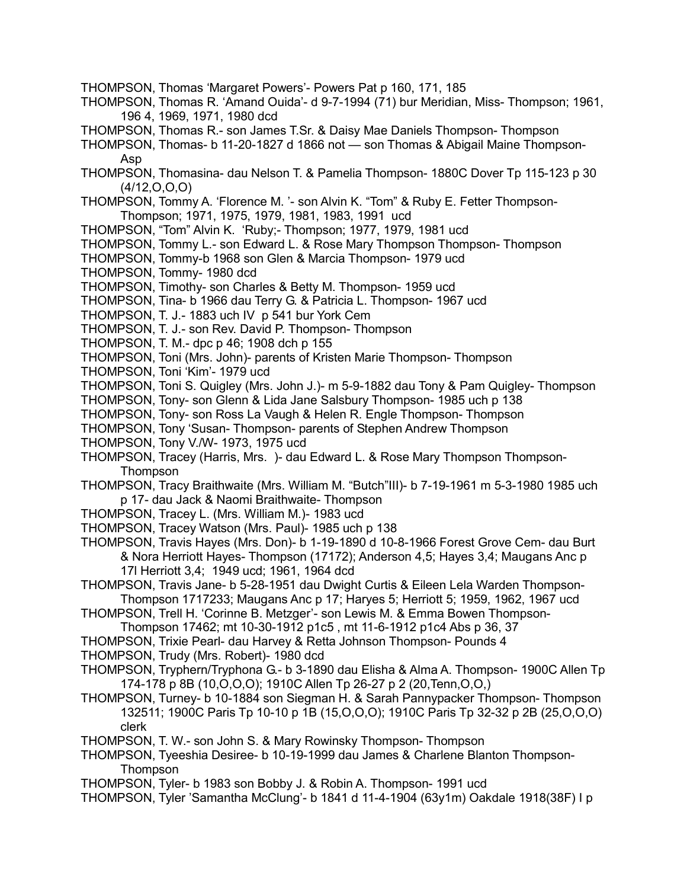THOMPSON, Thomas 'Margaret Powers'- Powers Pat p 160, 171, 185
THOMPSON, Thomas R. 'Amand Ouida'- d 9-7-1994 (71) bur Meridian, Miss- Thompson; 1961, 196 4, 1969, 1971, 1980 dcd
THOMPSON, Thomas R.- son James T.Sr. & Daisy Mae Daniels Thompson- Thompson
THOMPSON, Thomas- b 11-20-1827 d 1866 not — son Thomas & Abigail Maine Thompson- Asp
THOMPSON, Thomasina- dau Nelson T. & Pamelia Thompson- 1880C Dover Tp 115-123 p 30 (4/12,O,O,O)
THOMPSON, Tommy A. 'Florence M. '- son Alvin K. "Tom" & Ruby E. Fetter Thompson- Thompson; 1971, 1975, 1979, 1981, 1983, 1991 ucd
THOMPSON, "Tom" Alvin K. 'Ruby;- Thompson; 1977, 1979, 1981 ucd
THOMPSON, Tommy L.- son Edward L. & Rose Mary Thompson Thompson- Thompson
THOMPSON, Tommy-b 1968 son Glen & Marcia Thompson- 1979 ucd
THOMPSON, Tommy- 1980 dcd
THOMPSON, Timothy- son Charles & Betty M. Thompson- 1959 ucd
THOMPSON, Tina- b 1966 dau Terry G. & Patricia L. Thompson- 1967 ucd
THOMPSON, T. J.- 1883 uch IV p 541 bur York Cem
THOMPSON, T. J.- son Rev. David P. Thompson- Thompson
THOMPSON, T. M.- dpc p 46; 1908 dch p 155
THOMPSON, Toni (Mrs. John)- parents of Kristen Marie Thompson- Thompson
THOMPSON, Toni 'Kim'- 1979 ucd
THOMPSON, Toni S. Quigley (Mrs. John J.)- m 5-9-1882 dau Tony & Pam Quigley- Thompson
THOMPSON, Tony- son Glenn & Lida Jane Salsbury Thompson- 1985 uch p 138
THOMPSON, Tony- son Ross La Vaugh & Helen R. Engle Thompson- Thompson
THOMPSON, Tony 'Susan- Thompson- parents of Stephen Andrew Thompson
THOMPSON, Tony V./W- 1973, 1975 ucd
THOMPSON, Tracey (Harris, Mrs. )- dau Edward L. & Rose Mary Thompson Thompson- Thompson
THOMPSON, Tracy Braithwaite (Mrs. William M. "Butch"III)- b 7-19-1961 m 5-3-1980 1985 uch p 17- dau Jack & Naomi Braithwaite- Thompson
THOMPSON, Tracey L. (Mrs. William M.)- 1983 ucd
THOMPSON, Tracey Watson (Mrs. Paul)- 1985 uch p 138
THOMPSON, Travis Hayes (Mrs. Don)- b 1-19-1890 d 10-8-1966 Forest Grove Cem- dau Burt & Nora Herriott Hayes- Thompson (17172); Anderson 4,5; Hayes 3,4; Maugans Anc p 17l Herriott 3,4; 1949 ucd; 1961, 1964 dcd
THOMPSON, Travis Jane- b 5-28-1951 dau Dwight Curtis & Eileen Lela Warden Thompson- Thompson 1717233; Maugans Anc p 17; Haryes 5; Herriott 5; 1959, 1962, 1967 ucd
THOMPSON, Trell H. 'Corinne B. Metzger'- son Lewis M. & Emma Bowen Thompson- Thompson 17462; mt 10-30-1912 p1c5 , mt 11-6-1912 p1c4 Abs p 36, 37
THOMPSON, Trixie Pearl- dau Harvey & Retta Johnson Thompson- Pounds 4
THOMPSON, Trudy (Mrs. Robert)- 1980 dcd
THOMPSON, Tryphern/Tryphona G.- b 3-1890 dau Elisha & Alma A. Thompson- 1900C Allen Tp 174-178 p 8B (10,O,O,O); 1910C Allen Tp 26-27 p 2 (20,Tenn,O,O,)
THOMPSON, Turney- b 10-1884 son Siegman H. & Sarah Pannypacker Thompson- Thompson 132511; 1900C Paris Tp 10-10 p 1B (15,O,O,O); 1910C Paris Tp 32-32 p 2B (25,O,O,O) clerk
THOMPSON, T. W.- son John S. & Mary Rowinsky Thompson- Thompson
THOMPSON, Tyeeshia Desiree- b 10-19-1999 dau James & Charlene Blanton Thompson- Thompson
THOMPSON, Tyler- b 1983 son Bobby J. & Robin A. Thompson- 1991 ucd
THOMPSON, Tyler 'Samantha McClung'- b 1841 d 11-4-1904 (63y1m) Oakdale 1918(38F) I p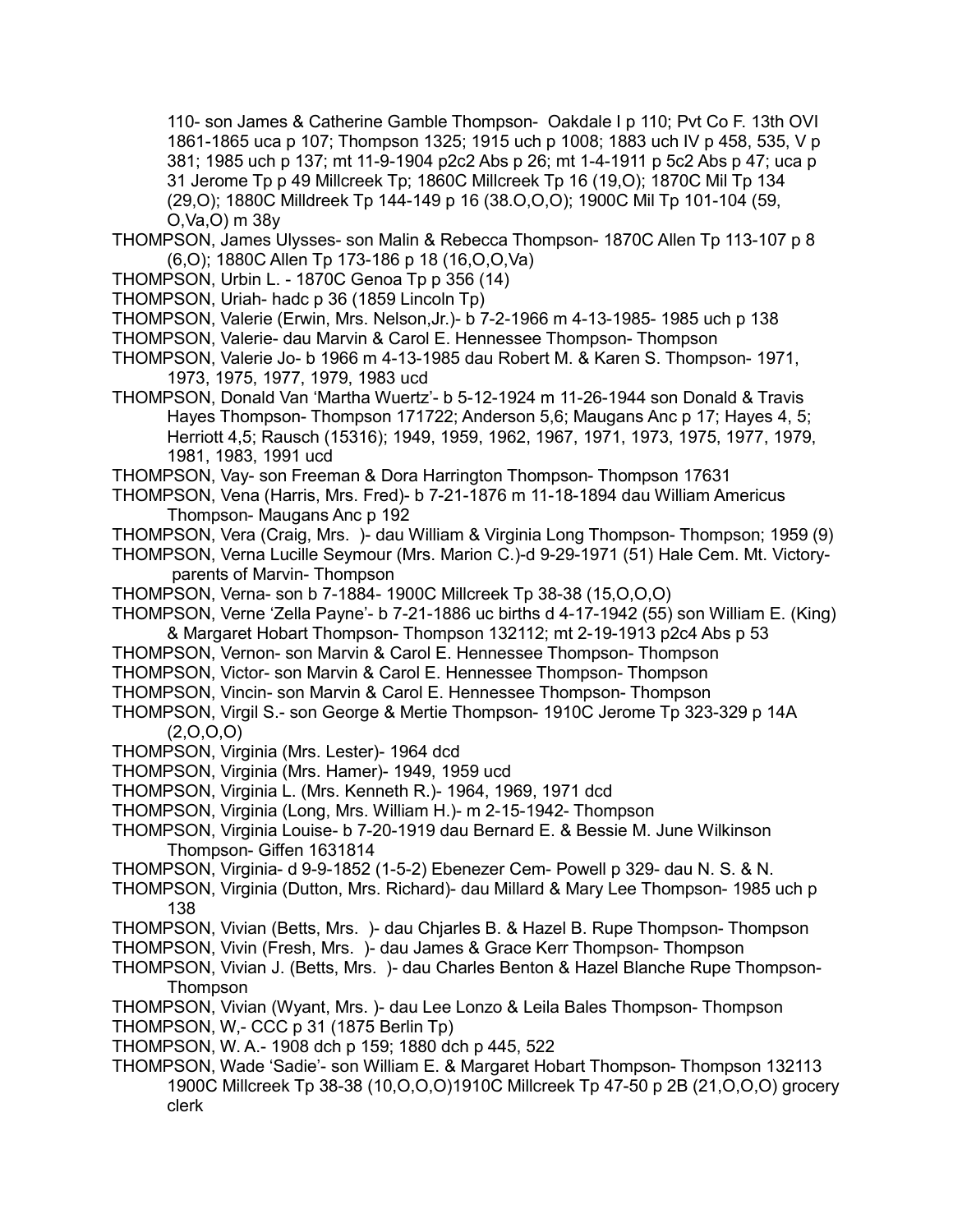110- son James & Catherine Gamble Thompson- Oakdale I p 110; Pvt Co F. 13th OVI 1861-1865 uca p 107; Thompson 1325; 1915 uch p 1008; 1883 uch IV p 458, 535, V p 381; 1985 uch p 137; mt 11-9-1904 p2c2 Abs p 26; mt 1-4-1911 p 5c2 Abs p 47; uca p 31 Jerome Tp p 49 Millcreek Tp; 1860C Millcreek Tp 16 (19,O); 1870C Mil Tp 134 (29,O); 1880C Milldreek Tp 144-149 p 16 (38.O,O,O); 1900C Mil Tp 101-104 (59, O,Va,O) m 38y

THOMPSON, James Ulysses- son Malin & Rebecca Thompson- 1870C Allen Tp 113-107 p 8 (6,O); 1880C Allen Tp 173-186 p 18 (16,O,O,Va)

THOMPSON, Urbin L. - 1870C Genoa Tp p 356 (14)

THOMPSON, Uriah- hadc p 36 (1859 Lincoln Tp)

THOMPSON, Valerie (Erwin, Mrs. Nelson,Jr.)- b 7-2-1966 m 4-13-1985- 1985 uch p 138

THOMPSON, Valerie- dau Marvin & Carol E. Hennessee Thompson- Thompson

THOMPSON, Valerie Jo- b 1966 m 4-13-1985 dau Robert M. & Karen S. Thompson- 1971, 1973, 1975, 1977, 1979, 1983 ucd

THOMPSON, Donald Van 'Martha Wuertz'- b 5-12-1924 m 11-26-1944 son Donald & Travis Hayes Thompson- Thompson 171722; Anderson 5,6; Maugans Anc p 17; Hayes 4, 5; Herriott 4,5; Rausch (15316); 1949, 1959, 1962, 1967, 1971, 1973, 1975, 1977, 1979, 1981, 1983, 1991 ucd

THOMPSON, Vay- son Freeman & Dora Harrington Thompson- Thompson 17631

THOMPSON, Vena (Harris, Mrs. Fred)- b 7-21-1876 m 11-18-1894 dau William Americus Thompson- Maugans Anc p 192

THOMPSON, Vera (Craig, Mrs. )- dau William & Virginia Long Thompson- Thompson; 1959 (9)

THOMPSON, Verna Lucille Seymour (Mrs. Marion C.)-d 9-29-1971 (51) Hale Cem. Mt. Victory- parents of Marvin- Thompson

THOMPSON, Verna- son b 7-1884- 1900C Millcreek Tp 38-38 (15,O,O,O)

THOMPSON, Verne 'Zella Payne'- b 7-21-1886 uc births d 4-17-1942 (55) son William E. (King) & Margaret Hobart Thompson- Thompson 132112; mt 2-19-1913 p2c4 Abs p 53

THOMPSON, Vernon- son Marvin & Carol E. Hennessee Thompson- Thompson

THOMPSON, Victor- son Marvin & Carol E. Hennessee Thompson- Thompson

THOMPSON, Vincin- son Marvin & Carol E. Hennessee Thompson- Thompson

THOMPSON, Virgil S.- son George & Mertie Thompson- 1910C Jerome Tp 323-329 p 14A (2,O,O,O)

THOMPSON, Virginia (Mrs. Lester)- 1964 dcd

THOMPSON, Virginia (Mrs. Hamer)- 1949, 1959 ucd

THOMPSON, Virginia L. (Mrs. Kenneth R.)- 1964, 1969, 1971 dcd

THOMPSON, Virginia (Long, Mrs. William H.)- m 2-15-1942- Thompson

THOMPSON, Virginia Louise- b 7-20-1919 dau Bernard E. & Bessie M. June Wilkinson Thompson- Giffen 1631814

THOMPSON, Virginia- d 9-9-1852 (1-5-2) Ebenezer Cem- Powell p 329- dau N. S. & N.

THOMPSON, Virginia (Dutton, Mrs. Richard)- dau Millard & Mary Lee Thompson- 1985 uch p 138

THOMPSON, Vivian (Betts, Mrs. )- dau Chjarles B. & Hazel B. Rupe Thompson- Thompson

THOMPSON, Vivin (Fresh, Mrs. )- dau James & Grace Kerr Thompson- Thompson

THOMPSON, Vivian J. (Betts, Mrs. )- dau Charles Benton & Hazel Blanche Rupe Thompson- Thompson

THOMPSON, Vivian (Wyant, Mrs. )- dau Lee Lonzo & Leila Bales Thompson- Thompson

THOMPSON, W,- CCC p 31 (1875 Berlin Tp)

THOMPSON, W. A.- 1908 dch p 159; 1880 dch p 445, 522

THOMPSON, Wade 'Sadie'- son William E. & Margaret Hobart Thompson- Thompson 132113 1900C Millcreek Tp 38-38 (10,O,O,O)1910C Millcreek Tp 47-50 p 2B (21,O,O,O) grocery clerk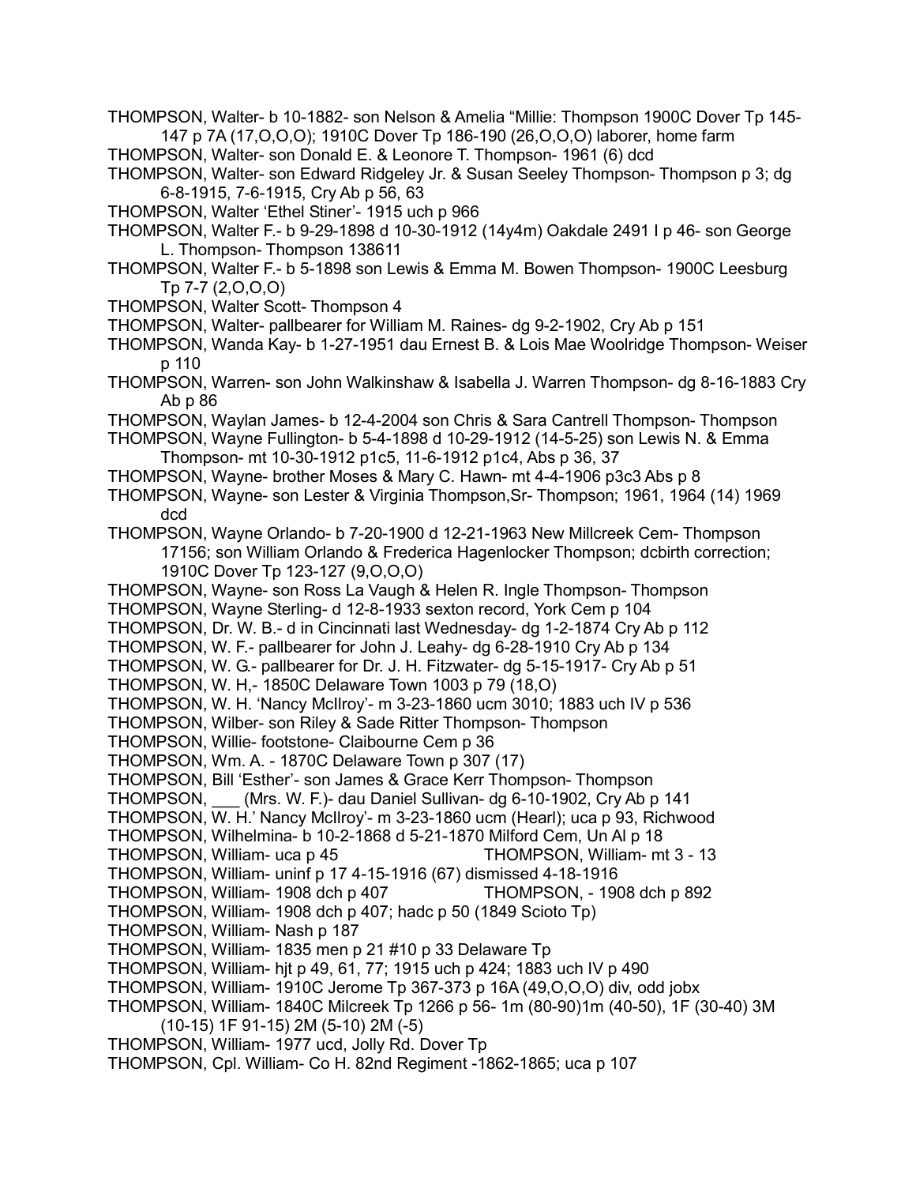THOMPSON, Walter- b 10-1882- son Nelson & Amelia “Millie: Thompson 1900C Dover Tp 145-147 p 7A (17,O,O,O); 1910C Dover Tp 186-190 (26,O,O,O) laborer, home farm
THOMPSON, Walter- son Donald E. & Leonore T. Thompson- 1961 (6) dcd
THOMPSON, Walter- son Edward Ridgeley Jr. & Susan Seeley Thompson- Thompson p 3; dg 6-8-1915, 7-6-1915, Cry Ab p 56, 63
THOMPSON, Walter ‘Ethel Stiner’- 1915 uch p 966
THOMPSON, Walter F.- b 9-29-1898 d 10-30-1912 (14y4m) Oakdale 2491 I p 46- son George L. Thompson- Thompson 138611
THOMPSON, Walter F.- b 5-1898 son Lewis & Emma M. Bowen Thompson- 1900C Leesburg Tp 7-7 (2,O,O,O)
THOMPSON, Walter Scott- Thompson 4
THOMPSON, Walter- pallbearer for William M. Raines- dg 9-2-1902, Cry Ab p 151
THOMPSON, Wanda Kay- b 1-27-1951 dau Ernest B. & Lois Mae Woolridge Thompson- Weiser p 110
THOMPSON, Warren- son John Walkinshaw & Isabella J. Warren Thompson- dg 8-16-1883 Cry Ab p 86
THOMPSON, Waylan James- b 12-4-2004 son Chris & Sara Cantrell Thompson- Thompson
THOMPSON, Wayne Fullington- b 5-4-1898 d 10-29-1912 (14-5-25) son Lewis N. & Emma Thompson- mt 10-30-1912 p1c5, 11-6-1912 p1c4, Abs p 36, 37
THOMPSON, Wayne- brother Moses & Mary C. Hawn- mt 4-4-1906 p3c3 Abs p 8
THOMPSON, Wayne- son Lester & Virginia Thompson,Sr- Thompson; 1961, 1964 (14) 1969 dcd
THOMPSON, Wayne Orlando- b 7-20-1900 d 12-21-1963 New Millcreek Cem- Thompson 17156; son William Orlando & Frederica Hagenlocker Thompson; dcbirth correction; 1910C Dover Tp 123-127 (9,O,O,O)
THOMPSON, Wayne- son Ross La Vaugh & Helen R. Ingle Thompson- Thompson
THOMPSON, Wayne Sterling- d 12-8-1933 sexton record, York Cem p 104
THOMPSON, Dr. W. B.- d in Cincinnati last Wednesday- dg 1-2-1874 Cry Ab p 112
THOMPSON, W. F.- pallbearer for John J. Leahy- dg 6-28-1910 Cry Ab p 134
THOMPSON, W. G.- pallbearer for Dr. J. H. Fitzwater- dg 5-15-1917- Cry Ab p 51
THOMPSON, W. H,- 1850C Delaware Town 1003 p 79 (18,O)
THOMPSON, W. H. ‘Nancy McIlroy’- m 3-23-1860 ucm 3010; 1883 uch IV p 536
THOMPSON, Wilber- son Riley & Sade Ritter Thompson- Thompson
THOMPSON, Willie- footstone- Claibourne Cem p 36
THOMPSON, Wm. A. - 1870C Delaware Town p 307 (17)
THOMPSON, Bill ‘Esther’- son James & Grace Kerr Thompson- Thompson
THOMPSON, ___ (Mrs. W. F.)- dau Daniel Sullivan- dg 6-10-1902, Cry Ab p 141
THOMPSON, W. H.’ Nancy McIlroy’- m 3-23-1860 ucm (Hearl); uca p 93, Richwood
THOMPSON, Wilhelmina- b 10-2-1868 d 5-21-1870 Milford Cem, Un Al p 18
THOMPSON, William- uca p 45
THOMPSON, William- mt 3 - 13
THOMPSON, William- uninf p 17 4-15-1916 (67) dismissed 4-18-1916
THOMPSON, William- 1908 dch p 407
THOMPSON, - 1908 dch p 892
THOMPSON, William- 1908 dch p 407; hadc p 50 (1849 Scioto Tp)
THOMPSON, William- Nash p 187
THOMPSON, William- 1835 men p 21 #10 p 33 Delaware Tp
THOMPSON, William- hjt p 49, 61, 77; 1915 uch p 424; 1883 uch IV p 490
THOMPSON, William- 1910C Jerome Tp 367-373 p 16A (49,O,O,O) div, odd jobx
THOMPSON, William- 1840C Milcreek Tp 1266 p 56- 1m (80-90)1m (40-50), 1F (30-40) 3M (10-15) 1F 91-15) 2M (5-10) 2M (-5)
THOMPSON, William- 1977 ucd, Jolly Rd. Dover Tp
THOMPSON, Cpl. William- Co H. 82nd Regiment -1862-1865; uca p 107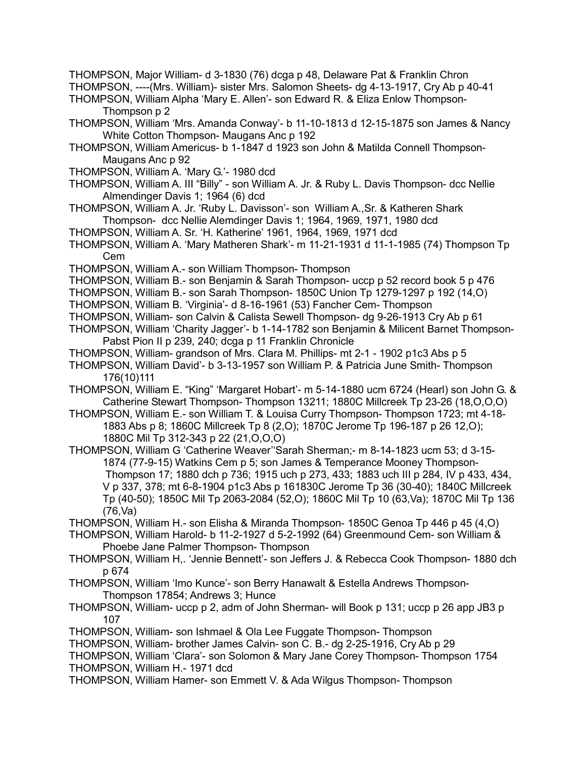THOMPSON, Major William- d 3-1830 (76) dcga p 48, Delaware Pat & Franklin Chron

THOMPSON, ----(Mrs. William)- sister Mrs. Salomon Sheets- dg 4-13-1917, Cry Ab p 40-41

THOMPSON, William Alpha 'Mary E. Allen'- son Edward R. & Eliza Enlow Thompson- Thompson p 2

THOMPSON, William 'Mrs. Amanda Conway'- b 11-10-1813 d 12-15-1875 son James & Nancy White Cotton Thompson- Maugans Anc p 192

THOMPSON, William Americus- b 1-1847 d 1923 son John & Matilda Connell Thompson- Maugans Anc p 92

THOMPSON, William A. 'Mary G.'- 1980 dcd

THOMPSON, William A. III "Billy" - son William A. Jr. & Ruby L. Davis Thompson- dcc Nellie Almendinger Davis 1; 1964 (6) dcd

THOMPSON, William A. Jr. 'Ruby L. Davisson'- son William A.,Sr. & Katheren Shark Thompson- dcc Nellie Alemdinger Davis 1; 1964, 1969, 1971, 1980 dcd

THOMPSON, William A. Sr. 'H. Katherine' 1961, 1964, 1969, 1971 dcd

THOMPSON, William A. 'Mary Matheren Shark'- m 11-21-1931 d 11-1-1985 (74) Thompson Tp Cem

THOMPSON, William A.- son William Thompson- Thompson

THOMPSON, William B.- son Benjamin & Sarah Thompson- uccp p 52 record book 5 p 476

THOMPSON, William B.- son Sarah Thompson- 1850C Union Tp 1279-1297 p 192 (14,O)

THOMPSON, William B. 'Virginia'- d 8-16-1961 (53) Fancher Cem- Thompson

THOMPSON, William- son Calvin & Calista Sewell Thompson- dg 9-26-1913 Cry Ab p 61

THOMPSON, William 'Charity Jagger'- b 1-14-1782 son Benjamin & Milicent Barnet Thompson- Pabst Pion II p 239, 240; dcga p 11 Franklin Chronicle

THOMPSON, William- grandson of Mrs. Clara M. Phillips- mt 2-1 - 1902 p1c3 Abs p 5

THOMPSON, William David'- b 3-13-1957 son William P. & Patricia June Smith- Thompson 176(10)111

THOMPSON, William E. "King" 'Margaret Hobart'- m 5-14-1880 ucm 6724 (Hearl) son John G. & Catherine Stewart Thompson- Thompson 13211; 1880C Millcreek Tp 23-26 (18,O,O,O)

THOMPSON, William E.- son William T. & Louisa Curry Thompson- Thompson 1723; mt 4-18-1883 Abs p 8; 1860C Millcreek Tp 8 (2,O); 1870C Jerome Tp 196-187 p 26 12,O); 1880C Mil Tp 312-343 p 22 (21,O,O,O)

THOMPSON, William G 'Catherine Weaver''Sarah Sherman;- m 8-14-1823 ucm 53; d 3-15-1874 (77-9-15) Watkins Cem p 5; son James & Temperance Mooney Thompson- Thompson 17; 1880 dch p 736; 1915 uch p 273, 433; 1883 uch III p 284, IV p 433, 434, V p 337, 378; mt 6-8-1904 p1c3 Abs p 161830C Jerome Tp 36 (30-40); 1840C Millcreek Tp (40-50); 1850C Mil Tp 2063-2084 (52,O); 1860C Mil Tp 10 (63,Va); 1870C Mil Tp 136 (76,Va)

THOMPSON, William H.- son Elisha & Miranda Thompson- 1850C Genoa Tp 446 p 45 (4,O)

THOMPSON, William Harold- b 11-2-1927 d 5-2-1992 (64) Greenmound Cem- son William & Phoebe Jane Palmer Thompson- Thompson

THOMPSON, William H,. 'Jennie Bennett'- son Jeffers J. & Rebecca Cook Thompson- 1880 dch p 674

THOMPSON, William 'Imo Kunce'- son Berry Hanawalt & Estella Andrews Thompson- Thompson 17854; Andrews 3; Hunce

THOMPSON, William- uccp p 2, adm of John Sherman- will Book p 131; uccp p 26 app JB3 p 107

THOMPSON, William- son Ishmael & Ola Lee Fuggate Thompson- Thompson

THOMPSON, William- brother James Calvin- son C. B.- dg 2-25-1916, Cry Ab p 29

THOMPSON, William 'Clara'- son Solomon & Mary Jane Corey Thompson- Thompson 1754

THOMPSON, William H.- 1971 dcd

THOMPSON, William Hamer- son Emmett V. & Ada Wilgus Thompson- Thompson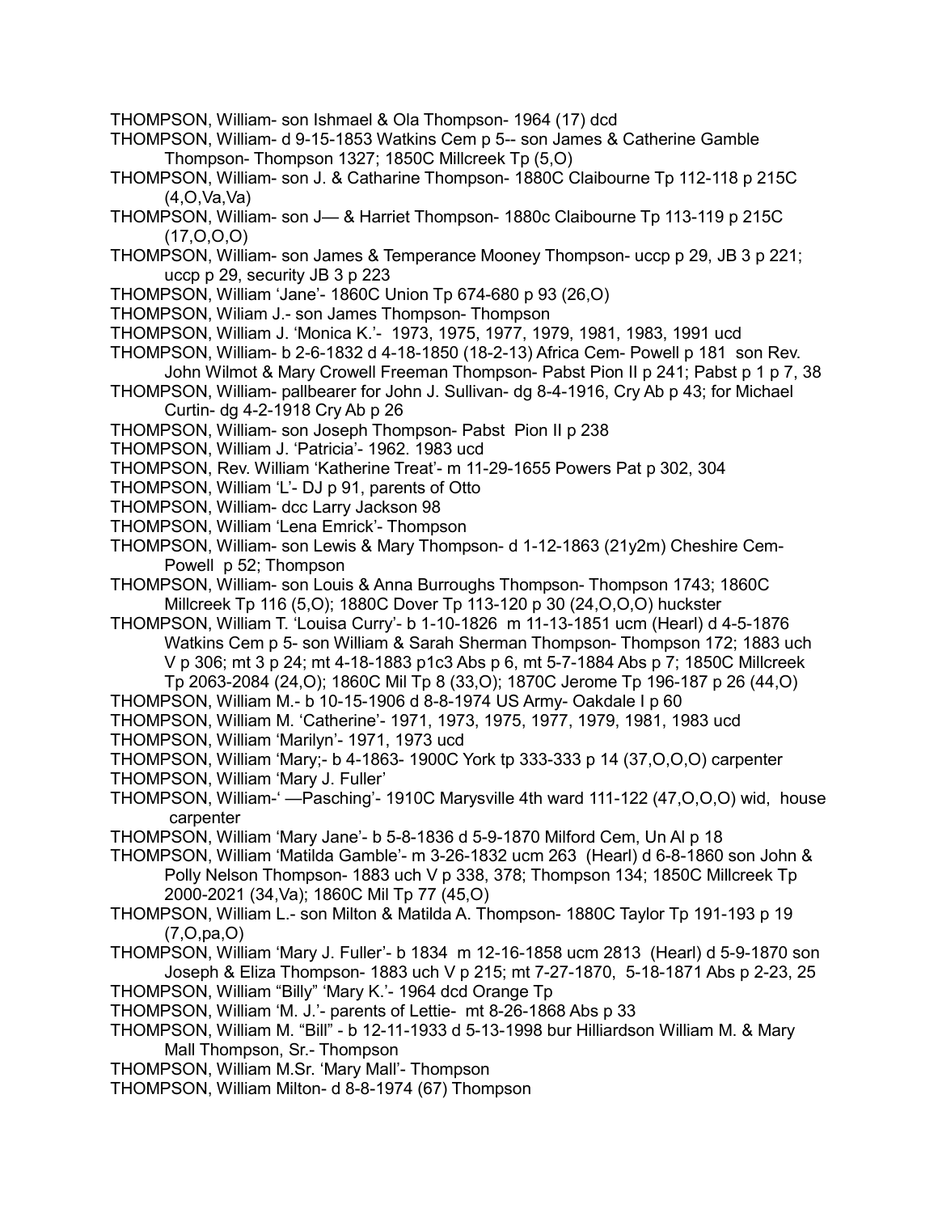THOMPSON, William- son Ishmael & Ola Thompson- 1964 (17) dcd

THOMPSON, William- d 9-15-1853 Watkins Cem p 5-- son James & Catherine Gamble Thompson- Thompson 1327; 1850C Millcreek Tp (5,O)

THOMPSON, William- son J. & Catharine Thompson- 1880C Claibourne Tp 112-118 p 215C (4,O,Va,Va)

THOMPSON, William- son J— & Harriet Thompson- 1880c Claibourne Tp 113-119 p 215C (17,O,O,O)

THOMPSON, William- son James & Temperance Mooney Thompson- uccp p 29, JB 3 p 221; uccp p 29, security JB 3 p 223

THOMPSON, William 'Jane'- 1860C Union Tp 674-680 p 93 (26,O)

THOMPSON, Wiliam J.- son James Thompson- Thompson

THOMPSON, William J. 'Monica K.'- 1973, 1975, 1977, 1979, 1981, 1983, 1991 ucd

THOMPSON, William- b 2-6-1832 d 4-18-1850 (18-2-13) Africa Cem- Powell p 181 son Rev. John Wilmot & Mary Crowell Freeman Thompson- Pabst Pion II p 241; Pabst p 1 p 7, 38

THOMPSON, William- pallbearer for John J. Sullivan- dg 8-4-1916, Cry Ab p 43; for Michael Curtin- dg 4-2-1918 Cry Ab p 26

THOMPSON, William- son Joseph Thompson- Pabst Pion II p 238

THOMPSON, William J. 'Patricia'- 1962. 1983 ucd

THOMPSON, Rev. William 'Katherine Treat'- m 11-29-1655 Powers Pat p 302, 304

THOMPSON, William 'L'- DJ p 91, parents of Otto

THOMPSON, William- dcc Larry Jackson 98

THOMPSON, William 'Lena Emrick'- Thompson

THOMPSON, William- son Lewis & Mary Thompson- d 1-12-1863 (21y2m) Cheshire Cem- Powell p 52; Thompson

THOMPSON, William- son Louis & Anna Burroughs Thompson- Thompson 1743; 1860C Millcreek Tp 116 (5,O); 1880C Dover Tp 113-120 p 30 (24,O,O,O) huckster

THOMPSON, William T. 'Louisa Curry'- b 1-10-1826 m 11-13-1851 ucm (Hearl) d 4-5-1876 Watkins Cem p 5- son William & Sarah Sherman Thompson- Thompson 172; 1883 uch V p 306; mt 3 p 24; mt 4-18-1883 p1c3 Abs p 6, mt 5-7-1884 Abs p 7; 1850C Millcreek Tp 2063-2084 (24,O); 1860C Mil Tp 8 (33,O); 1870C Jerome Tp 196-187 p 26 (44,O)

THOMPSON, William M.- b 10-15-1906 d 8-8-1974 US Army- Oakdale I p 60

THOMPSON, William M. 'Catherine'- 1971, 1973, 1975, 1977, 1979, 1981, 1983 ucd

THOMPSON, William 'Marilyn'- 1971, 1973 ucd

THOMPSON, William 'Mary;- b 4-1863- 1900C York tp 333-333 p 14 (37,O,O,O) carpenter

THOMPSON, William 'Mary J. Fuller'

THOMPSON, William-' —Pasching'- 1910C Marysville 4th ward 111-122 (47,O,O,O) wid, house carpenter

THOMPSON, William 'Mary Jane'- b 5-8-1836 d 5-9-1870 Milford Cem, Un Al p 18

THOMPSON, William 'Matilda Gamble'- m 3-26-1832 ucm 263 (Hearl) d 6-8-1860 son John & Polly Nelson Thompson- 1883 uch V p 338, 378; Thompson 134; 1850C Millcreek Tp 2000-2021 (34,Va); 1860C Mil Tp 77 (45,O)

THOMPSON, William L.- son Milton & Matilda A. Thompson- 1880C Taylor Tp 191-193 p 19 (7,O,pa,O)

THOMPSON, William 'Mary J. Fuller'- b 1834 m 12-16-1858 ucm 2813 (Hearl) d 5-9-1870 son Joseph & Eliza Thompson- 1883 uch V p 215; mt 7-27-1870, 5-18-1871 Abs p 2-23, 25

THOMPSON, William "Billy" 'Mary K.'- 1964 dcd Orange Tp

THOMPSON, William 'M. J.'- parents of Lettie- mt 8-26-1868 Abs p 33

THOMPSON, William M. "Bill" - b 12-11-1933 d 5-13-1998 bur Hilliardson William M. & Mary Mall Thompson, Sr.- Thompson

THOMPSON, William M.Sr. 'Mary Mall'- Thompson

THOMPSON, William Milton- d 8-8-1974 (67) Thompson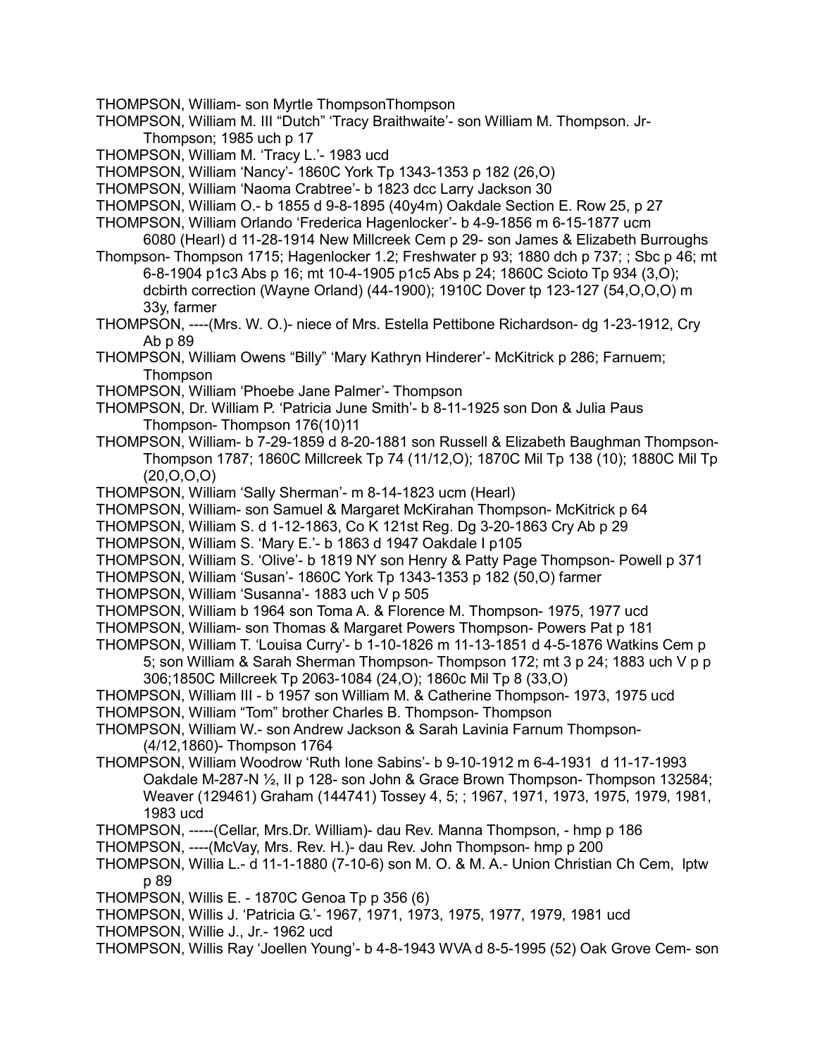THOMPSON, William- son Myrtle ThompsonThompson

THOMPSON, William M. III “Dutch” ‘Tracy Braithwaite’- son William M. Thompson. Jr- Thompson; 1985 uch p 17

THOMPSON, William M. ‘Tracy L.’- 1983 ucd

THOMPSON, William ‘Nancy’- 1860C York Tp 1343-1353 p 182 (26,O)

THOMPSON, William ‘Naoma Crabtree’- b 1823 dcc Larry Jackson 30

THOMPSON, William O.- b 1855 d 9-8-1895 (40y4m) Oakdale Section E. Row 25, p 27

THOMPSON, William Orlando ‘Frederica Hagenlocker’- b 4-9-1856 m 6-15-1877 ucm 6080 (Hearl) d 11-28-1914 New Millcreek Cem p 29- son James & Elizabeth Burroughs Thompson- Thompson 1715; Hagenlocker 1.2; Freshwater p 93; 1880 dch p 737; ; Sbc p 46; mt 6-8-1904 p1c3 Abs p 16; mt 10-4-1905 p1c5 Abs p 24; 1860C Scioto Tp 934 (3,O); dcbirth correction (Wayne Orland) (44-1900); 1910C Dover tp 123-127 (54,O,O,O) m 33y, farmer

THOMPSON, ----(Mrs. W. O.)- niece of Mrs. Estella Pettibone Richardson- dg 1-23-1912, Cry Ab p 89

THOMPSON, William Owens “Billy” ‘Mary Kathryn Hinderer’- McKitrick p 286; Farnuem; Thompson

THOMPSON, William ‘Phoebe Jane Palmer’- Thompson

THOMPSON, Dr. William P. ‘Patricia June Smith’- b 8-11-1925 son Don & Julia Paus Thompson- Thompson 176(10)11

THOMPSON, William- b 7-29-1859 d 8-20-1881 son Russell & Elizabeth Baughman Thompson- Thompson 1787; 1860C Millcreek Tp 74 (11/12,O); 1870C Mil Tp 138 (10); 1880C Mil Tp (20,O,O,O)

THOMPSON, William ‘Sally Sherman’- m 8-14-1823 ucm (Hearl)

THOMPSON, William- son Samuel & Margaret McKirahan Thompson- McKitrick p 64

THOMPSON, William S. d 1-12-1863, Co K 121st Reg. Dg 3-20-1863 Cry Ab p 29

THOMPSON, William S. ‘Mary E.’- b 1863 d 1947 Oakdale I p105

THOMPSON, William S. ‘Olive’- b 1819 NY son Henry & Patty Page Thompson- Powell p 371

THOMPSON, William ‘Susan’- 1860C York Tp 1343-1353 p 182 (50,O) farmer

THOMPSON, William ‘Susanna’- 1883 uch V p 505

THOMPSON, William b 1964 son Toma A. & Florence M. Thompson- 1975, 1977 ucd

THOMPSON, William- son Thomas & Margaret Powers Thompson- Powers Pat p 181

THOMPSON, William T. ‘Louisa Curry’- b 1-10-1826 m 11-13-1851 d 4-5-1876 Watkins Cem p 5; son William & Sarah Sherman Thompson- Thompson 172; mt 3 p 24; 1883 uch V p p 306;1850C Millcreek Tp 2063-1084 (24,O); 1860c Mil Tp 8 (33,O)

THOMPSON, William III - b 1957 son William M. & Catherine Thompson- 1973, 1975 ucd

THOMPSON, William “Tom” brother Charles B. Thompson- Thompson

THOMPSON, William W.- son Andrew Jackson & Sarah Lavinia Farnum Thompson- (4/12,1860)- Thompson 1764

THOMPSON, William Woodrow ‘Ruth Ione Sabins’- b 9-10-1912 m 6-4-1931 d 11-17-1993 Oakdale M-287-N ½, II p 128- son John & Grace Brown Thompson- Thompson 132584; Weaver (129461) Graham (144741) Tossey 4, 5; ; 1967, 1971, 1973, 1975, 1979, 1981, 1983 ucd

THOMPSON, -----(Cellar, Mrs.Dr. William)- dau Rev. Manna Thompson, - hmp p 186

THOMPSON, ----(McVay, Mrs. Rev. H.)- dau Rev. John Thompson- hmp p 200

THOMPSON, Willia L.- d 11-1-1880 (7-10-6) son M. O. & M. A.- Union Christian Ch Cem, lptw p 89

THOMPSON, Willis E. - 1870C Genoa Tp p 356 (6)

THOMPSON, Willis J. ‘Patricia G.’- 1967, 1971, 1973, 1975, 1977, 1979, 1981 ucd

THOMPSON, Willie J., Jr.- 1962 ucd

THOMPSON, Willis Ray ‘Joellen Young’- b 4-8-1943 WVA d 8-5-1995 (52) Oak Grove Cem- son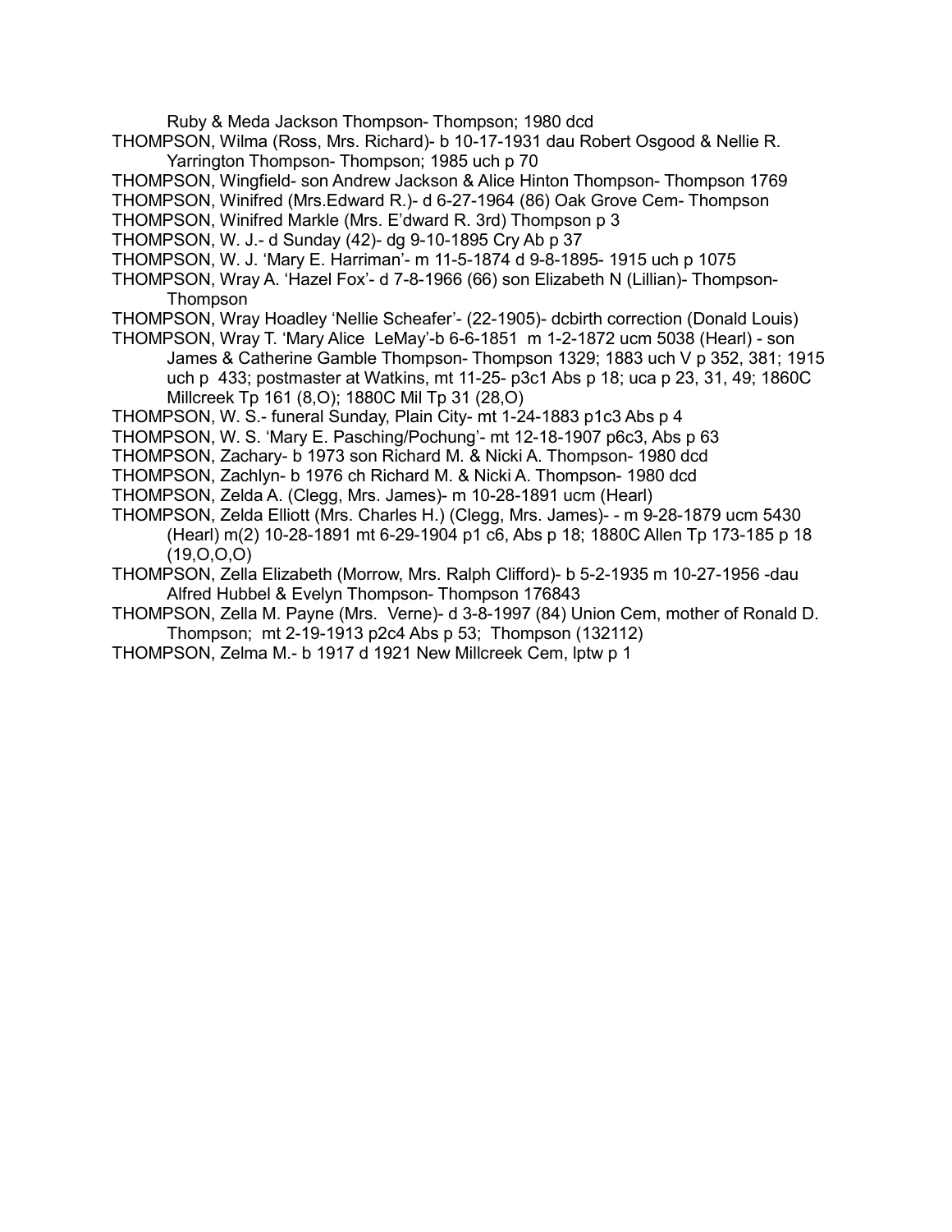Ruby & Meda Jackson Thompson- Thompson; 1980 dcd

THOMPSON, Wilma (Ross, Mrs. Richard)- b 10-17-1931 dau Robert Osgood & Nellie R. Yarrington Thompson- Thompson; 1985 uch p 70

THOMPSON, Wingfield- son Andrew Jackson & Alice Hinton Thompson- Thompson 1769

THOMPSON, Winifred (Mrs.Edward R.)- d 6-27-1964 (86) Oak Grove Cem- Thompson

THOMPSON, Winifred Markle (Mrs. E'dward R. 3rd) Thompson p 3

THOMPSON, W. J.- d Sunday (42)- dg 9-10-1895 Cry Ab p 37

THOMPSON, W. J. 'Mary E. Harriman'- m 11-5-1874 d 9-8-1895- 1915 uch p 1075

THOMPSON, Wray A. 'Hazel Fox'- d 7-8-1966 (66) son Elizabeth N (Lillian)- Thompson-Thompson

THOMPSON, Wray Hoadley 'Nellie Scheafer'- (22-1905)- dcbirth correction (Donald Louis)

THOMPSON, Wray T. 'Mary Alice LeMay'-b 6-6-1851 m 1-2-1872 ucm 5038 (Hearl) - son James & Catherine Gamble Thompson- Thompson 1329; 1883 uch V p 352, 381; 1915 uch p 433; postmaster at Watkins, mt 11-25- p3c1 Abs p 18; uca p 23, 31, 49; 1860C Millcreek Tp 161 (8,O); 1880C Mil Tp 31 (28,O)

THOMPSON, W. S.- funeral Sunday, Plain City- mt 1-24-1883 p1c3 Abs p 4

THOMPSON, W. S. 'Mary E. Pasching/Pochung'- mt 12-18-1907 p6c3, Abs p 63

THOMPSON, Zachary- b 1973 son Richard M. & Nicki A. Thompson- 1980 dcd

THOMPSON, Zachlyn- b 1976 ch Richard M. & Nicki A. Thompson- 1980 dcd

THOMPSON, Zelda A. (Clegg, Mrs. James)- m 10-28-1891 ucm (Hearl)

THOMPSON, Zelda Elliott (Mrs. Charles H.) (Clegg, Mrs. James)- - m 9-28-1879 ucm 5430 (Hearl) m(2) 10-28-1891 mt 6-29-1904 p1 c6, Abs p 18; 1880C Allen Tp 173-185 p 18 (19,O,O,O)

THOMPSON, Zella Elizabeth (Morrow, Mrs. Ralph Clifford)- b 5-2-1935 m 10-27-1956 -dau Alfred Hubbel & Evelyn Thompson- Thompson 176843

THOMPSON, Zella M. Payne (Mrs. Verne)- d 3-8-1997 (84) Union Cem, mother of Ronald D. Thompson; mt 2-19-1913 p2c4 Abs p 53; Thompson (132112)

THOMPSON, Zelma M.- b 1917 d 1921 New Millcreek Cem, lptw p 1